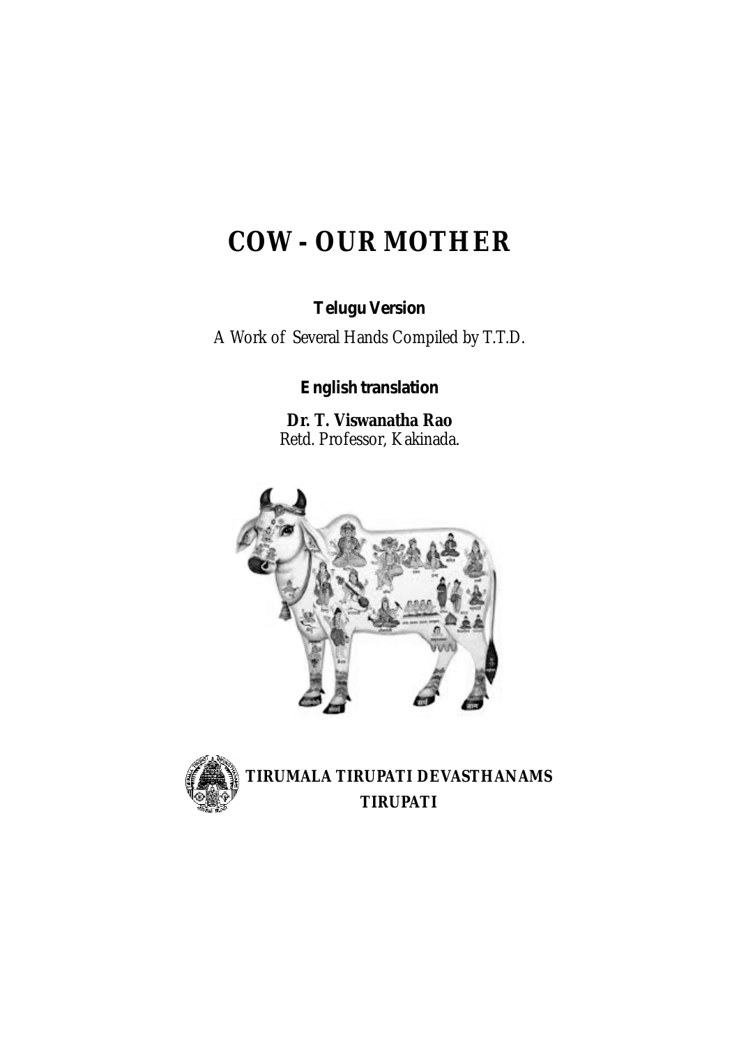# COW - OUR MOTHER

**Telugu Version**

A Work of Several Hands Compiled by T.T.D.

**English translation**

**Dr. T. Viswanatha Rao**
Retd. Professor, Kakinada.

**TIRUMALA TIRUPATI DEVASTHANAMS**
**TIRUPATI**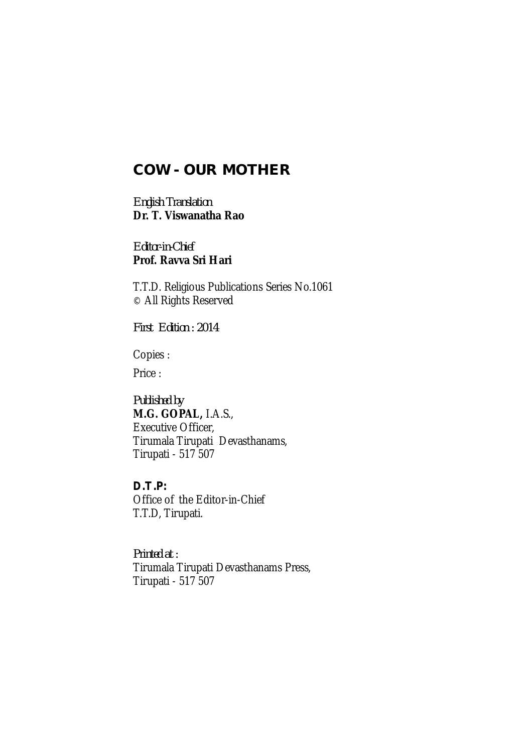# COW - OUR MOTHER

*English Translation*
**Dr. T. Viswanatha Rao**

*Editor-in-Chief*
**Prof. Ravva Sri Hari**

T.T.D. Religious Publications Series No.1061
© All Rights Reserved

*First Edition : 2014*

Copies :

Price :

*Published by*
**M.G. GOPAL,** I.A.S.,
Executive Officer,
Tirumala Tirupati Devasthanams,
Tirupati - 517 507

**D.T.P:**
Office of the Editor-in-Chief
T.T.D, Tirupati.

*Printed at :*
Tirumala Tirupati Devasthanams Press,
Tirupati - 517 507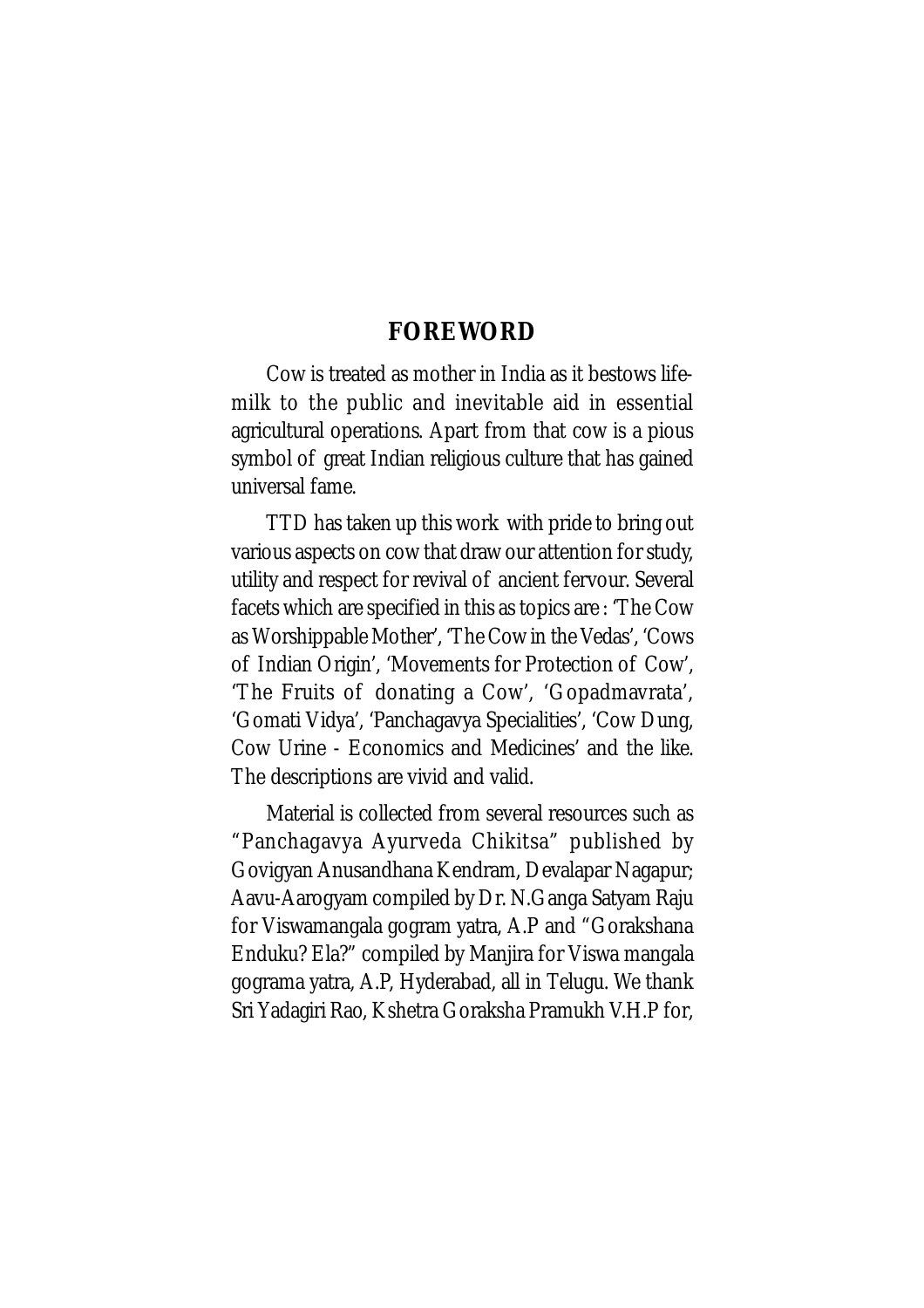# FOREWORD

Cow is treated as mother in India as it bestows life-milk to the public and inevitable aid in essential agricultural operations. Apart from that cow is a pious symbol of great Indian religious culture that has gained universal fame.

TTD has taken up this work with pride to bring out various aspects on cow that draw our attention for study, utility and respect for revival of ancient fervour. Several facets which are specified in this as topics are : 'The Cow as Worshippable Mother', 'The Cow in the Vedas', 'Cows of Indian Origin', 'Movements for Protection of Cow', 'The Fruits of donating a Cow', 'Gopadmavrata', 'Gomati Vidya', 'Panchagavya Specialities', 'Cow Dung, Cow Urine - Economics and Medicines' and the like. The descriptions are vivid and valid.

Material is collected from several resources such as "Panchagavya Ayurveda Chikitsa" published by Govigyan Anusandhana Kendram, Devalapar Nagapur; Aavu-Aarogyam compiled by Dr. N.Ganga Satyam Raju for Viswamangala gogram yatra, A.P and "Gorakshana Enduku? Ela?" compiled by Manjira for Viswa mangala gograma yatra, A.P, Hyderabad, all in Telugu. We thank Sri Yadagiri Rao, Kshetra Goraksha Pramukh V.H.P for,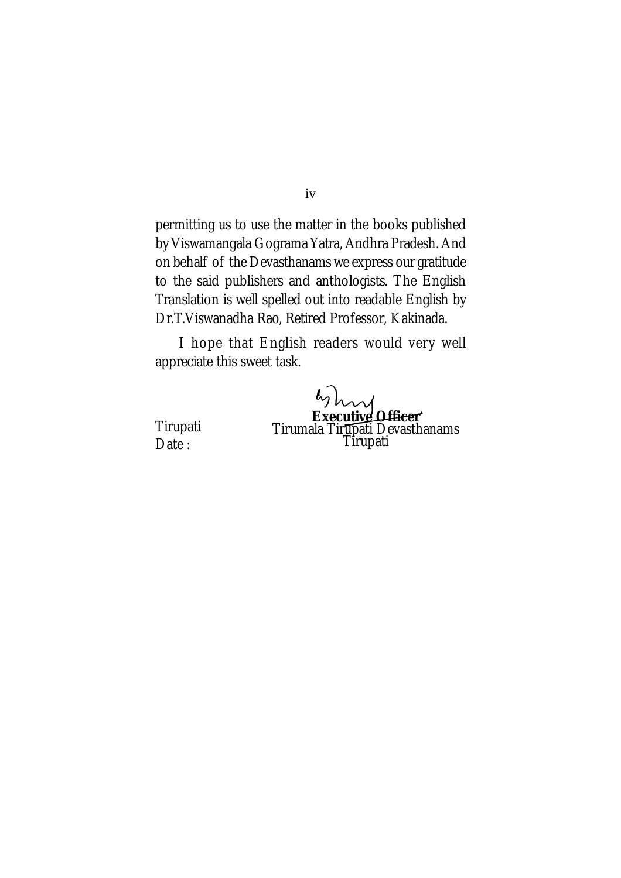permitting us to use the matter in the books published by Viswamangala Gograma Yatra, Andhra Pradesh. And on behalf of the Devasthanams we express our gratitude to the said publishers and anthologists. The English Translation is well spelled out into readable English by Dr.T.Viswanadha Rao, Retired Professor, Kakinada.

I hope that English readers would very well appreciate this sweet task.

**Executive Officer**
Tirumala Tirupati Devasthanams
Tirupati

Tirupati
Date :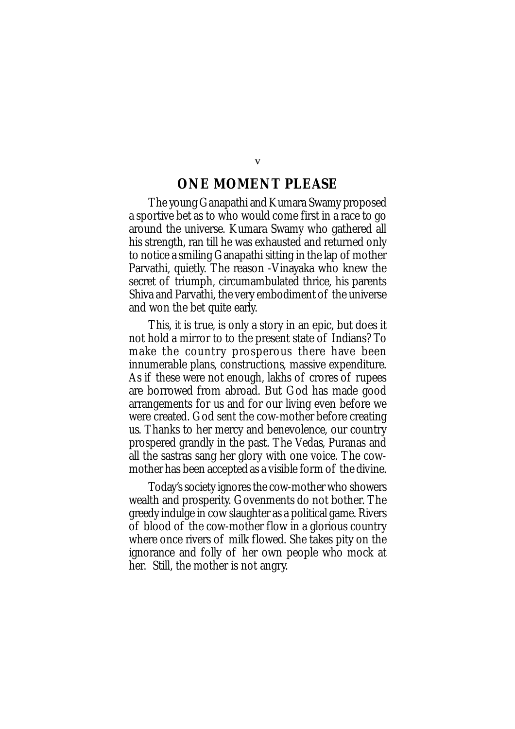## ONE MOMENT PLEASE

The young Ganapathi and Kumara Swamy proposed a sportive bet as to who would come first in a race to go around the universe. Kumara Swamy who gathered all his strength, ran till he was exhausted and returned only to notice a smiling Ganapathi sitting in the lap of mother Parvathi, quietly. The reason -Vinayaka who knew the secret of triumph, circumambulated thrice, his parents Shiva and Parvathi, the very embodiment of the universe and won the bet quite early.

This, it is true, is only a story in an epic, but does it not hold a mirror to to the present state of Indians? To make the country prosperous there have been innumerable plans, constructions, massive expenditure. As if these were not enough, lakhs of crores of rupees are borrowed from abroad. But God has made good arrangements for us and for our living even before we were created. God sent the cow-mother before creating us. Thanks to her mercy and benevolence, our country prospered grandly in the past. The Vedas, Puranas and all the sastras sang her glory with one voice. The cow-mother has been accepted as a visible form of the divine.

Today's society ignores the cow-mother who showers wealth and prosperity. Govenments do not bother. The greedy indulge in cow slaughter as a political game. Rivers of blood of the cow-mother flow in a glorious country where once rivers of milk flowed. She takes pity on the ignorance and folly of her own people who mock at her. Still, the mother is not angry.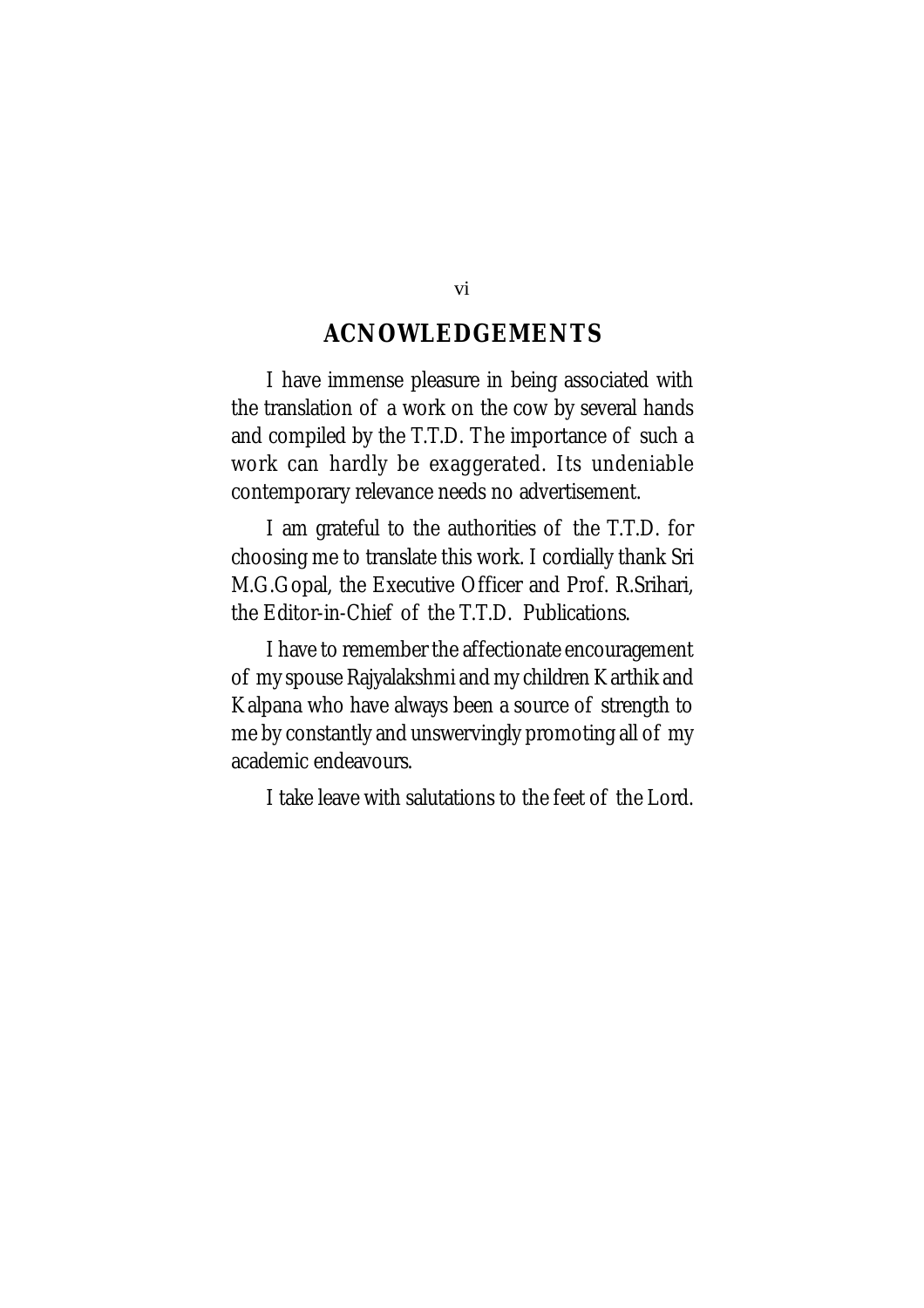## ACNOWLEDGEMENTS

I have immense pleasure in being associated with the translation of a work on the cow by several hands and compiled by the T.T.D. The importance of such a work can hardly be exaggerated. Its undeniable contemporary relevance needs no advertisement.

I am grateful to the authorities of the T.T.D. for choosing me to translate this work. I cordially thank Sri M.G.Gopal, the Executive Officer and Prof. R.Srihari, the Editor-in-Chief of the T.T.D. Publications.

I have to remember the affectionate encouragement of my spouse Rajyalakshmi and my children Karthik and Kalpana who have always been a source of strength to me by constantly and unswervingly promoting all of my academic endeavours.

I take leave with salutations to the feet of the Lord.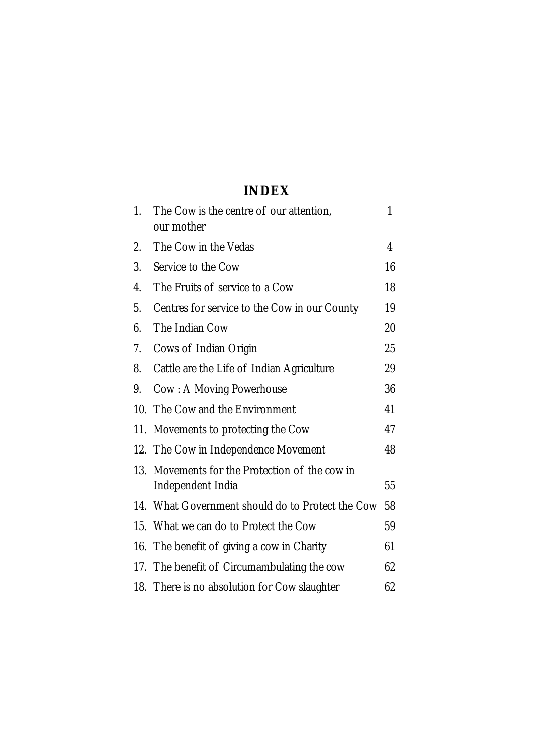# INDEX

| | | |
|---|---|---|
| 1. | The Cow is the centre of our attention, our mother | 1 |
| 2. | The Cow in the Vedas | 4 |
| 3. | Service to the Cow | 16 |
| 4. | The Fruits of service to a Cow | 18 |
| 5. | Centres for service to the Cow in our County | 19 |
| 6. | The Indian Cow | 20 |
| 7. | Cows of Indian Origin | 25 |
| 8. | Cattle are the Life of Indian Agriculture | 29 |
| 9. | Cow : A Moving Powerhouse | 36 |
| 10. | The Cow and the Environment | 41 |
| 11. | Movements to protecting the Cow | 47 |
| 12. | The Cow in Independence Movement | 48 |
| 13. | Movements for the Protection of the cow in Independent India | 55 |
| 14. | What Government should do to Protect the Cow | 58 |
| 15. | What we can do to Protect the Cow | 59 |
| 16. | The benefit of giving a cow in Charity | 61 |
| 17. | The benefit of Circumambulating the cow | 62 |
| 18. | There is no absolution for Cow slaughter | 62 |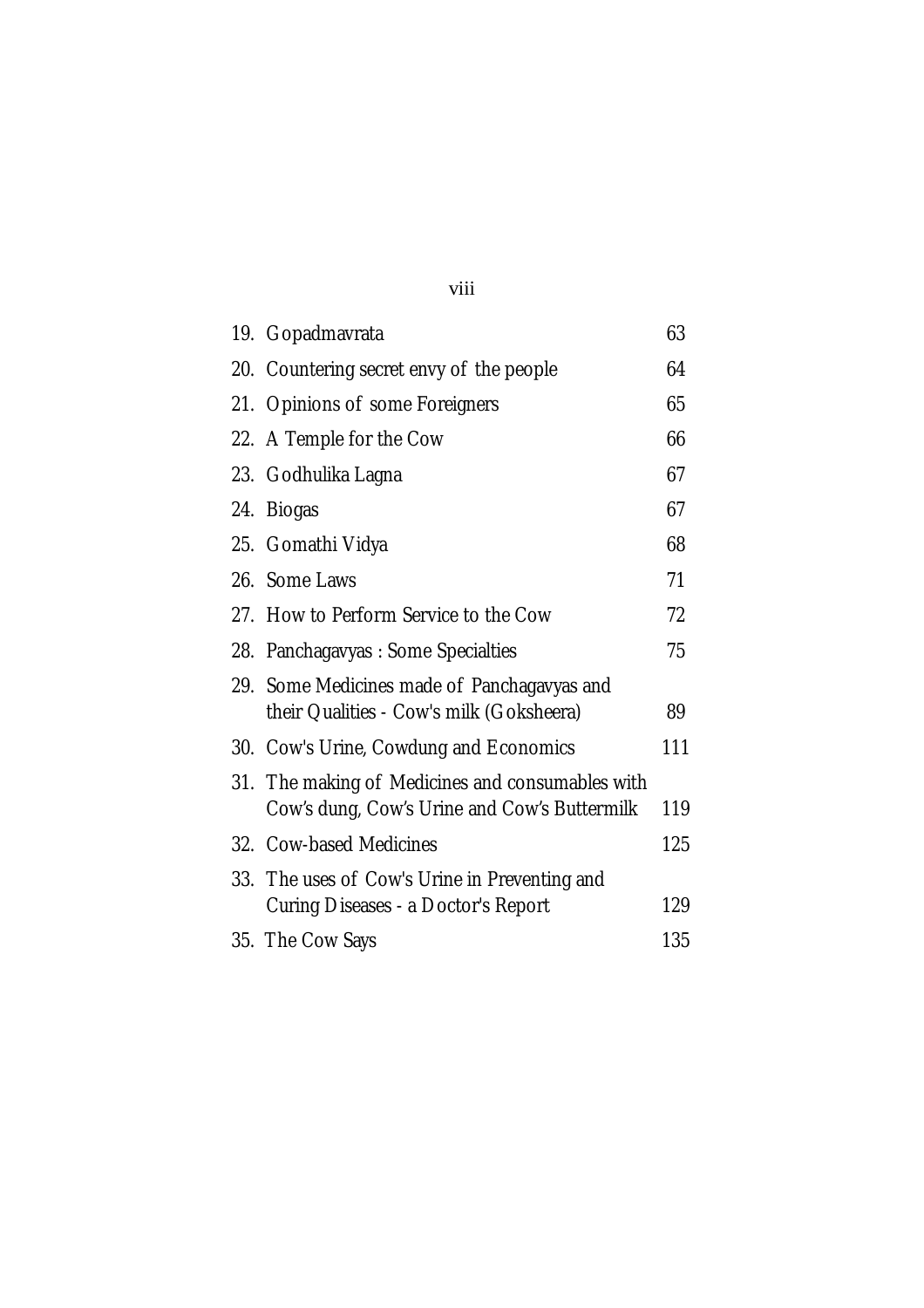| | | |
|---|---|---|
| 19. | Gopadmavrata | 63 |
| 20. | Countering secret envy of the people | 64 |
| 21. | Opinions of some Foreigners | 65 |
| 22. | A Temple for the Cow | 66 |
| 23. | Godhulika Lagna | 67 |
| 24. | Biogas | 67 |
| 25. | Gomathi Vidya | 68 |
| 26. | Some Laws | 71 |
| 27. | How to Perform Service to the Cow | 72 |
| 28. | Panchagavyas : Some Specialties | 75 |
| 29. | Some Medicines made of Panchagavyas and their Qualities - Cow's milk (Goksheera) | 89 |
| 30. | Cow's Urine, Cowdung and Economics | 111 |
| 31. | The making of Medicines and consumables with Cow's dung, Cow's Urine and Cow's Buttermilk | 119 |
| 32. | Cow-based Medicines | 125 |
| 33. | The uses of Cow's Urine in Preventing and Curing Diseases - a Doctor's Report | 129 |
| 35. | The Cow Says | 135 |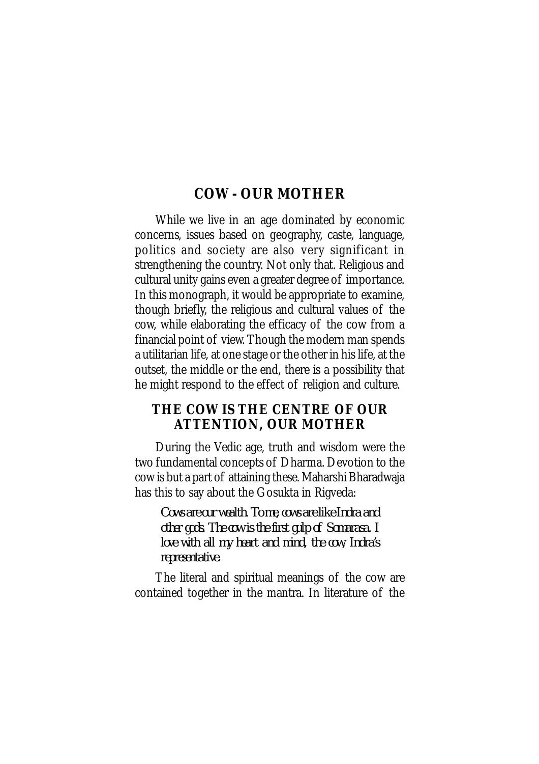## COW - OUR MOTHER

While we live in an age dominated by economic concerns, issues based on geography, caste, language, politics and society are also very significant in strengthening the country. Not only that. Religious and cultural unity gains even a greater degree of importance. In this monograph, it would be appropriate to examine, though briefly, the religious and cultural values of the cow, while elaborating the efficacy of the cow from a financial point of view. Though the modern man spends a utilitarian life, at one stage or the other in his life, at the outset, the middle or the end, there is a possibility that he might respond to the effect of religion and culture.

### THE COW IS THE CENTRE OF OUR ATTENTION, OUR MOTHER

During the Vedic age, truth and wisdom were the two fundamental concepts of Dharma. Devotion to the cow is but a part of attaining these. Maharshi Bharadwaja has this to say about the Gosukta in Rigveda:

> *Cows are our wealth. To me, cows are like Indra and other gods. The cow is the first gulp of Somarasa. I love with all my heart and mind, the cow, Indra's representative.*

The literal and spiritual meanings of the cow are contained together in the mantra. In literature of the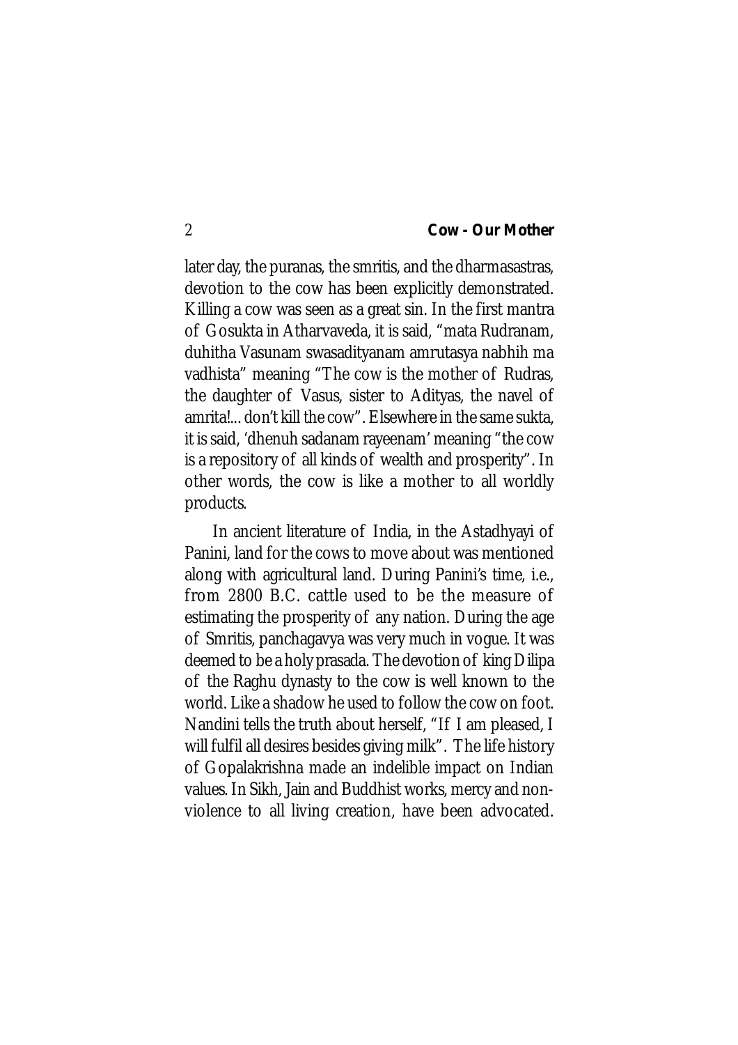later day, the puranas, the smritis, and the dharmasastras, devotion to the cow has been explicitly demonstrated. Killing a cow was seen as a great sin. In the first mantra of Gosukta in Atharvaveda, it is said, "mata Rudranam, duhitha Vasunam swasadityanam amrutasya nabhih ma vadhista" meaning "The cow is the mother of Rudras, the daughter of Vasus, sister to Adityas, the navel of amrita!... don't kill the cow". Elsewhere in the same sukta, it is said, 'dhenuh sadanam rayeenam' meaning "the cow is a repository of all kinds of wealth and prosperity". In other words, the cow is like a mother to all worldly products.

In ancient literature of India, in the Astadhyayi of Panini, land for the cows to move about was mentioned along with agricultural land. During Panini's time, i.e., from 2800 B.C. cattle used to be the measure of estimating the prosperity of any nation. During the age of Smritis, panchagavya was very much in vogue. It was deemed to be a holy prasada. The devotion of king Dilipa of the Raghu dynasty to the cow is well known to the world. Like a shadow he used to follow the cow on foot. Nandini tells the truth about herself, "If I am pleased, I will fulfil all desires besides giving milk". The life history of Gopalakrishna made an indelible impact on Indian values. In Sikh, Jain and Buddhist works, mercy and non-violence to all living creation, have been advocated.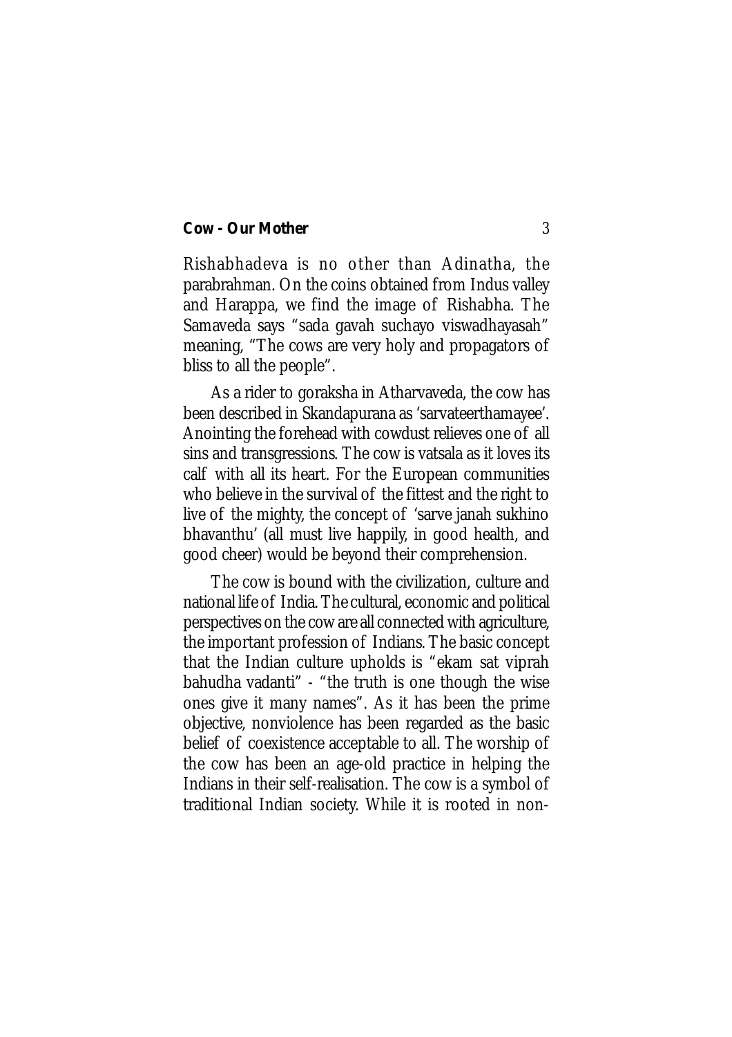Rishabhadeva is no other than Adinatha, the parabrahman. On the coins obtained from Indus valley and Harappa, we find the image of Rishabha. The Samaveda says "sada gavah suchayo viswadhayasah" meaning, "The cows are very holy and propagators of bliss to all the people".

As a rider to goraksha in Atharvaveda, the cow has been described in Skandapurana as 'sarvateerthamayee'. Anointing the forehead with cowdust relieves one of all sins and transgressions. The cow is vatsala as it loves its calf with all its heart. For the European communities who believe in the survival of the fittest and the right to live of the mighty, the concept of 'sarve janah sukhino bhavanthu' (all must live happily, in good health, and good cheer) would be beyond their comprehension.

The cow is bound with the civilization, culture and national life of India. The cultural, economic and political perspectives on the cow are all connected with agriculture, the important profession of Indians. The basic concept that the Indian culture upholds is "ekam sat viprah bahudha vadanti" - "the truth is one though the wise ones give it many names". As it has been the prime objective, nonviolence has been regarded as the basic belief of coexistence acceptable to all. The worship of the cow has been an age-old practice in helping the Indians in their self-realisation. The cow is a symbol of traditional Indian society. While it is rooted in non-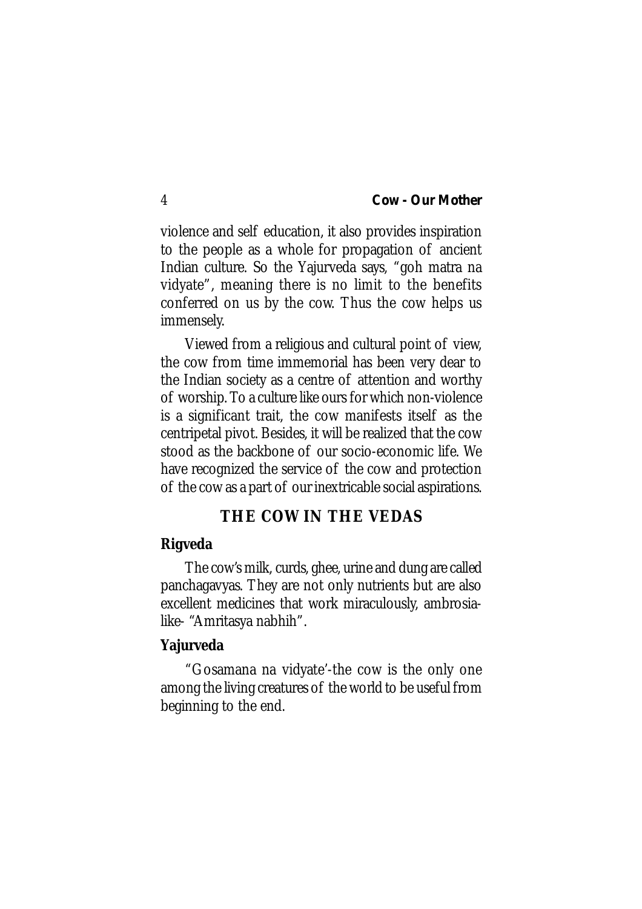violence and self education, it also provides inspiration to the people as a whole for propagation of ancient Indian culture. So the Yajurveda says, "goh matra na vidyate", meaning there is no limit to the benefits conferred on us by the cow. Thus the cow helps us immensely.

Viewed from a religious and cultural point of view, the cow from time immemorial has been very dear to the Indian society as a centre of attention and worthy of worship. To a culture like ours for which non-violence is a significant trait, the cow manifests itself as the centripetal pivot. Besides, it will be realized that the cow stood as the backbone of our socio-economic life. We have recognized the service of the cow and protection of the cow as a part of our inextricable social aspirations.

## THE COW IN THE VEDAS

### Rigveda

The cow's milk, curds, ghee, urine and dung are called panchagavyas. They are not only nutrients but are also excellent medicines that work miraculously, ambrosia-like- "Amritasya nabhih".

### Yajurveda

"Gosamana na vidyate'-the cow is the only one among the living creatures of the world to be useful from beginning to the end.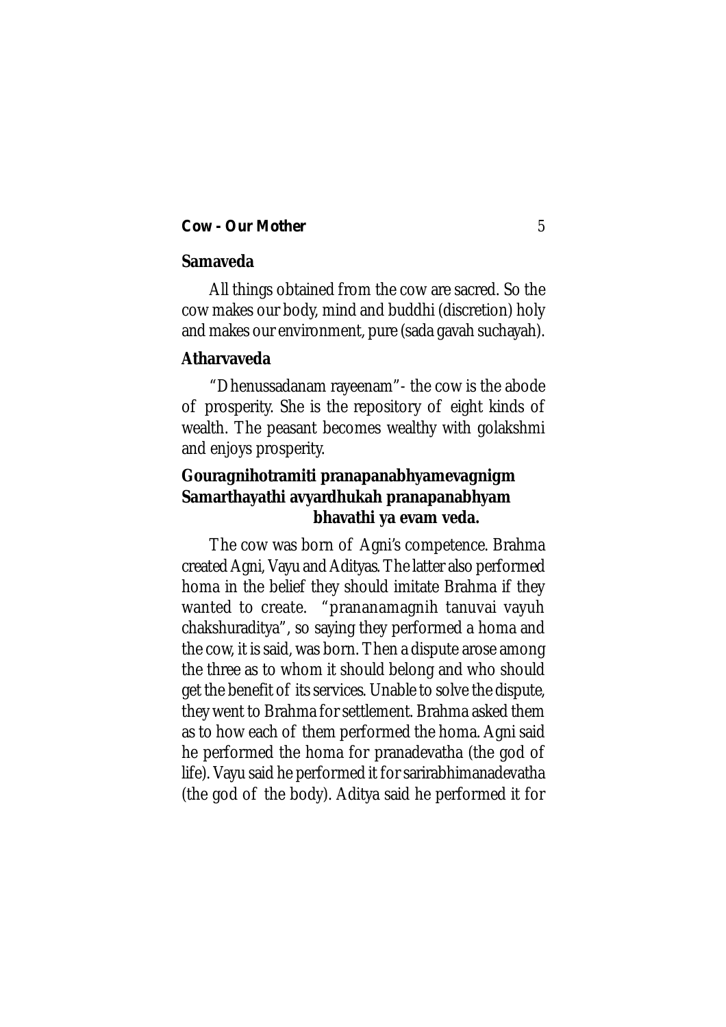### Samaveda

All things obtained from the cow are sacred. So the cow makes our body, mind and buddhi (discretion) holy and makes our environment, pure (sada gavah suchayah).

### Atharvaveda

"Dhenussadanam rayeenam"- the cow is the abode of prosperity. She is the repository of eight kinds of wealth. The peasant becomes wealthy with golakshmi and enjoys prosperity.

**Gouragnihotramiti pranapanabhyamevagnigm Samarthayathi avyardhukah pranapanabhyam bhavathi ya evam veda.**

The cow was born of Agni's competence. Brahma created Agni, Vayu and Adityas. The latter also performed homa in the belief they should imitate Brahma if they wanted to create. "prananamagnih tanuvai vayuh chakshuraditya", so saying they performed a homa and the cow, it is said, was born. Then a dispute arose among the three as to whom it should belong and who should get the benefit of its services. Unable to solve the dispute, they went to Brahma for settlement. Brahma asked them as to how each of them performed the homa. Agni said he performed the homa for pranadevatha (the god of life). Vayu said he performed it for sarirabhimanadevatha (the god of the body). Aditya said he performed it for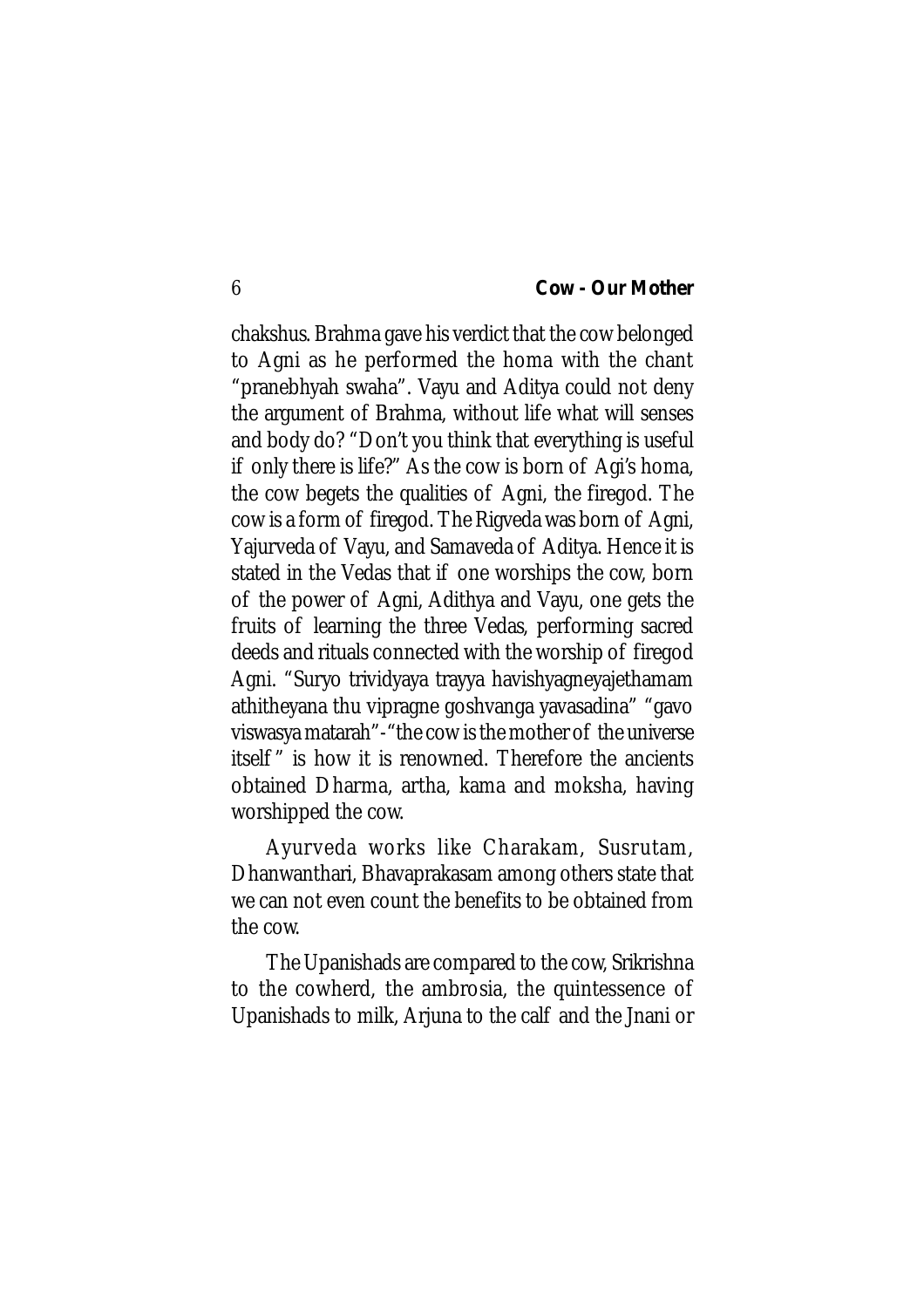chakshus. Brahma gave his verdict that the cow belonged to Agni as he performed the homa with the chant "pranebhyah swaha". Vayu and Aditya could not deny the argument of Brahma, without life what will senses and body do? "Don't you think that everything is useful if only there is life?" As the cow is born of Agi's homa, the cow begets the qualities of Agni, the firegod. The cow is a form of firegod. The Rigveda was born of Agni, Yajurveda of Vayu, and Samaveda of Aditya. Hence it is stated in the Vedas that if one worships the cow, born of the power of Agni, Adithya and Vayu, one gets the fruits of learning the three Vedas, performing sacred deeds and rituals connected with the worship of firegod Agni. "Suryo trividyaya trayya havishyagneyajethamam athitheyana thu vipragne goshvanga yavasadina" "gavo viswasya matarah"-"the cow is the mother of the universe itself" is how it is renowned. Therefore the ancients obtained Dharma, artha, kama and moksha, having worshipped the cow.

Ayurveda works like Charakam, Susrutam, Dhanwanthari, Bhavaprakasam among others state that we can not even count the benefits to be obtained from the cow.

The Upanishads are compared to the cow, Srikrishna to the cowherd, the ambrosia, the quintessence of Upanishads to milk, Arjuna to the calf and the Jnani or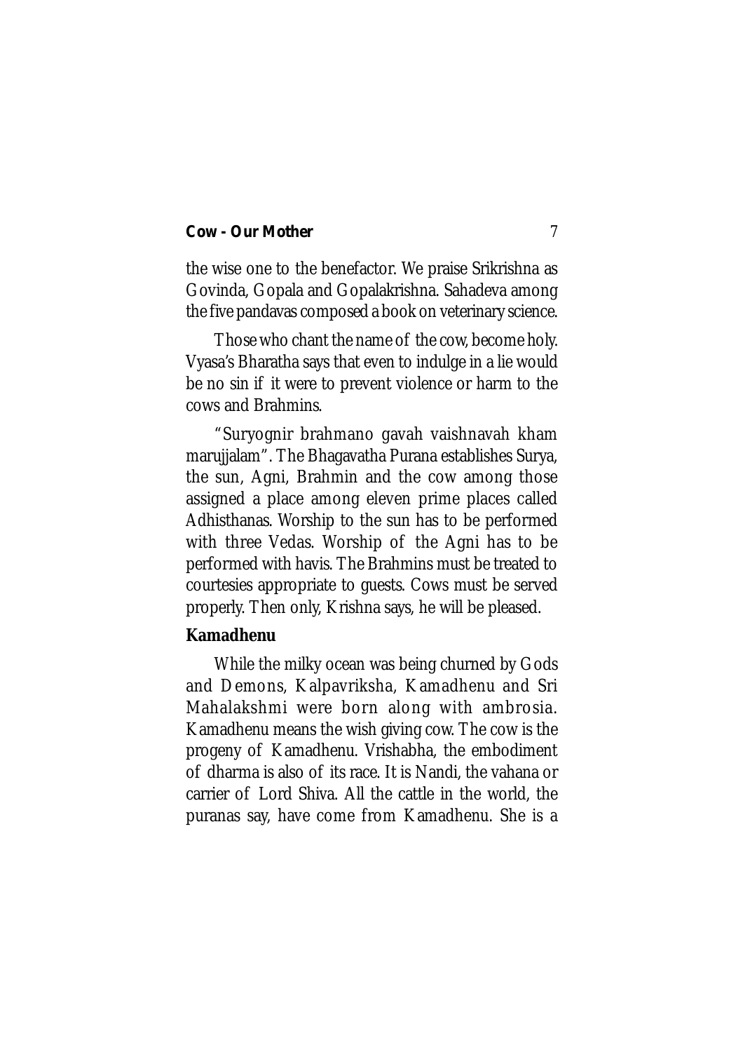the wise one to the benefactor. We praise Srikrishna as Govinda, Gopala and Gopalakrishna. Sahadeva among the five pandavas composed a book on veterinary science.

Those who chant the name of the cow, become holy. Vyasa's Bharatha says that even to indulge in a lie would be no sin if it were to prevent violence or harm to the cows and Brahmins.

"Suryognir brahmano gavah vaishnavah kham marujjalam". The Bhagavatha Purana establishes Surya, the sun, Agni, Brahmin and the cow among those assigned a place among eleven prime places called Adhisthanas. Worship to the sun has to be performed with three Vedas. Worship of the Agni has to be performed with havis. The Brahmins must be treated to courtesies appropriate to guests. Cows must be served properly. Then only, Krishna says, he will be pleased.

**Kamadhenu**

While the milky ocean was being churned by Gods and Demons, Kalpavriksha, Kamadhenu and Sri Mahalakshmi were born along with ambrosia. Kamadhenu means the wish giving cow. The cow is the progeny of Kamadhenu. Vrishabha, the embodiment of dharma is also of its race. It is Nandi, the vahana or carrier of Lord Shiva. All the cattle in the world, the puranas say, have come from Kamadhenu. She is a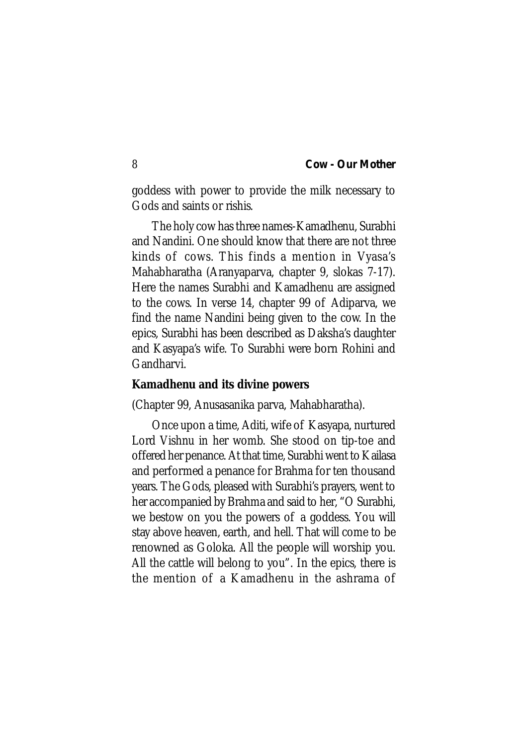goddess with power to provide the milk necessary to Gods and saints or rishis.

The holy cow has three names-Kamadhenu, Surabhi and Nandini. One should know that there are not three kinds of cows. This finds a mention in Vyasa's Mahabharatha (Aranyaparva, chapter 9, slokas 7-17). Here the names Surabhi and Kamadhenu are assigned to the cows. In verse 14, chapter 99 of Adiparva, we find the name Nandini being given to the cow. In the epics, Surabhi has been described as Daksha's daughter and Kasyapa's wife. To Surabhi were born Rohini and Gandharvi.

**Kamadhenu and its divine powers**

(Chapter 99, Anusasanika parva, Mahabharatha).

Once upon a time, Aditi, wife of Kasyapa, nurtured Lord Vishnu in her womb. She stood on tip-toe and offered her penance. At that time, Surabhi went to Kailasa and performed a penance for Brahma for ten thousand years. The Gods, pleased with Surabhi's prayers, went to her accompanied by Brahma and said to her, "O Surabhi, we bestow on you the powers of a goddess. You will stay above heaven, earth, and hell. That will come to be renowned as Goloka. All the people will worship you. All the cattle will belong to you". In the epics, there is the mention of a Kamadhenu in the ashrama of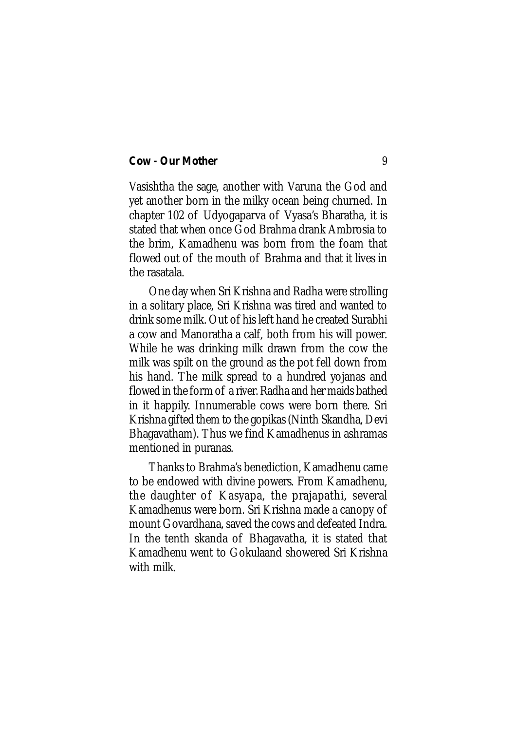Vasishtha the sage, another with Varuna the God and yet another born in the milky ocean being churned. In chapter 102 of Udyogaparva of Vyasa's Bharatha, it is stated that when once God Brahma drank Ambrosia to the brim, Kamadhenu was born from the foam that flowed out of the mouth of Brahma and that it lives in the rasatala.

One day when Sri Krishna and Radha were strolling in a solitary place, Sri Krishna was tired and wanted to drink some milk. Out of his left hand he created Surabhi a cow and Manoratha a calf, both from his will power. While he was drinking milk drawn from the cow the milk was spilt on the ground as the pot fell down from his hand. The milk spread to a hundred yojanas and flowed in the form of a river. Radha and her maids bathed in it happily. Innumerable cows were born there. Sri Krishna gifted them to the gopikas (Ninth Skandha, Devi Bhagavatham). Thus we find Kamadhenus in ashramas mentioned in puranas.

Thanks to Brahma's benediction, Kamadhenu came to be endowed with divine powers. From Kamadhenu, the daughter of Kasyapa, the prajapathi, several Kamadhenus were born. Sri Krishna made a canopy of mount Govardhana, saved the cows and defeated Indra. In the tenth skanda of Bhagavatha, it is stated that Kamadhenu went to Gokulaand showered Sri Krishna with milk.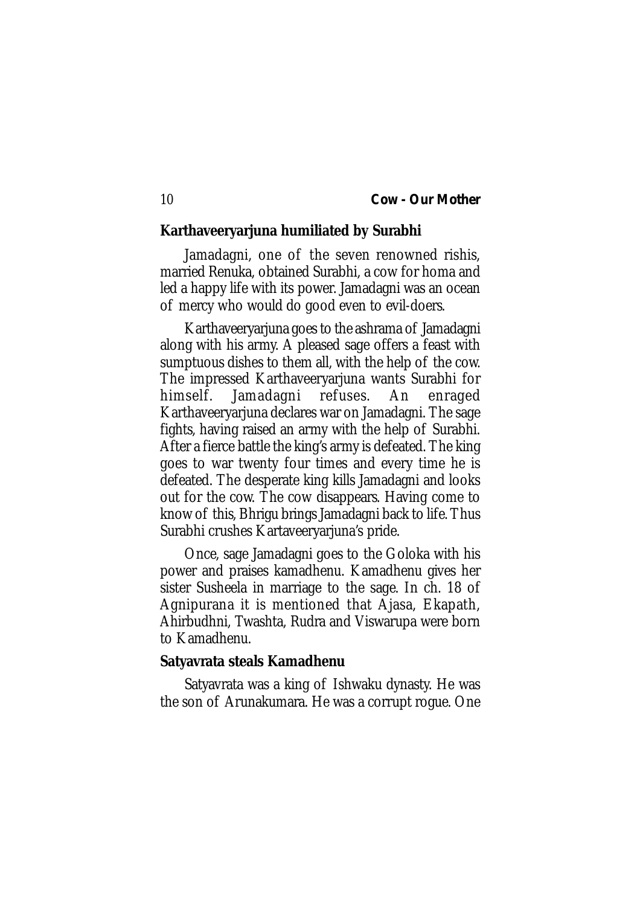### Karthaveeryarjuna humiliated by Surabhi

Jamadagni, one of the seven renowned rishis, married Renuka, obtained Surabhi, a cow for homa and led a happy life with its power. Jamadagni was an ocean of mercy who would do good even to evil-doers.

Karthaveeryarjuna goes to the ashrama of Jamadagni along with his army. A pleased sage offers a feast with sumptuous dishes to them all, with the help of the cow. The impressed Karthaveeryarjuna wants Surabhi for himself. Jamadagni refuses. An enraged Karthaveeryarjuna declares war on Jamadagni. The sage fights, having raised an army with the help of Surabhi. After a fierce battle the king's army is defeated. The king goes to war twenty four times and every time he is defeated. The desperate king kills Jamadagni and looks out for the cow. The cow disappears. Having come to know of this, Bhrigu brings Jamadagni back to life. Thus Surabhi crushes Kartaveeryarjuna's pride.

Once, sage Jamadagni goes to the Goloka with his power and praises kamadhenu. Kamadhenu gives her sister Susheela in marriage to the sage. In ch. 18 of Agnipurana it is mentioned that Ajasa, Ekapath, Ahirbudhni, Twashta, Rudra and Viswarupa were born to Kamadhenu.

### Satyavrata steals Kamadhenu

Satyavrata was a king of Ishwaku dynasty. He was the son of Arunakumara. He was a corrupt rogue. One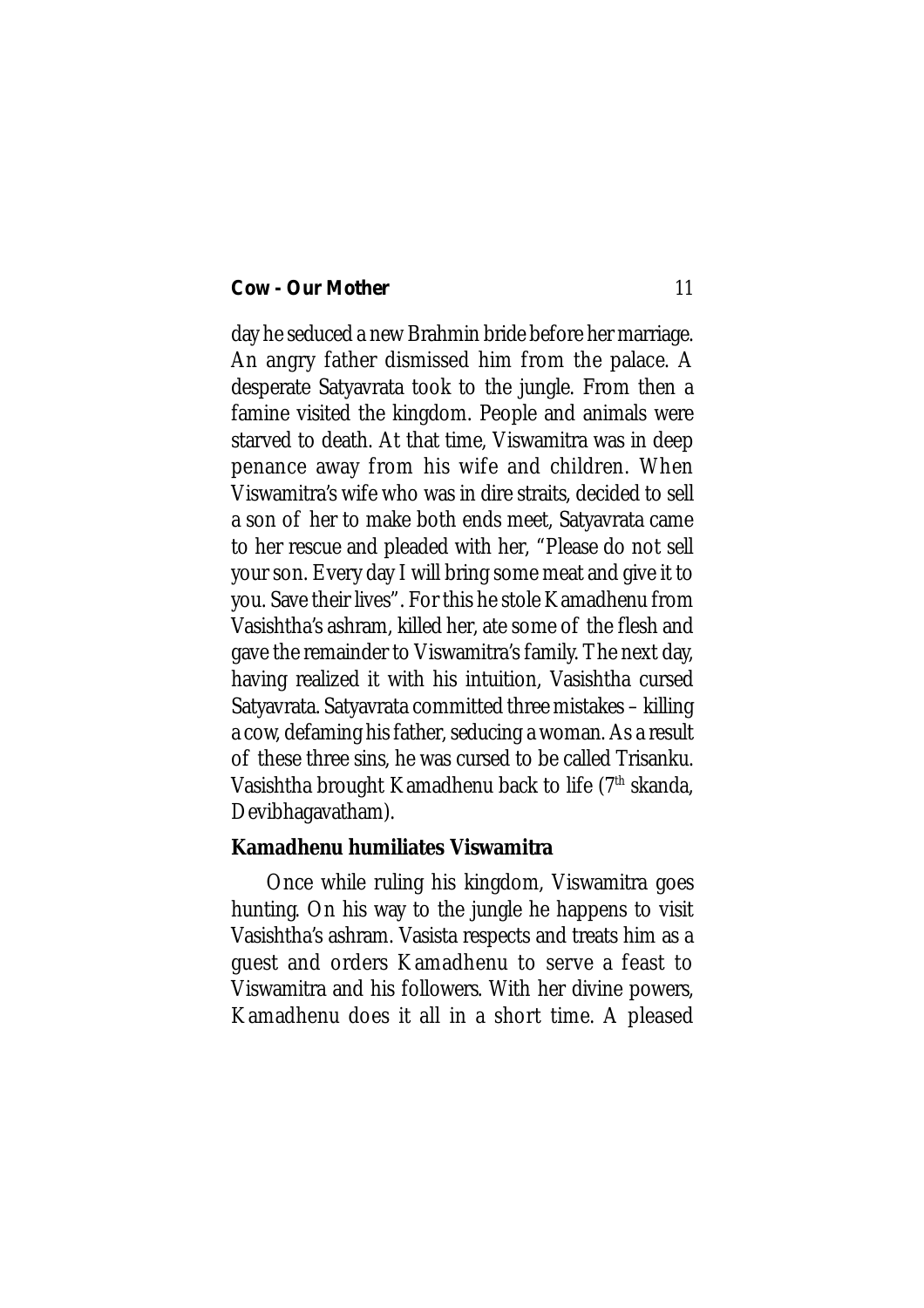day he seduced a new Brahmin bride before her marriage. An angry father dismissed him from the palace. A desperate Satyavrata took to the jungle. From then a famine visited the kingdom. People and animals were starved to death. At that time, Viswamitra was in deep penance away from his wife and children. When Viswamitra's wife who was in dire straits, decided to sell a son of her to make both ends meet, Satyavrata came to her rescue and pleaded with her, "Please do not sell your son. Every day I will bring some meat and give it to you. Save their lives". For this he stole Kamadhenu from Vasishtha's ashram, killed her, ate some of the flesh and gave the remainder to Viswamitra's family. The next day, having realized it with his intuition, Vasishtha cursed Satyavrata. Satyavrata committed three mistakes – killing a cow, defaming his father, seducing a woman. As a result of these three sins, he was cursed to be called Trisanku. Vasishtha brought Kamadhenu back to life (7th skanda, Devibhagavatham).

### Kamadhenu humiliates Viswamitra

Once while ruling his kingdom, Viswamitra goes hunting. On his way to the jungle he happens to visit Vasishtha's ashram. Vasista respects and treats him as a guest and orders Kamadhenu to serve a feast to Viswamitra and his followers. With her divine powers, Kamadhenu does it all in a short time. A pleased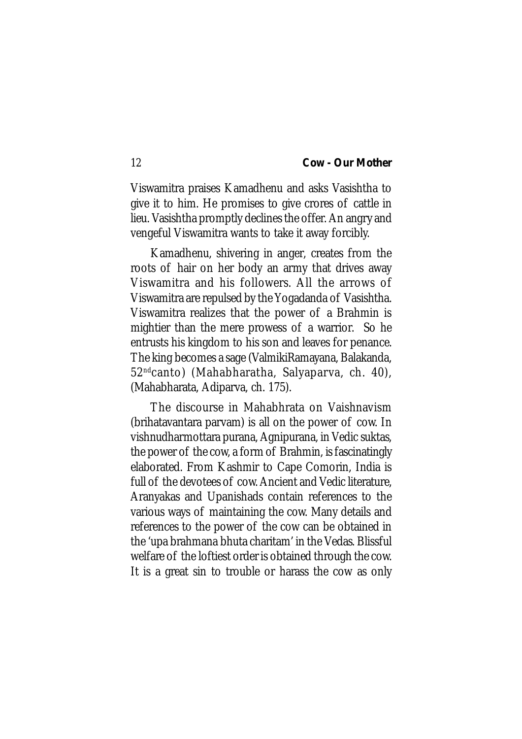Viswamitra praises Kamadhenu and asks Vasishtha to give it to him. He promises to give crores of cattle in lieu. Vasishtha promptly declines the offer. An angry and vengeful Viswamitra wants to take it away forcibly.

Kamadhenu, shivering in anger, creates from the roots of hair on her body an army that drives away Viswamitra and his followers. All the arrows of Viswamitra are repulsed by the Yogadanda of Vasishtha. Viswamitra realizes that the power of a Brahmin is mightier than the mere prowess of a warrior. So he entrusts his kingdom to his son and leaves for penance. The king becomes a sage (ValmikiRamayana, Balakanda, 52nd canto) (Mahabharatha, Salyaparva, ch. 40), (Mahabharata, Adiparva, ch. 175).

The discourse in Mahabhrata on Vaishnavism (brihatavantara parvam) is all on the power of cow. In vishnudharmottara purana, Agnipurana, in Vedic suktas, the power of the cow, a form of Brahmin, is fascinatingly elaborated. From Kashmir to Cape Comorin, India is full of the devotees of cow. Ancient and Vedic literature, Aranyakas and Upanishads contain references to the various ways of maintaining the cow. Many details and references to the power of the cow can be obtained in the 'upa brahmana bhuta charitam' in the Vedas. Blissful welfare of the loftiest order is obtained through the cow. It is a great sin to trouble or harass the cow as only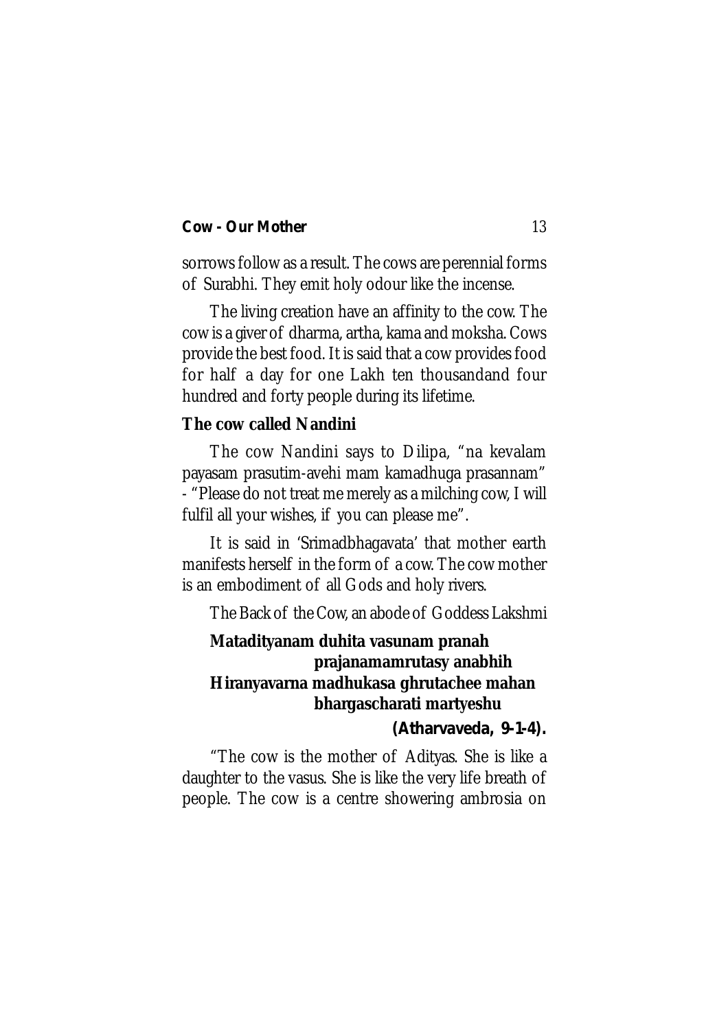sorrows follow as a result. The cows are perennial forms of Surabhi. They emit holy odour like the incense.

The living creation have an affinity to the cow. The cow is a giver of dharma, artha, kama and moksha. Cows provide the best food. It is said that a cow provides food for half a day for one Lakh ten thousandand four hundred and forty people during its lifetime.

**The cow called Nandini**

The cow Nandini says to Dilipa, "na kevalam payasam prasutim-avehi mam kamadhuga prasannam" - "Please do not treat me merely as a milching cow, I will fulfil all your wishes, if you can please me".

It is said in 'Srimadbhagavata' that mother earth manifests herself in the form of a cow. The cow mother is an embodiment of all Gods and holy rivers.

The Back of the Cow, an abode of Goddess Lakshmi

**Matadityanam duhita vasunam pranah**
**prajanamamrutasy anabhih**
**Hiranyavarna madhukasa ghrutachee mahan**
**bhargascharati martyeshu**

**(Atharvaveda, 9-1-4).**

"The cow is the mother of Adityas. She is like a daughter to the vasus. She is like the very life breath of people. The cow is a centre showering ambrosia on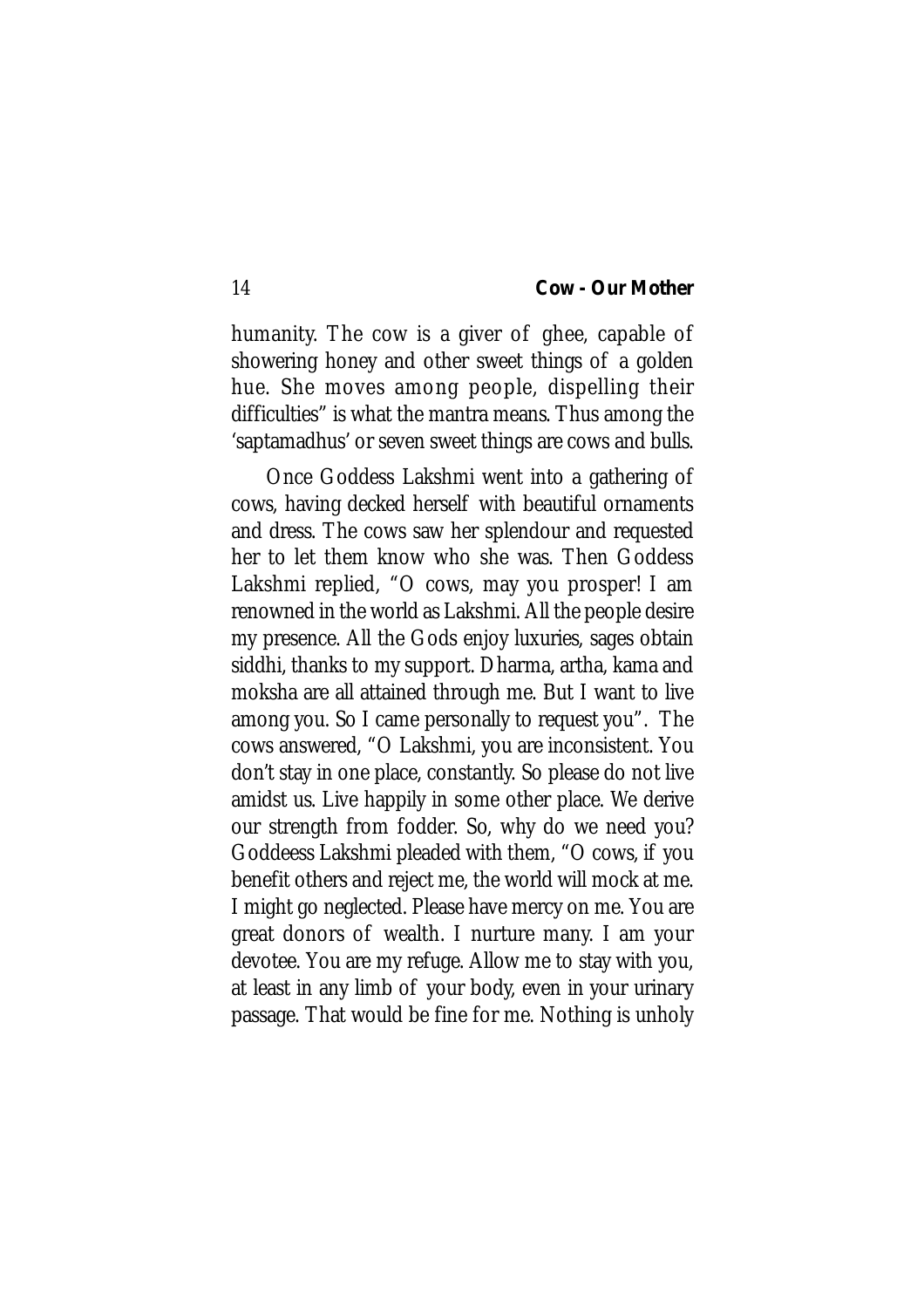humanity. The cow is a giver of ghee, capable of showering honey and other sweet things of a golden hue. She moves among people, dispelling their difficulties" is what the mantra means. Thus among the 'saptamadhus' or seven sweet things are cows and bulls.

Once Goddess Lakshmi went into a gathering of cows, having decked herself with beautiful ornaments and dress. The cows saw her splendour and requested her to let them know who she was. Then Goddess Lakshmi replied, "O cows, may you prosper! I am renowned in the world as Lakshmi. All the people desire my presence. All the Gods enjoy luxuries, sages obtain siddhi, thanks to my support. Dharma, artha, kama and moksha are all attained through me. But I want to live among you. So I came personally to request you". The cows answered, "O Lakshmi, you are inconsistent. You don't stay in one place, constantly. So please do not live amidst us. Live happily in some other place. We derive our strength from fodder. So, why do we need you? Goddeess Lakshmi pleaded with them, "O cows, if you benefit others and reject me, the world will mock at me. I might go neglected. Please have mercy on me. You are great donors of wealth. I nurture many. I am your devotee. You are my refuge. Allow me to stay with you, at least in any limb of your body, even in your urinary passage. That would be fine for me. Nothing is unholy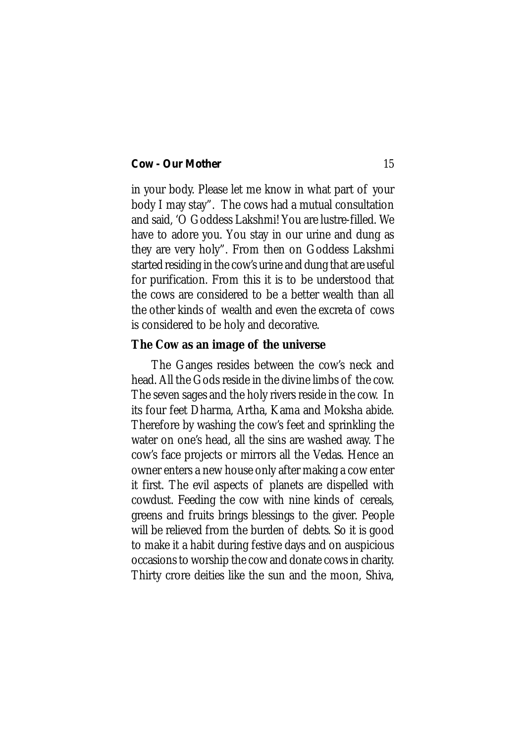in your body. Please let me know in what part of your body I may stay". The cows had a mutual consultation and said, 'O Goddess Lakshmi! You are lustre-filled. We have to adore you. You stay in our urine and dung as they are very holy". From then on Goddess Lakshmi started residing in the cow's urine and dung that are useful for purification. From this it is to be understood that the cows are considered to be a better wealth than all the other kinds of wealth and even the excreta of cows is considered to be holy and decorative.

**The Cow as an image of the universe**

The Ganges resides between the cow's neck and head. All the Gods reside in the divine limbs of the cow. The seven sages and the holy rivers reside in the cow. In its four feet Dharma, Artha, Kama and Moksha abide. Therefore by washing the cow's feet and sprinkling the water on one's head, all the sins are washed away. The cow's face projects or mirrors all the Vedas. Hence an owner enters a new house only after making a cow enter it first. The evil aspects of planets are dispelled with cowdust. Feeding the cow with nine kinds of cereals, greens and fruits brings blessings to the giver. People will be relieved from the burden of debts. So it is good to make it a habit during festive days and on auspicious occasions to worship the cow and donate cows in charity. Thirty crore deities like the sun and the moon, Shiva,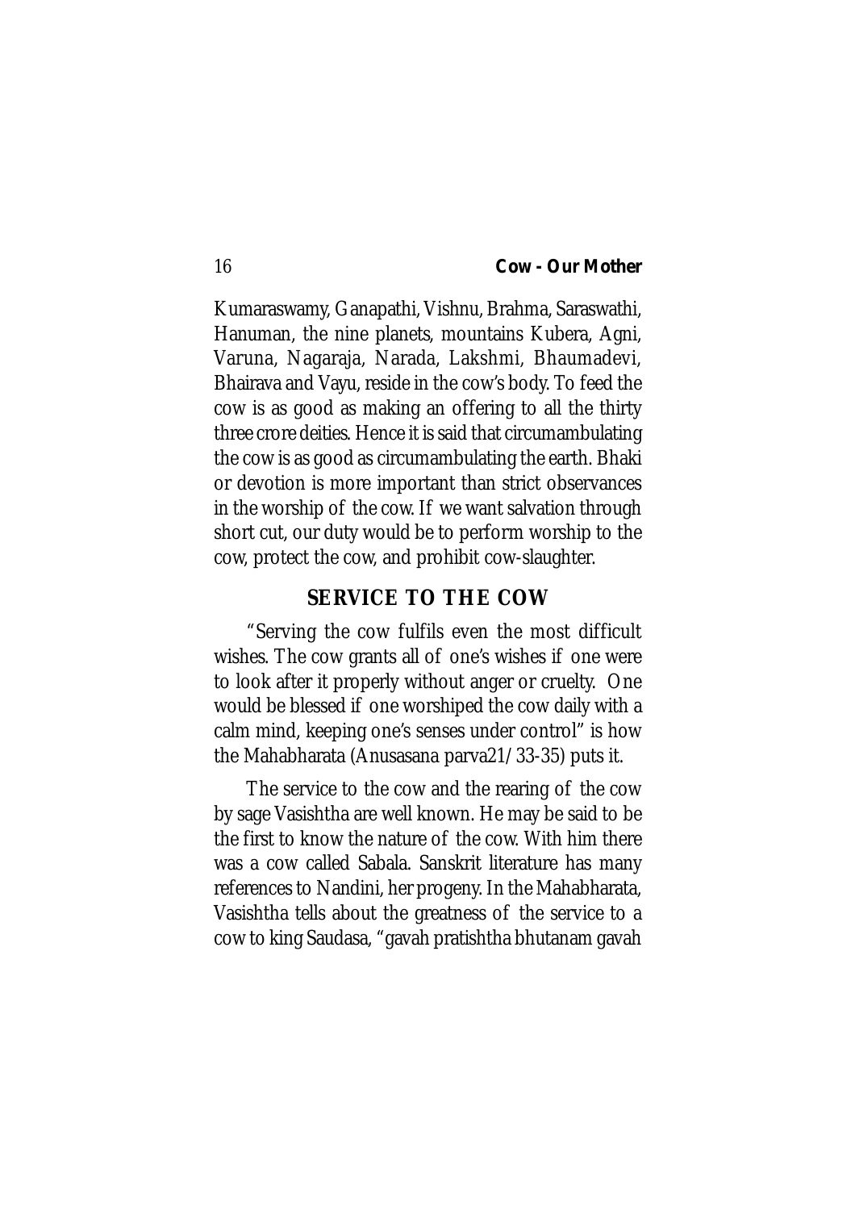Kumaraswamy, Ganapathi, Vishnu, Brahma, Saraswathi, Hanuman, the nine planets, mountains Kubera, Agni, Varuna, Nagaraja, Narada, Lakshmi, Bhaumadevi, Bhairava and Vayu, reside in the cow's body. To feed the cow is as good as making an offering to all the thirty three crore deities. Hence it is said that circumambulating the cow is as good as circumambulating the earth. Bhaki or devotion is more important than strict observances in the worship of the cow. If we want salvation through short cut, our duty would be to perform worship to the cow, protect the cow, and prohibit cow-slaughter.

## SERVICE TO THE COW

"Serving the cow fulfils even the most difficult wishes. The cow grants all of one's wishes if one were to look after it properly without anger or cruelty. One would be blessed if one worshiped the cow daily with a calm mind, keeping one's senses under control" is how the Mahabharata (Anusasana parva21/33-35) puts it.

The service to the cow and the rearing of the cow by sage Vasishtha are well known. He may be said to be the first to know the nature of the cow. With him there was a cow called Sabala. Sanskrit literature has many references to Nandini, her progeny. In the Mahabharata, Vasishtha tells about the greatness of the service to a cow to king Saudasa, "gavah pratishtha bhutanam gavah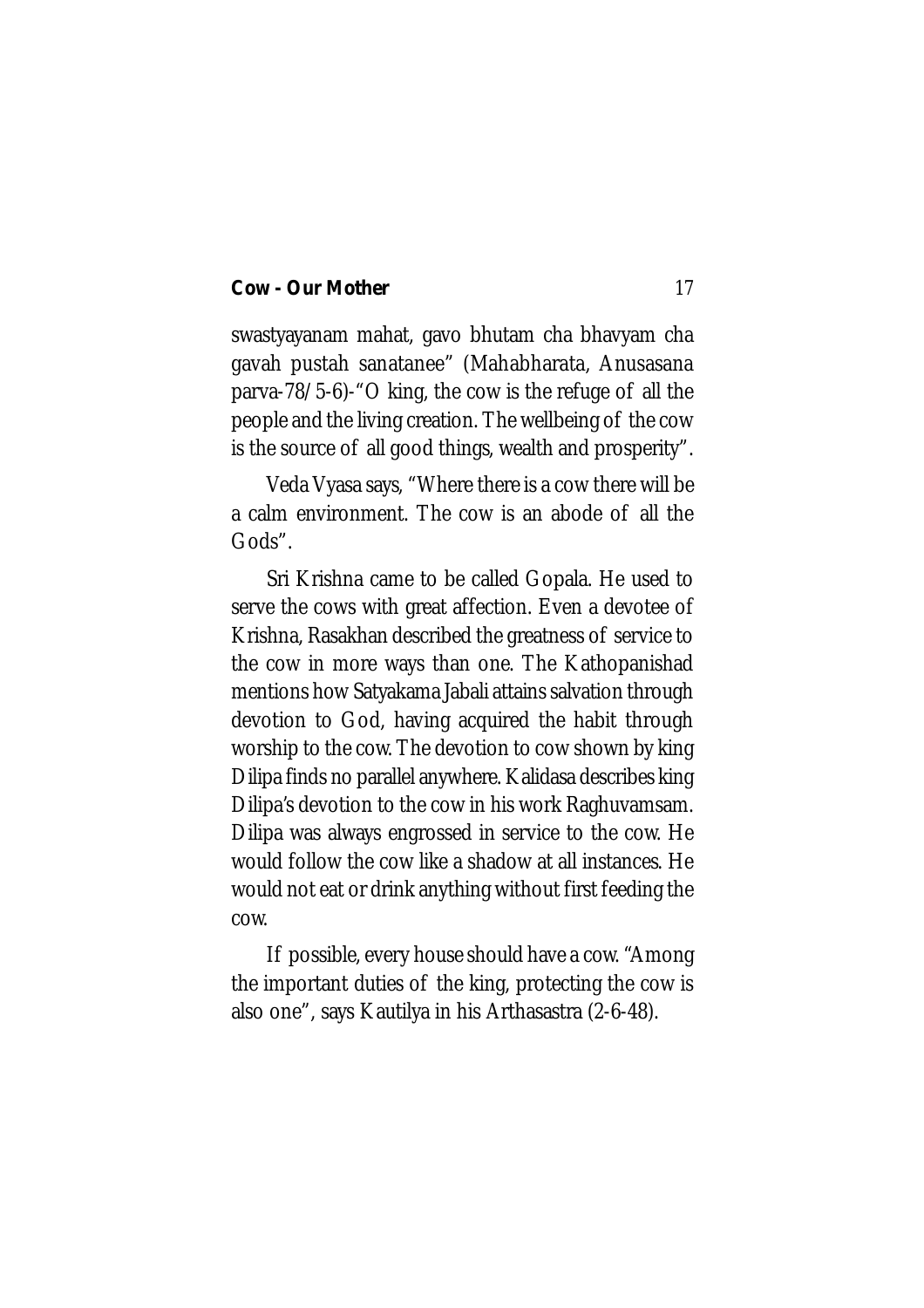swastyayanam mahat, gavo bhutam cha bhavyam cha gavah pustah sanatanee" (Mahabharata, Anusasana parva-78/5-6)-"O king, the cow is the refuge of all the people and the living creation. The wellbeing of the cow is the source of all good things, wealth and prosperity".

Veda Vyasa says, "Where there is a cow there will be a calm environment. The cow is an abode of all the Gods".

Sri Krishna came to be called Gopala. He used to serve the cows with great affection. Even a devotee of Krishna, Rasakhan described the greatness of service to the cow in more ways than one. The Kathopanishad mentions how Satyakama Jabali attains salvation through devotion to God, having acquired the habit through worship to the cow. The devotion to cow shown by king Dilipa finds no parallel anywhere. Kalidasa describes king Dilipa's devotion to the cow in his work Raghuvamsam. Dilipa was always engrossed in service to the cow. He would follow the cow like a shadow at all instances. He would not eat or drink anything without first feeding the cow.

If possible, every house should have a cow. "Among the important duties of the king, protecting the cow is also one", says Kautilya in his Arthasastra (2-6-48).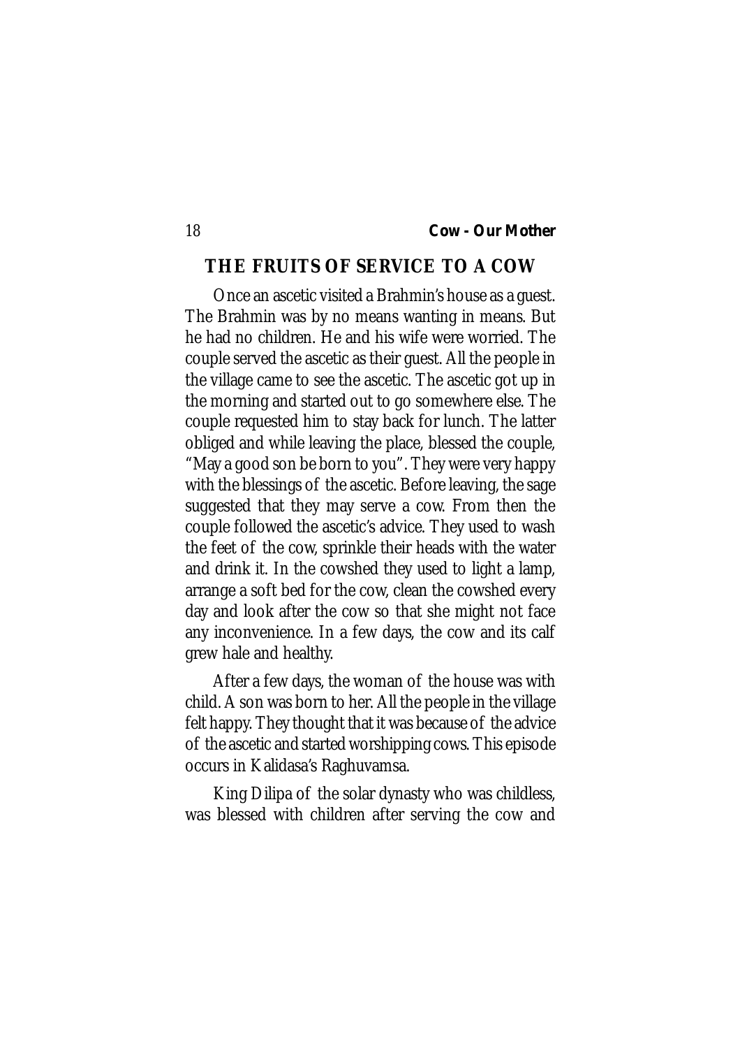## THE FRUITS OF SERVICE TO A COW

Once an ascetic visited a Brahmin's house as a guest. The Brahmin was by no means wanting in means. But he had no children. He and his wife were worried. The couple served the ascetic as their guest. All the people in the village came to see the ascetic. The ascetic got up in the morning and started out to go somewhere else. The couple requested him to stay back for lunch. The latter obliged and while leaving the place, blessed the couple, "May a good son be born to you". They were very happy with the blessings of the ascetic. Before leaving, the sage suggested that they may serve a cow. From then the couple followed the ascetic's advice. They used to wash the feet of the cow, sprinkle their heads with the water and drink it. In the cowshed they used to light a lamp, arrange a soft bed for the cow, clean the cowshed every day and look after the cow so that she might not face any inconvenience. In a few days, the cow and its calf grew hale and healthy.

After a few days, the woman of the house was with child. A son was born to her. All the people in the village felt happy. They thought that it was because of the advice of the ascetic and started worshipping cows. This episode occurs in Kalidasa's Raghuvamsa.

King Dilipa of the solar dynasty who was childless, was blessed with children after serving the cow and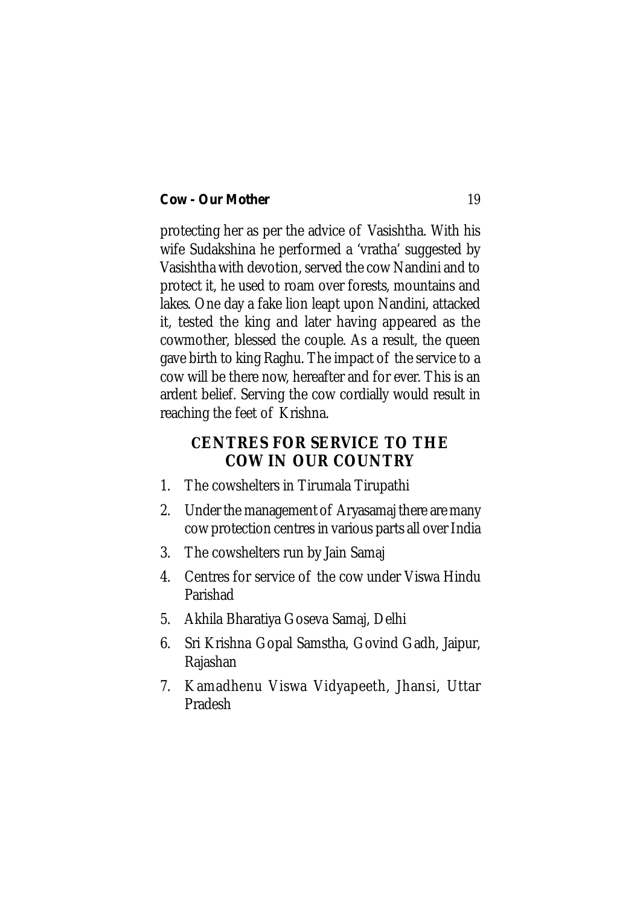protecting her as per the advice of Vasishtha. With his wife Sudakshina he performed a 'vratha' suggested by Vasishtha with devotion, served the cow Nandini and to protect it, he used to roam over forests, mountains and lakes. One day a fake lion leapt upon Nandini, attacked it, tested the king and later having appeared as the cowmother, blessed the couple. As a result, the queen gave birth to king Raghu. The impact of the service to a cow will be there now, hereafter and for ever. This is an ardent belief. Serving the cow cordially would result in reaching the feet of Krishna.

## CENTRES FOR SERVICE TO THE COW IN OUR COUNTRY

1. The cowshelters in Tirumala Tirupathi
2. Under the management of Aryasamaj there are many cow protection centres in various parts all over India
3. The cowshelters run by Jain Samaj
4. Centres for service of the cow under Viswa Hindu Parishad
5. Akhila Bharatiya Goseva Samaj, Delhi
6. Sri Krishna Gopal Samstha, Govind Gadh, Jaipur, Rajashan
7. Kamadhenu Viswa Vidyapeeth, Jhansi, Uttar Pradesh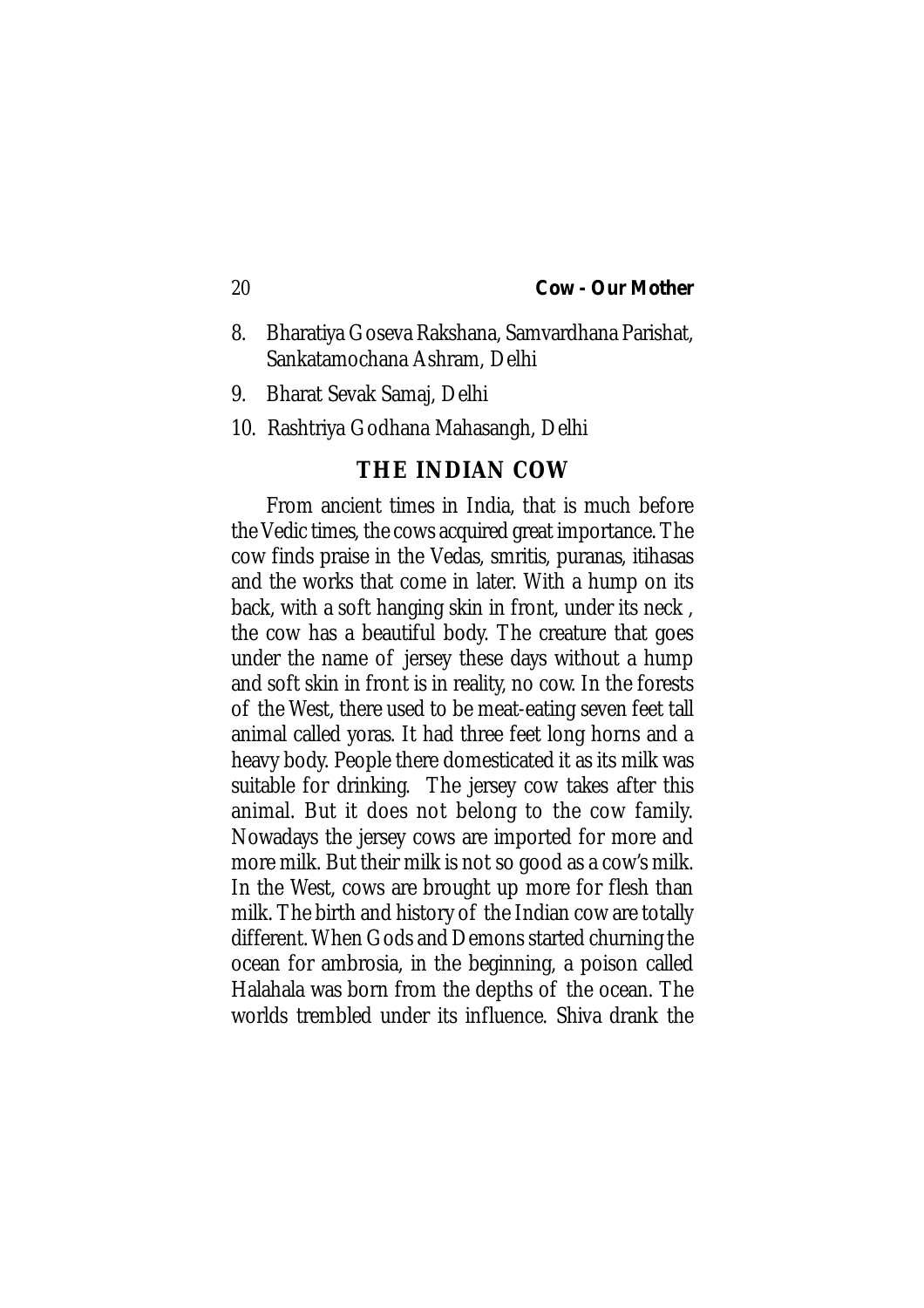8. Bharatiya Goseva Rakshana, Samvardhana Parishat, Sankatamochana Ashram, Delhi
9. Bharat Sevak Samaj, Delhi
10. Rashtriya Godhana Mahasangh, Delhi

## THE INDIAN COW

From ancient times in India, that is much before the Vedic times, the cows acquired great importance. The cow finds praise in the Vedas, smritis, puranas, itihasas and the works that come in later. With a hump on its back, with a soft hanging skin in front, under its neck , the cow has a beautiful body. The creature that goes under the name of jersey these days without a hump and soft skin in front is in reality, no cow. In the forests of the West, there used to be meat-eating seven feet tall animal called yoras. It had three feet long horns and a heavy body. People there domesticated it as its milk was suitable for drinking. The jersey cow takes after this animal. But it does not belong to the cow family. Nowadays the jersey cows are imported for more and more milk. But their milk is not so good as a cow's milk. In the West, cows are brought up more for flesh than milk. The birth and history of the Indian cow are totally different. When Gods and Demons started churning the ocean for ambrosia, in the beginning, a poison called Halahala was born from the depths of the ocean. The worlds trembled under its influence. Shiva drank the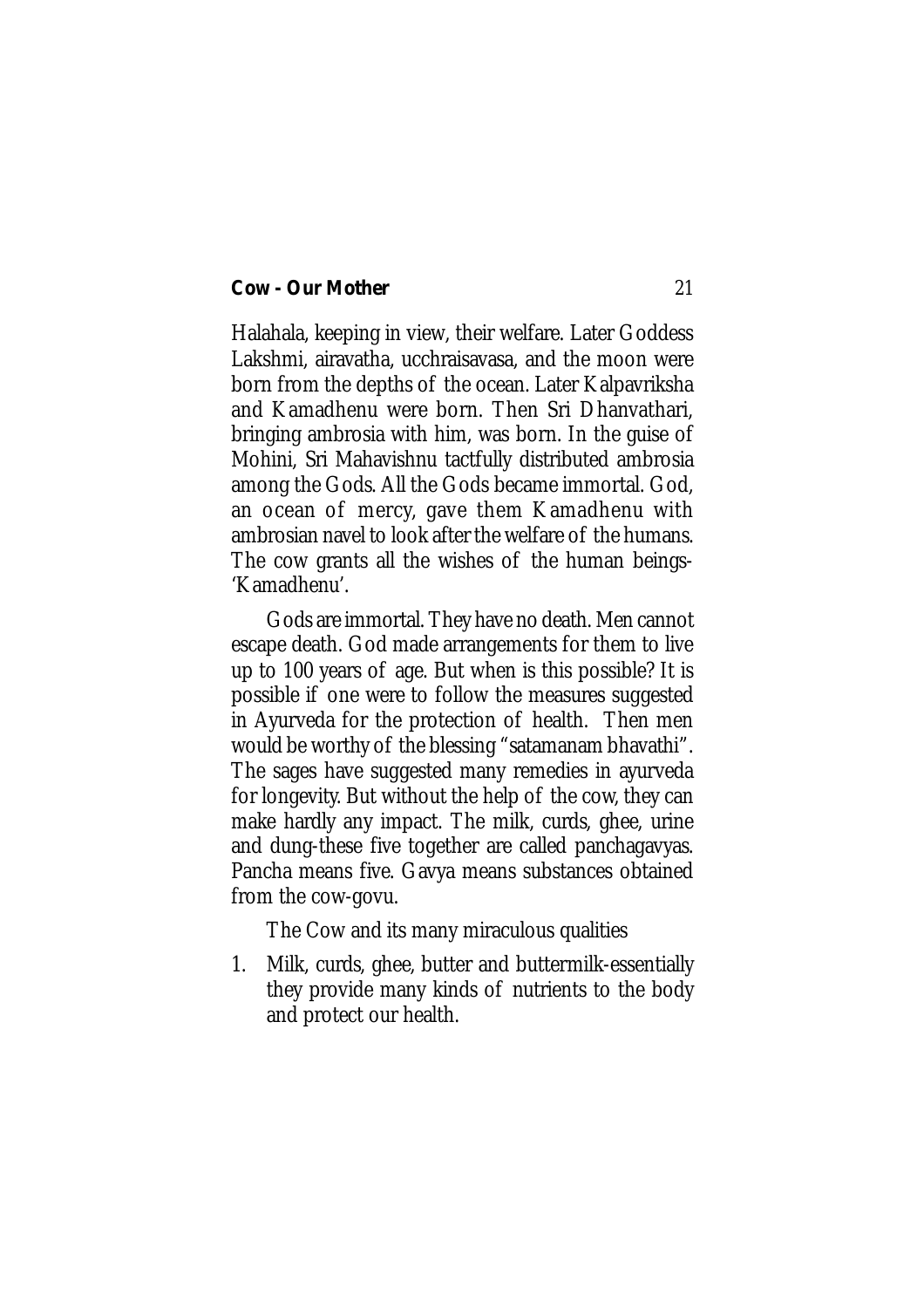Halahala, keeping in view, their welfare. Later Goddess Lakshmi, airavatha, ucchraisavasa, and the moon were born from the depths of the ocean. Later Kalpavriksha and Kamadhenu were born. Then Sri Dhanvathari, bringing ambrosia with him, was born. In the guise of Mohini, Sri Mahavishnu tactfully distributed ambrosia among the Gods. All the Gods became immortal. God, an ocean of mercy, gave them Kamadhenu with ambrosian navel to look after the welfare of the humans. The cow grants all the wishes of the human beings- 'Kamadhenu'.

Gods are immortal. They have no death. Men cannot escape death. God made arrangements for them to live up to 100 years of age. But when is this possible? It is possible if one were to follow the measures suggested in Ayurveda for the protection of health. Then men would be worthy of the blessing "satamanam bhavathi". The sages have suggested many remedies in ayurveda for longevity. But without the help of the cow, they can make hardly any impact. The milk, curds, ghee, urine and dung-these five together are called panchagavyas. Pancha means five. Gavya means substances obtained from the cow-govu.

The Cow and its many miraculous qualities

1. Milk, curds, ghee, butter and buttermilk-essentially they provide many kinds of nutrients to the body and protect our health.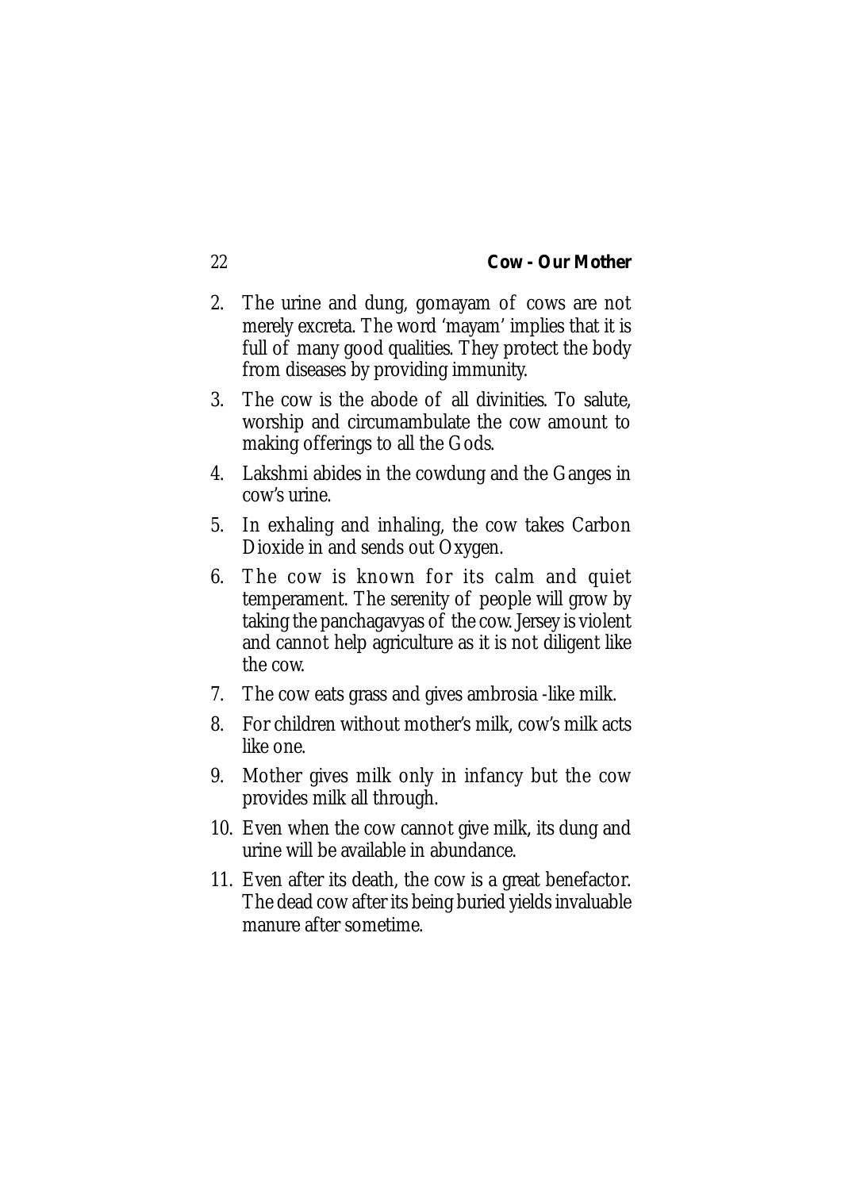2. The urine and dung, gomayam of cows are not merely excreta. The word 'mayam' implies that it is full of many good qualities. They protect the body from diseases by providing immunity.
3. The cow is the abode of all divinities. To salute, worship and circumambulate the cow amount to making offerings to all the Gods.
4. Lakshmi abides in the cowdung and the Ganges in cow's urine.
5. In exhaling and inhaling, the cow takes Carbon Dioxide in and sends out Oxygen.
6. The cow is known for its calm and quiet temperament. The serenity of people will grow by taking the panchagavyas of the cow. Jersey is violent and cannot help agriculture as it is not diligent like the cow.
7. The cow eats grass and gives ambrosia -like milk.
8. For children without mother's milk, cow's milk acts like one.
9. Mother gives milk only in infancy but the cow provides milk all through.
10. Even when the cow cannot give milk, its dung and urine will be available in abundance.
11. Even after its death, the cow is a great benefactor. The dead cow after its being buried yields invaluable manure after sometime.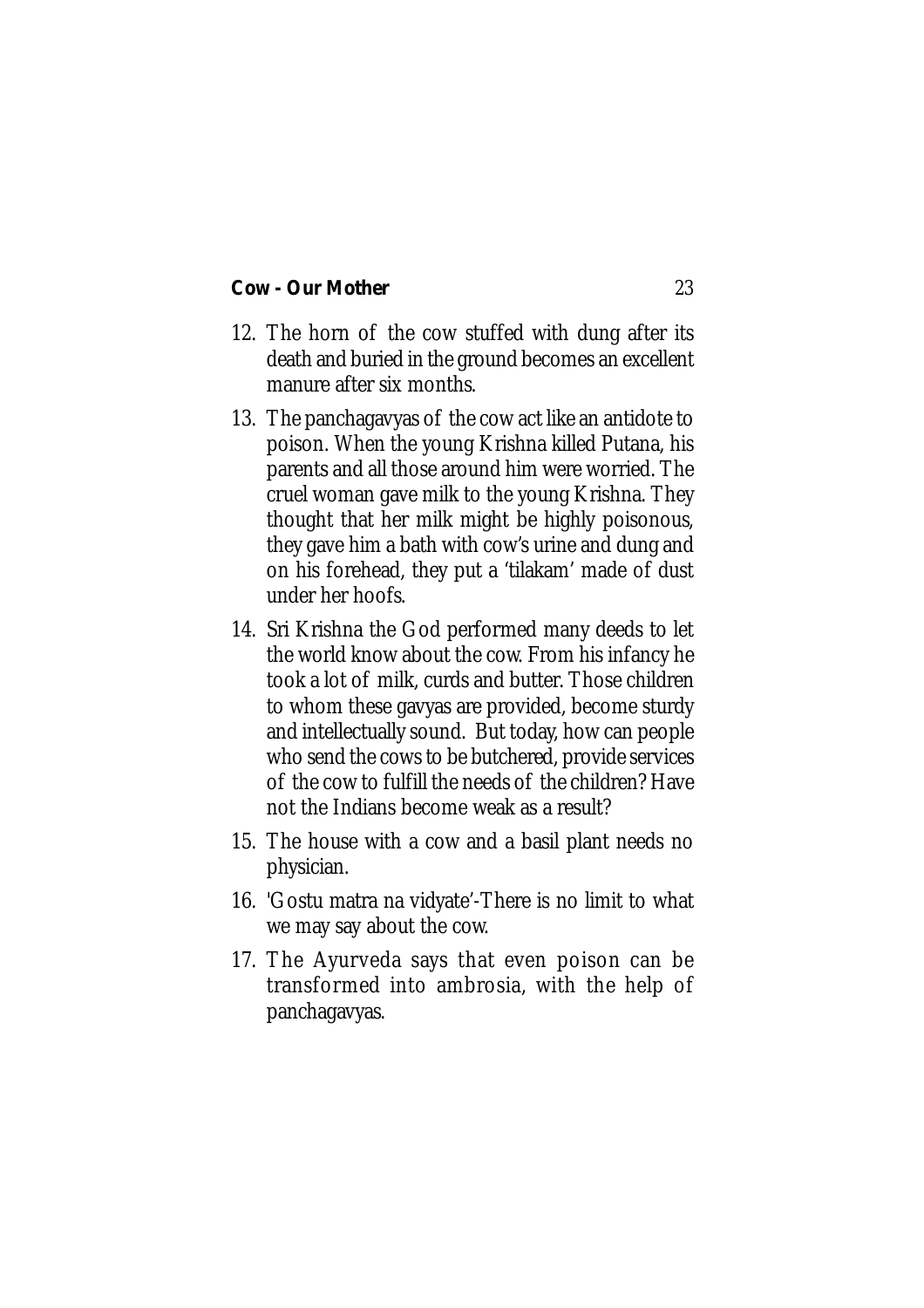12. The horn of the cow stuffed with dung after its death and buried in the ground becomes an excellent manure after six months.
13. The panchagavyas of the cow act like an antidote to poison. When the young Krishna killed Putana, his parents and all those around him were worried. The cruel woman gave milk to the young Krishna. They thought that her milk might be highly poisonous, they gave him a bath with cow's urine and dung and on his forehead, they put a 'tilakam' made of dust under her hoofs.
14. Sri Krishna the God performed many deeds to let the world know about the cow. From his infancy he took a lot of milk, curds and butter. Those children to whom these gavyas are provided, become sturdy and intellectually sound. But today, how can people who send the cows to be butchered, provide services of the cow to fulfill the needs of the children? Have not the Indians become weak as a result?
15. The house with a cow and a basil plant needs no physician.
16. 'Gostu matra na vidyate'-There is no limit to what we may say about the cow.
17. The Ayurveda says that even poison can be transformed into ambrosia, with the help of panchagavyas.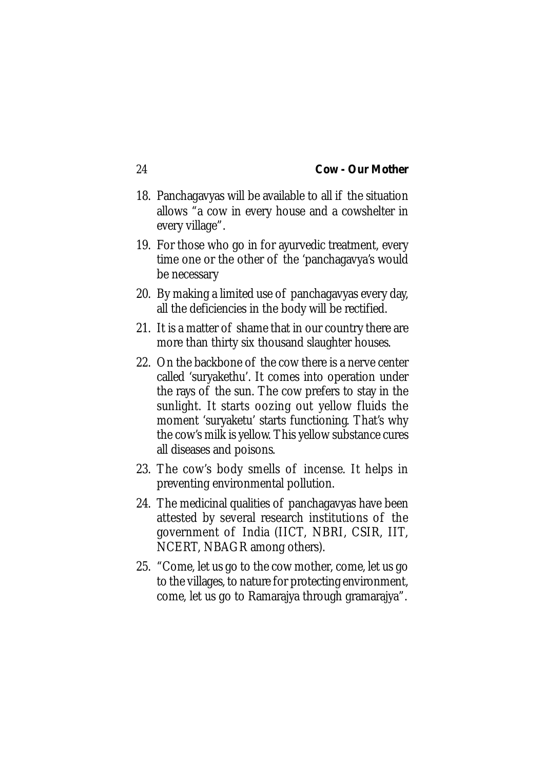18. Panchagavyas will be available to all if the situation allows "a cow in every house and a cowshelter in every village".
19. For those who go in for ayurvedic treatment, every time one or the other of the 'panchagavya's would be necessary
20. By making a limited use of panchagavyas every day, all the deficiencies in the body will be rectified.
21. It is a matter of shame that in our country there are more than thirty six thousand slaughter houses.
22. On the backbone of the cow there is a nerve center called 'suryakethu'. It comes into operation under the rays of the sun. The cow prefers to stay in the sunlight. It starts oozing out yellow fluids the moment 'suryaketu' starts functioning. That's why the cow's milk is yellow. This yellow substance cures all diseases and poisons.
23. The cow's body smells of incense. It helps in preventing environmental pollution.
24. The medicinal qualities of panchagavyas have been attested by several research institutions of the government of India (IICT, NBRI, CSIR, IIT, NCERT, NBAGR among others).
25. "Come, let us go to the cow mother, come, let us go to the villages, to nature for protecting environment, come, let us go to Ramarajya through gramarajya".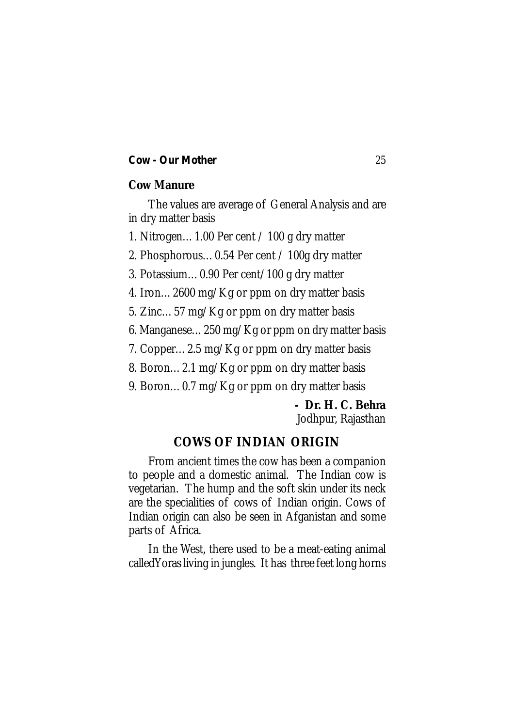## Cow Manure

The values are average of General Analysis and are in dry matter basis

1. Nitrogen… 1.00 Per cent / 100 g dry matter
2. Phosphorous… 0.54 Per cent / 100g dry matter
3. Potassium… 0.90 Per cent/100 g dry matter
4. Iron… 2600 mg/Kg or ppm on dry matter basis
5. Zinc… 57 mg/Kg or ppm on dry matter basis
6. Manganese… 250 mg/Kg or ppm on dry matter basis
7. Copper… 2.5 mg/Kg or ppm on dry matter basis
8. Boron… 2.1 mg/Kg or ppm on dry matter basis
9. Boron… 0.7 mg/Kg or ppm on dry matter basis

**- Dr. H. C. Behra**
Jodhpur, Rajasthan

## COWS OF INDIAN ORIGIN

From ancient times the cow has been a companion to people and a domestic animal. The Indian cow is vegetarian. The hump and the soft skin under its neck are the specialities of cows of Indian origin. Cows of Indian origin can also be seen in Afganistan and some parts of Africa.

In the West, there used to be a meat-eating animal calledYoras living in jungles. It has three feet long horns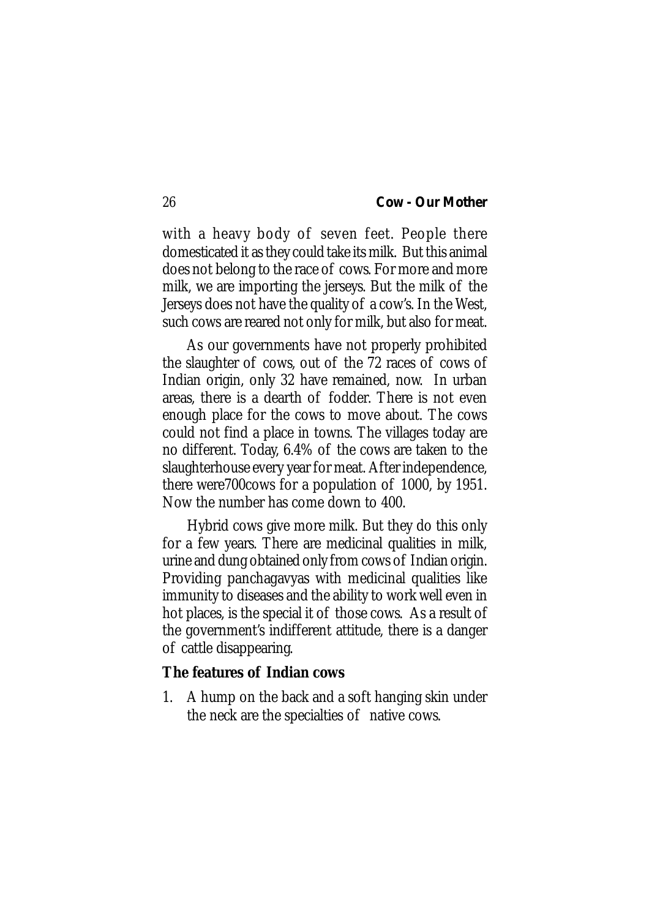with a heavy body of seven feet. People there domesticated it as they could take its milk. But this animal does not belong to the race of cows. For more and more milk, we are importing the jerseys. But the milk of the Jerseys does not have the quality of a cow's. In the West, such cows are reared not only for milk, but also for meat.

As our governments have not properly prohibited the slaughter of cows, out of the 72 races of cows of Indian origin, only 32 have remained, now. In urban areas, there is a dearth of fodder. There is not even enough place for the cows to move about. The cows could not find a place in towns. The villages today are no different. Today, 6.4% of the cows are taken to the slaughterhouse every year for meat. After independence, there were700cows for a population of 1000, by 1951. Now the number has come down to 400.

Hybrid cows give more milk. But they do this only for a few years. There are medicinal qualities in milk, urine and dung obtained only from cows of Indian origin. Providing panchagavyas with medicinal qualities like immunity to diseases and the ability to work well even in hot places, is the special it of those cows. As a result of the government's indifferent attitude, there is a danger of cattle disappearing.

**The features of Indian cows**

1. A hump on the back and a soft hanging skin under the neck are the specialties of native cows.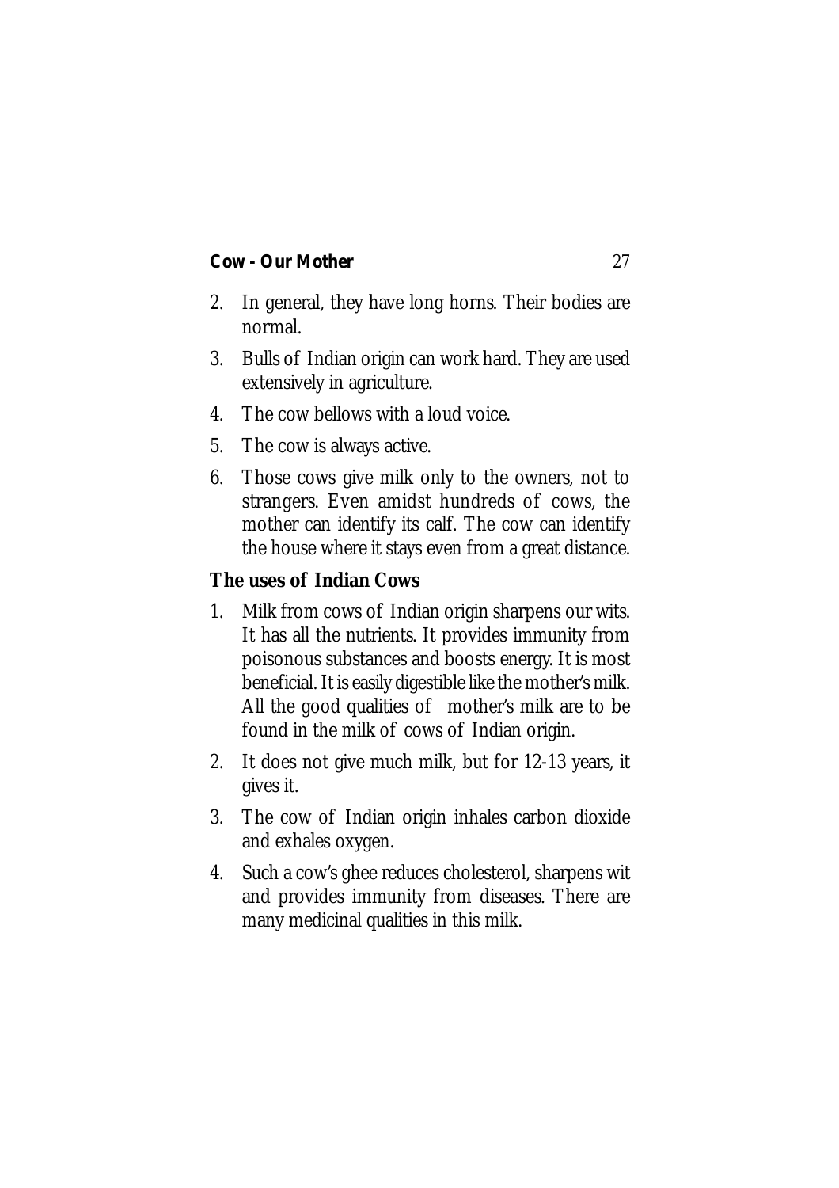2. In general, they have long horns. Their bodies are normal.
3. Bulls of Indian origin can work hard. They are used extensively in agriculture.
4. The cow bellows with a loud voice.
5. The cow is always active.
6. Those cows give milk only to the owners, not to strangers. Even amidst hundreds of cows, the mother can identify its calf. The cow can identify the house where it stays even from a great distance.

**The uses of Indian Cows**

1. Milk from cows of Indian origin sharpens our wits. It has all the nutrients. It provides immunity from poisonous substances and boosts energy. It is most beneficial. It is easily digestible like the mother's milk. All the good qualities of mother's milk are to be found in the milk of cows of Indian origin.
2. It does not give much milk, but for 12-13 years, it gives it.
3. The cow of Indian origin inhales carbon dioxide and exhales oxygen.
4. Such a cow's ghee reduces cholesterol, sharpens wit and provides immunity from diseases. There are many medicinal qualities in this milk.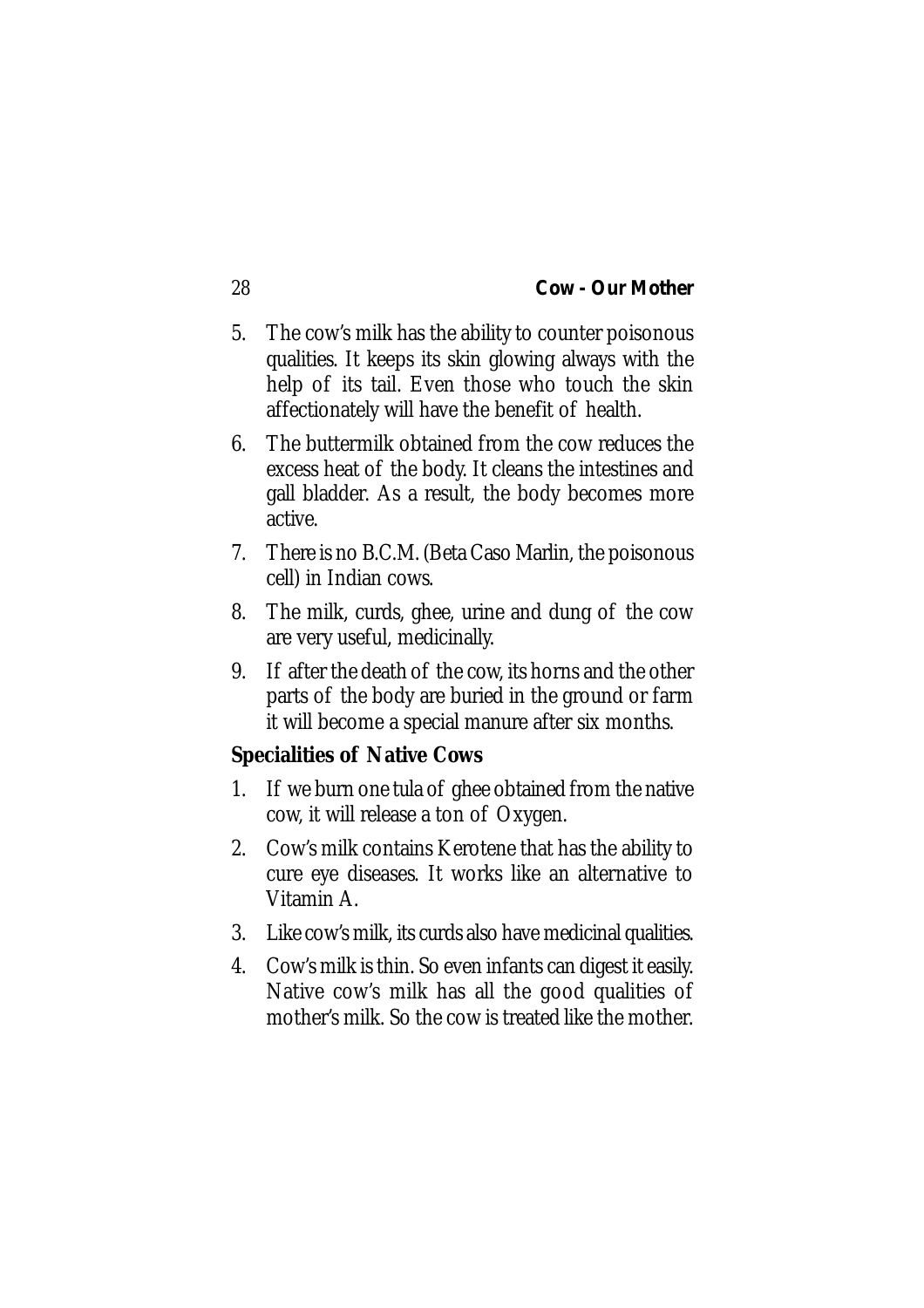5. The cow's milk has the ability to counter poisonous qualities. It keeps its skin glowing always with the help of its tail. Even those who touch the skin affectionately will have the benefit of health.
6. The buttermilk obtained from the cow reduces the excess heat of the body. It cleans the intestines and gall bladder. As a result, the body becomes more active.
7. There is no B.C.M. (Beta Caso Marlin, the poisonous cell) in Indian cows.
8. The milk, curds, ghee, urine and dung of the cow are very useful, medicinally.
9. If after the death of the cow, its horns and the other parts of the body are buried in the ground or farm it will become a special manure after six months.

**Specialities of Native Cows**

1. If we burn one tula of ghee obtained from the native cow, it will release a ton of Oxygen.
2. Cow's milk contains Kerotene that has the ability to cure eye diseases. It works like an alternative to Vitamin A.
3. Like cow's milk, its curds also have medicinal qualities.
4. Cow's milk is thin. So even infants can digest it easily. Native cow's milk has all the good qualities of mother's milk. So the cow is treated like the mother.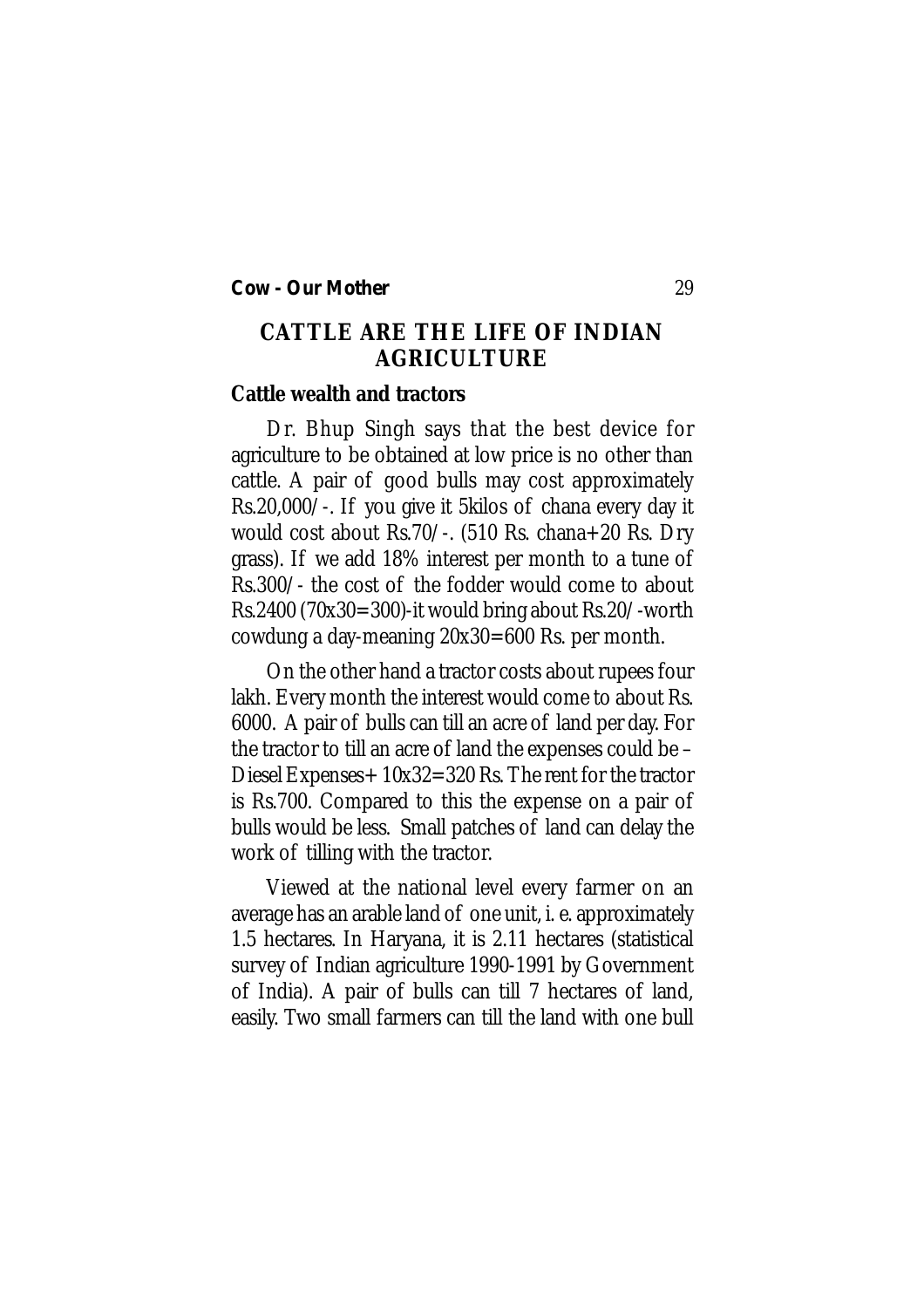## CATTLE ARE THE LIFE OF INDIAN AGRICULTURE

### Cattle wealth and tractors

Dr. Bhup Singh says that the best device for agriculture to be obtained at low price is no other than cattle. A pair of good bulls may cost approximately Rs.20,000/-. If you give it 5kilos of chana every day it would cost about Rs.70/-. (510 Rs. chana+20 Rs. Dry grass). If we add 18% interest per month to a tune of Rs.300/- the cost of the fodder would come to about Rs.2400 (70x30=300)-it would bring about Rs.20/-worth cowdung a day-meaning 20x30=600 Rs. per month.

On the other hand a tractor costs about rupees four lakh. Every month the interest would come to about Rs. 6000. A pair of bulls can till an acre of land per day. For the tractor to till an acre of land the expenses could be – Diesel Expenses+ 10x32=320 Rs. The rent for the tractor is Rs.700. Compared to this the expense on a pair of bulls would be less. Small patches of land can delay the work of tilling with the tractor.

Viewed at the national level every farmer on an average has an arable land of one unit, i. e. approximately 1.5 hectares. In Haryana, it is 2.11 hectares (statistical survey of Indian agriculture 1990-1991 by Government of India). A pair of bulls can till 7 hectares of land, easily. Two small farmers can till the land with one bull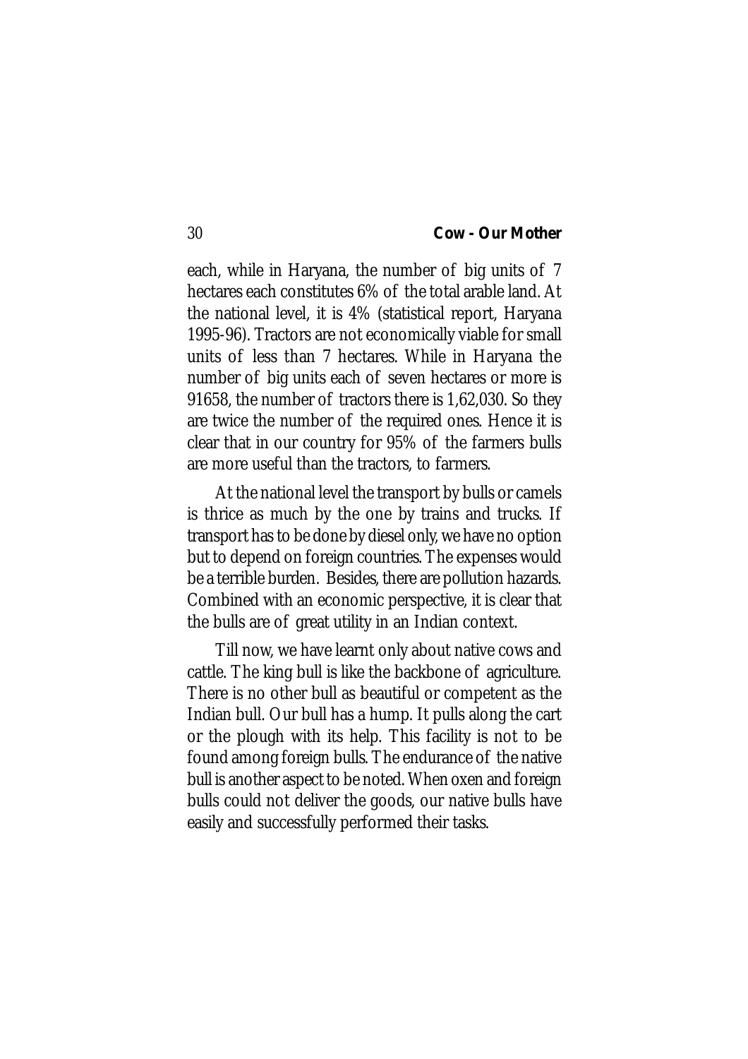each, while in Haryana, the number of big units of 7 hectares each constitutes 6% of the total arable land. At the national level, it is 4% (statistical report, Haryana 1995-96). Tractors are not economically viable for small units of less than 7 hectares. While in Haryana the number of big units each of seven hectares or more is 91658, the number of tractors there is 1,62,030. So they are twice the number of the required ones. Hence it is clear that in our country for 95% of the farmers bulls are more useful than the tractors, to farmers.

At the national level the transport by bulls or camels is thrice as much by the one by trains and trucks. If transport has to be done by diesel only, we have no option but to depend on foreign countries. The expenses would be a terrible burden. Besides, there are pollution hazards. Combined with an economic perspective, it is clear that the bulls are of great utility in an Indian context.

Till now, we have learnt only about native cows and cattle. The king bull is like the backbone of agriculture. There is no other bull as beautiful or competent as the Indian bull. Our bull has a hump. It pulls along the cart or the plough with its help. This facility is not to be found among foreign bulls. The endurance of the native bull is another aspect to be noted. When oxen and foreign bulls could not deliver the goods, our native bulls have easily and successfully performed their tasks.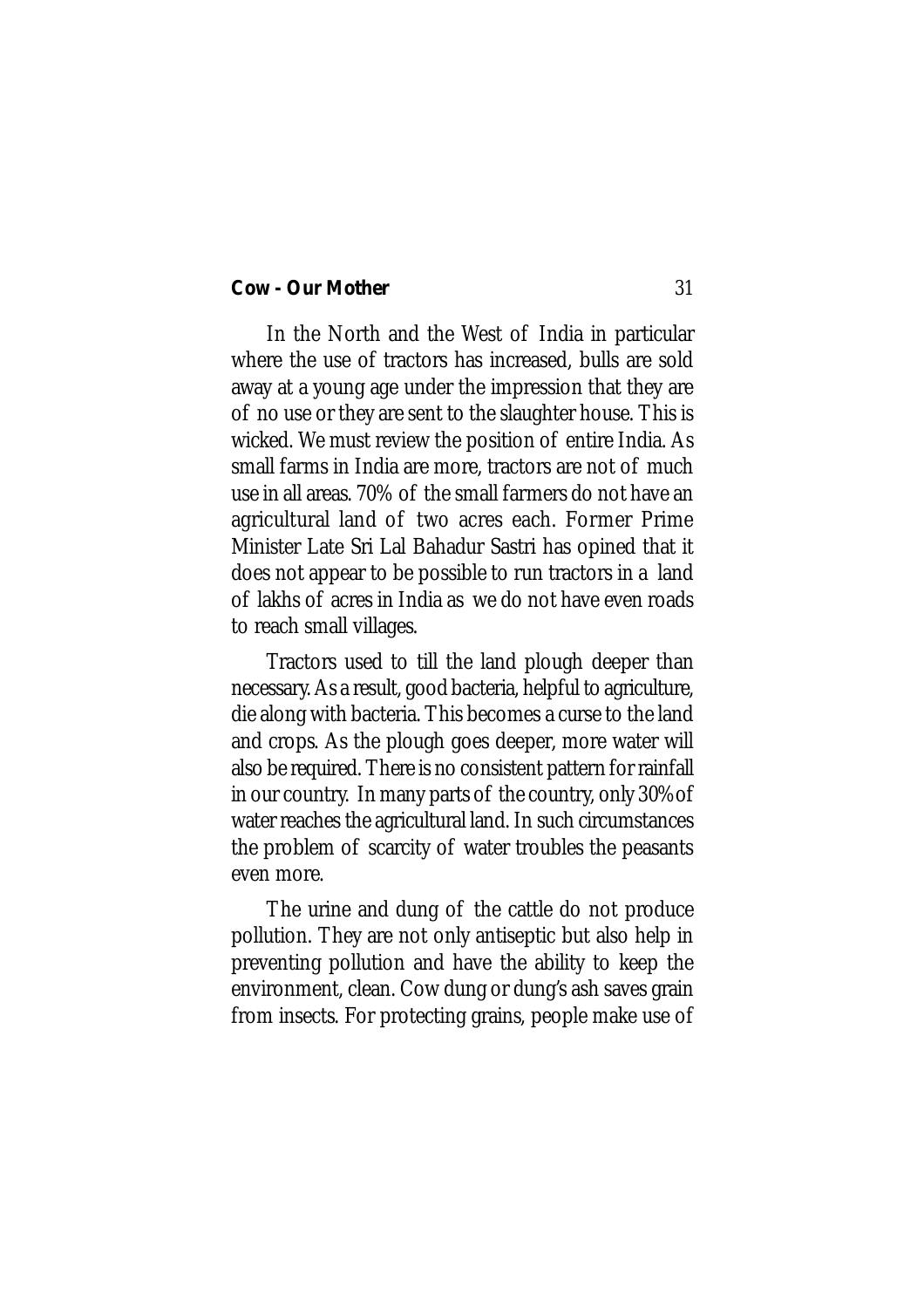In the North and the West of India in particular where the use of tractors has increased, bulls are sold away at a young age under the impression that they are of no use or they are sent to the slaughter house. This is wicked. We must review the position of entire India. As small farms in India are more, tractors are not of much use in all areas. 70% of the small farmers do not have an agricultural land of two acres each. Former Prime Minister Late Sri Lal Bahadur Sastri has opined that it does not appear to be possible to run tractors in a land of lakhs of acres in India as we do not have even roads to reach small villages.

Tractors used to till the land plough deeper than necessary. As a result, good bacteria, helpful to agriculture, die along with bacteria. This becomes a curse to the land and crops. As the plough goes deeper, more water will also be required. There is no consistent pattern for rainfall in our country. In many parts of the country, only 30% of water reaches the agricultural land. In such circumstances the problem of scarcity of water troubles the peasants even more.

The urine and dung of the cattle do not produce pollution. They are not only antiseptic but also help in preventing pollution and have the ability to keep the environment, clean. Cow dung or dung's ash saves grain from insects. For protecting grains, people make use of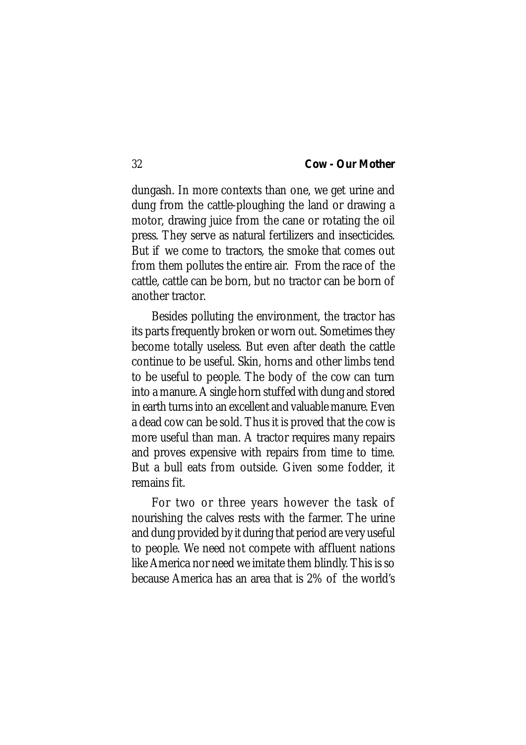dungash. In more contexts than one, we get urine and dung from the cattle-ploughing the land or drawing a motor, drawing juice from the cane or rotating the oil press. They serve as natural fertilizers and insecticides. But if we come to tractors, the smoke that comes out from them pollutes the entire air. From the race of the cattle, cattle can be born, but no tractor can be born of another tractor.

Besides polluting the environment, the tractor has its parts frequently broken or worn out. Sometimes they become totally useless. But even after death the cattle continue to be useful. Skin, horns and other limbs tend to be useful to people. The body of the cow can turn into a manure. A single horn stuffed with dung and stored in earth turns into an excellent and valuable manure. Even a dead cow can be sold. Thus it is proved that the cow is more useful than man. A tractor requires many repairs and proves expensive with repairs from time to time. But a bull eats from outside. Given some fodder, it remains fit.

For two or three years however the task of nourishing the calves rests with the farmer. The urine and dung provided by it during that period are very useful to people. We need not compete with affluent nations like America nor need we imitate them blindly. This is so because America has an area that is 2% of the world's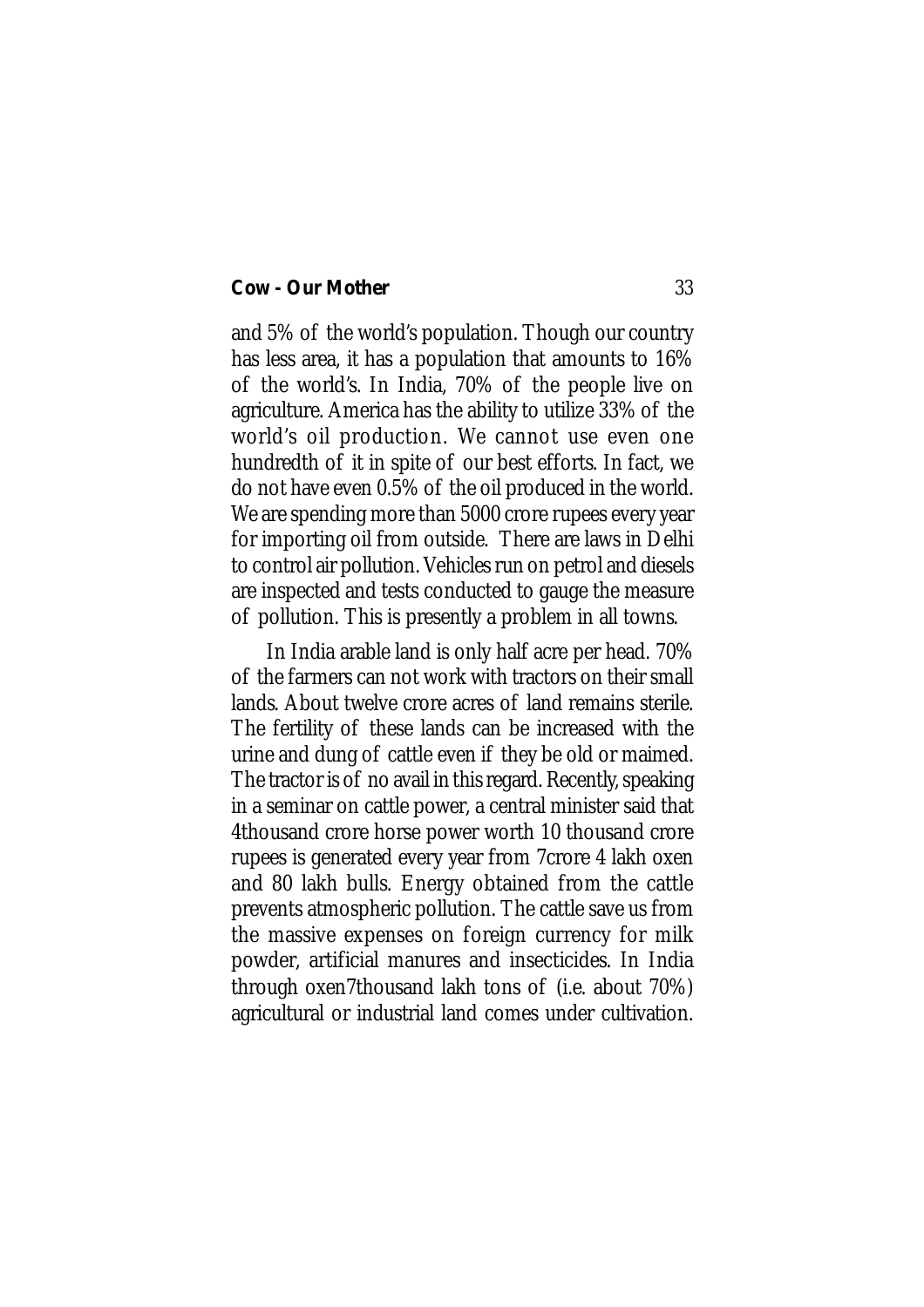and 5% of the world's population. Though our country has less area, it has a population that amounts to 16% of the world's. In India, 70% of the people live on agriculture. America has the ability to utilize 33% of the world's oil production. We cannot use even one hundredth of it in spite of our best efforts. In fact, we do not have even 0.5% of the oil produced in the world. We are spending more than 5000 crore rupees every year for importing oil from outside. There are laws in Delhi to control air pollution. Vehicles run on petrol and diesels are inspected and tests conducted to gauge the measure of pollution. This is presently a problem in all towns.

In India arable land is only half acre per head. 70% of the farmers can not work with tractors on their small lands. About twelve crore acres of land remains sterile. The fertility of these lands can be increased with the urine and dung of cattle even if they be old or maimed. The tractor is of no avail in this regard. Recently, speaking in a seminar on cattle power, a central minister said that 4thousand crore horse power worth 10 thousand crore rupees is generated every year from 7crore 4 lakh oxen and 80 lakh bulls. Energy obtained from the cattle prevents atmospheric pollution. The cattle save us from the massive expenses on foreign currency for milk powder, artificial manures and insecticides. In India through oxen7thousand lakh tons of (i.e. about 70%) agricultural or industrial land comes under cultivation.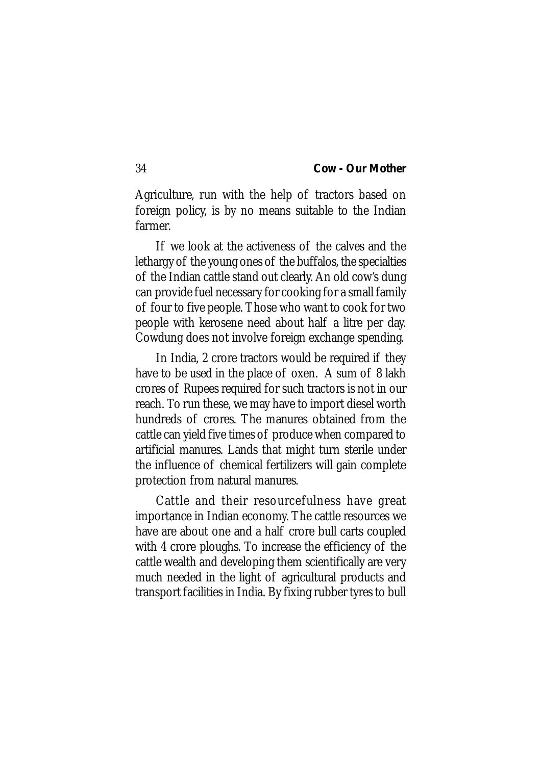Agriculture, run with the help of tractors based on foreign policy, is by no means suitable to the Indian farmer.

If we look at the activeness of the calves and the lethargy of the young ones of the buffalos, the specialties of the Indian cattle stand out clearly. An old cow's dung can provide fuel necessary for cooking for a small family of four to five people. Those who want to cook for two people with kerosene need about half a litre per day. Cowdung does not involve foreign exchange spending.

In India, 2 crore tractors would be required if they have to be used in the place of oxen. A sum of 8 lakh crores of Rupees required for such tractors is not in our reach. To run these, we may have to import diesel worth hundreds of crores. The manures obtained from the cattle can yield five times of produce when compared to artificial manures. Lands that might turn sterile under the influence of chemical fertilizers will gain complete protection from natural manures.

Cattle and their resourcefulness have great importance in Indian economy. The cattle resources we have are about one and a half crore bull carts coupled with 4 crore ploughs. To increase the efficiency of the cattle wealth and developing them scientifically are very much needed in the light of agricultural products and transport facilities in India. By fixing rubber tyres to bull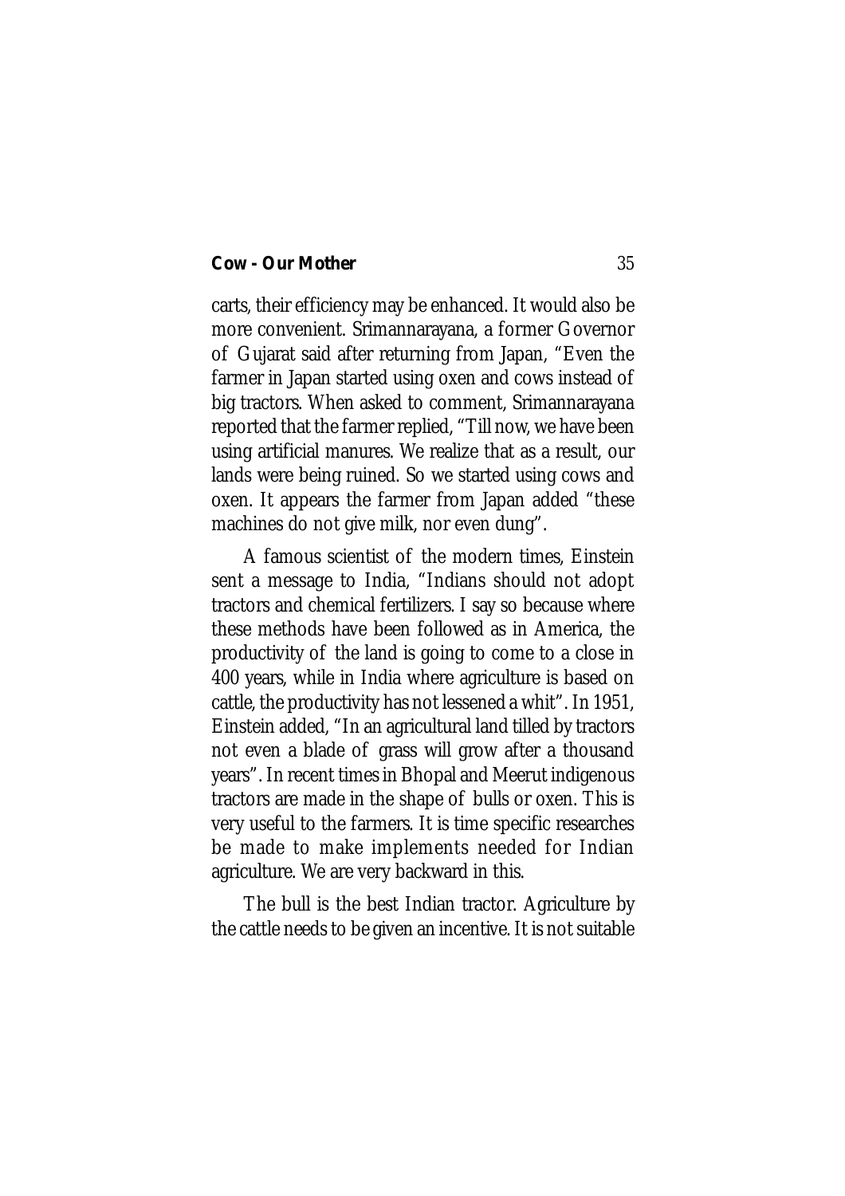carts, their efficiency may be enhanced. It would also be more convenient. Srimannarayana, a former Governor of Gujarat said after returning from Japan, “Even the farmer in Japan started using oxen and cows instead of big tractors. When asked to comment, Srimannarayana reported that the farmer replied, “Till now, we have been using artificial manures. We realize that as a result, our lands were being ruined. So we started using cows and oxen. It appears the farmer from Japan added “these machines do not give milk, nor even dung”.

A famous scientist of the modern times, Einstein sent a message to India, “Indians should not adopt tractors and chemical fertilizers. I say so because where these methods have been followed as in America, the productivity of the land is going to come to a close in 400 years, while in India where agriculture is based on cattle, the productivity has not lessened a whit”. In 1951, Einstein added, “In an agricultural land tilled by tractors not even a blade of grass will grow after a thousand years”. In recent times in Bhopal and Meerut indigenous tractors are made in the shape of bulls or oxen. This is very useful to the farmers. It is time specific researches be made to make implements needed for Indian agriculture. We are very backward in this.

The bull is the best Indian tractor. Agriculture by the cattle needs to be given an incentive. It is not suitable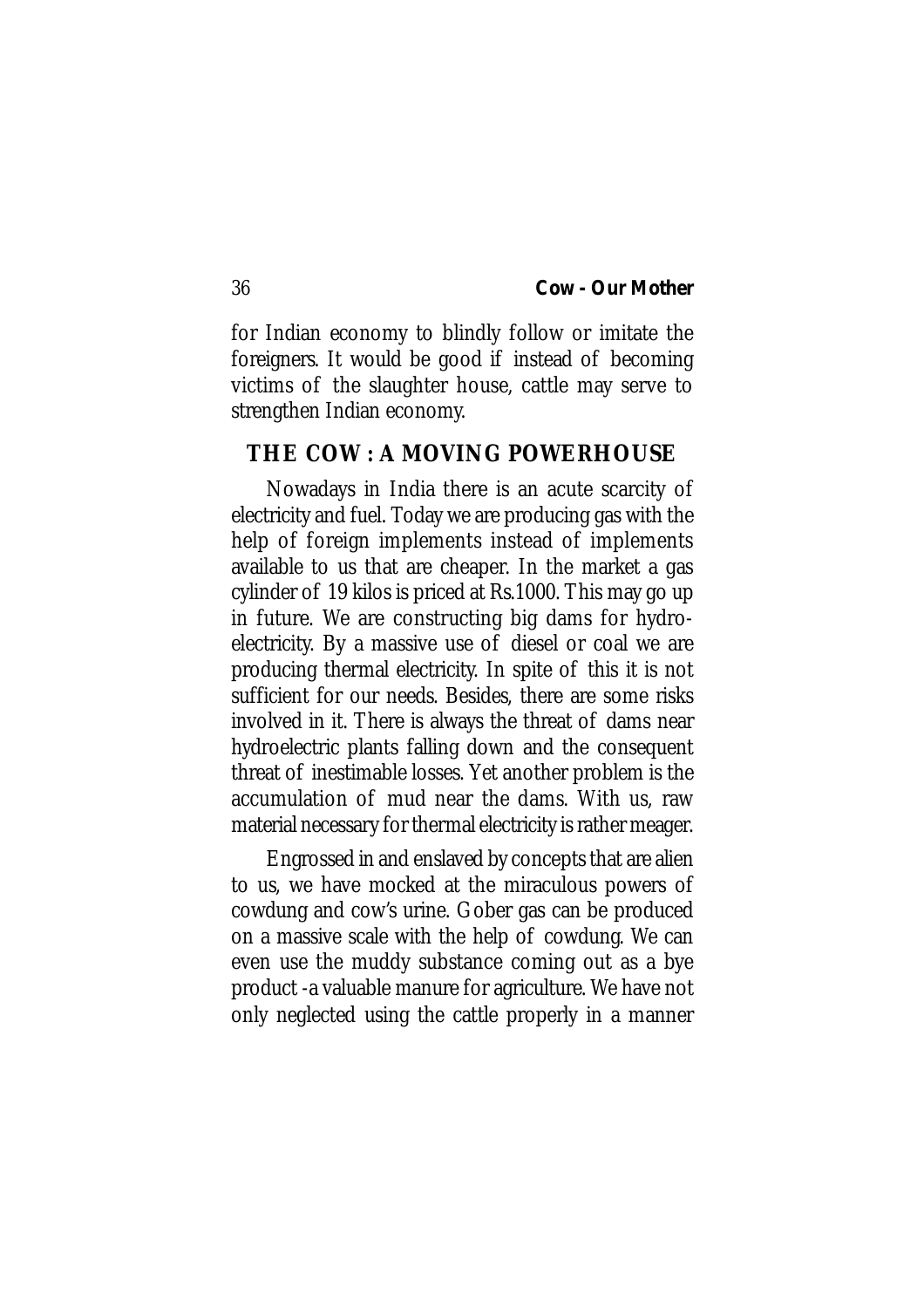for Indian economy to blindly follow or imitate the foreigners. It would be good if instead of becoming victims of the slaughter house, cattle may serve to strengthen Indian economy.

## THE COW : A MOVING POWERHOUSE

Nowadays in India there is an acute scarcity of electricity and fuel. Today we are producing gas with the help of foreign implements instead of implements available to us that are cheaper. In the market a gas cylinder of 19 kilos is priced at Rs.1000. This may go up in future. We are constructing big dams for hydro-electricity. By a massive use of diesel or coal we are producing thermal electricity. In spite of this it is not sufficient for our needs. Besides, there are some risks involved in it. There is always the threat of dams near hydroelectric plants falling down and the consequent threat of inestimable losses. Yet another problem is the accumulation of mud near the dams. With us, raw material necessary for thermal electricity is rather meager.

Engrossed in and enslaved by concepts that are alien to us, we have mocked at the miraculous powers of cowdung and cow's urine. Gober gas can be produced on a massive scale with the help of cowdung. We can even use the muddy substance coming out as a bye product -a valuable manure for agriculture. We have not only neglected using the cattle properly in a manner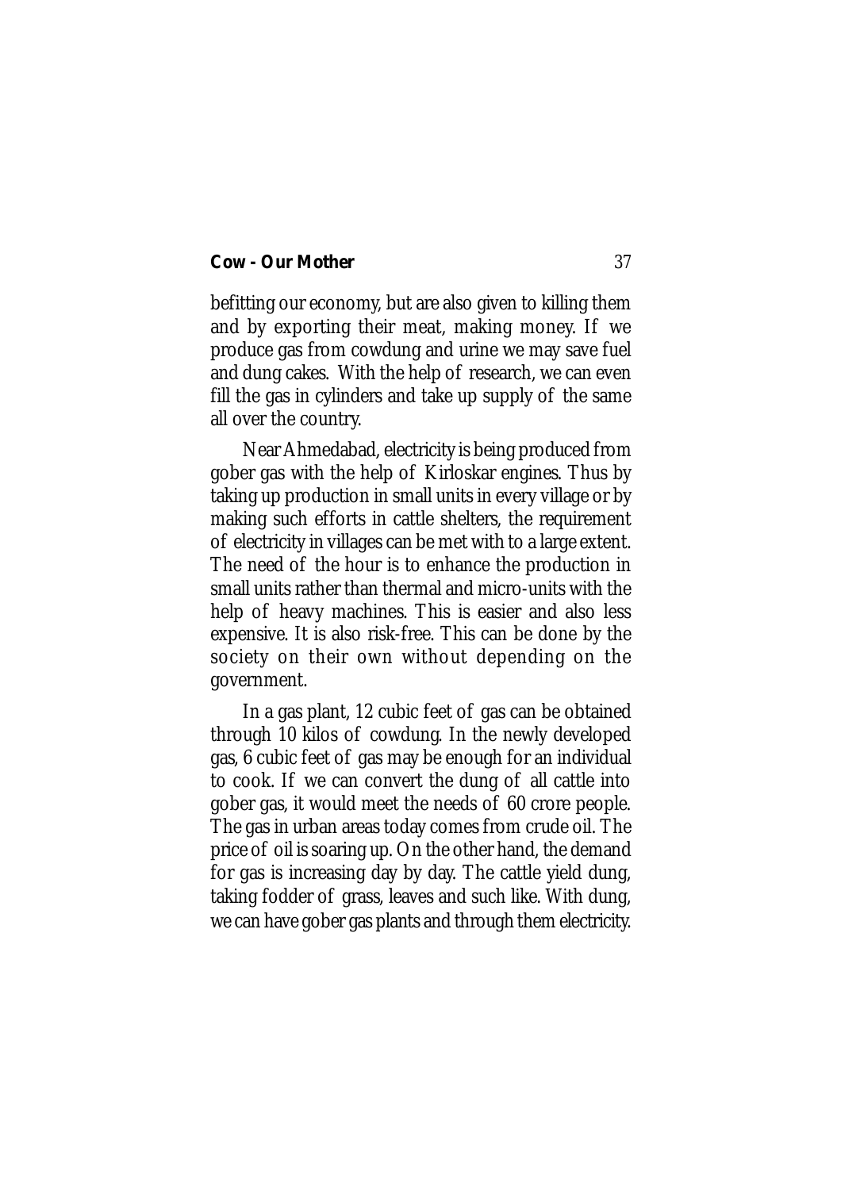befitting our economy, but are also given to killing them and by exporting their meat, making money. If we produce gas from cowdung and urine we may save fuel and dung cakes. With the help of research, we can even fill the gas in cylinders and take up supply of the same all over the country.

Near Ahmedabad, electricity is being produced from gober gas with the help of Kirloskar engines. Thus by taking up production in small units in every village or by making such efforts in cattle shelters, the requirement of electricity in villages can be met with to a large extent. The need of the hour is to enhance the production in small units rather than thermal and micro-units with the help of heavy machines. This is easier and also less expensive. It is also risk-free. This can be done by the society on their own without depending on the government.

In a gas plant, 12 cubic feet of gas can be obtained through 10 kilos of cowdung. In the newly developed gas, 6 cubic feet of gas may be enough for an individual to cook. If we can convert the dung of all cattle into gober gas, it would meet the needs of 60 crore people. The gas in urban areas today comes from crude oil. The price of oil is soaring up. On the other hand, the demand for gas is increasing day by day. The cattle yield dung, taking fodder of grass, leaves and such like. With dung, we can have gober gas plants and through them electricity.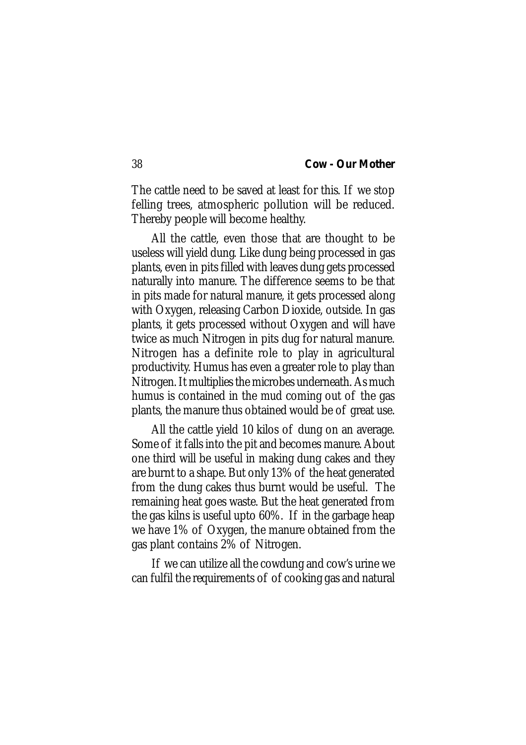The cattle need to be saved at least for this. If we stop felling trees, atmospheric pollution will be reduced. Thereby people will become healthy.

All the cattle, even those that are thought to be useless will yield dung. Like dung being processed in gas plants, even in pits filled with leaves dung gets processed naturally into manure. The difference seems to be that in pits made for natural manure, it gets processed along with Oxygen, releasing Carbon Dioxide, outside. In gas plants, it gets processed without Oxygen and will have twice as much Nitrogen in pits dug for natural manure. Nitrogen has a definite role to play in agricultural productivity. Humus has even a greater role to play than Nitrogen. It multiplies the microbes underneath. As much humus is contained in the mud coming out of the gas plants, the manure thus obtained would be of great use.

All the cattle yield 10 kilos of dung on an average. Some of it falls into the pit and becomes manure. About one third will be useful in making dung cakes and they are burnt to a shape. But only 13% of the heat generated from the dung cakes thus burnt would be useful. The remaining heat goes waste. But the heat generated from the gas kilns is useful upto 60%. If in the garbage heap we have 1% of Oxygen, the manure obtained from the gas plant contains 2% of Nitrogen.

If we can utilize all the cowdung and cow's urine we can fulfil the requirements of of cooking gas and natural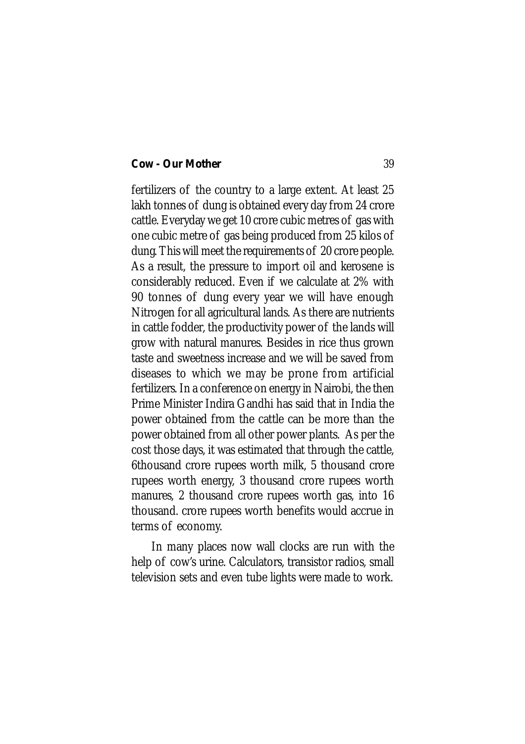fertilizers of the country to a large extent. At least 25 lakh tonnes of dung is obtained every day from 24 crore cattle. Everyday we get 10 crore cubic metres of gas with one cubic metre of gas being produced from 25 kilos of dung. This will meet the requirements of 20 crore people. As a result, the pressure to import oil and kerosene is considerably reduced. Even if we calculate at 2% with 90 tonnes of dung every year we will have enough Nitrogen for all agricultural lands. As there are nutrients in cattle fodder, the productivity power of the lands will grow with natural manures. Besides in rice thus grown taste and sweetness increase and we will be saved from diseases to which we may be prone from artificial fertilizers. In a conference on energy in Nairobi, the then Prime Minister Indira Gandhi has said that in India the power obtained from the cattle can be more than the power obtained from all other power plants. As per the cost those days, it was estimated that through the cattle, 6thousand crore rupees worth milk, 5 thousand crore rupees worth energy, 3 thousand crore rupees worth manures, 2 thousand crore rupees worth gas, into 16 thousand. crore rupees worth benefits would accrue in terms of economy.

In many places now wall clocks are run with the help of cow's urine. Calculators, transistor radios, small television sets and even tube lights were made to work.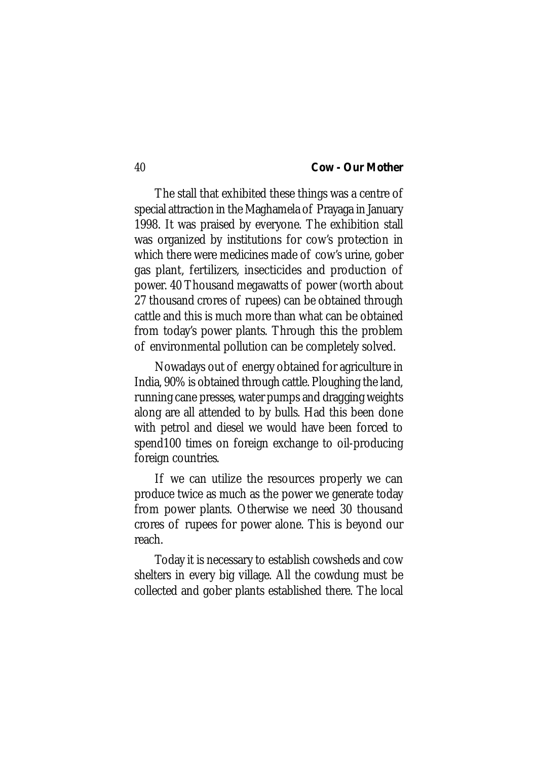The stall that exhibited these things was a centre of special attraction in the Maghamela of Prayaga in January 1998. It was praised by everyone. The exhibition stall was organized by institutions for cow's protection in which there were medicines made of cow's urine, gober gas plant, fertilizers, insecticides and production of power. 40 Thousand megawatts of power (worth about 27 thousand crores of rupees) can be obtained through cattle and this is much more than what can be obtained from today's power plants. Through this the problem of environmental pollution can be completely solved.

Nowadays out of energy obtained for agriculture in India, 90% is obtained through cattle. Ploughing the land, running cane presses, water pumps and dragging weights along are all attended to by bulls. Had this been done with petrol and diesel we would have been forced to spend100 times on foreign exchange to oil-producing foreign countries.

If we can utilize the resources properly we can produce twice as much as the power we generate today from power plants. Otherwise we need 30 thousand crores of rupees for power alone. This is beyond our reach.

Today it is necessary to establish cowsheds and cow shelters in every big village. All the cowdung must be collected and gober plants established there. The local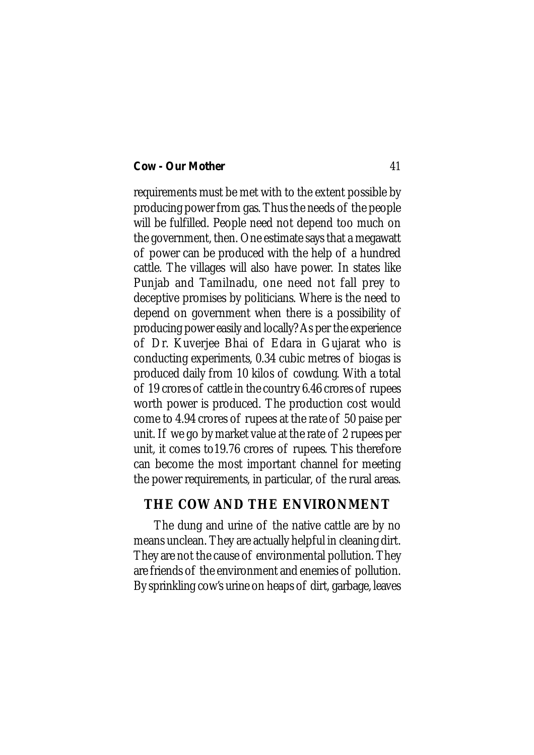requirements must be met with to the extent possible by producing power from gas. Thus the needs of the people will be fulfilled. People need not depend too much on the government, then. One estimate says that a megawatt of power can be produced with the help of a hundred cattle. The villages will also have power. In states like Punjab and Tamilnadu, one need not fall prey to deceptive promises by politicians. Where is the need to depend on government when there is a possibility of producing power easily and locally? As per the experience of Dr. Kuverjee Bhai of Edara in Gujarat who is conducting experiments, 0.34 cubic metres of biogas is produced daily from 10 kilos of cowdung. With a total of 19 crores of cattle in the country 6.46 crores of rupees worth power is produced. The production cost would come to 4.94 crores of rupees at the rate of 50 paise per unit. If we go by market value at the rate of 2 rupees per unit, it comes to19.76 crores of rupees. This therefore can become the most important channel for meeting the power requirements, in particular, of the rural areas.

## THE COW AND THE ENVIRONMENT

The dung and urine of the native cattle are by no means unclean. They are actually helpful in cleaning dirt. They are not the cause of environmental pollution. They are friends of the environment and enemies of pollution. By sprinkling cow's urine on heaps of dirt, garbage, leaves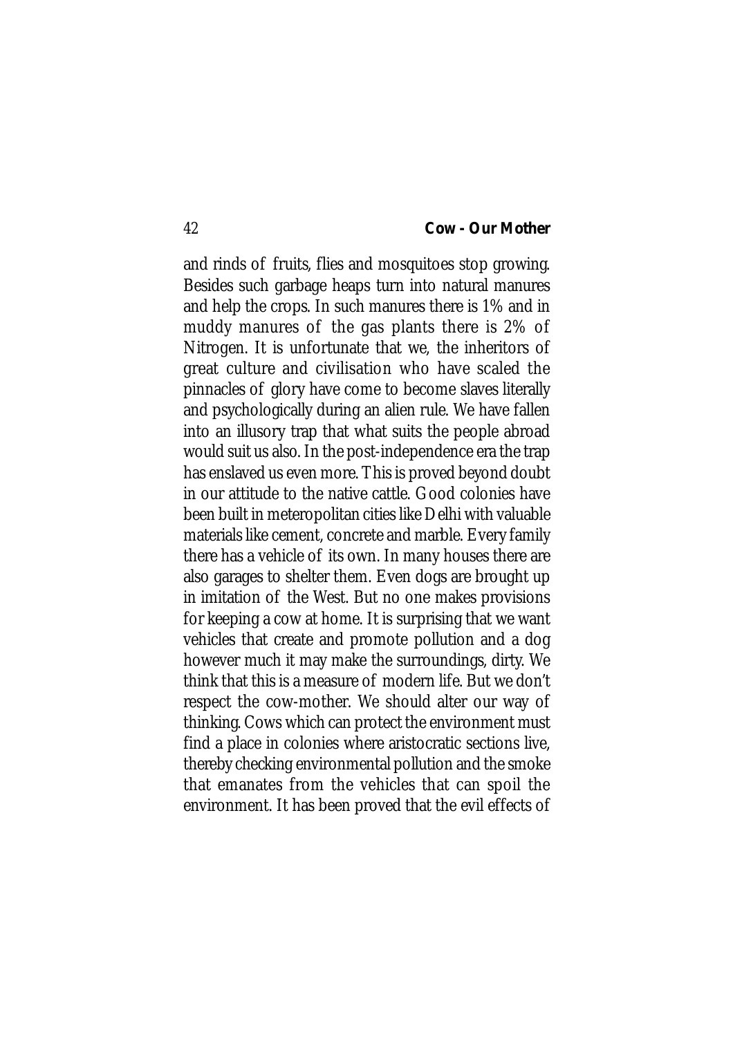and rinds of fruits, flies and mosquitoes stop growing. Besides such garbage heaps turn into natural manures and help the crops. In such manures there is 1% and in muddy manures of the gas plants there is 2% of Nitrogen. It is unfortunate that we, the inheritors of great culture and civilisation who have scaled the pinnacles of glory have come to become slaves literally and psychologically during an alien rule. We have fallen into an illusory trap that what suits the people abroad would suit us also. In the post-independence era the trap has enslaved us even more. This is proved beyond doubt in our attitude to the native cattle. Good colonies have been built in meteropolitan cities like Delhi with valuable materials like cement, concrete and marble. Every family there has a vehicle of its own. In many houses there are also garages to shelter them. Even dogs are brought up in imitation of the West. But no one makes provisions for keeping a cow at home. It is surprising that we want vehicles that create and promote pollution and a dog however much it may make the surroundings, dirty. We think that this is a measure of modern life. But we don't respect the cow-mother. We should alter our way of thinking. Cows which can protect the environment must find a place in colonies where aristocratic sections live, thereby checking environmental pollution and the smoke that emanates from the vehicles that can spoil the environment. It has been proved that the evil effects of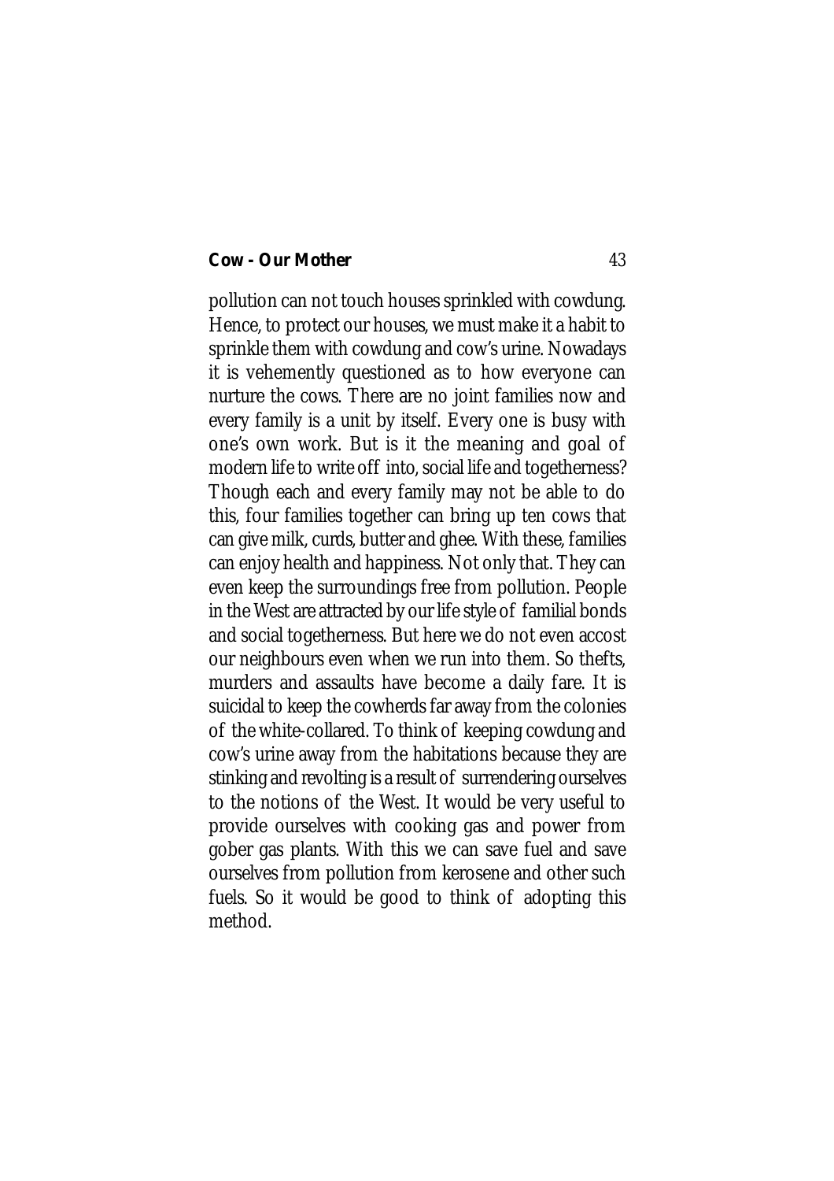pollution can not touch houses sprinkled with cowdung. Hence, to protect our houses, we must make it a habit to sprinkle them with cowdung and cow's urine. Nowadays it is vehemently questioned as to how everyone can nurture the cows. There are no joint families now and every family is a unit by itself. Every one is busy with one's own work. But is it the meaning and goal of modern life to write off into, social life and togetherness? Though each and every family may not be able to do this, four families together can bring up ten cows that can give milk, curds, butter and ghee. With these, families can enjoy health and happiness. Not only that. They can even keep the surroundings free from pollution. People in the West are attracted by our life style of familial bonds and social togetherness. But here we do not even accost our neighbours even when we run into them. So thefts, murders and assaults have become a daily fare. It is suicidal to keep the cowherds far away from the colonies of the white-collared. To think of keeping cowdung and cow's urine away from the habitations because they are stinking and revolting is a result of surrendering ourselves to the notions of the West. It would be very useful to provide ourselves with cooking gas and power from gober gas plants. With this we can save fuel and save ourselves from pollution from kerosene and other such fuels. So it would be good to think of adopting this method.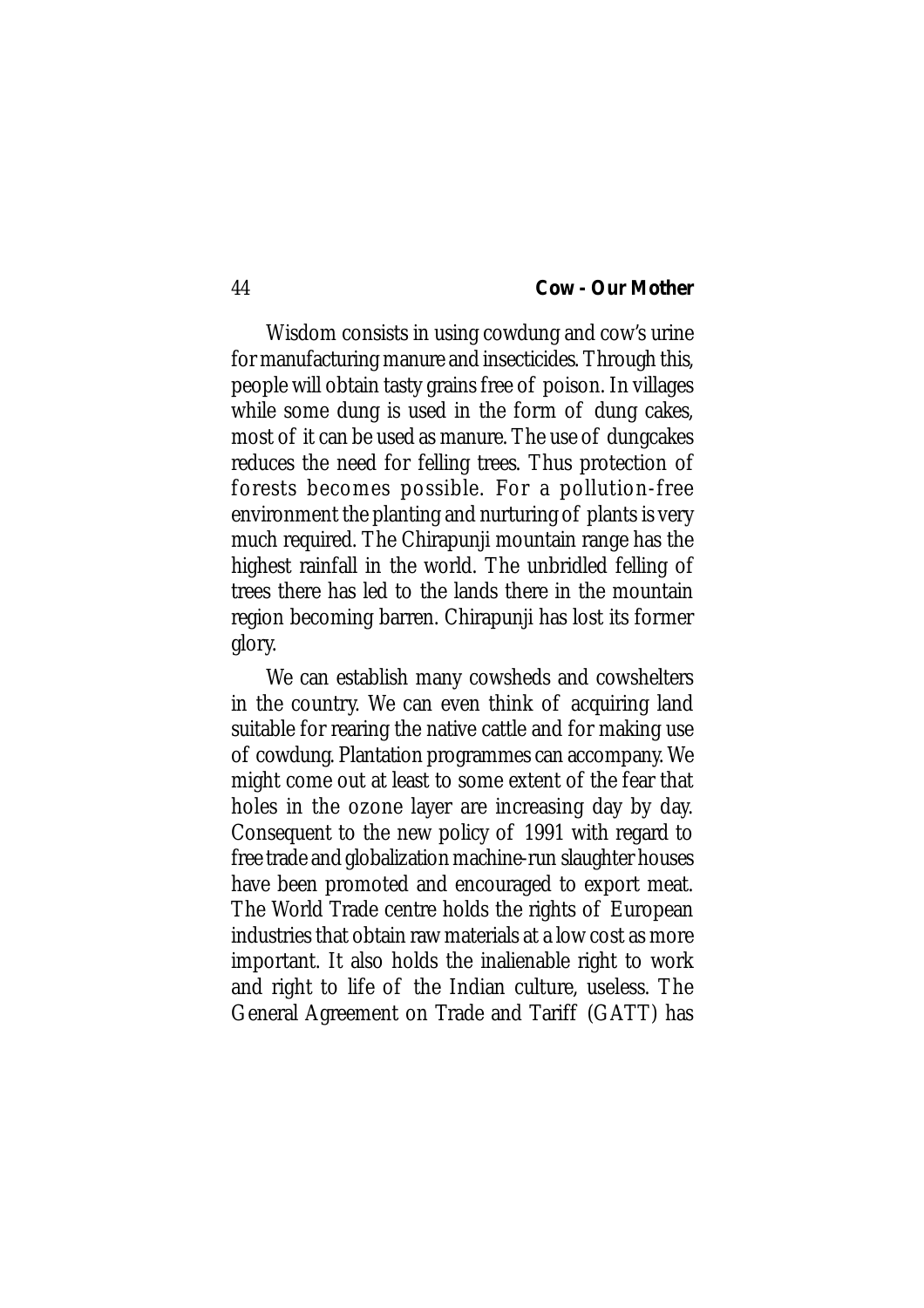Wisdom consists in using cowdung and cow's urine for manufacturing manure and insecticides. Through this, people will obtain tasty grains free of poison. In villages while some dung is used in the form of dung cakes, most of it can be used as manure. The use of dungcakes reduces the need for felling trees. Thus protection of forests becomes possible. For a pollution-free environment the planting and nurturing of plants is very much required. The Chirapunji mountain range has the highest rainfall in the world. The unbridled felling of trees there has led to the lands there in the mountain region becoming barren. Chirapunji has lost its former glory.

We can establish many cowsheds and cowshelters in the country. We can even think of acquiring land suitable for rearing the native cattle and for making use of cowdung. Plantation programmes can accompany. We might come out at least to some extent of the fear that holes in the ozone layer are increasing day by day. Consequent to the new policy of 1991 with regard to free trade and globalization machine-run slaughter houses have been promoted and encouraged to export meat. The World Trade centre holds the rights of European industries that obtain raw materials at a low cost as more important. It also holds the inalienable right to work and right to life of the Indian culture, useless. The General Agreement on Trade and Tariff (GATT) has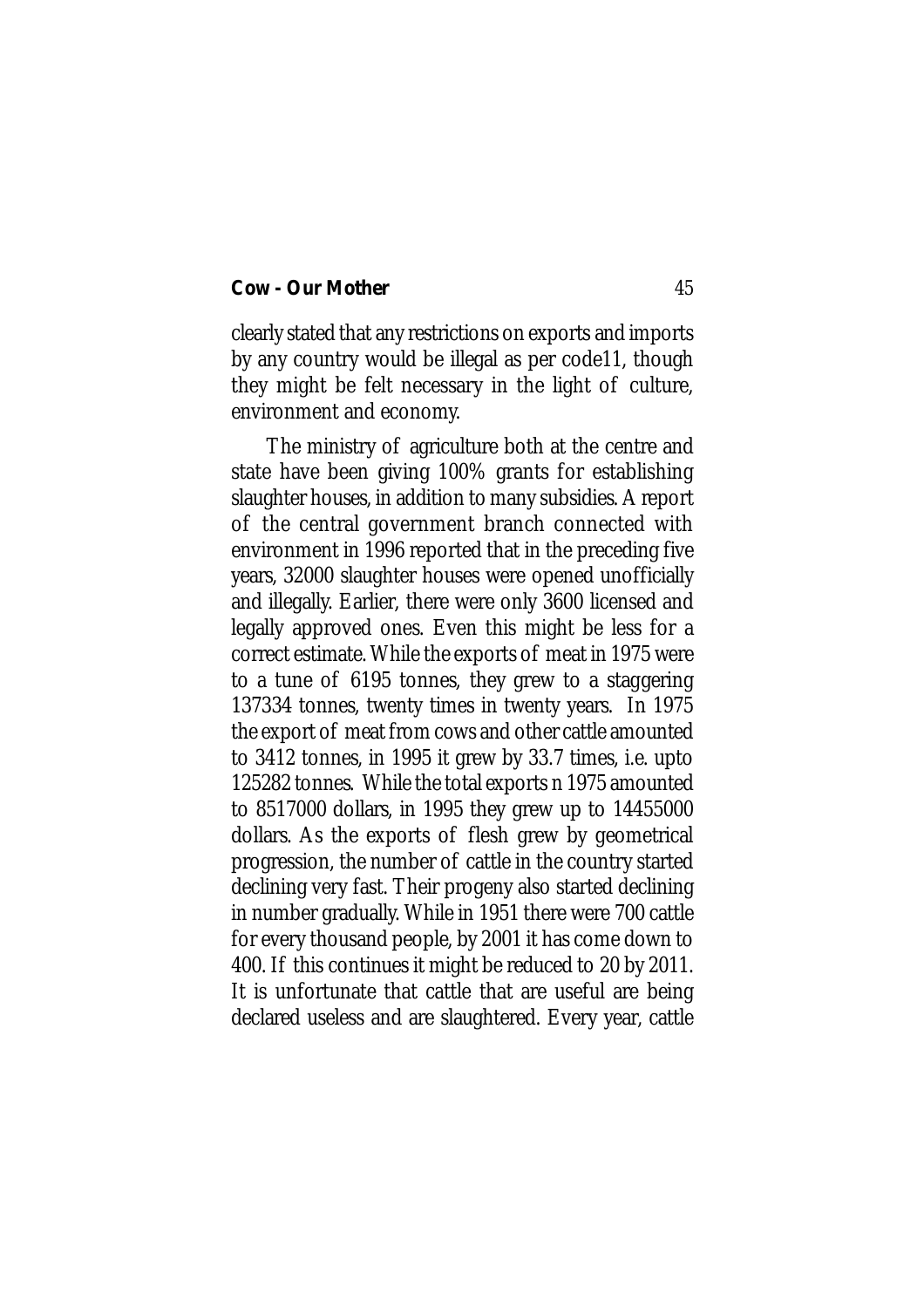clearly stated that any restrictions on exports and imports by any country would be illegal as per code11, though they might be felt necessary in the light of culture, environment and economy.

The ministry of agriculture both at the centre and state have been giving 100% grants for establishing slaughter houses, in addition to many subsidies. A report of the central government branch connected with environment in 1996 reported that in the preceding five years, 32000 slaughter houses were opened unofficially and illegally. Earlier, there were only 3600 licensed and legally approved ones. Even this might be less for a correct estimate. While the exports of meat in 1975 were to a tune of 6195 tonnes, they grew to a staggering 137334 tonnes, twenty times in twenty years. In 1975 the export of meat from cows and other cattle amounted to 3412 tonnes, in 1995 it grew by 33.7 times, i.e. upto 125282 tonnes. While the total exports n 1975 amounted to 8517000 dollars, in 1995 they grew up to 14455000 dollars. As the exports of flesh grew by geometrical progression, the number of cattle in the country started declining very fast. Their progeny also started declining in number gradually. While in 1951 there were 700 cattle for every thousand people, by 2001 it has come down to 400. If this continues it might be reduced to 20 by 2011. It is unfortunate that cattle that are useful are being declared useless and are slaughtered. Every year, cattle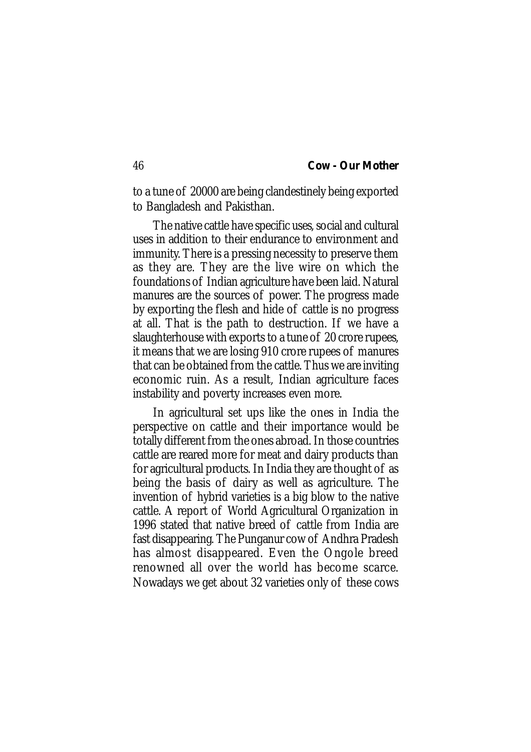to a tune of 20000 are being clandestinely being exported to Bangladesh and Pakisthan.

The native cattle have specific uses, social and cultural uses in addition to their endurance to environment and immunity. There is a pressing necessity to preserve them as they are. They are the live wire on which the foundations of Indian agriculture have been laid. Natural manures are the sources of power. The progress made by exporting the flesh and hide of cattle is no progress at all. That is the path to destruction. If we have a slaughterhouse with exports to a tune of 20 crore rupees, it means that we are losing 910 crore rupees of manures that can be obtained from the cattle. Thus we are inviting economic ruin. As a result, Indian agriculture faces instability and poverty increases even more.

In agricultural set ups like the ones in India the perspective on cattle and their importance would be totally different from the ones abroad. In those countries cattle are reared more for meat and dairy products than for agricultural products. In India they are thought of as being the basis of dairy as well as agriculture. The invention of hybrid varieties is a big blow to the native cattle. A report of World Agricultural Organization in 1996 stated that native breed of cattle from India are fast disappearing. The Punganur cow of Andhra Pradesh has almost disappeared. Even the Ongole breed renowned all over the world has become scarce. Nowadays we get about 32 varieties only of these cows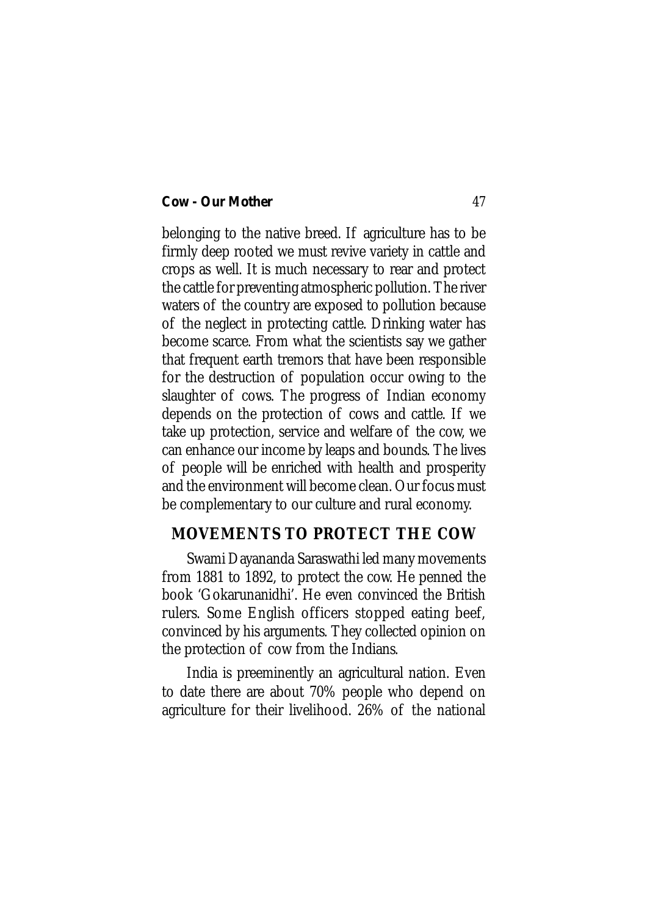belonging to the native breed. If agriculture has to be firmly deep rooted we must revive variety in cattle and crops as well. It is much necessary to rear and protect the cattle for preventing atmospheric pollution. The river waters of the country are exposed to pollution because of the neglect in protecting cattle. Drinking water has become scarce. From what the scientists say we gather that frequent earth tremors that have been responsible for the destruction of population occur owing to the slaughter of cows. The progress of Indian economy depends on the protection of cows and cattle. If we take up protection, service and welfare of the cow, we can enhance our income by leaps and bounds. The lives of people will be enriched with health and prosperity and the environment will become clean. Our focus must be complementary to our culture and rural economy.

## MOVEMENTS TO PROTECT THE COW

Swami Dayananda Saraswathi led many movements from 1881 to 1892, to protect the cow. He penned the book 'Gokarunanidhi'. He even convinced the British rulers. Some English officers stopped eating beef, convinced by his arguments. They collected opinion on the protection of cow from the Indians.

India is preeminently an agricultural nation. Even to date there are about 70% people who depend on agriculture for their livelihood. 26% of the national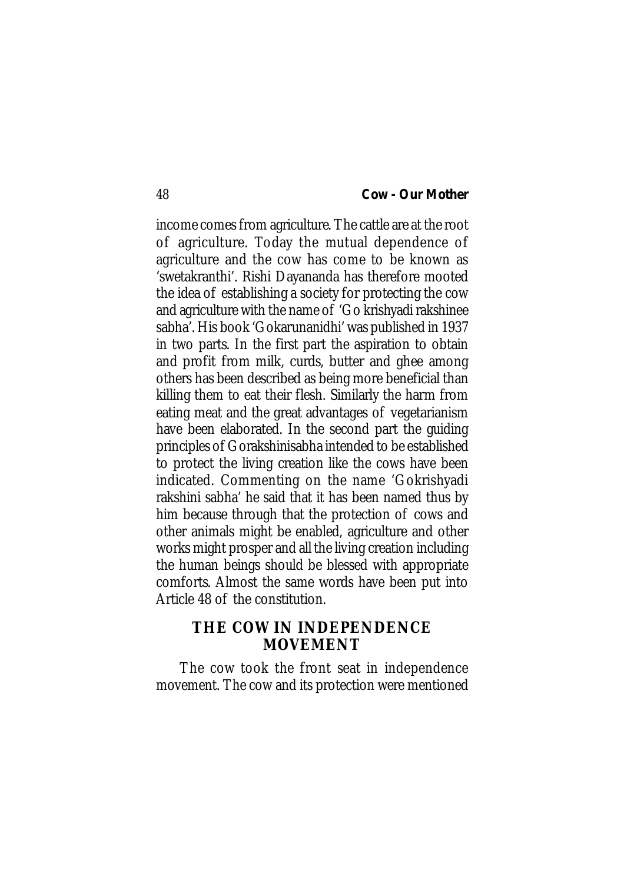income comes from agriculture. The cattle are at the root of agriculture. Today the mutual dependence of agriculture and the cow has come to be known as 'swetakranthi'. Rishi Dayananda has therefore mooted the idea of establishing a society for protecting the cow and agriculture with the name of 'Go krishyadi rakshinee sabha'. His book 'Gokarunanidhi' was published in 1937 in two parts. In the first part the aspiration to obtain and profit from milk, curds, butter and ghee among others has been described as being more beneficial than killing them to eat their flesh. Similarly the harm from eating meat and the great advantages of vegetarianism have been elaborated. In the second part the guiding principles of Gorakshinisabha intended to be established to protect the living creation like the cows have been indicated. Commenting on the name 'Gokrishyadi rakshini sabha' he said that it has been named thus by him because through that the protection of cows and other animals might be enabled, agriculture and other works might prosper and all the living creation including the human beings should be blessed with appropriate comforts. Almost the same words have been put into Article 48 of the constitution.

## THE COW IN INDEPENDENCE MOVEMENT

The cow took the front seat in independence movement. The cow and its protection were mentioned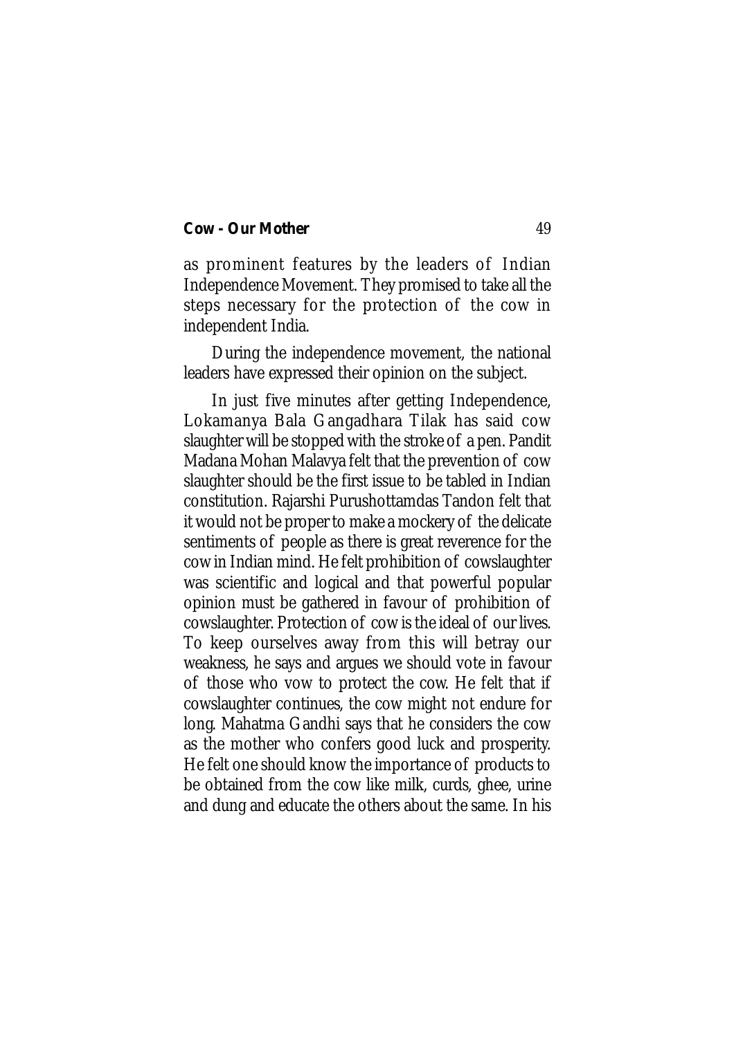as prominent features by the leaders of Indian Independence Movement. They promised to take all the steps necessary for the protection of the cow in independent India.

During the independence movement, the national leaders have expressed their opinion on the subject.

In just five minutes after getting Independence, Lokamanya Bala Gangadhara Tilak has said cow slaughter will be stopped with the stroke of a pen. Pandit Madana Mohan Malavya felt that the prevention of cow slaughter should be the first issue to be tabled in Indian constitution. Rajarshi Purushottamdas Tandon felt that it would not be proper to make a mockery of the delicate sentiments of people as there is great reverence for the cow in Indian mind. He felt prohibition of cowslaughter was scientific and logical and that powerful popular opinion must be gathered in favour of prohibition of cowslaughter. Protection of cow is the ideal of our lives. To keep ourselves away from this will betray our weakness, he says and argues we should vote in favour of those who vow to protect the cow. He felt that if cowslaughter continues, the cow might not endure for long. Mahatma Gandhi says that he considers the cow as the mother who confers good luck and prosperity. He felt one should know the importance of products to be obtained from the cow like milk, curds, ghee, urine and dung and educate the others about the same. In his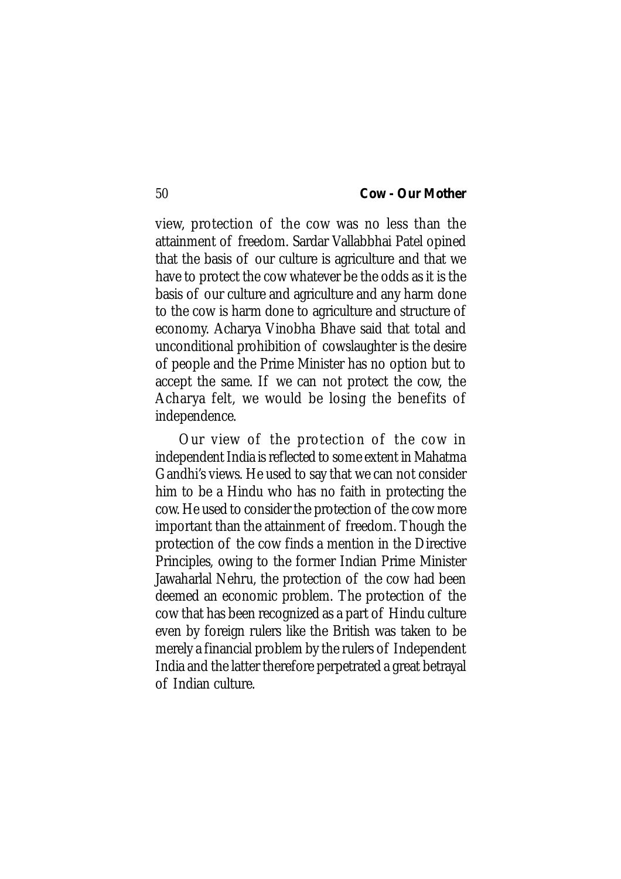view, protection of the cow was no less than the attainment of freedom. Sardar Vallabbhai Patel opined that the basis of our culture is agriculture and that we have to protect the cow whatever be the odds as it is the basis of our culture and agriculture and any harm done to the cow is harm done to agriculture and structure of economy. Acharya Vinobha Bhave said that total and unconditional prohibition of cowslaughter is the desire of people and the Prime Minister has no option but to accept the same. If we can not protect the cow, the Acharya felt, we would be losing the benefits of independence.

Our view of the protection of the cow in independent India is reflected to some extent in Mahatma Gandhi's views. He used to say that we can not consider him to be a Hindu who has no faith in protecting the cow. He used to consider the protection of the cow more important than the attainment of freedom. Though the protection of the cow finds a mention in the Directive Principles, owing to the former Indian Prime Minister Jawaharlal Nehru, the protection of the cow had been deemed an economic problem. The protection of the cow that has been recognized as a part of Hindu culture even by foreign rulers like the British was taken to be merely a financial problem by the rulers of Independent India and the latter therefore perpetrated a great betrayal of Indian culture.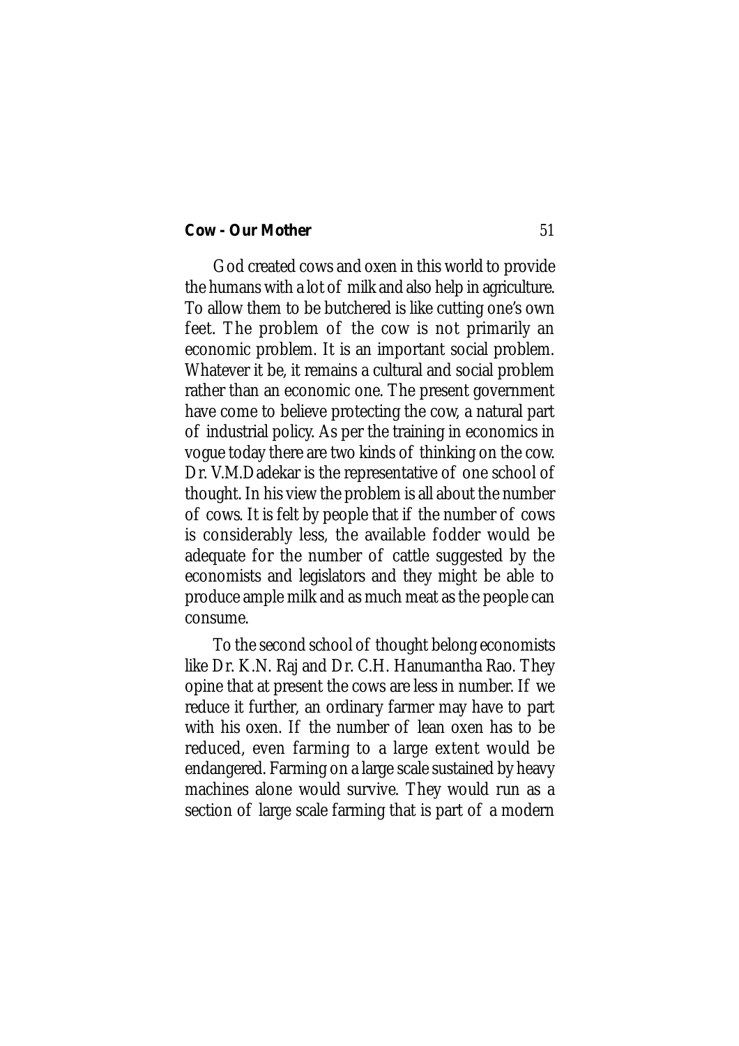God created cows and oxen in this world to provide the humans with a lot of milk and also help in agriculture. To allow them to be butchered is like cutting one's own feet. The problem of the cow is not primarily an economic problem. It is an important social problem. Whatever it be, it remains a cultural and social problem rather than an economic one. The present government have come to believe protecting the cow, a natural part of industrial policy. As per the training in economics in vogue today there are two kinds of thinking on the cow. Dr. V.M.Dadekar is the representative of one school of thought. In his view the problem is all about the number of cows. It is felt by people that if the number of cows is considerably less, the available fodder would be adequate for the number of cattle suggested by the economists and legislators and they might be able to produce ample milk and as much meat as the people can consume.

To the second school of thought belong economists like Dr. K.N. Raj and Dr. C.H. Hanumantha Rao. They opine that at present the cows are less in number. If we reduce it further, an ordinary farmer may have to part with his oxen. If the number of lean oxen has to be reduced, even farming to a large extent would be endangered. Farming on a large scale sustained by heavy machines alone would survive. They would run as a section of large scale farming that is part of a modern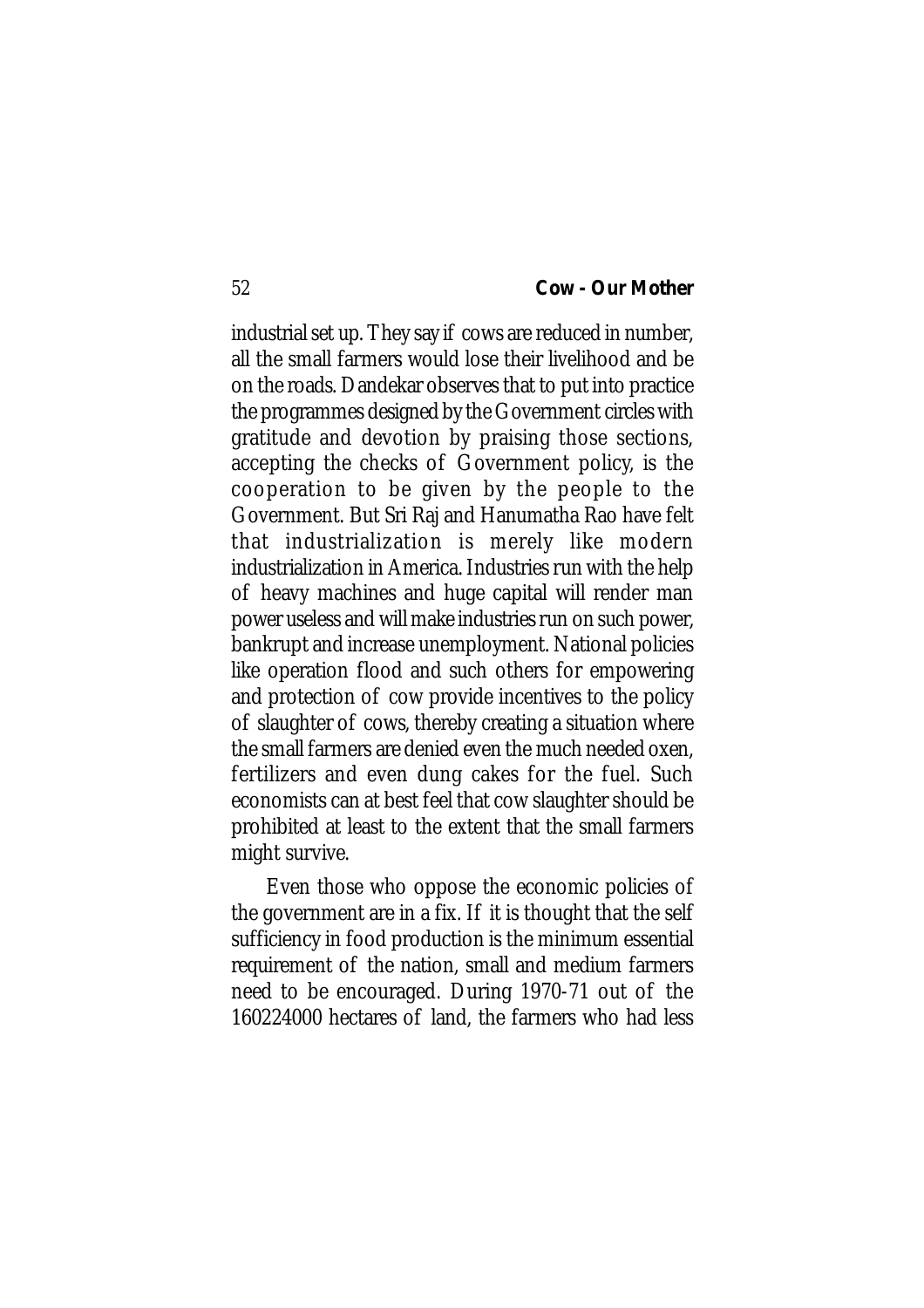industrial set up. They say if cows are reduced in number, all the small farmers would lose their livelihood and be on the roads. Dandekar observes that to put into practice the programmes designed by the Government circles with gratitude and devotion by praising those sections, accepting the checks of Government policy, is the cooperation to be given by the people to the Government. But Sri Raj and Hanumatha Rao have felt that industrialization is merely like modern industrialization in America. Industries run with the help of heavy machines and huge capital will render man power useless and will make industries run on such power, bankrupt and increase unemployment. National policies like operation flood and such others for empowering and protection of cow provide incentives to the policy of slaughter of cows, thereby creating a situation where the small farmers are denied even the much needed oxen, fertilizers and even dung cakes for the fuel. Such economists can at best feel that cow slaughter should be prohibited at least to the extent that the small farmers might survive.

Even those who oppose the economic policies of the government are in a fix. If it is thought that the self sufficiency in food production is the minimum essential requirement of the nation, small and medium farmers need to be encouraged. During 1970-71 out of the 160224000 hectares of land, the farmers who had less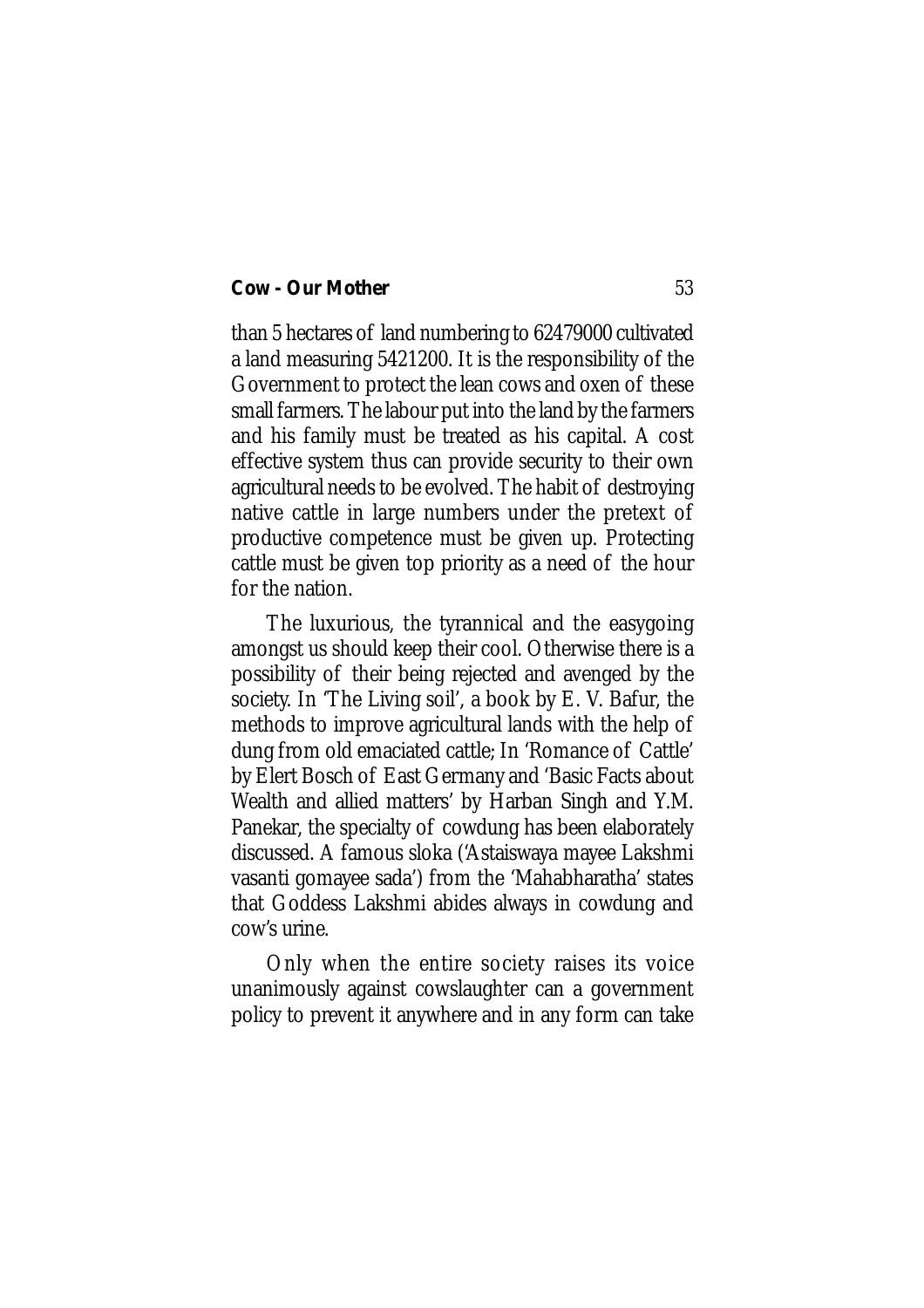than 5 hectares of land numbering to 62479000 cultivated a land measuring 5421200. It is the responsibility of the Government to protect the lean cows and oxen of these small farmers. The labour put into the land by the farmers and his family must be treated as his capital. A cost effective system thus can provide security to their own agricultural needs to be evolved. The habit of destroying native cattle in large numbers under the pretext of productive competence must be given up. Protecting cattle must be given top priority as a need of the hour for the nation.

The luxurious, the tyrannical and the easygoing amongst us should keep their cool. Otherwise there is a possibility of their being rejected and avenged by the society. In 'The Living soil', a book by E. V. Bafur, the methods to improve agricultural lands with the help of dung from old emaciated cattle; In 'Romance of Cattle' by Elert Bosch of East Germany and 'Basic Facts about Wealth and allied matters' by Harban Singh and Y.M. Panekar, the specialty of cowdung has been elaborately discussed. A famous sloka ('Astaiswaya mayee Lakshmi vasanti gomayee sada') from the 'Mahabharatha' states that Goddess Lakshmi abides always in cowdung and cow's urine.

Only when the entire society raises its voice unanimously against cowslaughter can a government policy to prevent it anywhere and in any form can take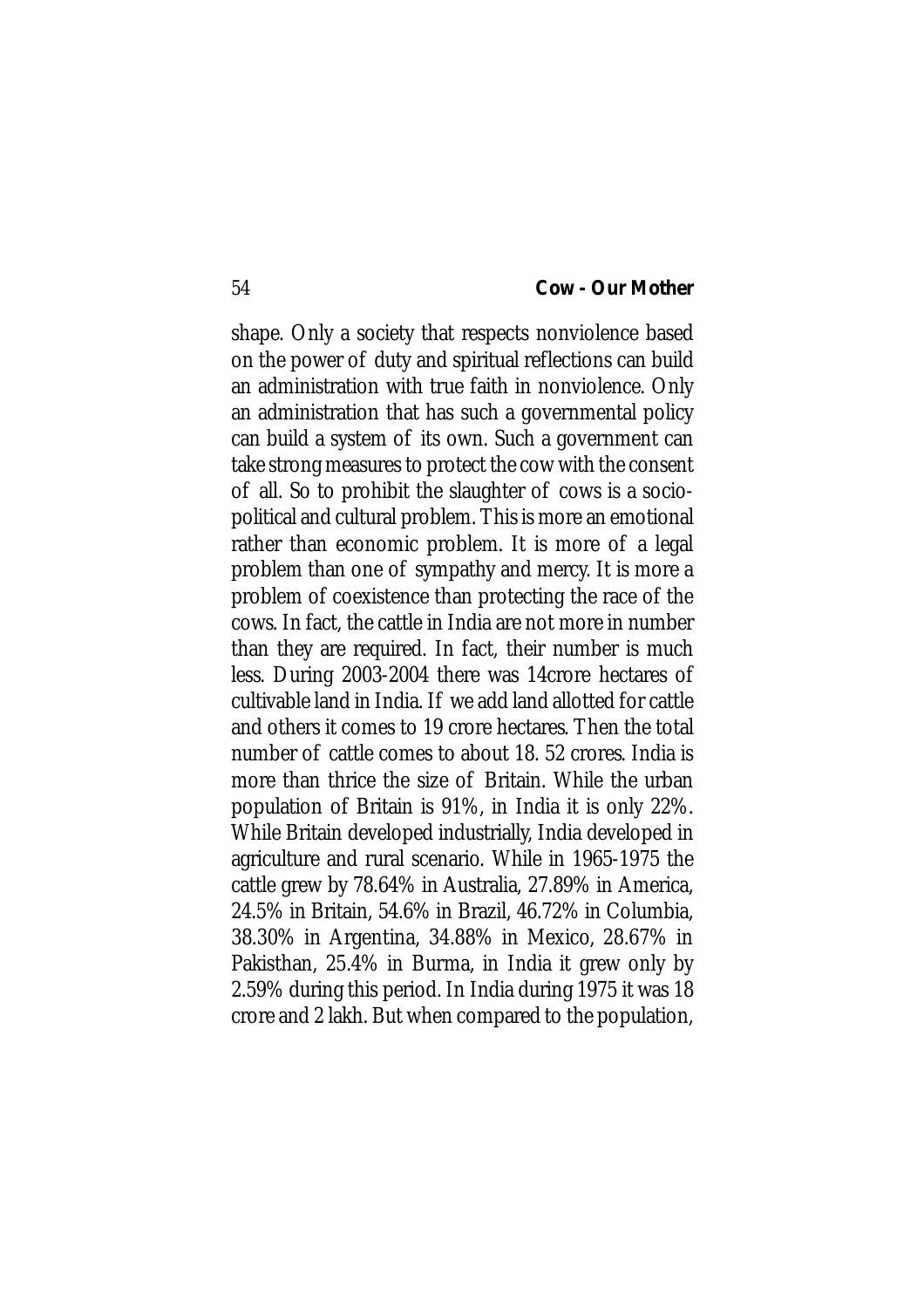shape. Only a society that respects nonviolence based on the power of duty and spiritual reflections can build an administration with true faith in nonviolence. Only an administration that has such a governmental policy can build a system of its own. Such a government can take strong measures to protect the cow with the consent of all. So to prohibit the slaughter of cows is a socio-political and cultural problem. This is more an emotional rather than economic problem. It is more of a legal problem than one of sympathy and mercy. It is more a problem of coexistence than protecting the race of the cows. In fact, the cattle in India are not more in number than they are required. In fact, their number is much less. During 2003-2004 there was 14crore hectares of cultivable land in India. If we add land allotted for cattle and others it comes to 19 crore hectares. Then the total number of cattle comes to about 18. 52 crores. India is more than thrice the size of Britain. While the urban population of Britain is 91%, in India it is only 22%. While Britain developed industrially, India developed in agriculture and rural scenario. While in 1965-1975 the cattle grew by 78.64% in Australia, 27.89% in America, 24.5% in Britain, 54.6% in Brazil, 46.72% in Columbia, 38.30% in Argentina, 34.88% in Mexico, 28.67% in Pakisthan, 25.4% in Burma, in India it grew only by 2.59% during this period. In India during 1975 it was 18 crore and 2 lakh. But when compared to the population,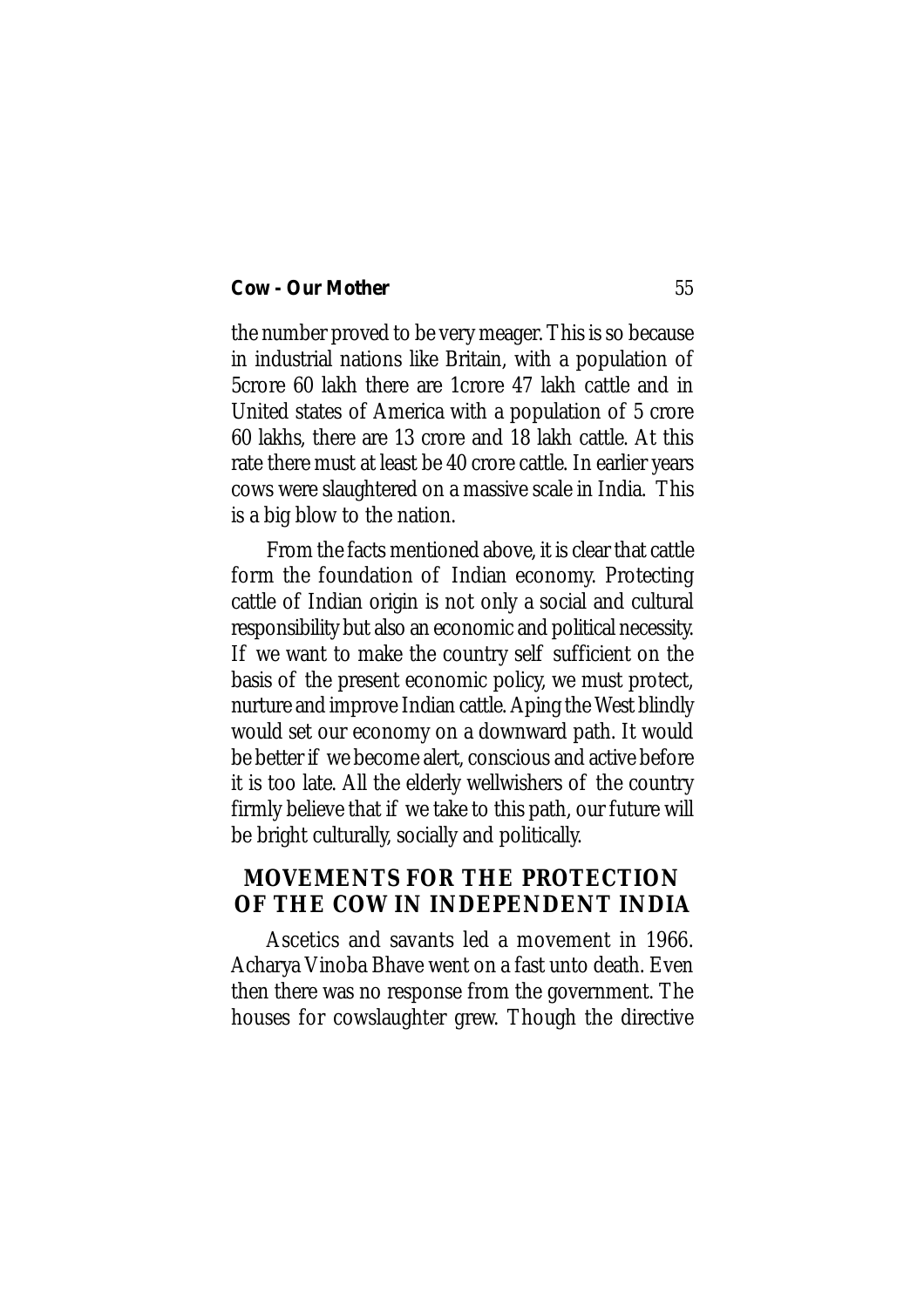the number proved to be very meager. This is so because in industrial nations like Britain, with a population of 5crore 60 lakh there are 1crore 47 lakh cattle and in United states of America with a population of 5 crore 60 lakhs, there are 13 crore and 18 lakh cattle. At this rate there must at least be 40 crore cattle. In earlier years cows were slaughtered on a massive scale in India. This is a big blow to the nation.

From the facts mentioned above, it is clear that cattle form the foundation of Indian economy. Protecting cattle of Indian origin is not only a social and cultural responsibility but also an economic and political necessity. If we want to make the country self sufficient on the basis of the present economic policy, we must protect, nurture and improve Indian cattle. Aping the West blindly would set our economy on a downward path. It would be better if we become alert, conscious and active before it is too late. All the elderly wellwishers of the country firmly believe that if we take to this path, our future will be bright culturally, socially and politically.

## MOVEMENTS FOR THE PROTECTION OF THE COW IN INDEPENDENT INDIA

Ascetics and savants led a movement in 1966. Acharya Vinoba Bhave went on a fast unto death. Even then there was no response from the government. The houses for cowslaughter grew. Though the directive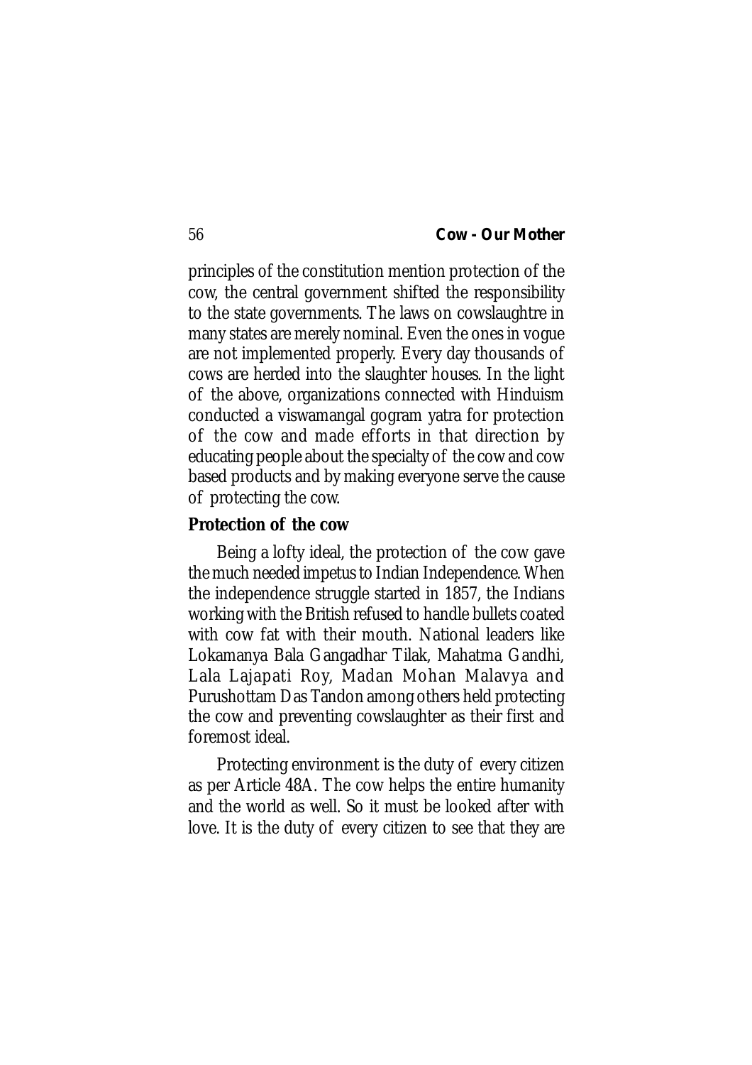principles of the constitution mention protection of the cow, the central government shifted the responsibility to the state governments. The laws on cowslaughtre in many states are merely nominal. Even the ones in vogue are not implemented properly. Every day thousands of cows are herded into the slaughter houses. In the light of the above, organizations connected with Hinduism conducted a viswamangal gogram yatra for protection of the cow and made efforts in that direction by educating people about the specialty of the cow and cow based products and by making everyone serve the cause of protecting the cow.

**Protection of the cow**

Being a lofty ideal, the protection of the cow gave the much needed impetus to Indian Independence. When the independence struggle started in 1857, the Indians working with the British refused to handle bullets coated with cow fat with their mouth. National leaders like Lokamanya Bala Gangadhar Tilak, Mahatma Gandhi, Lala Lajapati Roy, Madan Mohan Malavya and Purushottam Das Tandon among others held protecting the cow and preventing cowslaughter as their first and foremost ideal.

Protecting environment is the duty of every citizen as per Article 48A. The cow helps the entire humanity and the world as well. So it must be looked after with love. It is the duty of every citizen to see that they are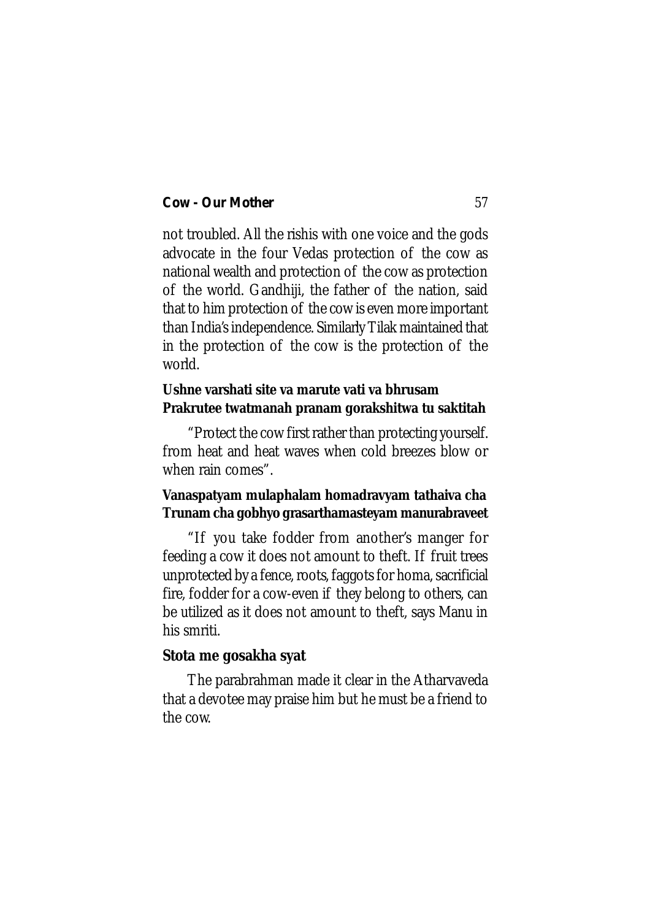not troubled. All the rishis with one voice and the gods advocate in the four Vedas protection of the cow as national wealth and protection of the cow as protection of the world. Gandhiji, the father of the nation, said that to him protection of the cow is even more important than India's independence. Similarly Tilak maintained that in the protection of the cow is the protection of the world.

**Ushne varshati site va marute vati va bhrusam**
**Prakrutee twatmanah pranam gorakshitwa tu saktitah**

"Protect the cow first rather than protecting yourself. from heat and heat waves when cold breezes blow or when rain comes".

**Vanaspatyam mulaphalam homadravyam tathaiva cha**
**Trunam cha gobhyo grasarthamasteyam manurabraveet**

"If you take fodder from another's manger for feeding a cow it does not amount to theft. If fruit trees unprotected by a fence, roots, faggots for homa, sacrificial fire, fodder for a cow-even if they belong to others, can be utilized as it does not amount to theft, says Manu in his smriti.

**Stota me gosakha syat**

The parabrahman made it clear in the Atharvaveda that a devotee may praise him but he must be a friend to the cow.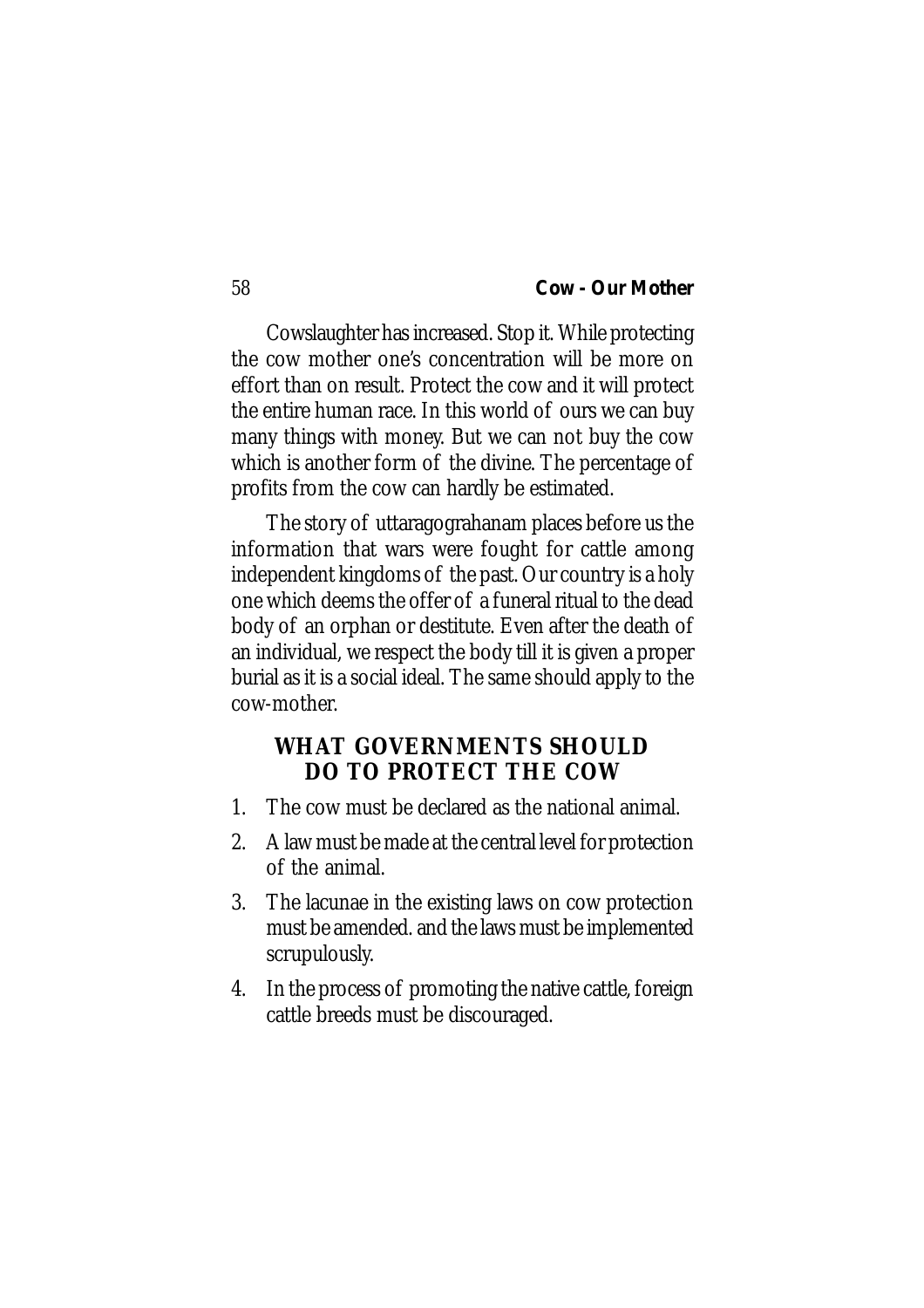Cowslaughter has increased. Stop it. While protecting the cow mother one's concentration will be more on effort than on result. Protect the cow and it will protect the entire human race. In this world of ours we can buy many things with money. But we can not buy the cow which is another form of the divine. The percentage of profits from the cow can hardly be estimated.

The story of uttaragograhanam places before us the information that wars were fought for cattle among independent kingdoms of the past. Our country is a holy one which deems the offer of a funeral ritual to the dead body of an orphan or destitute. Even after the death of an individual, we respect the body till it is given a proper burial as it is a social ideal. The same should apply to the cow-mother.

## WHAT GOVERNMENTS SHOULD DO TO PROTECT THE COW

1. The cow must be declared as the national animal.
2. A law must be made at the central level for protection of the animal.
3. The lacunae in the existing laws on cow protection must be amended. and the laws must be implemented scrupulously.
4. In the process of promoting the native cattle, foreign cattle breeds must be discouraged.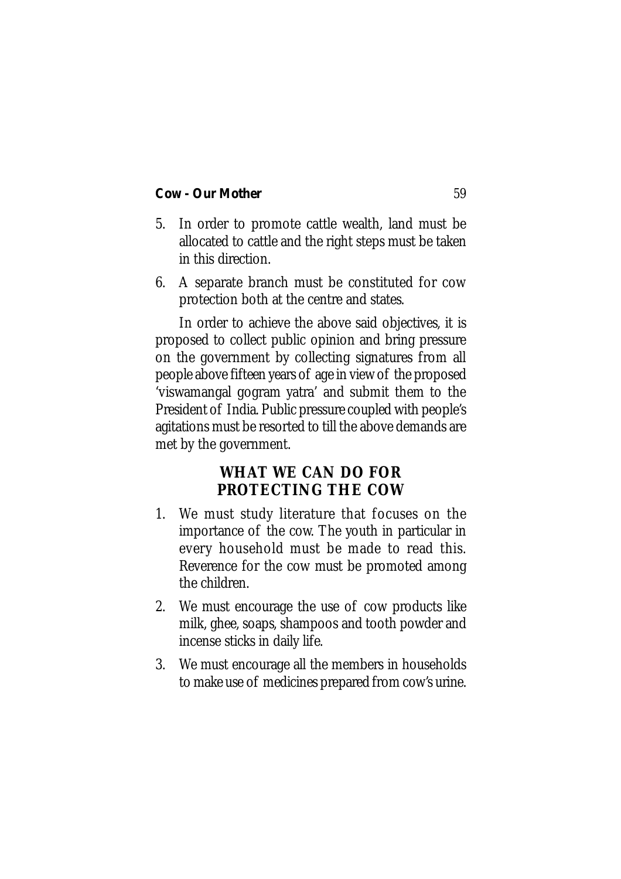5. In order to promote cattle wealth, land must be allocated to cattle and the right steps must be taken in this direction.

6. A separate branch must be constituted for cow protection both at the centre and states.

In order to achieve the above said objectives, it is proposed to collect public opinion and bring pressure on the government by collecting signatures from all people above fifteen years of age in view of the proposed 'viswamangal gogram yatra' and submit them to the President of India. Public pressure coupled with people's agitations must be resorted to till the above demands are met by the government.

## WHAT WE CAN DO FOR PROTECTING THE COW

1. We must study literature that focuses on the importance of the cow. The youth in particular in every household must be made to read this. Reverence for the cow must be promoted among the children.

2. We must encourage the use of cow products like milk, ghee, soaps, shampoos and tooth powder and incense sticks in daily life.

3. We must encourage all the members in households to make use of medicines prepared from cow's urine.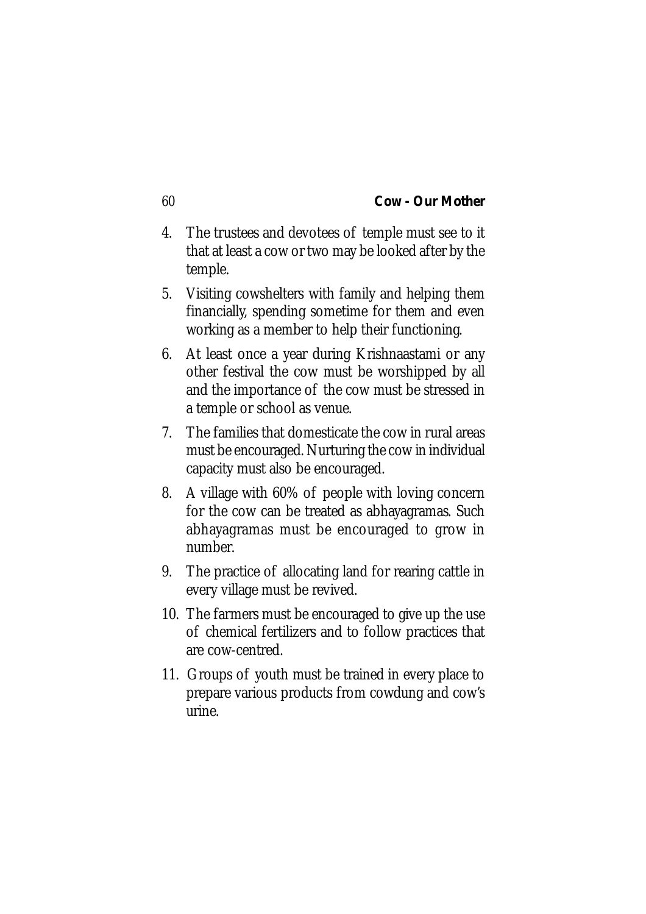4. The trustees and devotees of temple must see to it that at least a cow or two may be looked after by the temple.
5. Visiting cowshelters with family and helping them financially, spending sometime for them and even working as a member to help their functioning.
6. At least once a year during Krishnaastami or any other festival the cow must be worshipped by all and the importance of the cow must be stressed in a temple or school as venue.
7. The families that domesticate the cow in rural areas must be encouraged. Nurturing the cow in individual capacity must also be encouraged.
8. A village with 60% of people with loving concern for the cow can be treated as abhayagramas. Such abhayagramas must be encouraged to grow in number.
9. The practice of allocating land for rearing cattle in every village must be revived.
10. The farmers must be encouraged to give up the use of chemical fertilizers and to follow practices that are cow-centred.
11. Groups of youth must be trained in every place to prepare various products from cowdung and cow's urine.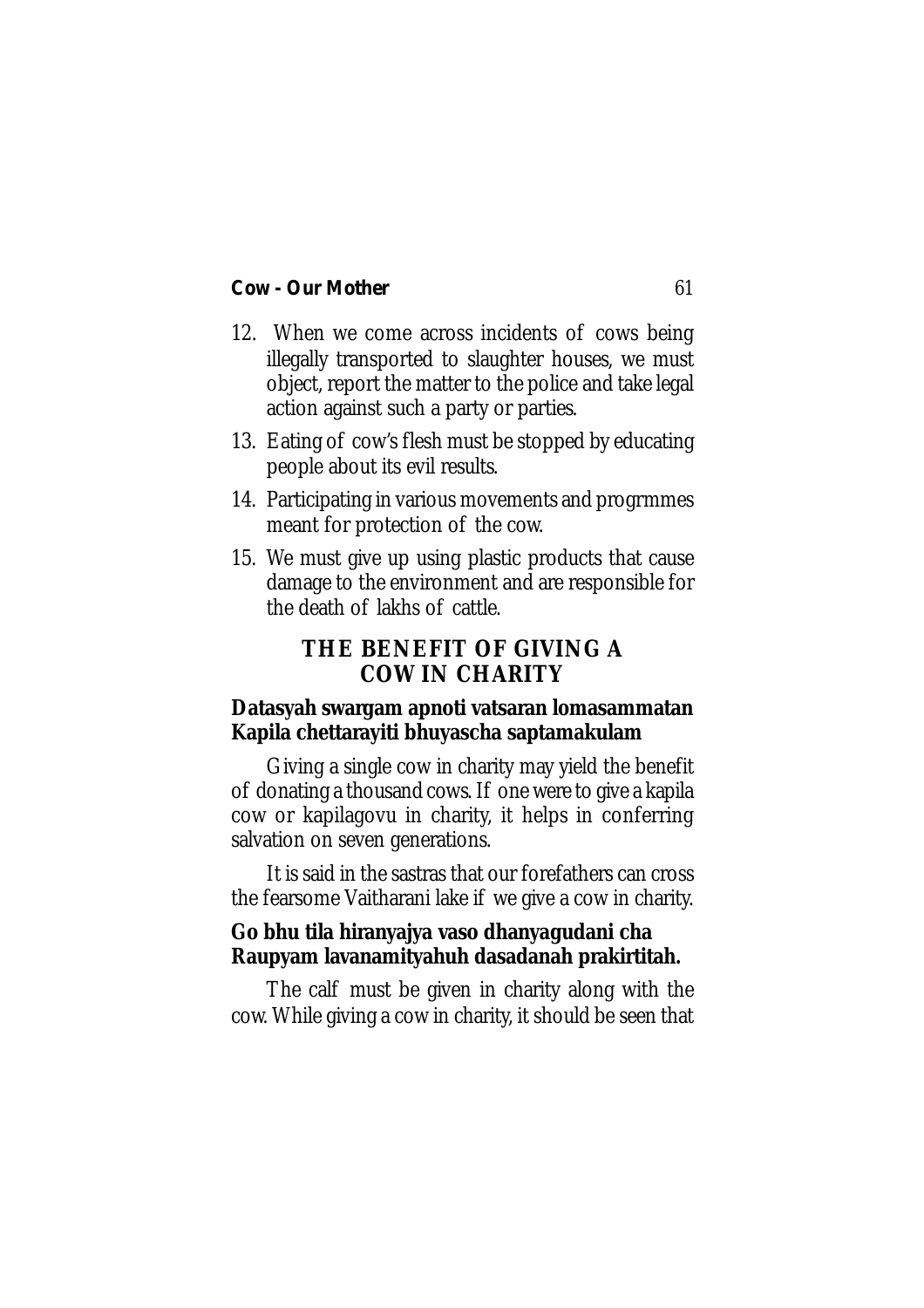12. When we come across incidents of cows being illegally transported to slaughter houses, we must object, report the matter to the police and take legal action against such a party or parties.
13. Eating of cow's flesh must be stopped by educating people about its evil results.
14. Participating in various movements and progrmmes meant for protection of the cow.
15. We must give up using plastic products that cause damage to the environment and are responsible for the death of lakhs of cattle.

## THE BENEFIT OF GIVING A COW IN CHARITY

**Datasyah swargam apnoti vatsaran lomasammatan**
**Kapila chettarayiti bhuyascha saptamakulam**

Giving a single cow in charity may yield the benefit of donating a thousand cows. If one were to give a kapila cow or kapilagovu in charity, it helps in conferring salvation on seven generations.

It is said in the sastras that our forefathers can cross the fearsome Vaitharani lake if we give a cow in charity.

**Go bhu tila hiranyajya vaso dhanyagudani cha**
**Raupyam lavanamityahuh dasadanah prakirtitah.**

The calf must be given in charity along with the cow. While giving a cow in charity, it should be seen that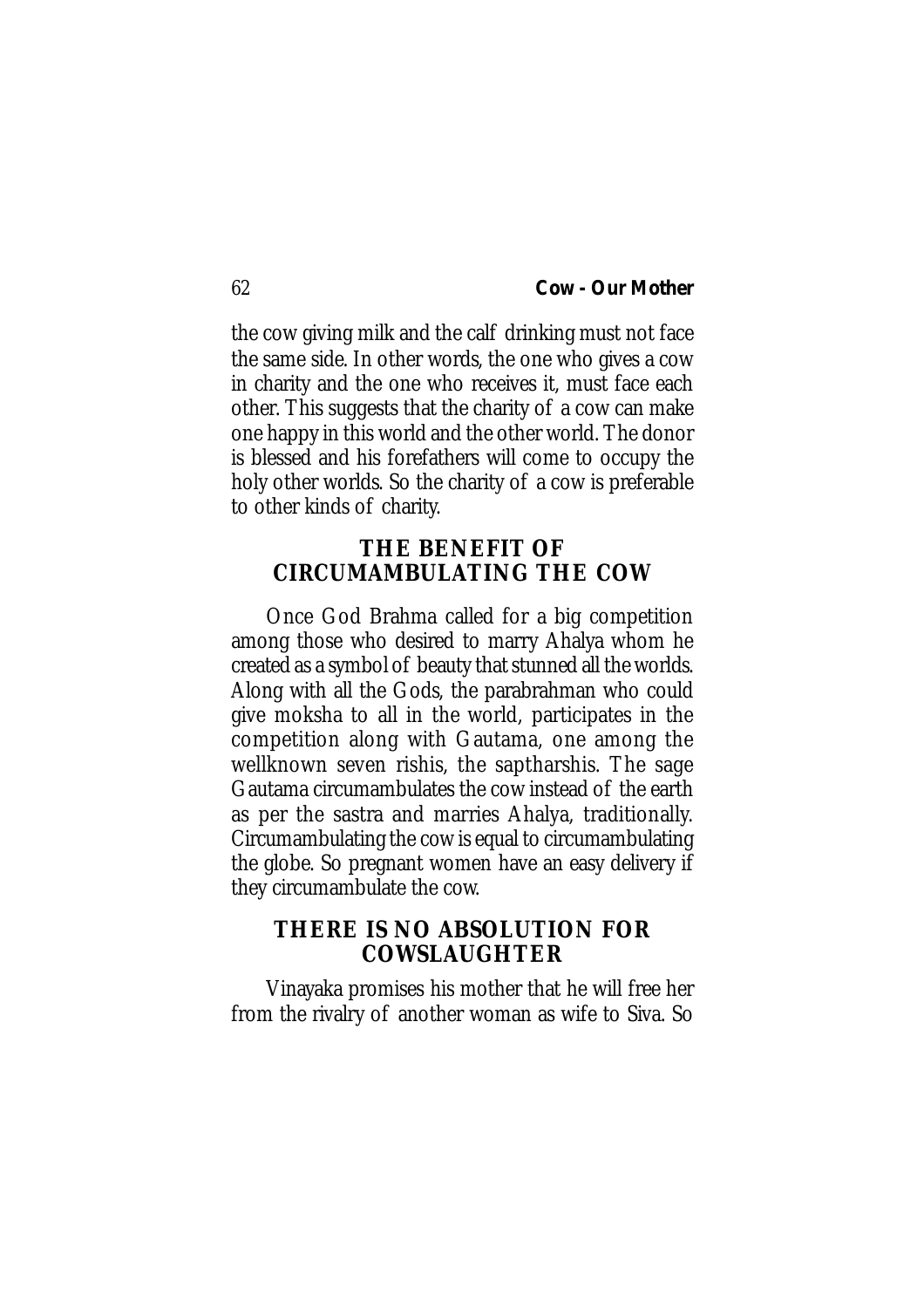the cow giving milk and the calf drinking must not face the same side. In other words, the one who gives a cow in charity and the one who receives it, must face each other. This suggests that the charity of a cow can make one happy in this world and the other world. The donor is blessed and his forefathers will come to occupy the holy other worlds. So the charity of a cow is preferable to other kinds of charity.

## THE BENEFIT OF CIRCUMAMBULATING THE COW

Once God Brahma called for a big competition among those who desired to marry Ahalya whom he created as a symbol of beauty that stunned all the worlds. Along with all the Gods, the parabrahman who could give moksha to all in the world, participates in the competition along with Gautama, one among the wellknown seven rishis, the saptharshis. The sage Gautama circumambulates the cow instead of the earth as per the sastra and marries Ahalya, traditionally. Circumambulating the cow is equal to circumambulating the globe. So pregnant women have an easy delivery if they circumambulate the cow.

## THERE IS NO ABSOLUTION FOR COWSLAUGHTER

Vinayaka promises his mother that he will free her from the rivalry of another woman as wife to Siva. So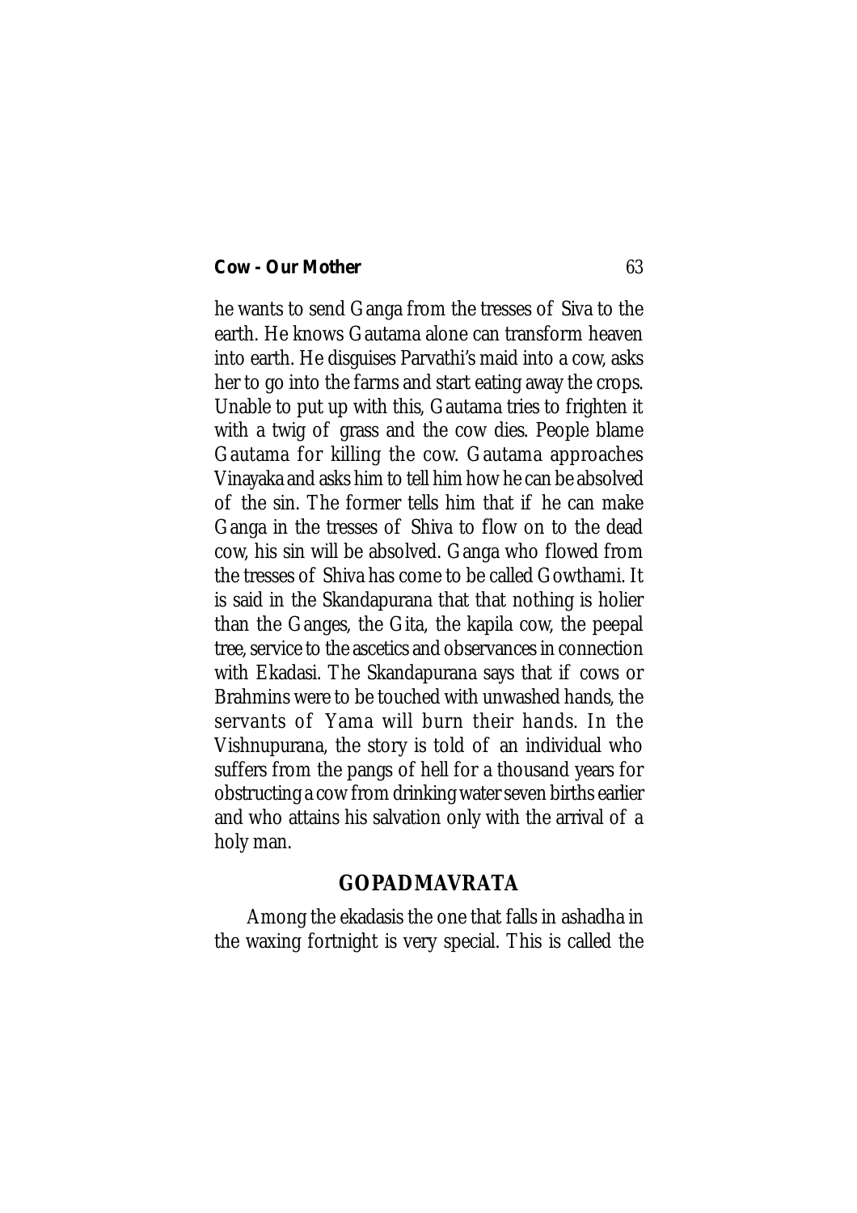he wants to send Ganga from the tresses of Siva to the earth. He knows Gautama alone can transform heaven into earth. He disguises Parvathi's maid into a cow, asks her to go into the farms and start eating away the crops. Unable to put up with this, Gautama tries to frighten it with a twig of grass and the cow dies. People blame Gautama for killing the cow. Gautama approaches Vinayaka and asks him to tell him how he can be absolved of the sin. The former tells him that if he can make Ganga in the tresses of Shiva to flow on to the dead cow, his sin will be absolved. Ganga who flowed from the tresses of Shiva has come to be called Gowthami. It is said in the Skandapurana that that nothing is holier than the Ganges, the Gita, the kapila cow, the peepal tree, service to the ascetics and observances in connection with Ekadasi. The Skandapurana says that if cows or Brahmins were to be touched with unwashed hands, the servants of Yama will burn their hands. In the Vishnupurana, the story is told of an individual who suffers from the pangs of hell for a thousand years for obstructing a cow from drinking water seven births earlier and who attains his salvation only with the arrival of a holy man.

## GOPADMAVRATA

Among the ekadasis the one that falls in ashadha in the waxing fortnight is very special. This is called the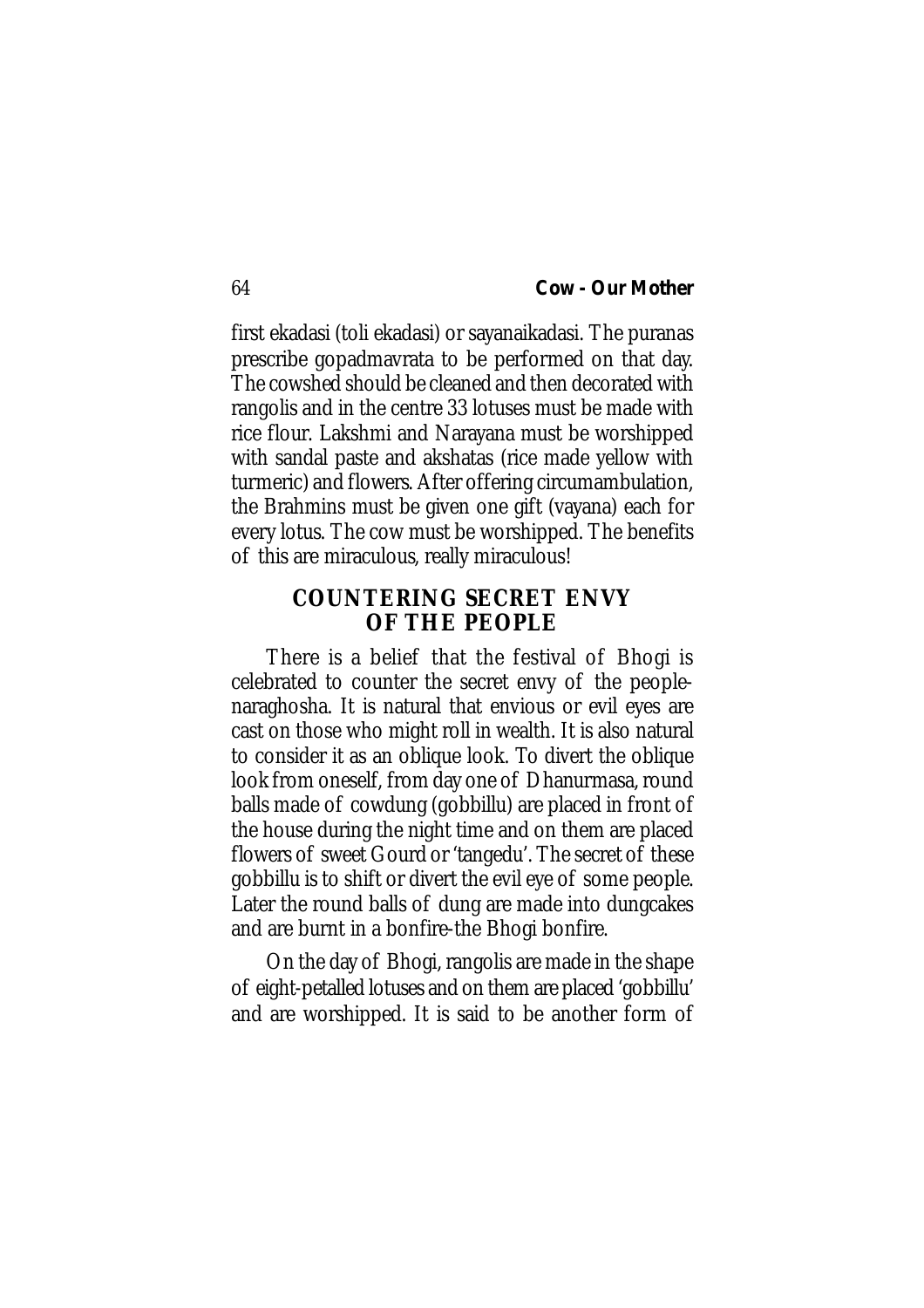first ekadasi (toli ekadasi) or sayanaikadasi. The puranas prescribe gopadmavrata to be performed on that day. The cowshed should be cleaned and then decorated with rangolis and in the centre 33 lotuses must be made with rice flour. Lakshmi and Narayana must be worshipped with sandal paste and akshatas (rice made yellow with turmeric) and flowers. After offering circumambulation, the Brahmins must be given one gift (vayana) each for every lotus. The cow must be worshipped. The benefits of this are miraculous, really miraculous!

## COUNTERING SECRET ENVY OF THE PEOPLE

There is a belief that the festival of Bhogi is celebrated to counter the secret envy of the people-naraghosha. It is natural that envious or evil eyes are cast on those who might roll in wealth. It is also natural to consider it as an oblique look. To divert the oblique look from oneself, from day one of Dhanurmasa, round balls made of cowdung (gobbillu) are placed in front of the house during the night time and on them are placed flowers of sweet Gourd or 'tangedu'. The secret of these gobbillu is to shift or divert the evil eye of some people. Later the round balls of dung are made into dungcakes and are burnt in a bonfire-the Bhogi bonfire.

On the day of Bhogi, rangolis are made in the shape of eight-petalled lotuses and on them are placed 'gobbillu' and are worshipped. It is said to be another form of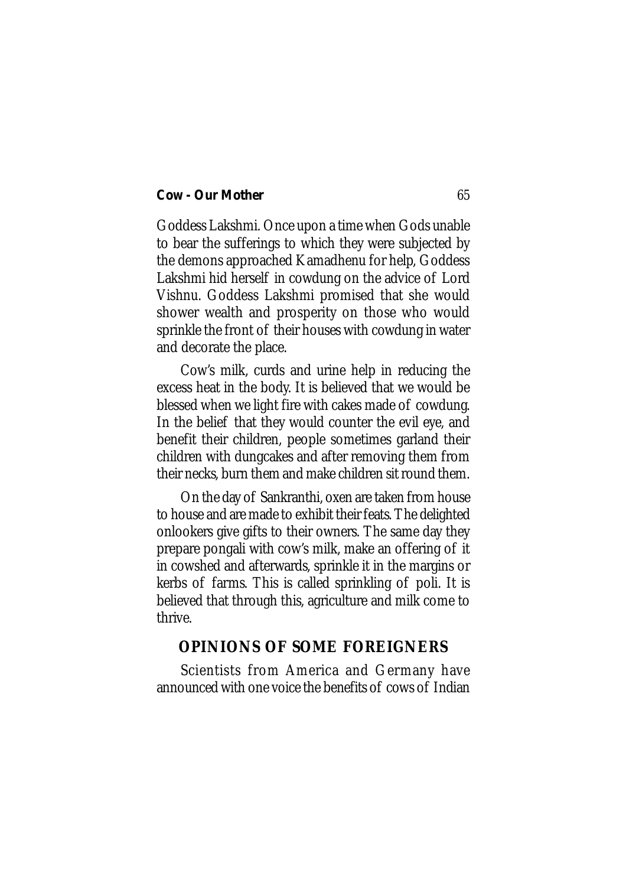Goddess Lakshmi. Once upon a time when Gods unable to bear the sufferings to which they were subjected by the demons approached Kamadhenu for help, Goddess Lakshmi hid herself in cowdung on the advice of Lord Vishnu. Goddess Lakshmi promised that she would shower wealth and prosperity on those who would sprinkle the front of their houses with cowdung in water and decorate the place.

Cow's milk, curds and urine help in reducing the excess heat in the body. It is believed that we would be blessed when we light fire with cakes made of cowdung. In the belief that they would counter the evil eye, and benefit their children, people sometimes garland their children with dungcakes and after removing them from their necks, burn them and make children sit round them.

On the day of Sankranthi, oxen are taken from house to house and are made to exhibit their feats. The delighted onlookers give gifts to their owners. The same day they prepare pongali with cow's milk, make an offering of it in cowshed and afterwards, sprinkle it in the margins or kerbs of farms. This is called sprinkling of poli. It is believed that through this, agriculture and milk come to thrive.

## OPINIONS OF SOME FOREIGNERS

Scientists from America and Germany have announced with one voice the benefits of cows of Indian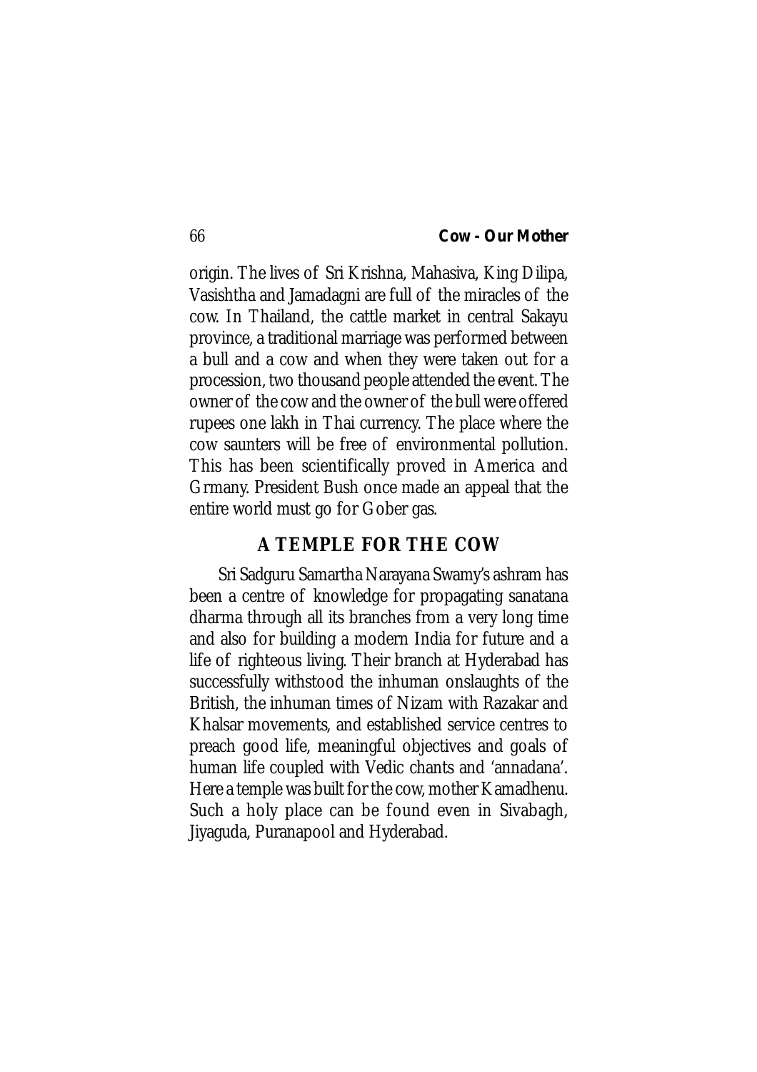origin. The lives of Sri Krishna, Mahasiva, King Dilipa, Vasishtha and Jamadagni are full of the miracles of the cow. In Thailand, the cattle market in central Sakayu province, a traditional marriage was performed between a bull and a cow and when they were taken out for a procession, two thousand people attended the event. The owner of the cow and the owner of the bull were offered rupees one lakh in Thai currency. The place where the cow saunters will be free of environmental pollution. This has been scientifically proved in America and Grmany. President Bush once made an appeal that the entire world must go for Gober gas.

## A TEMPLE FOR THE COW

Sri Sadguru Samartha Narayana Swamy's ashram has been a centre of knowledge for propagating sanatana dharma through all its branches from a very long time and also for building a modern India for future and a life of righteous living. Their branch at Hyderabad has successfully withstood the inhuman onslaughts of the British, the inhuman times of Nizam with Razakar and Khalsar movements, and established service centres to preach good life, meaningful objectives and goals of human life coupled with Vedic chants and 'annadana'. Here a temple was built for the cow, mother Kamadhenu. Such a holy place can be found even in Sivabagh, Jiyaguda, Puranapool and Hyderabad.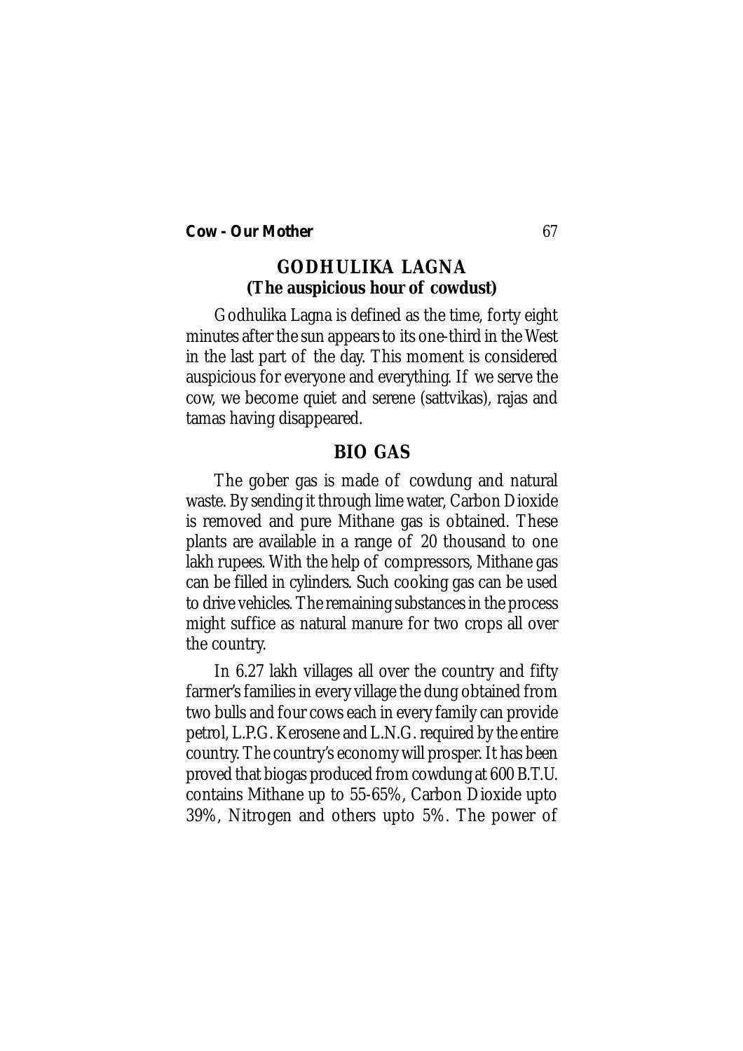## GODHULIKA LAGNA
**(The auspicious hour of cowdust)**

Godhulika Lagna is defined as the time, forty eight minutes after the sun appears to its one-third in the West in the last part of the day. This moment is considered auspicious for everyone and everything. If we serve the cow, we become quiet and serene (sattvikas), rajas and tamas having disappeared.

## BIO GAS

The gober gas is made of cowdung and natural waste. By sending it through lime water, Carbon Dioxide is removed and pure Mithane gas is obtained. These plants are available in a range of 20 thousand to one lakh rupees. With the help of compressors, Mithane gas can be filled in cylinders. Such cooking gas can be used to drive vehicles. The remaining substances in the process might suffice as natural manure for two crops all over the country.

In 6.27 lakh villages all over the country and fifty farmer's families in every village the dung obtained from two bulls and four cows each in every family can provide petrol, L.P.G. Kerosene and L.N.G. required by the entire country. The country's economy will prosper. It has been proved that biogas produced from cowdung at 600 B.T.U. contains Mithane up to 55-65%, Carbon Dioxide upto 39%, Nitrogen and others upto 5%. The power of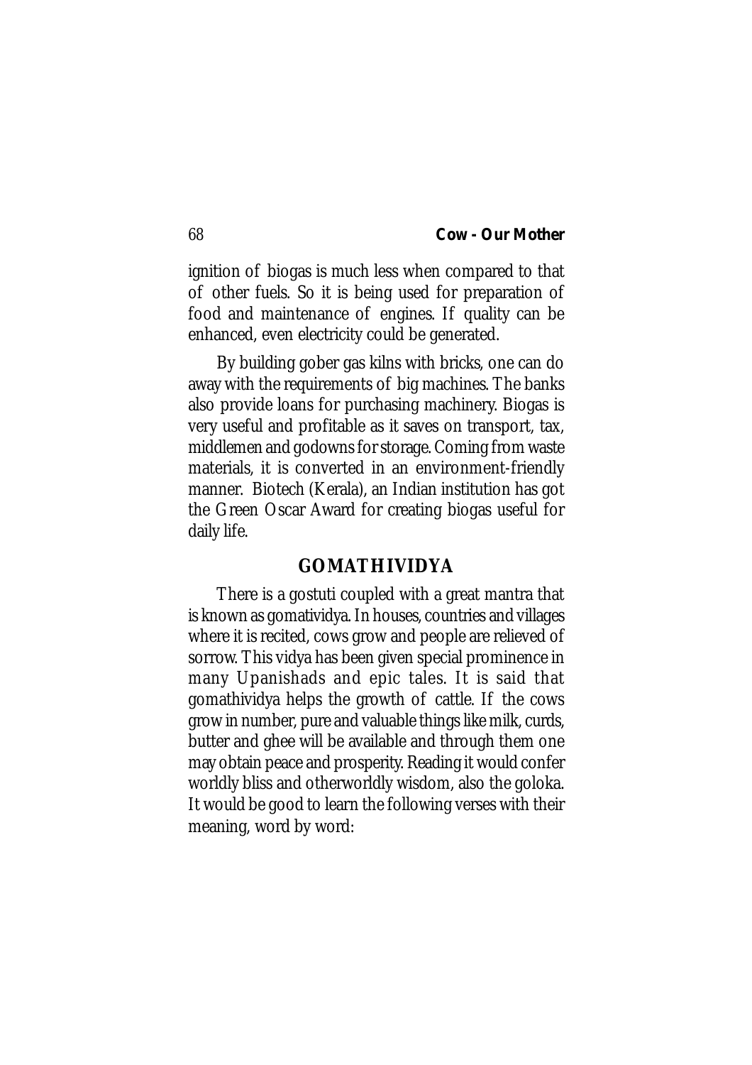ignition of biogas is much less when compared to that of other fuels. So it is being used for preparation of food and maintenance of engines. If quality can be enhanced, even electricity could be generated.

By building gober gas kilns with bricks, one can do away with the requirements of big machines. The banks also provide loans for purchasing machinery. Biogas is very useful and profitable as it saves on transport, tax, middlemen and godowns for storage. Coming from waste materials, it is converted in an environment-friendly manner. Biotech (Kerala), an Indian institution has got the Green Oscar Award for creating biogas useful for daily life.

## GOMATHIVIDYA

There is a gostuti coupled with a great mantra that is known as gomatividya. In houses, countries and villages where it is recited, cows grow and people are relieved of sorrow. This vidya has been given special prominence in many Upanishads and epic tales. It is said that gomathividya helps the growth of cattle. If the cows grow in number, pure and valuable things like milk, curds, butter and ghee will be available and through them one may obtain peace and prosperity. Reading it would confer worldly bliss and otherworldly wisdom, also the goloka. It would be good to learn the following verses with their meaning, word by word: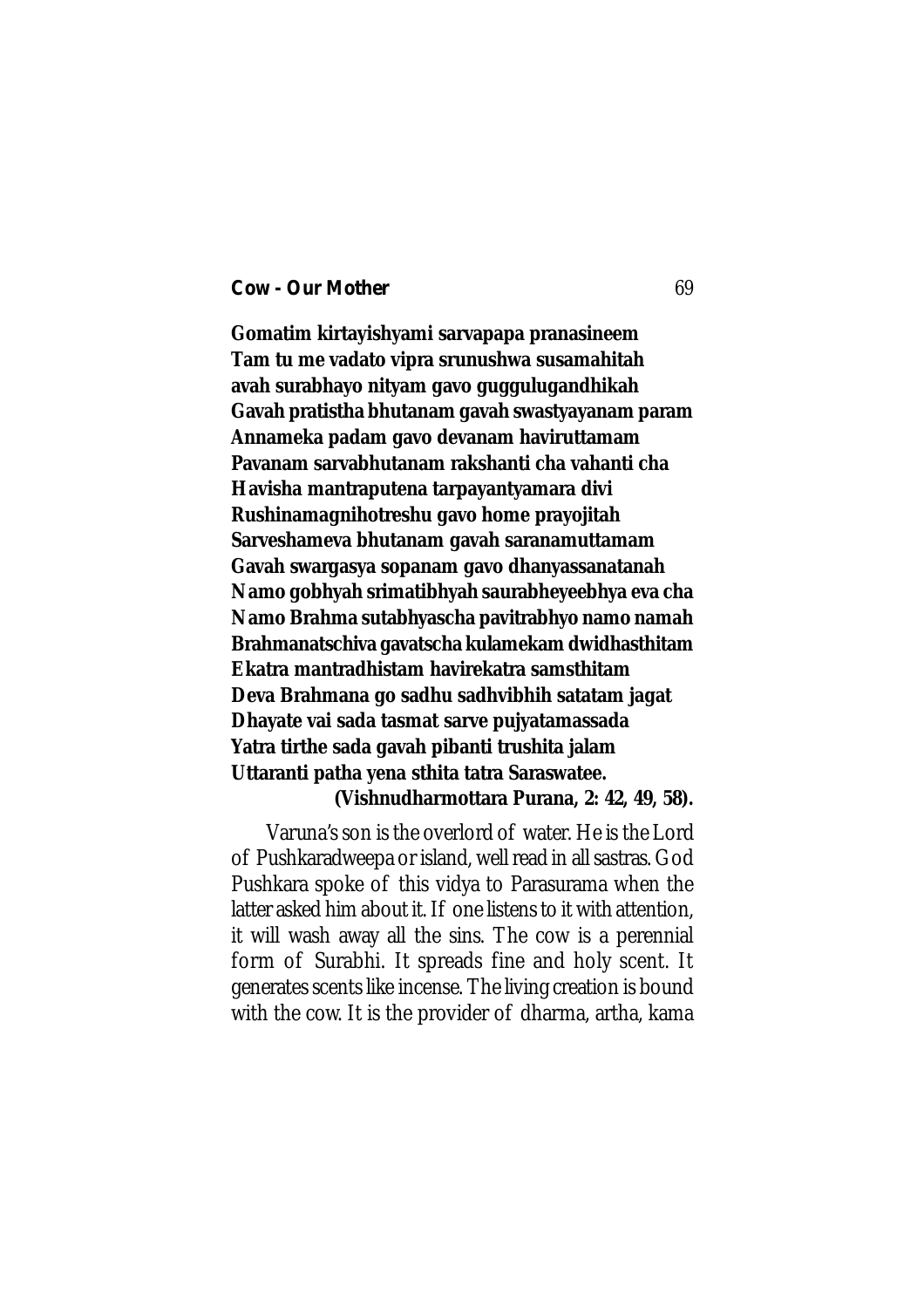**Gomatim kirtayishyami sarvapapa pranasineem**
**Tam tu me vadato vipra srunushwa susamahitah**
**avah surabhayo nityam gavo guggulugandhikah**
**Gavah pratistha bhutanam gavah swastyayanam param**
**Annameka padam gavo devanam haviruttamam**
**Pavanam sarvabhutanam rakshanti cha vahanti cha**
**Havisha mantraputena tarpayantyamara divi**
**Rushinamagnihotreshu gavo home prayojitah**
**Sarveshameva bhutanam gavah saranamuttamam**
**Gavah swargasya sopanam gavo dhanyassanatanah**
**Namo gobhyah srimatibhyah saurabheyeebhya eva cha**
**Namo Brahma sutabhyascha pavitrabhyo namo namah**
**Brahmanatschiva gavatscha kulamekam dwidhasthitam**
**Ekatra mantradhistam havirekatra samsthitam**
**Deva Brahmana go sadhu sadhvibhih satatam jagat**
**Dhayate vai sada tasmat sarve pujyatamassada**
**Yatra tirthe sada gavah pibanti trushita jalam**
**Uttaranti patha yena sthita tatra Saraswatee.**
**(Vishnudharmottara Purana, 2: 42, 49, 58).**

Varuna's son is the overlord of water. He is the Lord of Pushkaradweepa or island, well read in all sastras. God Pushkara spoke of this vidya to Parasurama when the latter asked him about it. If one listens to it with attention, it will wash away all the sins. The cow is a perennial form of Surabhi. It spreads fine and holy scent. It generates scents like incense. The living creation is bound with the cow. It is the provider of dharma, artha, kama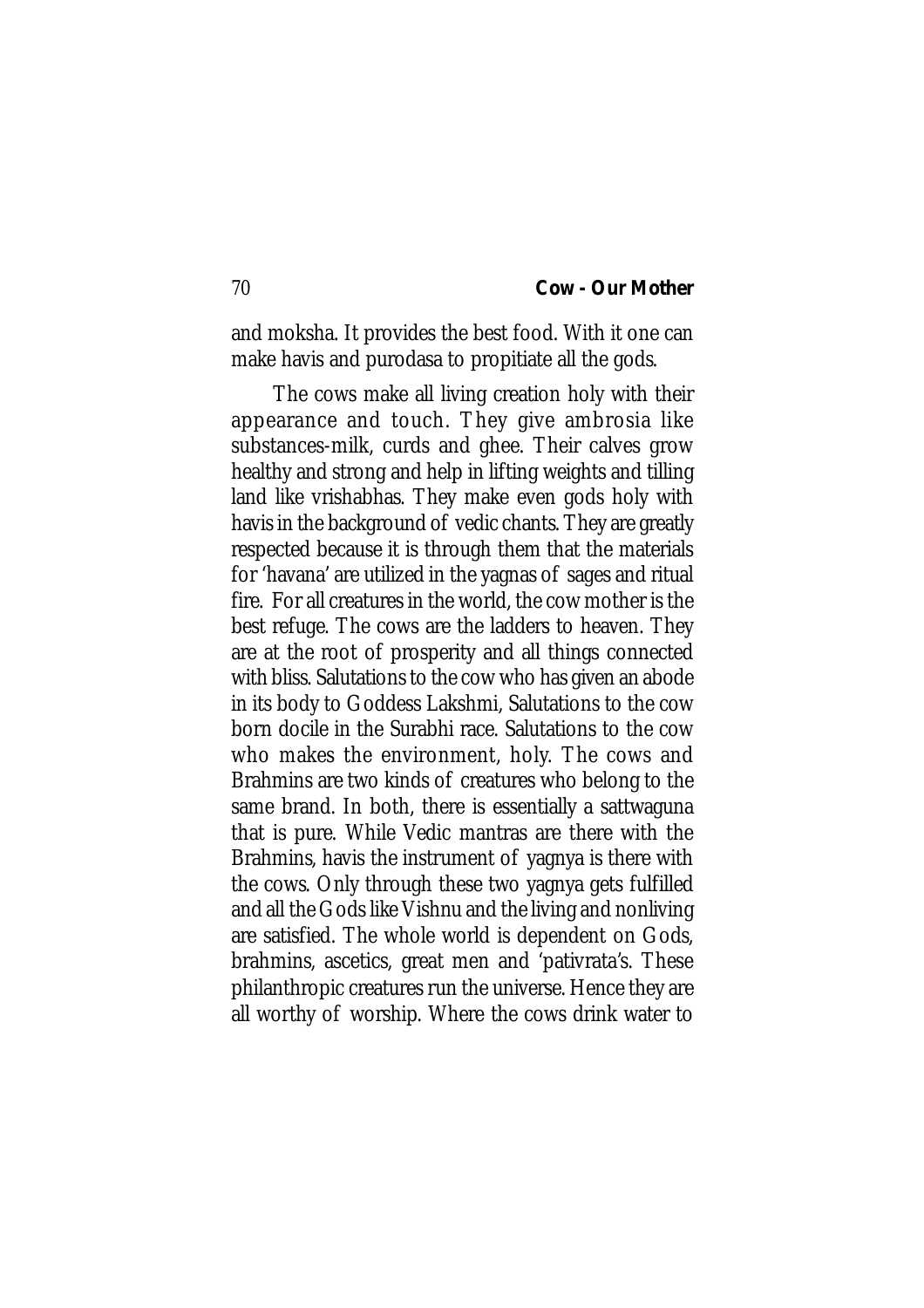and moksha. It provides the best food. With it one can make havis and purodasa to propitiate all the gods.

The cows make all living creation holy with their appearance and touch. They give ambrosia like substances-milk, curds and ghee. Their calves grow healthy and strong and help in lifting weights and tilling land like vrishabhas. They make even gods holy with havis in the background of vedic chants. They are greatly respected because it is through them that the materials for 'havana' are utilized in the yagnas of sages and ritual fire. For all creatures in the world, the cow mother is the best refuge. The cows are the ladders to heaven. They are at the root of prosperity and all things connected with bliss. Salutations to the cow who has given an abode in its body to Goddess Lakshmi, Salutations to the cow born docile in the Surabhi race. Salutations to the cow who makes the environment, holy. The cows and Brahmins are two kinds of creatures who belong to the same brand. In both, there is essentially a sattwaguna that is pure. While Vedic mantras are there with the Brahmins, havis the instrument of yagnya is there with the cows. Only through these two yagnya gets fulfilled and all the Gods like Vishnu and the living and nonliving are satisfied. The whole world is dependent on Gods, brahmins, ascetics, great men and 'pativrata's. These philanthropic creatures run the universe. Hence they are all worthy of worship. Where the cows drink water to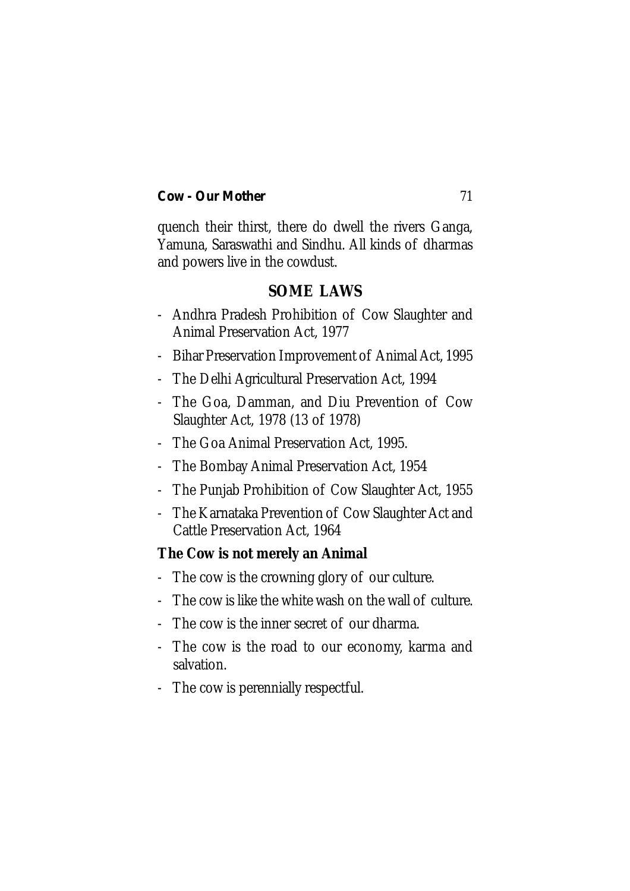quench their thirst, there do dwell the rivers Ganga, Yamuna, Saraswathi and Sindhu. All kinds of dharmas and powers live in the cowdust.

## SOME LAWS

- Andhra Pradesh Prohibition of Cow Slaughter and Animal Preservation Act, 1977
- Bihar Preservation Improvement of Animal Act, 1995
- The Delhi Agricultural Preservation Act, 1994
- The Goa, Damman, and Diu Prevention of Cow Slaughter Act, 1978 (13 of 1978)
- The Goa Animal Preservation Act, 1995.
- The Bombay Animal Preservation Act, 1954
- The Punjab Prohibition of Cow Slaughter Act, 1955
- The Karnataka Prevention of Cow Slaughter Act and Cattle Preservation Act, 1964

**The Cow is not merely an Animal**

- The cow is the crowning glory of our culture.
- The cow is like the white wash on the wall of culture.
- The cow is the inner secret of our dharma.
- The cow is the road to our economy, karma and salvation.
- The cow is perennially respectful.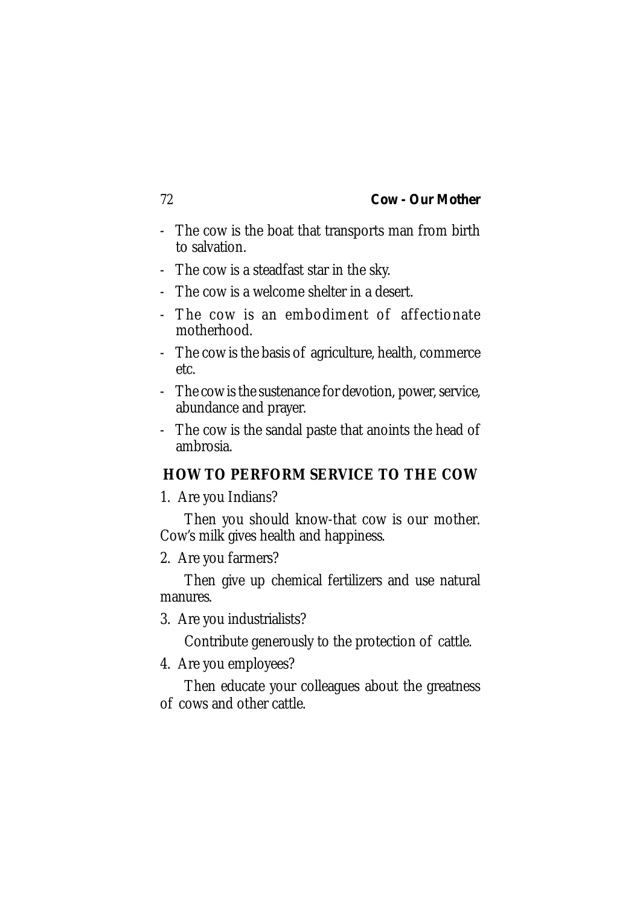- The cow is the boat that transports man from birth to salvation.
- The cow is a steadfast star in the sky.
- The cow is a welcome shelter in a desert.
- The cow is an embodiment of affectionate motherhood.
- The cow is the basis of agriculture, health, commerce etc.
- The cow is the sustenance for devotion, power, service, abundance and prayer.
- The cow is the sandal paste that anoints the head of ambrosia.

## HOW TO PERFORM SERVICE TO THE COW

1. Are you Indians?

Then you should know-that cow is our mother. Cow's milk gives health and happiness.

2. Are you farmers?

Then give up chemical fertilizers and use natural manures.

3. Are you industrialists?

Contribute generously to the protection of cattle.

4. Are you employees?

Then educate your colleagues about the greatness of cows and other cattle.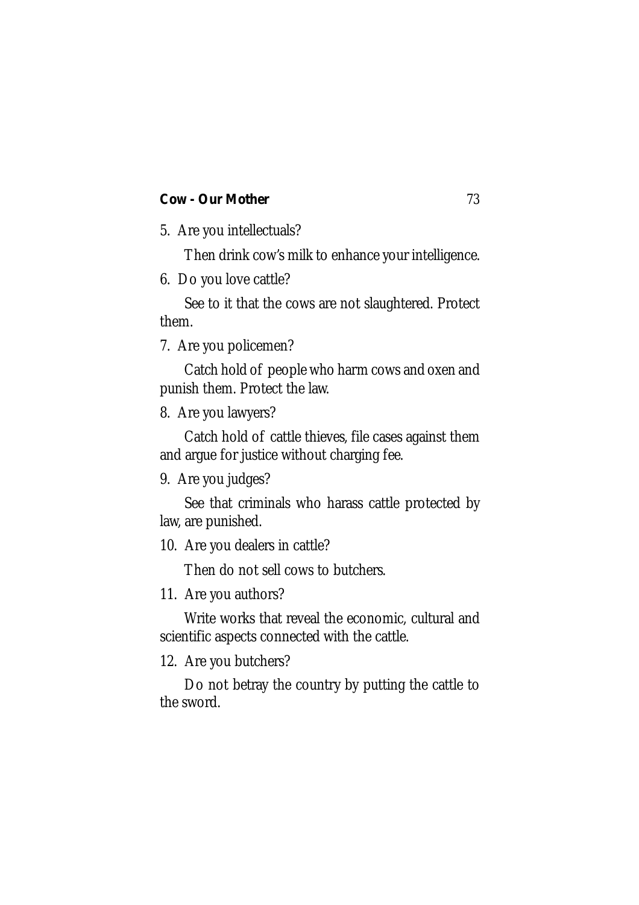5. Are you intellectuals?

 Then drink cow's milk to enhance your intelligence.

6. Do you love cattle?

 See to it that the cows are not slaughtered. Protect them.

7. Are you policemen?

 Catch hold of people who harm cows and oxen and punish them. Protect the law.

8. Are you lawyers?

 Catch hold of cattle thieves, file cases against them and argue for justice without charging fee.

9. Are you judges?

 See that criminals who harass cattle protected by law, are punished.

10. Are you dealers in cattle?

 Then do not sell cows to butchers.

11. Are you authors?

 Write works that reveal the economic, cultural and scientific aspects connected with the cattle.

12. Are you butchers?

 Do not betray the country by putting the cattle to the sword.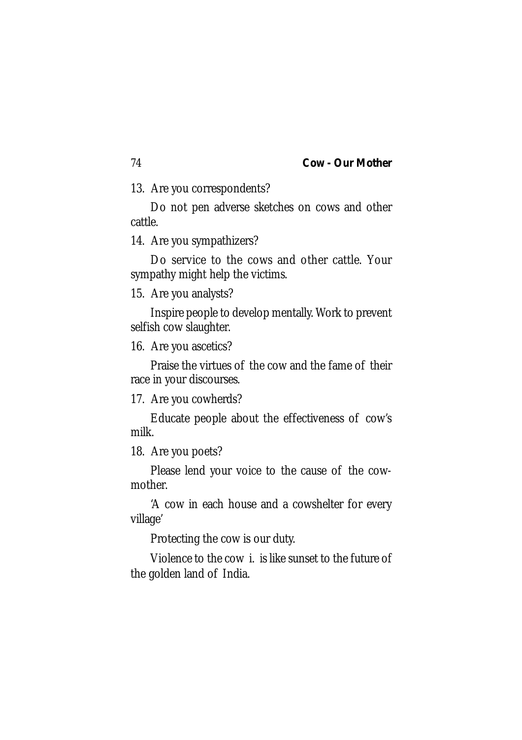13. Are you correspondents?

    Do not pen adverse sketches on cows and other cattle.

14. Are you sympathizers?

    Do service to the cows and other cattle. Your sympathy might help the victims.

15. Are you analysts?

    Inspire people to develop mentally. Work to prevent selfish cow slaughter.

16. Are you ascetics?

    Praise the virtues of the cow and the fame of their race in your discourses.

17. Are you cowherds?

    Educate people about the effectiveness of cow's milk.

18. Are you poets?

    Please lend your voice to the cause of the cow-mother.

'A cow in each house and a cowshelter for every village'

Protecting the cow is our duty.

Violence to the cow i. is like sunset to the future of the golden land of India.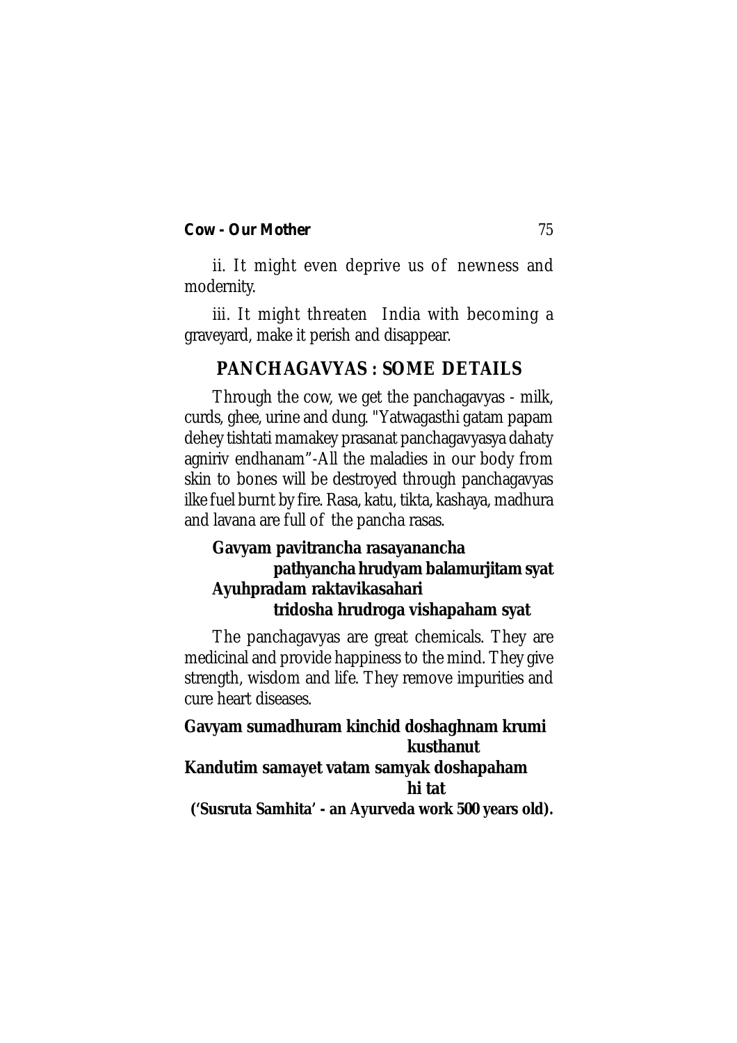ii. It might even deprive us of newness and modernity.

iii. It might threaten India with becoming a graveyard, make it perish and disappear.

## PANCHAGAVYAS : SOME DETAILS

Through the cow, we get the panchagavyas - milk, curds, ghee, urine and dung. "Yatwagasthi gatam papam dehey tishtati mamakey prasanat panchagavyasya dahaty agniriv endhanam"-All the maladies in our body from skin to bones will be destroyed through panchagavyas ilke fuel burnt by fire. Rasa, katu, tikta, kashaya, madhura and lavana are full of the pancha rasas.

**Gavyam pavitrancha rasayanancha**
**pathyancha hrudyam balamurjitam syat**
**Ayuhpradam raktavikasahari**
**tridosha hrudroga vishapaham syat**

The panchagavyas are great chemicals. They are medicinal and provide happiness to the mind. They give strength, wisdom and life. They remove impurities and cure heart diseases.

**Gavyam sumadhuram kinchid doshaghnam krumi kusthanut**
**Kandutim samayet vatam samyak doshapaham hi tat**
**('Susruta Samhita' - an Ayurveda work 500 years old).**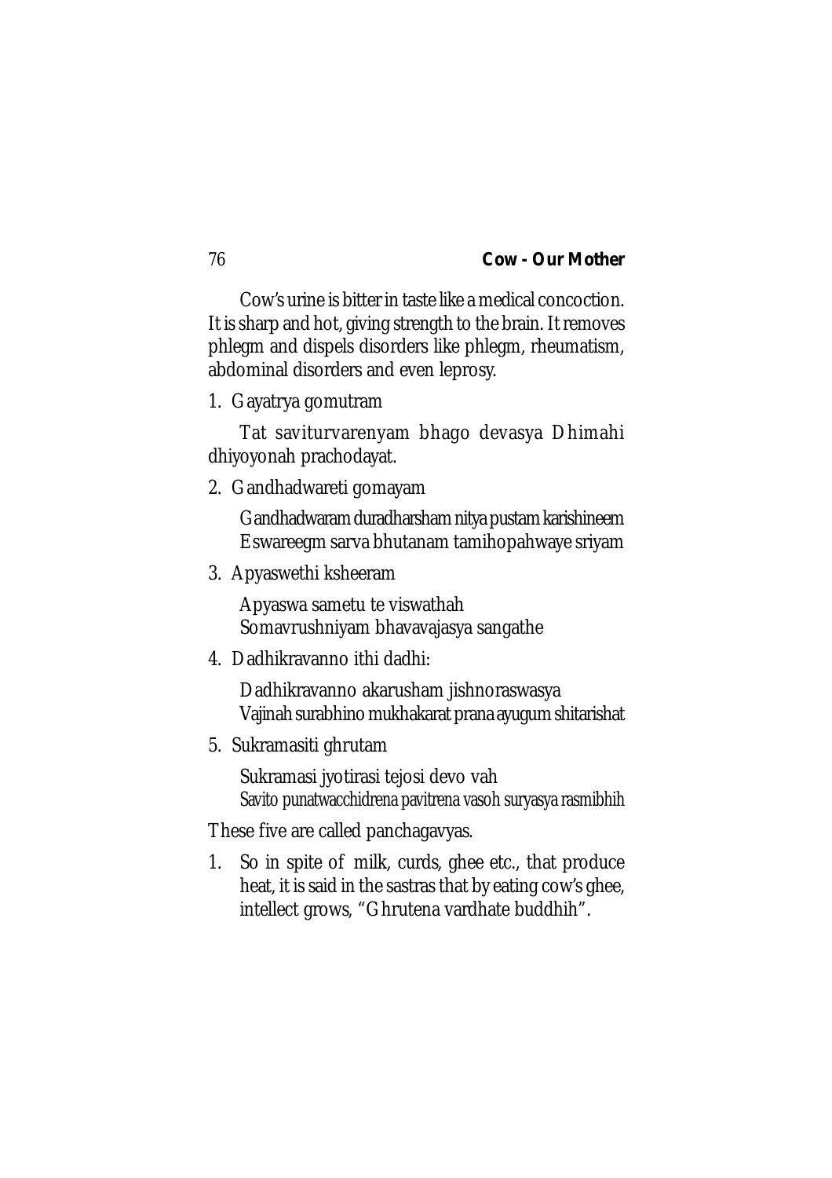Cow's urine is bitter in taste like a medical concoction. It is sharp and hot, giving strength to the brain. It removes phlegm and dispels disorders like phlegm, rheumatism, abdominal disorders and even leprosy.

1. Gayatrya gomutram

   Tat saviturvarenyam bhago devasya Dhimahi dhiyoyonah prachodayat.

2. Gandhadwareti gomayam

   Gandhadwaram duradharsham nitya pustam karishineem
   Eswareegm sarva bhutanam tamihopahwaye sriyam

3. Apyaswethi ksheeram

   Apyaswa sametu te viswathah
   Somavrushniyam bhavavajasya sangathe

4. Dadhikravanno ithi dadhi:

   Dadhikravanno akarusham jishnoraswasya
   Vajinah surabhino mukhakarat prana ayugum shitarishat

5. Sukramasiti ghrutam

   Sukramasi jyotirasi tejosi devo vah
   Savito punatwacchidrena pavitrena vasoh suryasya rasmibhih

These five are called panchagavyas.

1. So in spite of milk, curds, ghee etc., that produce heat, it is said in the sastras that by eating cow's ghee, intellect grows, "Ghrutena vardhate buddhih".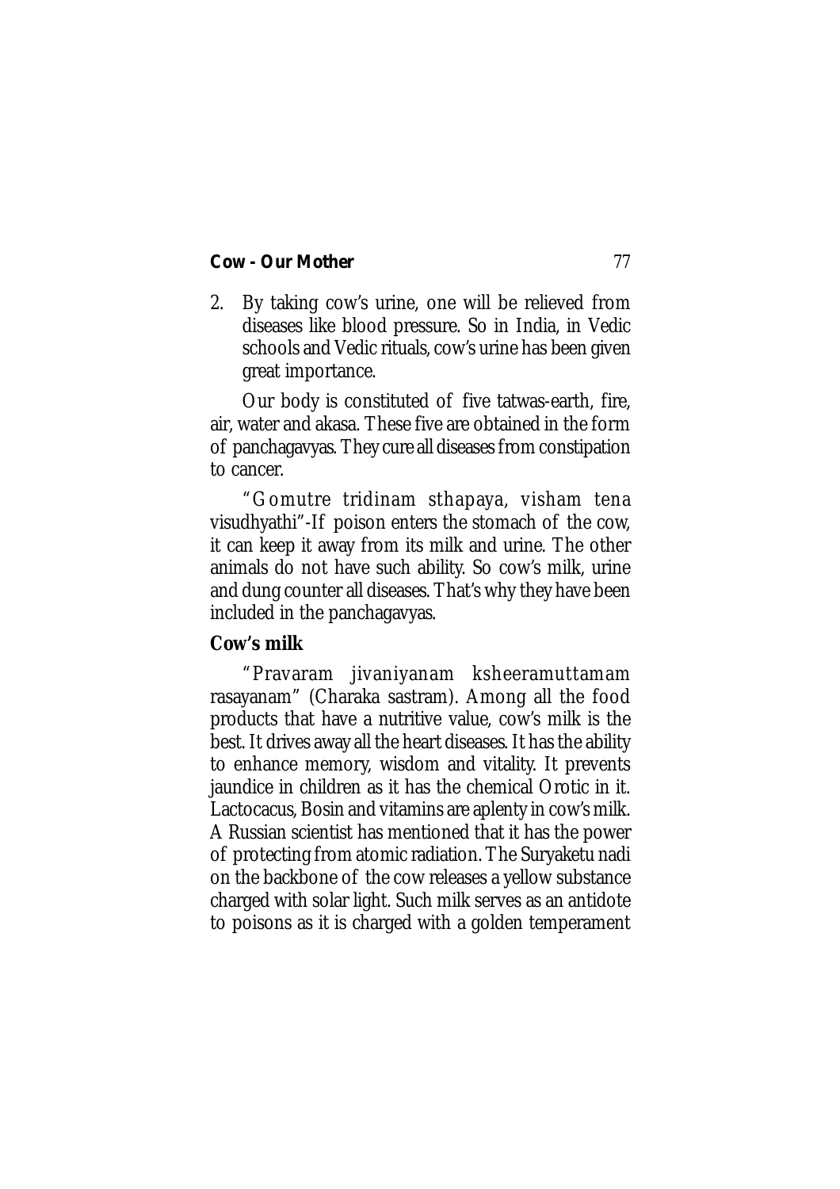2. By taking cow's urine, one will be relieved from diseases like blood pressure. So in India, in Vedic schools and Vedic rituals, cow's urine has been given great importance.

Our body is constituted of five tatwas-earth, fire, air, water and akasa. These five are obtained in the form of panchagavyas. They cure all diseases from constipation to cancer.

"Gomutre tridinam sthapaya, visham tena visudhyathi"-If poison enters the stomach of the cow, it can keep it away from its milk and urine. The other animals do not have such ability. So cow's milk, urine and dung counter all diseases. That's why they have been included in the panchagavyas.

**Cow's milk**

"Pravaram jivaniyanam ksheeramuttamam rasayanam" (Charaka sastram). Among all the food products that have a nutritive value, cow's milk is the best. It drives away all the heart diseases. It has the ability to enhance memory, wisdom and vitality. It prevents jaundice in children as it has the chemical Orotic in it. Lactocacus, Bosin and vitamins are aplenty in cow's milk. A Russian scientist has mentioned that it has the power of protecting from atomic radiation. The Suryaketu nadi on the backbone of the cow releases a yellow substance charged with solar light. Such milk serves as an antidote to poisons as it is charged with a golden temperament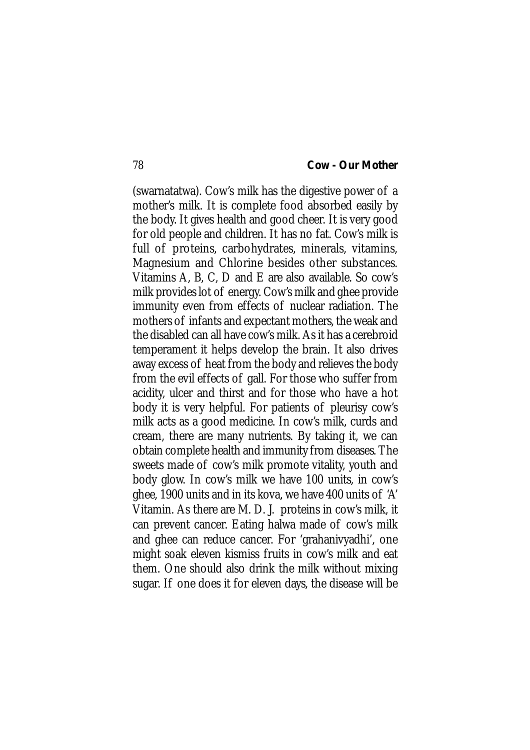(swarnatatwa). Cow's milk has the digestive power of a mother's milk. It is complete food absorbed easily by the body. It gives health and good cheer. It is very good for old people and children. It has no fat. Cow's milk is full of proteins, carbohydrates, minerals, vitamins, Magnesium and Chlorine besides other substances. Vitamins A, B, C, D and E are also available. So cow's milk provides lot of energy. Cow's milk and ghee provide immunity even from effects of nuclear radiation. The mothers of infants and expectant mothers, the weak and the disabled can all have cow's milk. As it has a cerebroid temperament it helps develop the brain. It also drives away excess of heat from the body and relieves the body from the evil effects of gall. For those who suffer from acidity, ulcer and thirst and for those who have a hot body it is very helpful. For patients of pleurisy cow's milk acts as a good medicine. In cow's milk, curds and cream, there are many nutrients. By taking it, we can obtain complete health and immunity from diseases. The sweets made of cow's milk promote vitality, youth and body glow. In cow's milk we have 100 units, in cow's ghee, 1900 units and in its kova, we have 400 units of 'A' Vitamin. As there are M. D. J. proteins in cow's milk, it can prevent cancer. Eating halwa made of cow's milk and ghee can reduce cancer. For 'grahanivyadhi', one might soak eleven kismiss fruits in cow's milk and eat them. One should also drink the milk without mixing sugar. If one does it for eleven days, the disease will be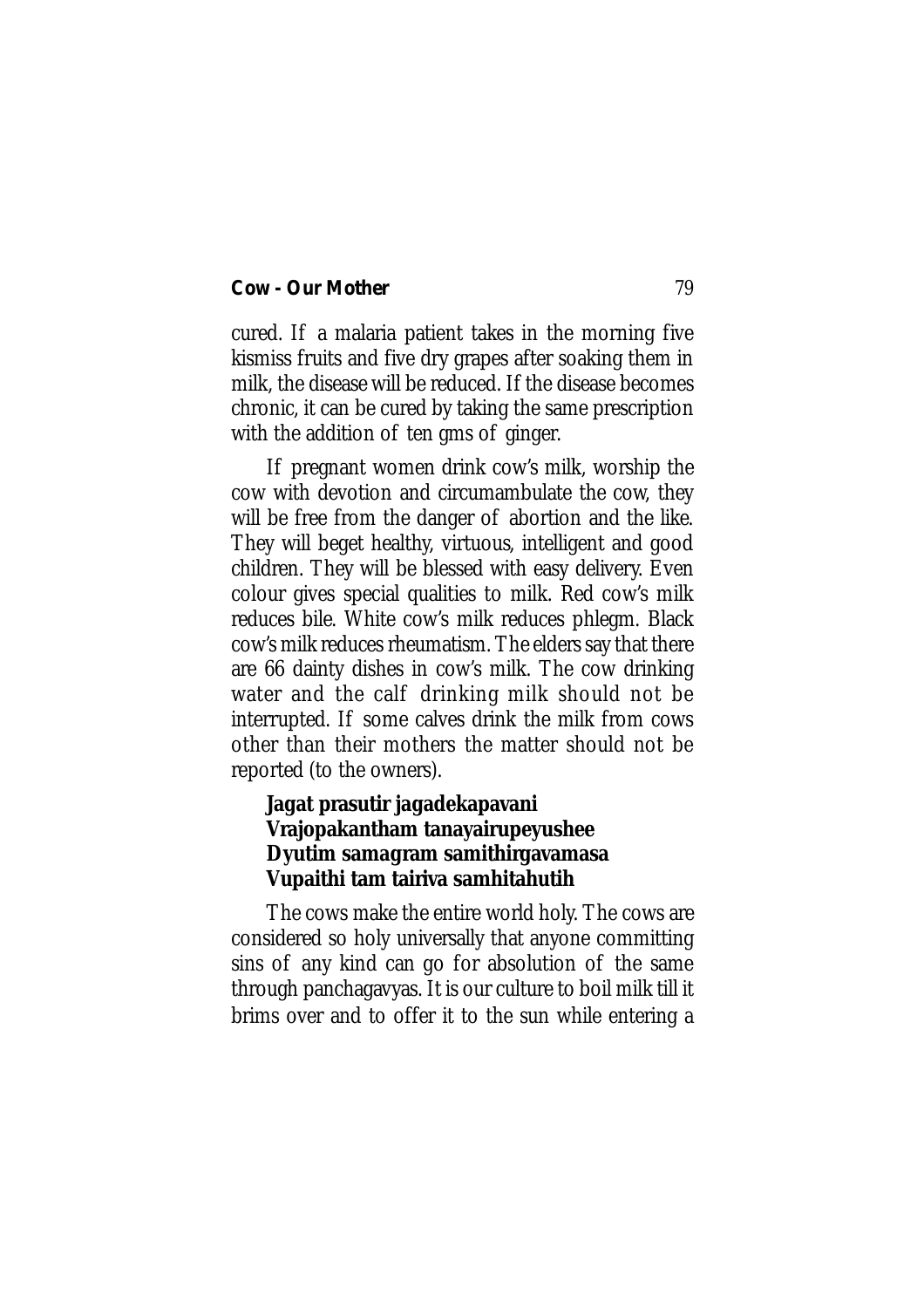cured. If a malaria patient takes in the morning five kismiss fruits and five dry grapes after soaking them in milk, the disease will be reduced. If the disease becomes chronic, it can be cured by taking the same prescription with the addition of ten gms of ginger.

If pregnant women drink cow's milk, worship the cow with devotion and circumambulate the cow, they will be free from the danger of abortion and the like. They will beget healthy, virtuous, intelligent and good children. They will be blessed with easy delivery. Even colour gives special qualities to milk. Red cow's milk reduces bile. White cow's milk reduces phlegm. Black cow's milk reduces rheumatism. The elders say that there are 66 dainty dishes in cow's milk. The cow drinking water and the calf drinking milk should not be interrupted. If some calves drink the milk from cows other than their mothers the matter should not be reported (to the owners).

**Jagat prasutir jagadekapavani**
**Vrajopakantham tanayairupeyushee**
**Dyutim samagram samithirgavamasa**
**Vupaithi tam tairiva samhitahutih**

The cows make the entire world holy. The cows are considered so holy universally that anyone committing sins of any kind can go for absolution of the same through panchagavyas. It is our culture to boil milk till it brims over and to offer it to the sun while entering a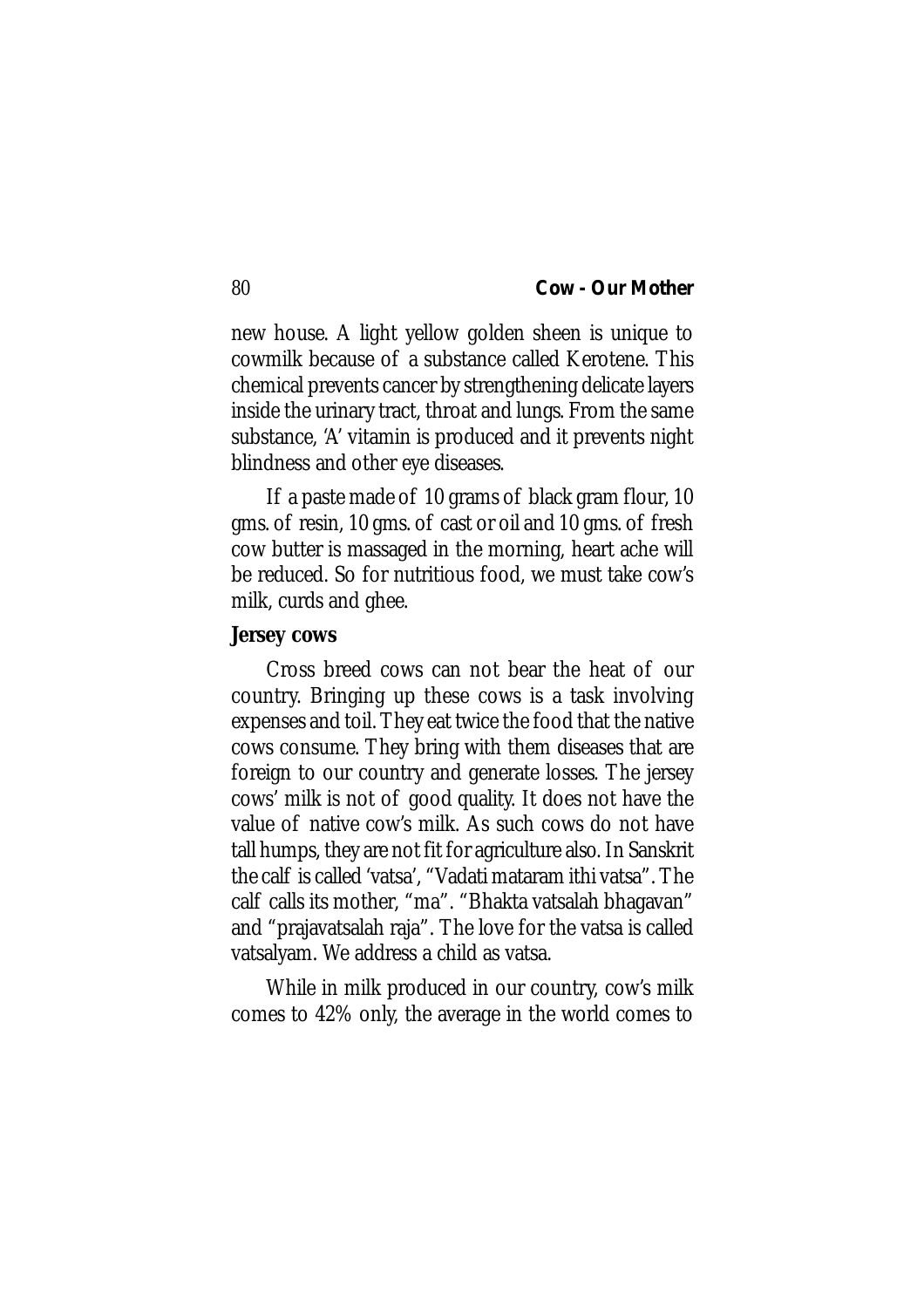new house. A light yellow golden sheen is unique to cowmilk because of a substance called Kerotene. This chemical prevents cancer by strengthening delicate layers inside the urinary tract, throat and lungs. From the same substance, 'A' vitamin is produced and it prevents night blindness and other eye diseases.

If a paste made of 10 grams of black gram flour, 10 gms. of resin, 10 gms. of cast or oil and 10 gms. of fresh cow butter is massaged in the morning, heart ache will be reduced. So for nutritious food, we must take cow's milk, curds and ghee.

**Jersey cows**

Cross breed cows can not bear the heat of our country. Bringing up these cows is a task involving expenses and toil. They eat twice the food that the native cows consume. They bring with them diseases that are foreign to our country and generate losses. The jersey cows' milk is not of good quality. It does not have the value of native cow's milk. As such cows do not have tall humps, they are not fit for agriculture also. In Sanskrit the calf is called 'vatsa', "Vadati mataram ithi vatsa". The calf calls its mother, "ma". "Bhakta vatsalah bhagavan" and "prajavatsalah raja". The love for the vatsa is called vatsalyam. We address a child as vatsa.

While in milk produced in our country, cow's milk comes to 42% only, the average in the world comes to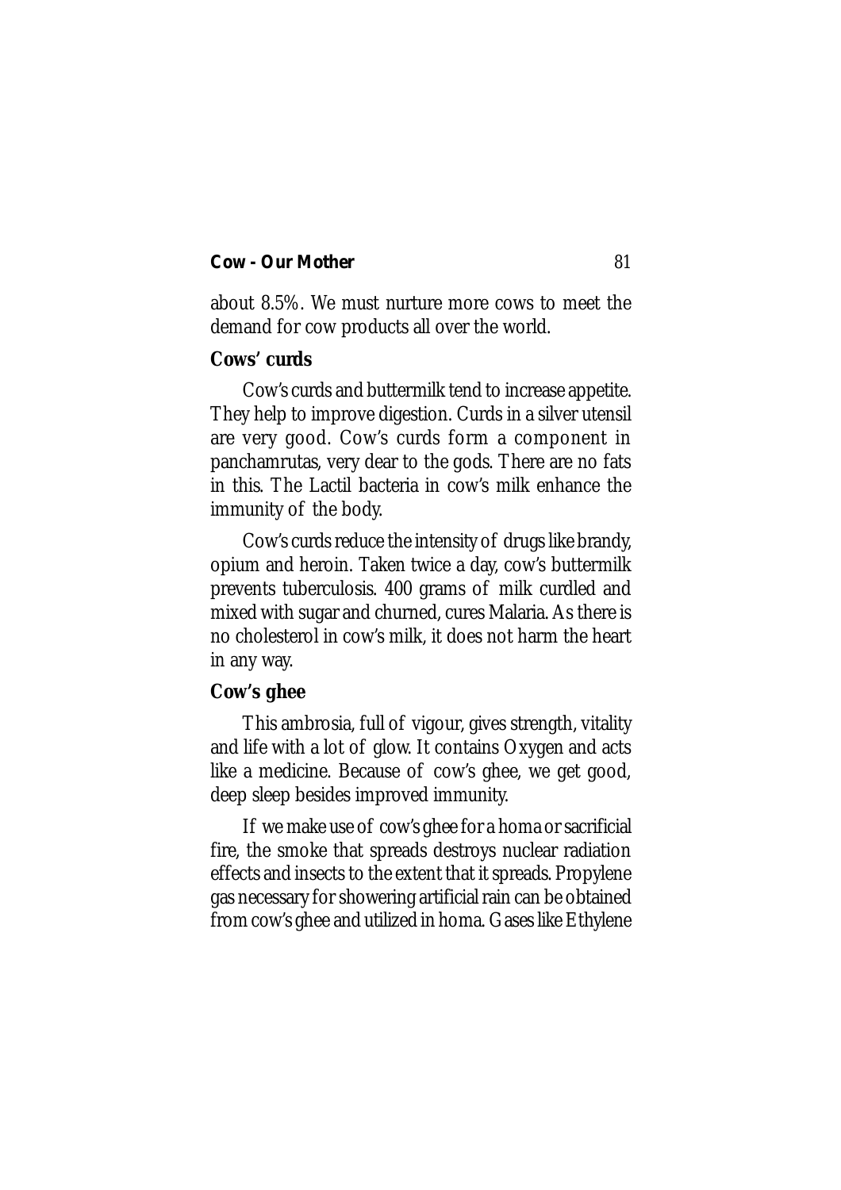about 8.5%. We must nurture more cows to meet the demand for cow products all over the world.

### Cows' curds

Cow's curds and buttermilk tend to increase appetite. They help to improve digestion. Curds in a silver utensil are very good. Cow's curds form a component in panchamrutas, very dear to the gods. There are no fats in this. The Lactil bacteria in cow's milk enhance the immunity of the body.

Cow's curds reduce the intensity of drugs like brandy, opium and heroin. Taken twice a day, cow's buttermilk prevents tuberculosis. 400 grams of milk curdled and mixed with sugar and churned, cures Malaria. As there is no cholesterol in cow's milk, it does not harm the heart in any way.

### Cow's ghee

This ambrosia, full of vigour, gives strength, vitality and life with a lot of glow. It contains Oxygen and acts like a medicine. Because of cow's ghee, we get good, deep sleep besides improved immunity.

If we make use of cow's ghee for a homa or sacrificial fire, the smoke that spreads destroys nuclear radiation effects and insects to the extent that it spreads. Propylene gas necessary for showering artificial rain can be obtained from cow's ghee and utilized in homa. Gases like Ethylene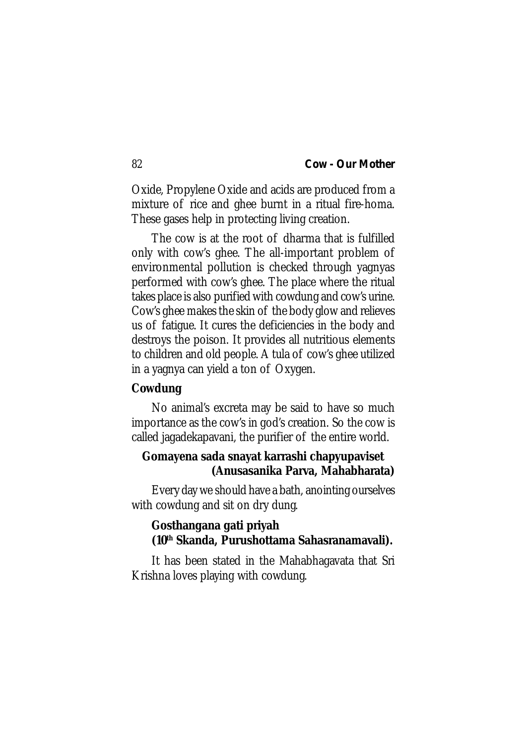Oxide, Propylene Oxide and acids are produced from a mixture of rice and ghee burnt in a ritual fire-homa. These gases help in protecting living creation.

The cow is at the root of dharma that is fulfilled only with cow's ghee. The all-important problem of environmental pollution is checked through yagnyas performed with cow's ghee. The place where the ritual takes place is also purified with cowdung and cow's urine. Cow's ghee makes the skin of the body glow and relieves us of fatigue. It cures the deficiencies in the body and destroys the poison. It provides all nutritious elements to children and old people. A tula of cow's ghee utilized in a yagnya can yield a ton of Oxygen.

**Cowdung**

No animal's excreta may be said to have so much importance as the cow's in god's creation. So the cow is called jagadekapavani, the purifier of the entire world.

**Gomayena sada snayat karrashi chapyupaviset**
**(Anusasanika Parva, Mahabharata)**

Every day we should have a bath, anointing ourselves with cowdung and sit on dry dung.

**Gosthangana gati priyah**
**(10th Skanda, Purushottama Sahasranamavali).**

It has been stated in the Mahabhagavata that Sri Krishna loves playing with cowdung.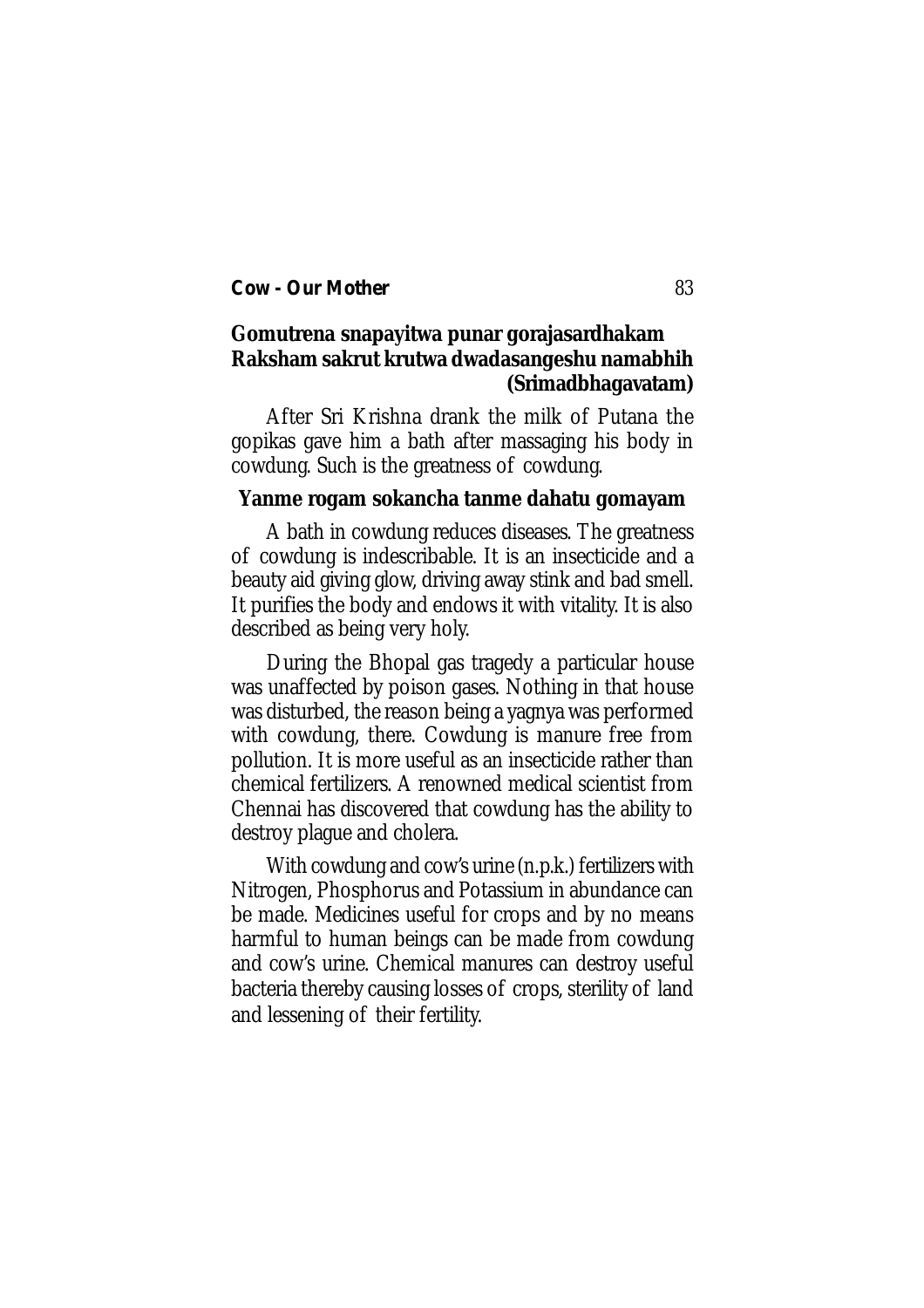**Gomutrena snapayitwa punar gorajasardhakam**
**Raksham sakrut krutwa dwadasangeshu namabhih**
**(Srimadbhagavatam)**

After Sri Krishna drank the milk of Putana the gopikas gave him a bath after massaging his body in cowdung. Such is the greatness of cowdung.

**Yanme rogam sokancha tanme dahatu gomayam**

A bath in cowdung reduces diseases. The greatness of cowdung is indescribable. It is an insecticide and a beauty aid giving glow, driving away stink and bad smell. It purifies the body and endows it with vitality. It is also described as being very holy.

During the Bhopal gas tragedy a particular house was unaffected by poison gases. Nothing in that house was disturbed, the reason being a yagnya was performed with cowdung, there. Cowdung is manure free from pollution. It is more useful as an insecticide rather than chemical fertilizers. A renowned medical scientist from Chennai has discovered that cowdung has the ability to destroy plague and cholera.

With cowdung and cow's urine (n.p.k.) fertilizers with Nitrogen, Phosphorus and Potassium in abundance can be made. Medicines useful for crops and by no means harmful to human beings can be made from cowdung and cow's urine. Chemical manures can destroy useful bacteria thereby causing losses of crops, sterility of land and lessening of their fertility.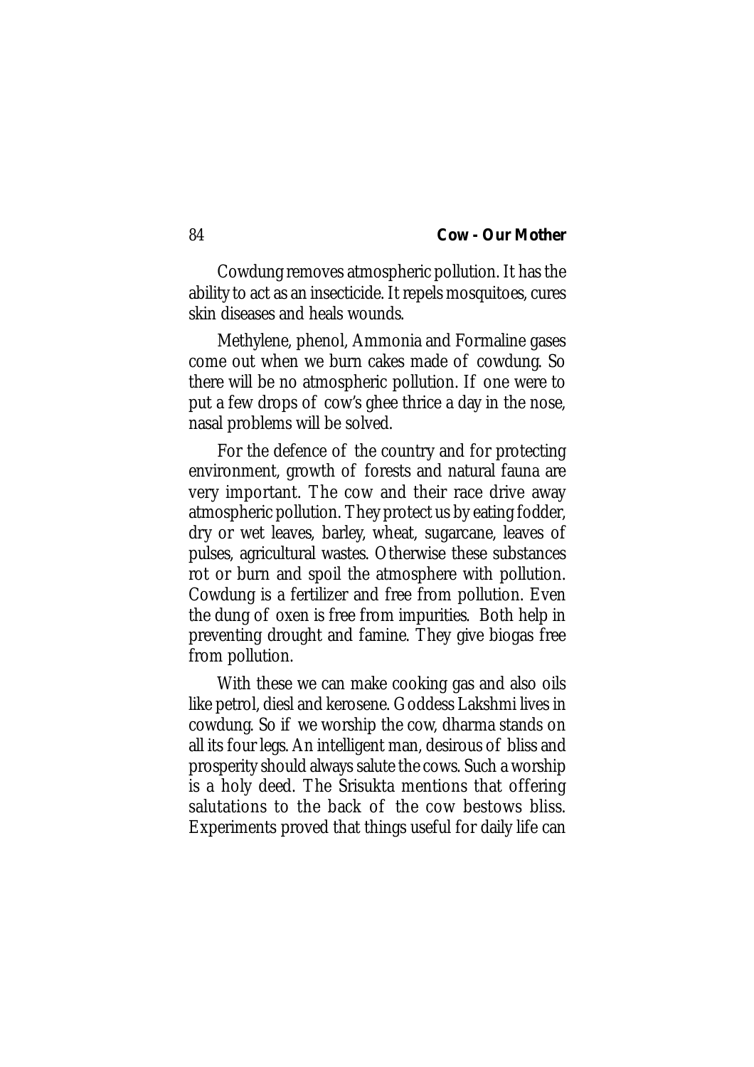Cowdung removes atmospheric pollution. It has the ability to act as an insecticide. It repels mosquitoes, cures skin diseases and heals wounds.

Methylene, phenol, Ammonia and Formaline gases come out when we burn cakes made of cowdung. So there will be no atmospheric pollution. If one were to put a few drops of cow's ghee thrice a day in the nose, nasal problems will be solved.

For the defence of the country and for protecting environment, growth of forests and natural fauna are very important. The cow and their race drive away atmospheric pollution. They protect us by eating fodder, dry or wet leaves, barley, wheat, sugarcane, leaves of pulses, agricultural wastes. Otherwise these substances rot or burn and spoil the atmosphere with pollution. Cowdung is a fertilizer and free from pollution. Even the dung of oxen is free from impurities. Both help in preventing drought and famine. They give biogas free from pollution.

With these we can make cooking gas and also oils like petrol, diesl and kerosene. Goddess Lakshmi lives in cowdung. So if we worship the cow, dharma stands on all its four legs. An intelligent man, desirous of bliss and prosperity should always salute the cows. Such a worship is a holy deed. The Srisukta mentions that offering salutations to the back of the cow bestows bliss. Experiments proved that things useful for daily life can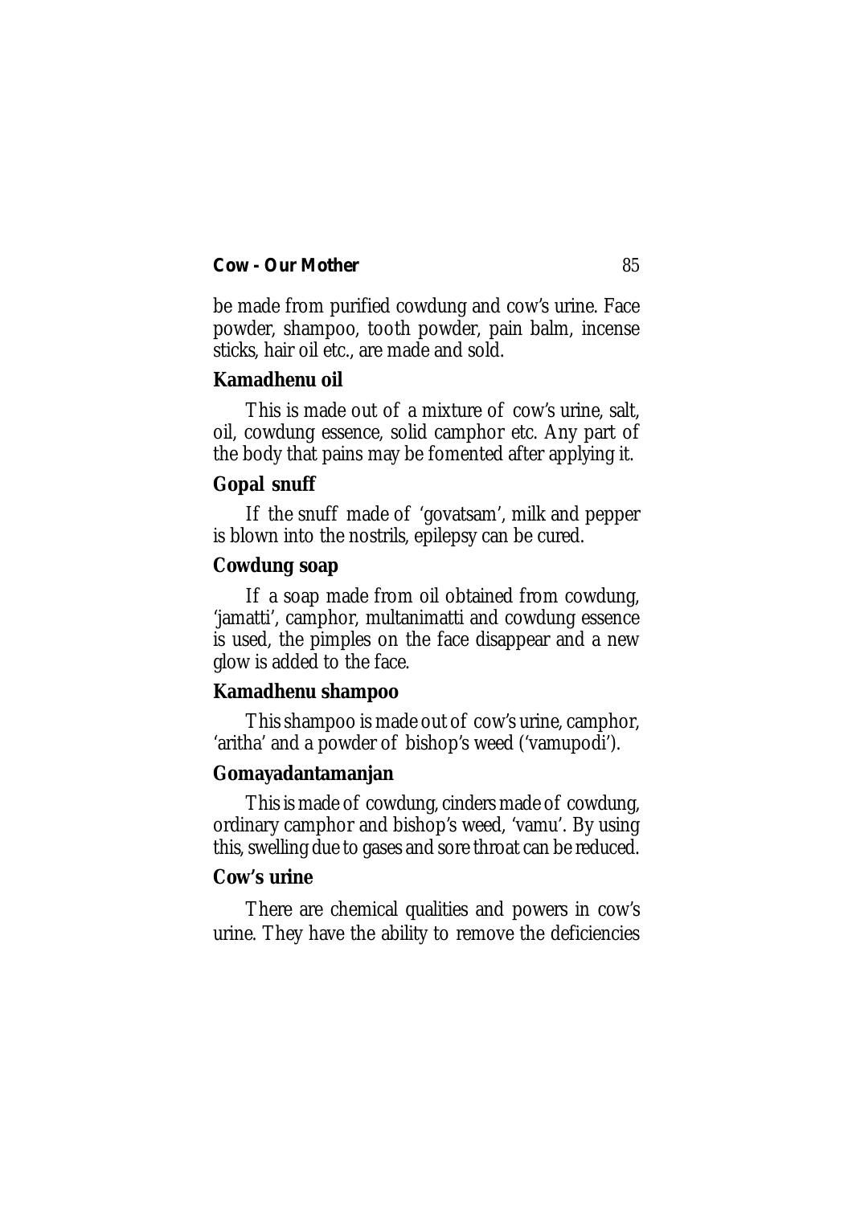be made from purified cowdung and cow's urine. Face powder, shampoo, tooth powder, pain balm, incense sticks, hair oil etc., are made and sold.

**Kamadhenu oil**

This is made out of a mixture of cow's urine, salt, oil, cowdung essence, solid camphor etc. Any part of the body that pains may be fomented after applying it.

**Gopal snuff**

If the snuff made of 'govatsam', milk and pepper is blown into the nostrils, epilepsy can be cured.

**Cowdung soap**

If a soap made from oil obtained from cowdung, 'jamatti', camphor, multanimatti and cowdung essence is used, the pimples on the face disappear and a new glow is added to the face.

**Kamadhenu shampoo**

This shampoo is made out of cow's urine, camphor, 'aritha' and a powder of bishop's weed ('vamupodi').

**Gomayadantamanjan**

This is made of cowdung, cinders made of cowdung, ordinary camphor and bishop's weed, 'vamu'. By using this, swelling due to gases and sore throat can be reduced.

**Cow's urine**

There are chemical qualities and powers in cow's urine. They have the ability to remove the deficiencies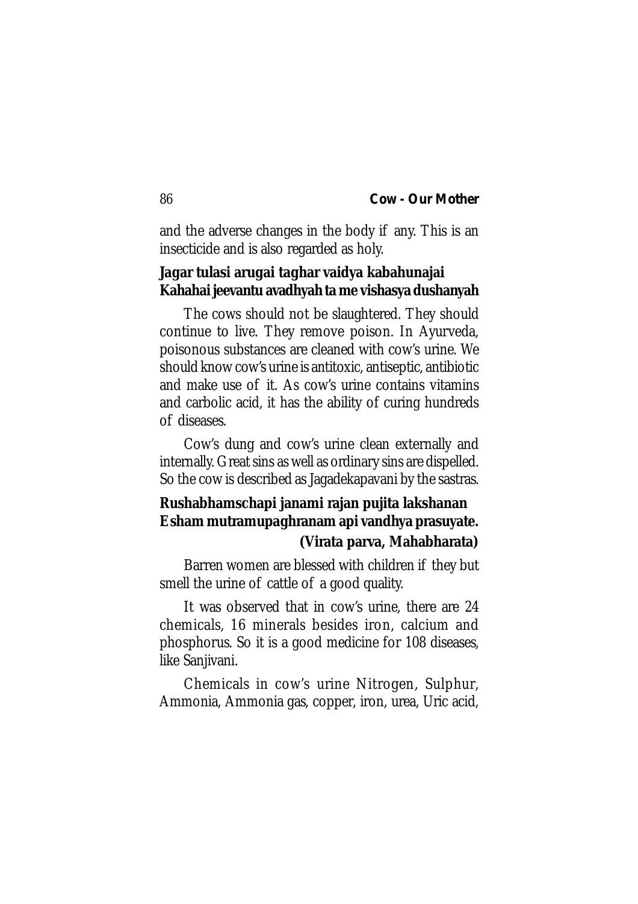and the adverse changes in the body if any. This is an insecticide and is also regarded as holy.

**Jagar tulasi arugai taghar vaidya kabahunajai**
**Kahahai jeevantu avadhyah ta me vishasya dushanyah**

The cows should not be slaughtered. They should continue to live. They remove poison. In Ayurveda, poisonous substances are cleaned with cow's urine. We should know cow's urine is antitoxic, antiseptic, antibiotic and make use of it. As cow's urine contains vitamins and carbolic acid, it has the ability of curing hundreds of diseases.

Cow's dung and cow's urine clean externally and internally. Great sins as well as ordinary sins are dispelled. So the cow is described as Jagadekapavani by the sastras.

**Rushabhamschapi janami rajan pujita lakshanan**
**Esham mutramupaghranam api vandhya prasuyate.**
**(Virata parva, Mahabharata)**

Barren women are blessed with children if they but smell the urine of cattle of a good quality.

It was observed that in cow's urine, there are 24 chemicals, 16 minerals besides iron, calcium and phosphorus. So it is a good medicine for 108 diseases, like Sanjivani.

Chemicals in cow's urine Nitrogen, Sulphur, Ammonia, Ammonia gas, copper, iron, urea, Uric acid,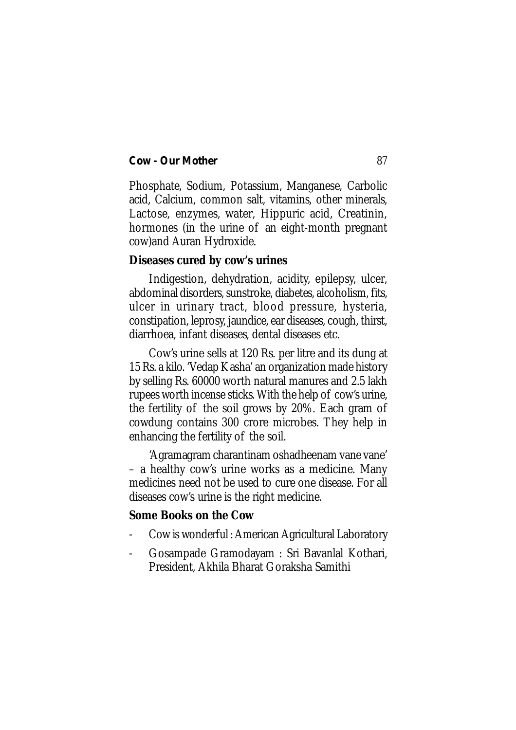Phosphate, Sodium, Potassium, Manganese, Carbolic acid, Calcium, common salt, vitamins, other minerals, Lactose, enzymes, water, Hippuric acid, Creatinin, hormones (in the urine of an eight-month pregnant cow)and Auran Hydroxide.

**Diseases cured by cow's urines**

Indigestion, dehydration, acidity, epilepsy, ulcer, abdominal disorders, sunstroke, diabetes, alcoholism, fits, ulcer in urinary tract, blood pressure, hysteria, constipation, leprosy, jaundice, ear diseases, cough, thirst, diarrhoea, infant diseases, dental diseases etc.

Cow's urine sells at 120 Rs. per litre and its dung at 15 Rs. a kilo. 'Vedap Kasha' an organization made history by selling Rs. 60000 worth natural manures and 2.5 lakh rupees worth incense sticks. With the help of cow's urine, the fertility of the soil grows by 20%. Each gram of cowdung contains 300 crore microbes. They help in enhancing the fertility of the soil.

'Agramagram charantinam oshadheenam vane vane' – a healthy cow's urine works as a medicine. Many medicines need not be used to cure one disease. For all diseases cow's urine is the right medicine.

**Some Books on the Cow**

- Cow is wonderful : American Agricultural Laboratory
- Gosampade Gramodayam : Sri Bavanlal Kothari, President, Akhila Bharat Goraksha Samithi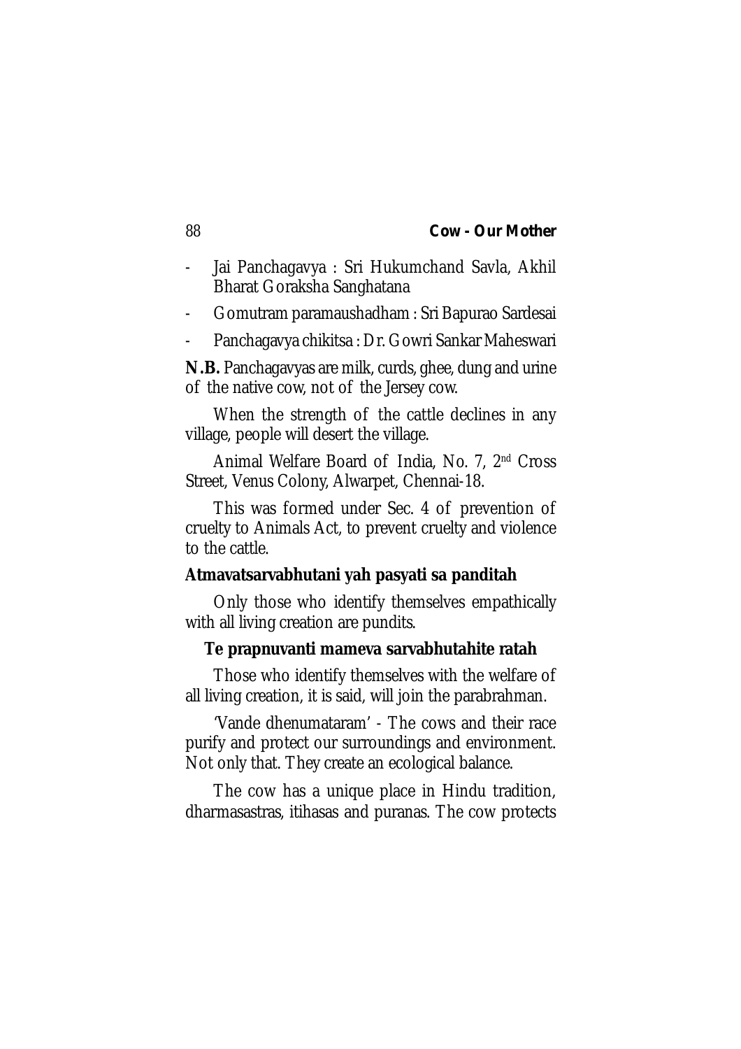- Jai Panchagavya : Sri Hukumchand Savla, Akhil Bharat Goraksha Sanghatana
- Gomutram paramaushadham : Sri Bapurao Sardesai
- Panchagavya chikitsa : Dr. Gowri Sankar Maheswari

**N.B.** Panchagavyas are milk, curds, ghee, dung and urine of the native cow, not of the Jersey cow.

When the strength of the cattle declines in any village, people will desert the village.

Animal Welfare Board of India, No. 7, 2nd Cross Street, Venus Colony, Alwarpet, Chennai-18.

This was formed under Sec. 4 of prevention of cruelty to Animals Act, to prevent cruelty and violence to the cattle.

**Atmavatsarvabhutani yah pasyati sa panditah**

Only those who identify themselves empathically with all living creation are pundits.

**Te prapnuvanti mameva sarvabhutahite ratah**

Those who identify themselves with the welfare of all living creation, it is said, will join the parabrahman.

'Vande dhenumataram' - The cows and their race purify and protect our surroundings and environment. Not only that. They create an ecological balance.

The cow has a unique place in Hindu tradition, dharmasastras, itihasas and puranas. The cow protects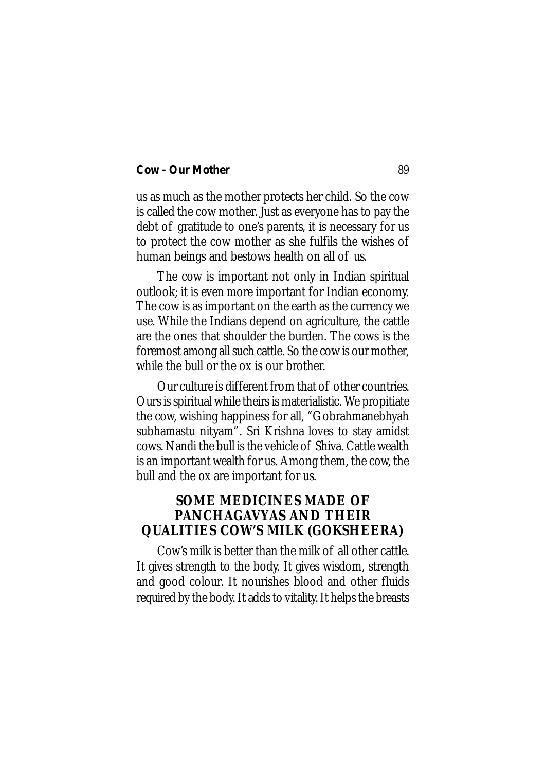us as much as the mother protects her child. So the cow is called the cow mother. Just as everyone has to pay the debt of gratitude to one's parents, it is necessary for us to protect the cow mother as she fulfils the wishes of human beings and bestows health on all of us.

The cow is important not only in Indian spiritual outlook; it is even more important for Indian economy. The cow is as important on the earth as the currency we use. While the Indians depend on agriculture, the cattle are the ones that shoulder the burden. The cows is the foremost among all such cattle. So the cow is our mother, while the bull or the ox is our brother.

Our culture is different from that of other countries. Ours is spiritual while theirs is materialistic. We propitiate the cow, wishing happiness for all, "Gobrahmanebhyah subhamastu nityam". Sri Krishna loves to stay amidst cows. Nandi the bull is the vehicle of Shiva. Cattle wealth is an important wealth for us. Among them, the cow, the bull and the ox are important for us.

## SOME MEDICINES MADE OF PANCHAGAVYAS AND THEIR QUALITIES COW'S MILK (GOKSHEERA)

Cow's milk is better than the milk of all other cattle. It gives strength to the body. It gives wisdom, strength and good colour. It nourishes blood and other fluids required by the body. It adds to vitality. It helps the breasts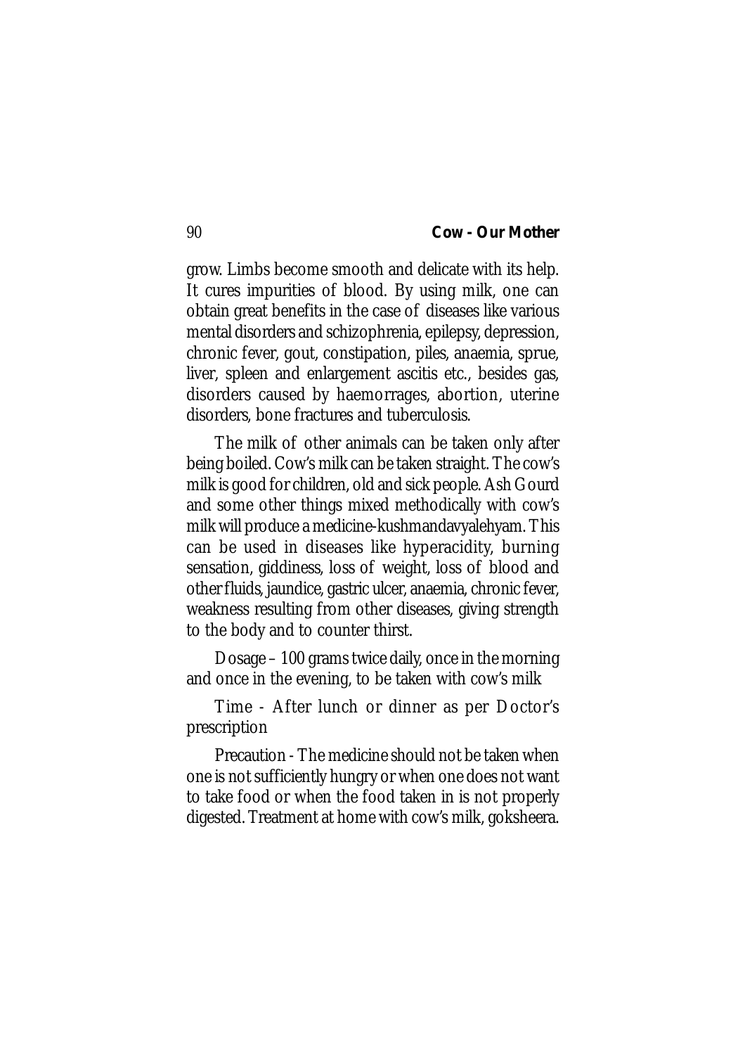grow. Limbs become smooth and delicate with its help. It cures impurities of blood. By using milk, one can obtain great benefits in the case of diseases like various mental disorders and schizophrenia, epilepsy, depression, chronic fever, gout, constipation, piles, anaemia, sprue, liver, spleen and enlargement ascitis etc., besides gas, disorders caused by haemorrages, abortion, uterine disorders, bone fractures and tuberculosis.

The milk of other animals can be taken only after being boiled. Cow's milk can be taken straight. The cow's milk is good for children, old and sick people. Ash Gourd and some other things mixed methodically with cow's milk will produce a medicine-kushmandavyalehyam. This can be used in diseases like hyperacidity, burning sensation, giddiness, loss of weight, loss of blood and other fluids, jaundice, gastric ulcer, anaemia, chronic fever, weakness resulting from other diseases, giving strength to the body and to counter thirst.

Dosage – 100 grams twice daily, once in the morning and once in the evening, to be taken with cow's milk

Time - After lunch or dinner as per Doctor's prescription

Precaution - The medicine should not be taken when one is not sufficiently hungry or when one does not want to take food or when the food taken in is not properly digested. Treatment at home with cow's milk, goksheera.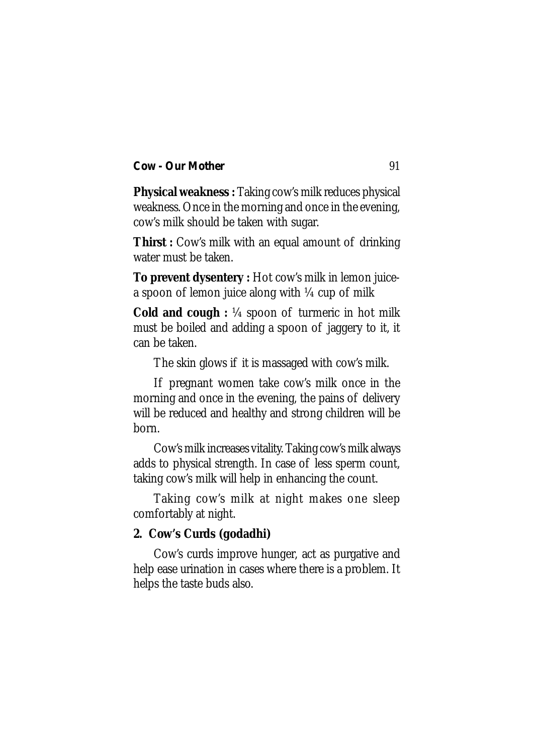**Physical weakness :** Taking cow's milk reduces physical weakness. Once in the morning and once in the evening, cow's milk should be taken with sugar.

**Thirst :** Cow's milk with an equal amount of drinking water must be taken.

**To prevent dysentery :** Hot cow's milk in lemon juice-a spoon of lemon juice along with ¼ cup of milk

**Cold and cough :** ¼ spoon of turmeric in hot milk must be boiled and adding a spoon of jaggery to it, it can be taken.

The skin glows if it is massaged with cow's milk.

If pregnant women take cow's milk once in the morning and once in the evening, the pains of delivery will be reduced and healthy and strong children will be born.

Cow's milk increases vitality. Taking cow's milk always adds to physical strength. In case of less sperm count, taking cow's milk will help in enhancing the count.

Taking cow's milk at night makes one sleep comfortably at night.

## 2. Cow's Curds (godadhi)

Cow's curds improve hunger, act as purgative and help ease urination in cases where there is a problem. It helps the taste buds also.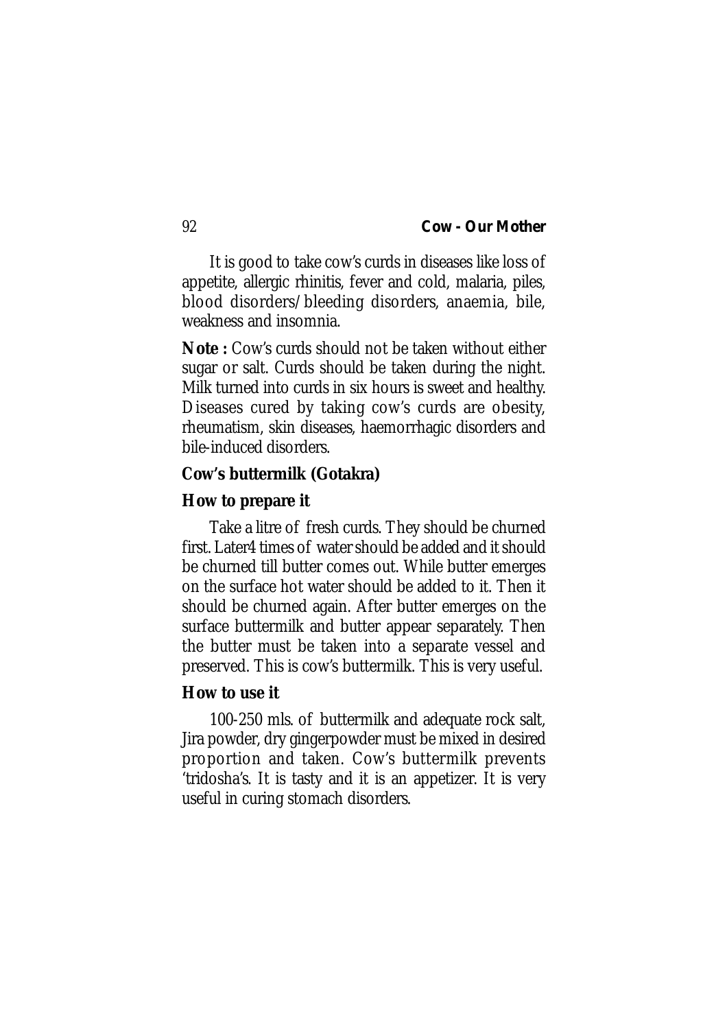It is good to take cow's curds in diseases like loss of appetite, allergic rhinitis, fever and cold, malaria, piles, blood disorders/bleeding disorders, anaemia, bile, weakness and insomnia.

**Note :** Cow's curds should not be taken without either sugar or salt. Curds should be taken during the night. Milk turned into curds in six hours is sweet and healthy. Diseases cured by taking cow's curds are obesity, rheumatism, skin diseases, haemorrhagic disorders and bile-induced disorders.

**Cow's buttermilk (Gotakra)**

**How to prepare it**

Take a litre of fresh curds. They should be churned first. Later4 times of water should be added and it should be churned till butter comes out. While butter emerges on the surface hot water should be added to it. Then it should be churned again. After butter emerges on the surface buttermilk and butter appear separately. Then the butter must be taken into a separate vessel and preserved. This is cow's buttermilk. This is very useful.

**How to use it**

100-250 mls. of buttermilk and adequate rock salt, Jira powder, dry gingerpowder must be mixed in desired proportion and taken. Cow's buttermilk prevents 'tridosha's. It is tasty and it is an appetizer. It is very useful in curing stomach disorders.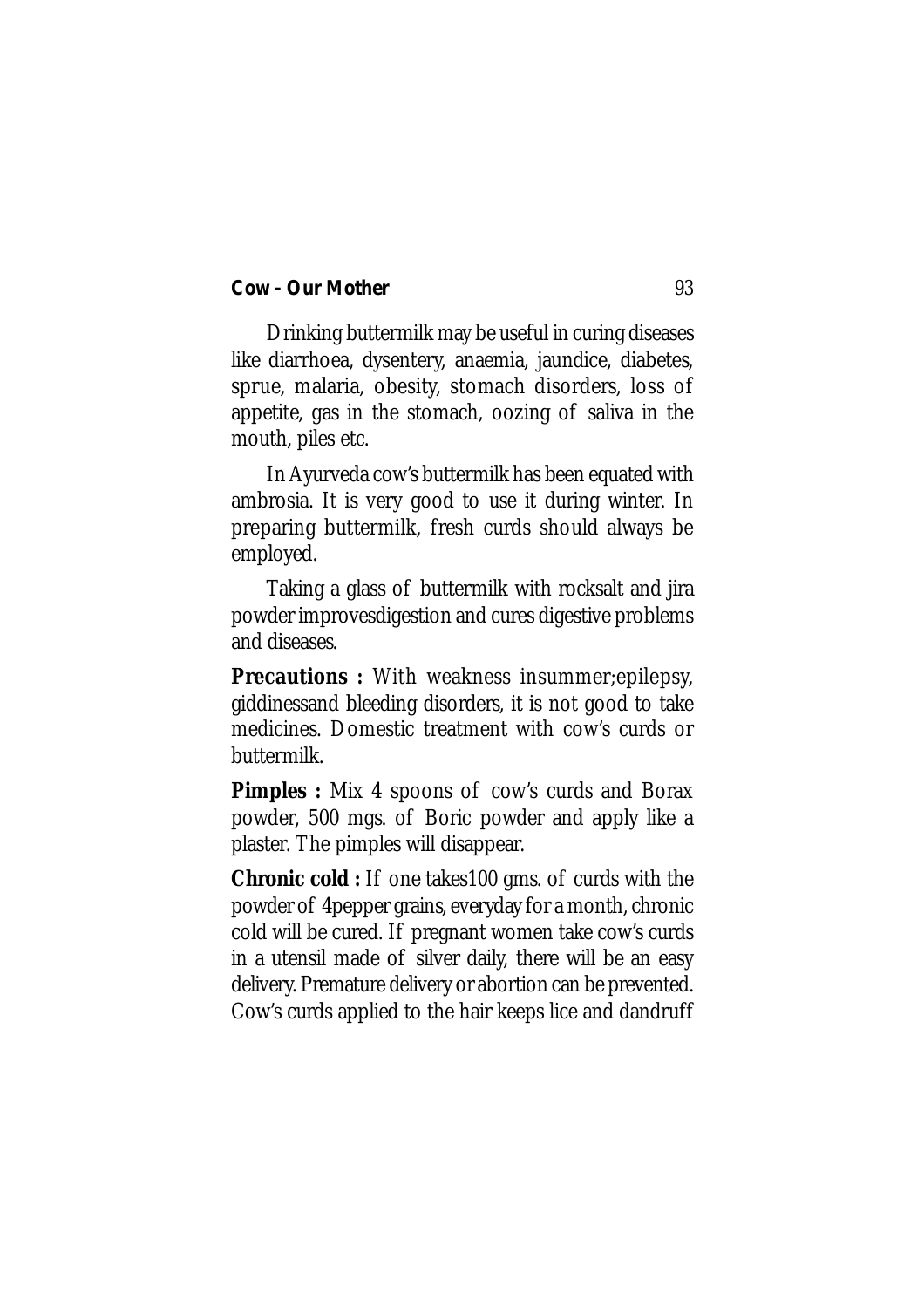Drinking buttermilk may be useful in curing diseases like diarrhoea, dysentery, anaemia, jaundice, diabetes, sprue, malaria, obesity, stomach disorders, loss of appetite, gas in the stomach, oozing of saliva in the mouth, piles etc.

In Ayurveda cow's buttermilk has been equated with ambrosia. It is very good to use it during winter. In preparing buttermilk, fresh curds should always be employed.

Taking a glass of buttermilk with rocksalt and jira powder improvesdigestion and cures digestive problems and diseases.

**Precautions :** With weakness insummer;epilepsy, giddinessand bleeding disorders, it is not good to take medicines. Domestic treatment with cow's curds or buttermilk.

**Pimples :** Mix 4 spoons of cow's curds and Borax powder, 500 mgs. of Boric powder and apply like a plaster. The pimples will disappear.

**Chronic cold :** If one takes100 gms. of curds with the powder of 4pepper grains, everyday for a month, chronic cold will be cured. If pregnant women take cow's curds in a utensil made of silver daily, there will be an easy delivery. Premature delivery or abortion can be prevented. Cow's curds applied to the hair keeps lice and dandruff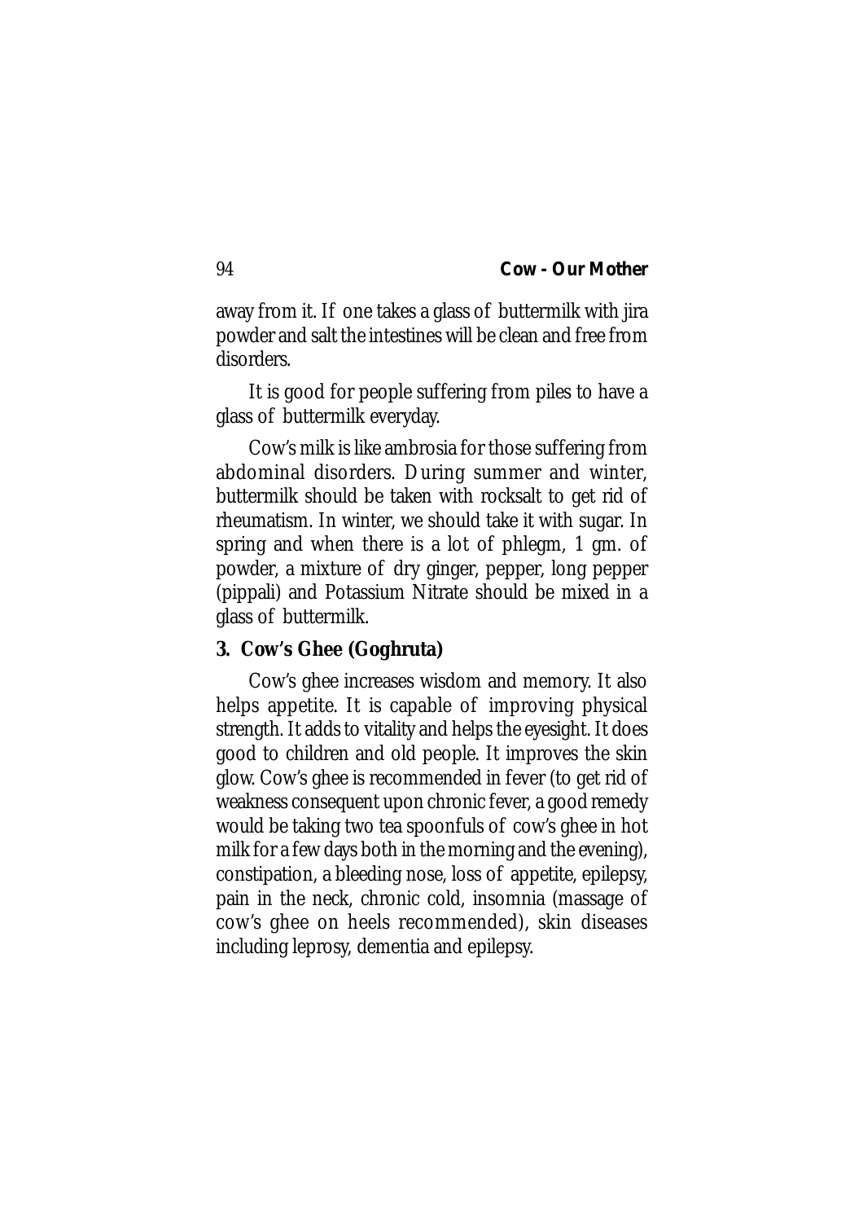away from it. If one takes a glass of buttermilk with jira powder and salt the intestines will be clean and free from disorders.

It is good for people suffering from piles to have a glass of buttermilk everyday.

Cow's milk is like ambrosia for those suffering from abdominal disorders. During summer and winter, buttermilk should be taken with rocksalt to get rid of rheumatism. In winter, we should take it with sugar. In spring and when there is a lot of phlegm, 1 gm. of powder, a mixture of dry ginger, pepper, long pepper (pippali) and Potassium Nitrate should be mixed in a glass of buttermilk.

### 3. Cow's Ghee (Goghruta)

Cow's ghee increases wisdom and memory. It also helps appetite. It is capable of improving physical strength. It adds to vitality and helps the eyesight. It does good to children and old people. It improves the skin glow. Cow's ghee is recommended in fever (to get rid of weakness consequent upon chronic fever, a good remedy would be taking two tea spoonfuls of cow's ghee in hot milk for a few days both in the morning and the evening), constipation, a bleeding nose, loss of appetite, epilepsy, pain in the neck, chronic cold, insomnia (massage of cow's ghee on heels recommended), skin diseases including leprosy, dementia and epilepsy.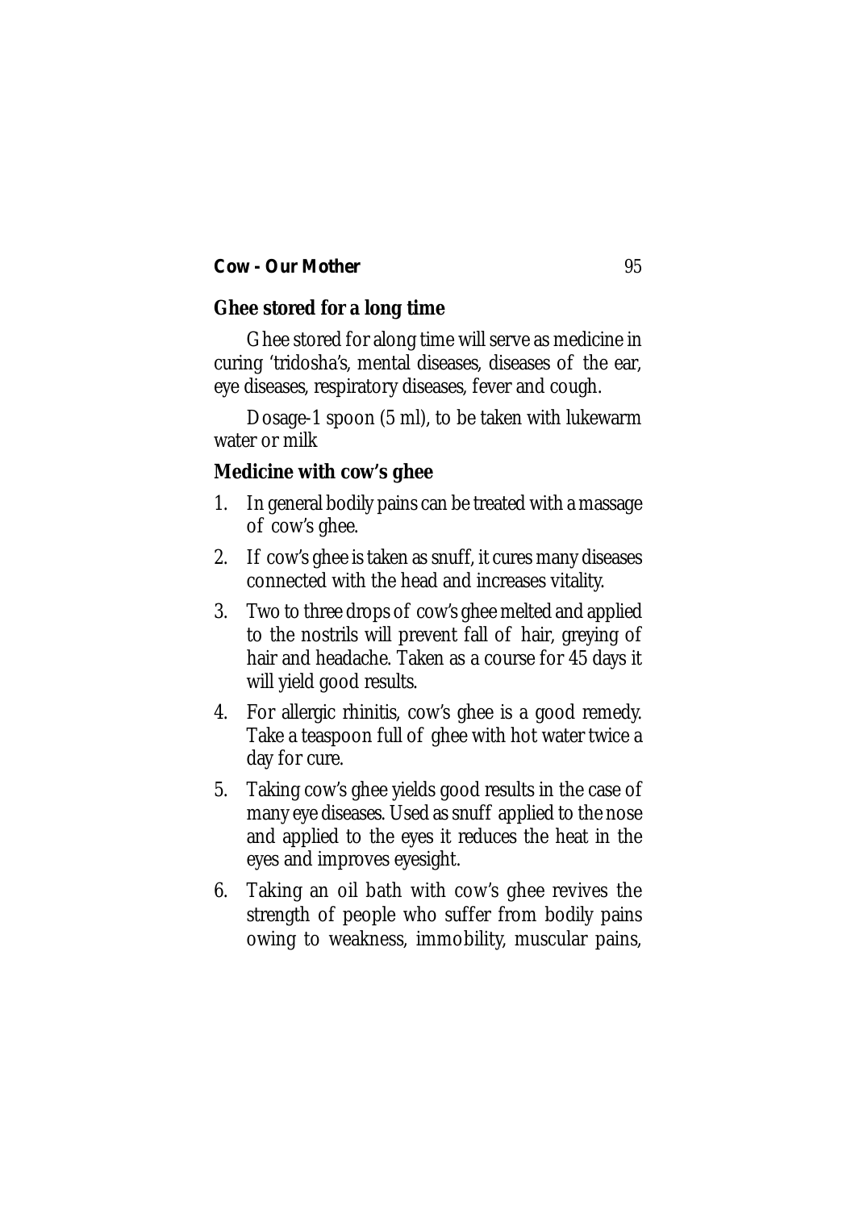## Ghee stored for a long time

Ghee stored for along time will serve as medicine in curing 'tridosha's, mental diseases, diseases of the ear, eye diseases, respiratory diseases, fever and cough.

Dosage-1 spoon (5 ml), to be taken with lukewarm water or milk

## Medicine with cow's ghee

1. In general bodily pains can be treated with a massage of cow's ghee.
2. If cow's ghee is taken as snuff, it cures many diseases connected with the head and increases vitality.
3. Two to three drops of cow's ghee melted and applied to the nostrils will prevent fall of hair, greying of hair and headache. Taken as a course for 45 days it will yield good results.
4. For allergic rhinitis, cow's ghee is a good remedy. Take a teaspoon full of ghee with hot water twice a day for cure.
5. Taking cow's ghee yields good results in the case of many eye diseases. Used as snuff applied to the nose and applied to the eyes it reduces the heat in the eyes and improves eyesight.
6. Taking an oil bath with cow's ghee revives the strength of people who suffer from bodily pains owing to weakness, immobility, muscular pains,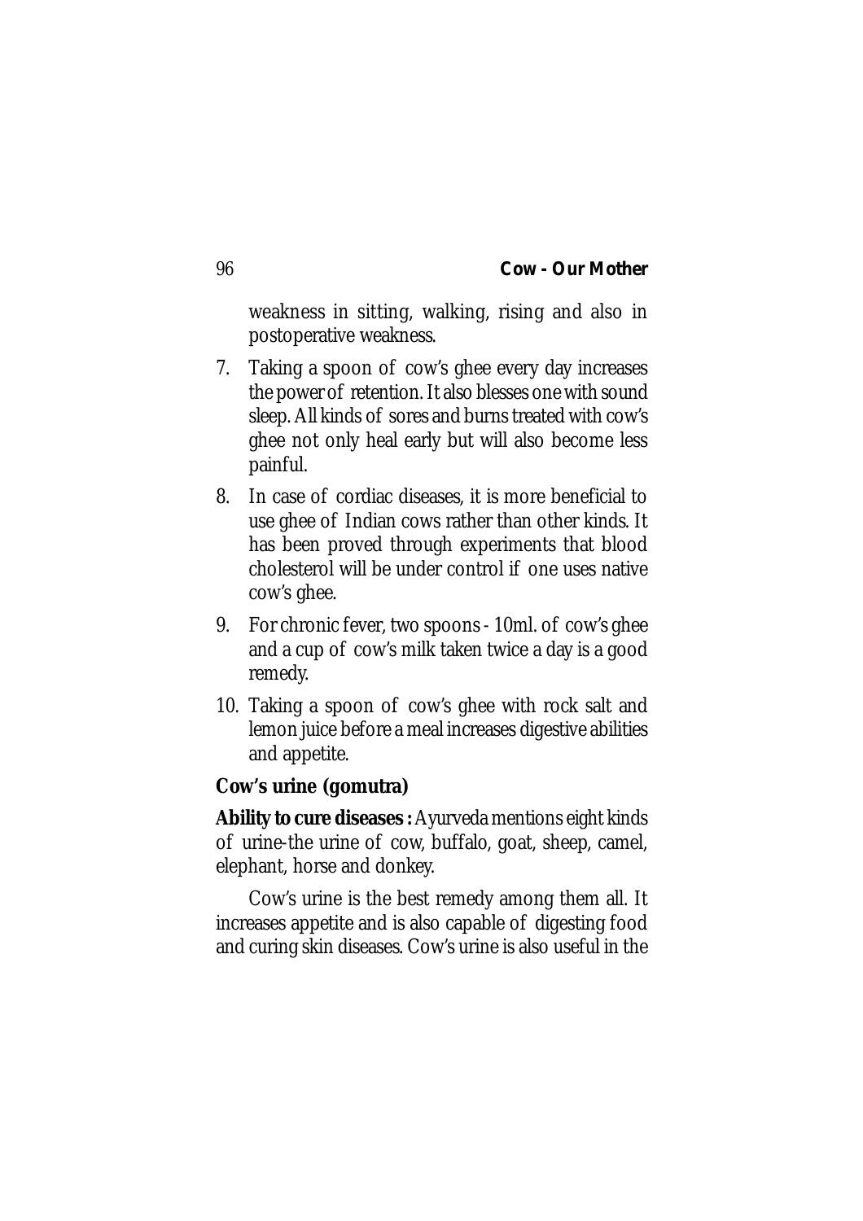weakness in sitting, walking, rising and also in postoperative weakness.

7. Taking a spoon of cow's ghee every day increases the power of retention. It also blesses one with sound sleep. All kinds of sores and burns treated with cow's ghee not only heal early but will also become less painful.

8. In case of cordiac diseases, it is more beneficial to use ghee of Indian cows rather than other kinds. It has been proved through experiments that blood cholesterol will be under control if one uses native cow's ghee.

9. For chronic fever, two spoons - 10ml. of cow's ghee and a cup of cow's milk taken twice a day is a good remedy.

10. Taking a spoon of cow's ghee with rock salt and lemon juice before a meal increases digestive abilities and appetite.

**Cow's urine (gomutra)**

**Ability to cure diseases :** Ayurveda mentions eight kinds of urine-the urine of cow, buffalo, goat, sheep, camel, elephant, horse and donkey.

Cow's urine is the best remedy among them all. It increases appetite and is also capable of digesting food and curing skin diseases. Cow's urine is also useful in the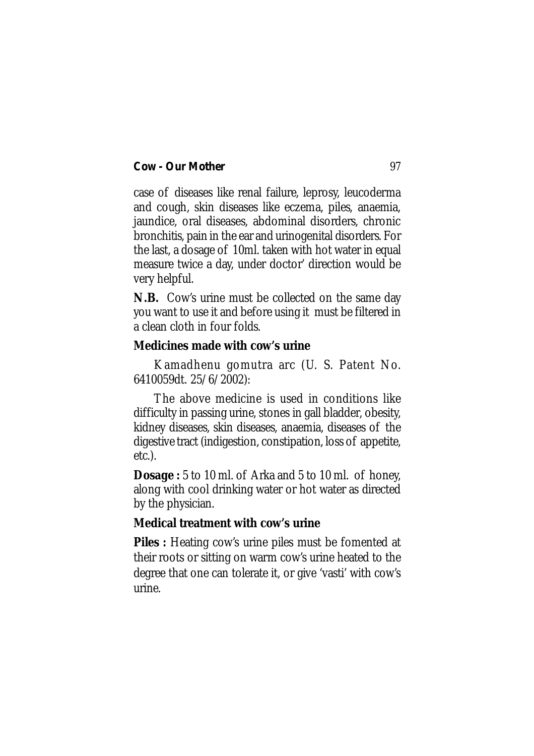case of diseases like renal failure, leprosy, leucoderma and cough, skin diseases like eczema, piles, anaemia, jaundice, oral diseases, abdominal disorders, chronic bronchitis, pain in the ear and urinogenital disorders. For the last, a dosage of 10ml. taken with hot water in equal measure twice a day, under doctor' direction would be very helpful.

**N.B.** Cow's urine must be collected on the same day you want to use it and before using it must be filtered in a clean cloth in four folds.

### Medicines made with cow's urine

Kamadhenu gomutra arc (U. S. Patent No. 6410059dt. 25/6/2002):

The above medicine is used in conditions like difficulty in passing urine, stones in gall bladder, obesity, kidney diseases, skin diseases, anaemia, diseases of the digestive tract (indigestion, constipation, loss of appetite, etc.).

**Dosage :** 5 to 10 ml. of Arka and 5 to 10 ml. of honey, along with cool drinking water or hot water as directed by the physician.

### Medical treatment with cow's urine

**Piles :** Heating cow's urine piles must be fomented at their roots or sitting on warm cow's urine heated to the degree that one can tolerate it, or give 'vasti' with cow's urine.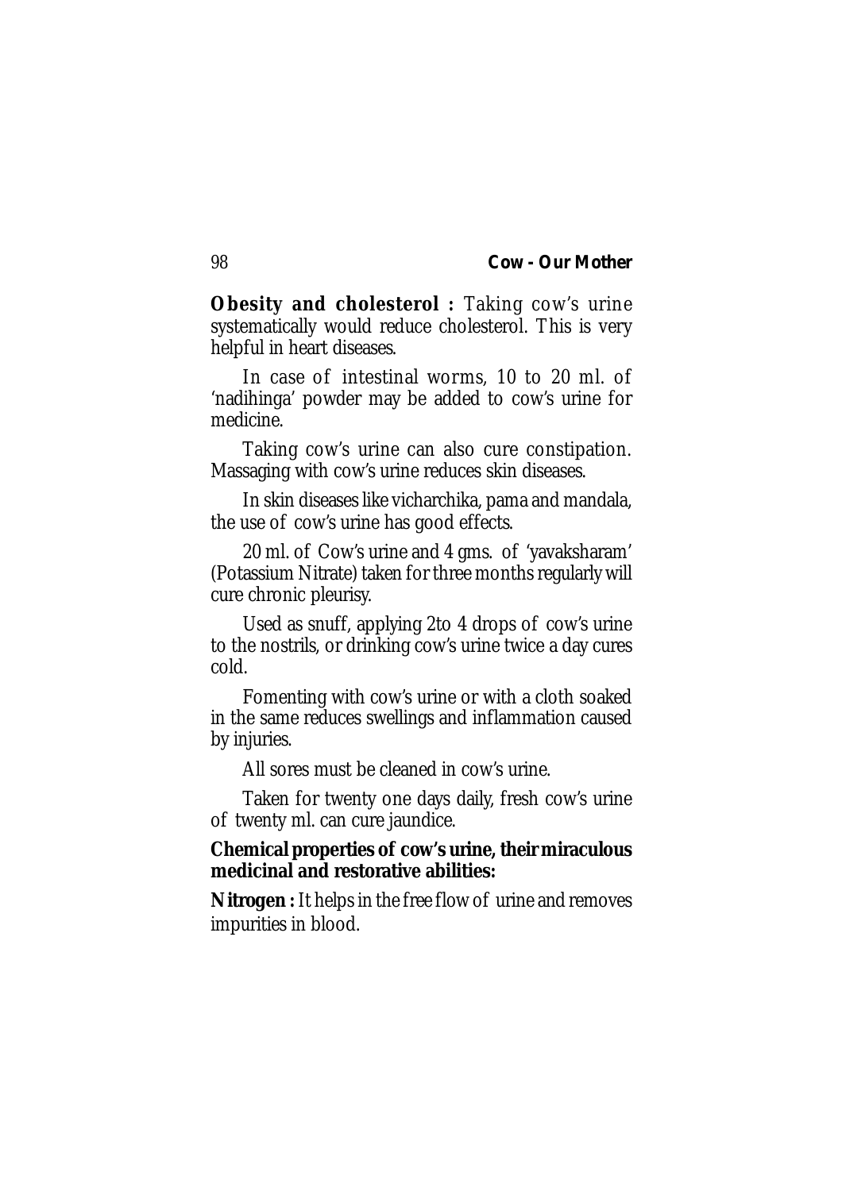**Obesity and cholesterol :** Taking cow's urine systematically would reduce cholesterol. This is very helpful in heart diseases.

In case of intestinal worms, 10 to 20 ml. of 'nadihinga' powder may be added to cow's urine for medicine.

Taking cow's urine can also cure constipation. Massaging with cow's urine reduces skin diseases.

In skin diseases like vicharchika, pama and mandala, the use of cow's urine has good effects.

20 ml. of Cow's urine and 4 gms. of 'yavaksharam' (Potassium Nitrate) taken for three months regularly will cure chronic pleurisy.

Used as snuff, applying 2to 4 drops of cow's urine to the nostrils, or drinking cow's urine twice a day cures cold.

Fomenting with cow's urine or with a cloth soaked in the same reduces swellings and inflammation caused by injuries.

All sores must be cleaned in cow's urine.

Taken for twenty one days daily, fresh cow's urine of twenty ml. can cure jaundice.

**Chemical properties of cow's urine, their miraculous medicinal and restorative abilities:**

**Nitrogen :** It helps in the free flow of urine and removes impurities in blood.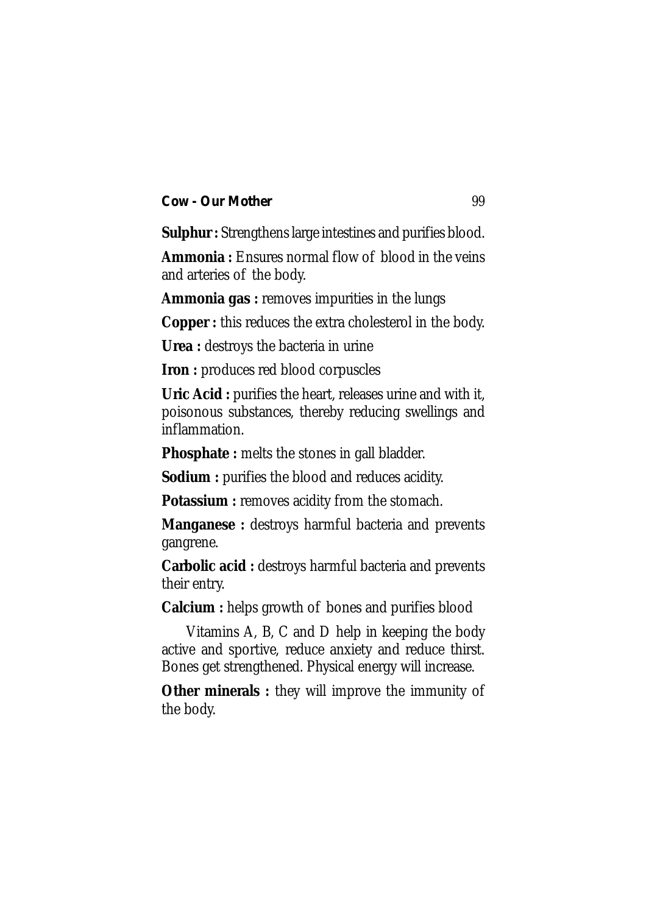**Sulphur :** Strengthens large intestines and purifies blood.

**Ammonia :** Ensures normal flow of blood in the veins and arteries of the body.

**Ammonia gas :** removes impurities in the lungs

**Copper :** this reduces the extra cholesterol in the body.

**Urea :** destroys the bacteria in urine

**Iron :** produces red blood corpuscles

**Uric Acid :** purifies the heart, releases urine and with it, poisonous substances, thereby reducing swellings and inflammation.

**Phosphate :** melts the stones in gall bladder.

**Sodium :** purifies the blood and reduces acidity.

**Potassium :** removes acidity from the stomach.

**Manganese :** destroys harmful bacteria and prevents gangrene.

**Carbolic acid :** destroys harmful bacteria and prevents their entry.

**Calcium :** helps growth of bones and purifies blood

Vitamins A, B, C and D help in keeping the body active and sportive, reduce anxiety and reduce thirst. Bones get strengthened. Physical energy will increase.

**Other minerals :** they will improve the immunity of the body.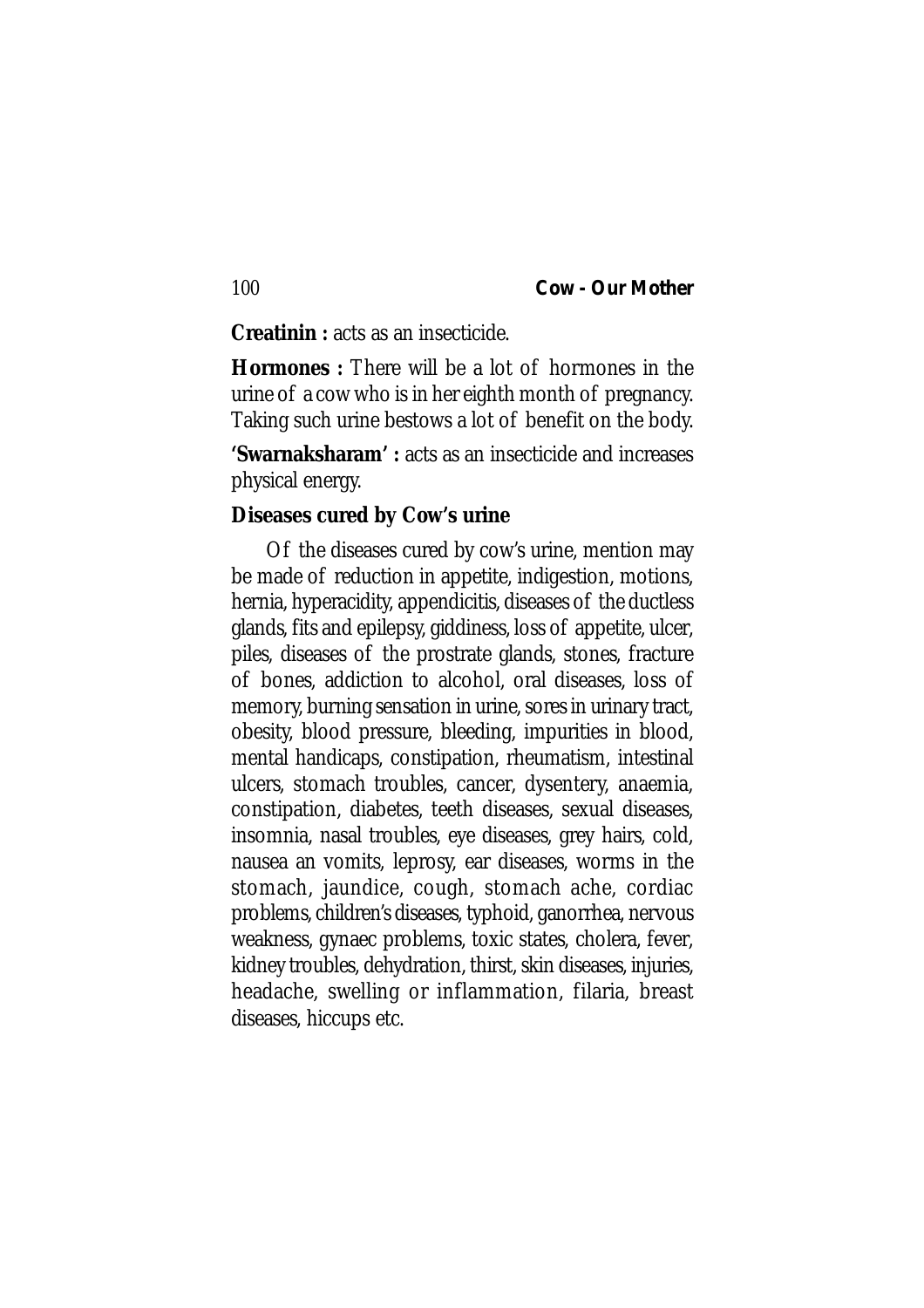**Creatinin :** acts as an insecticide.

**Hormones :** There will be a lot of hormones in the urine of a cow who is in her eighth month of pregnancy. Taking such urine bestows a lot of benefit on the body.

**'Swarnaksharam' :** acts as an insecticide and increases physical energy.

**Diseases cured by Cow's urine**

Of the diseases cured by cow's urine, mention may be made of reduction in appetite, indigestion, motions, hernia, hyperacidity, appendicitis, diseases of the ductless glands, fits and epilepsy, giddiness, loss of appetite, ulcer, piles, diseases of the prostrate glands, stones, fracture of bones, addiction to alcohol, oral diseases, loss of memory, burning sensation in urine, sores in urinary tract, obesity, blood pressure, bleeding, impurities in blood, mental handicaps, constipation, rheumatism, intestinal ulcers, stomach troubles, cancer, dysentery, anaemia, constipation, diabetes, teeth diseases, sexual diseases, insomnia, nasal troubles, eye diseases, grey hairs, cold, nausea an vomits, leprosy, ear diseases, worms in the stomach, jaundice, cough, stomach ache, cordiac problems, children's diseases, typhoid, ganorrhea, nervous weakness, gynaec problems, toxic states, cholera, fever, kidney troubles, dehydration, thirst, skin diseases, injuries, headache, swelling or inflammation, filaria, breast diseases, hiccups etc.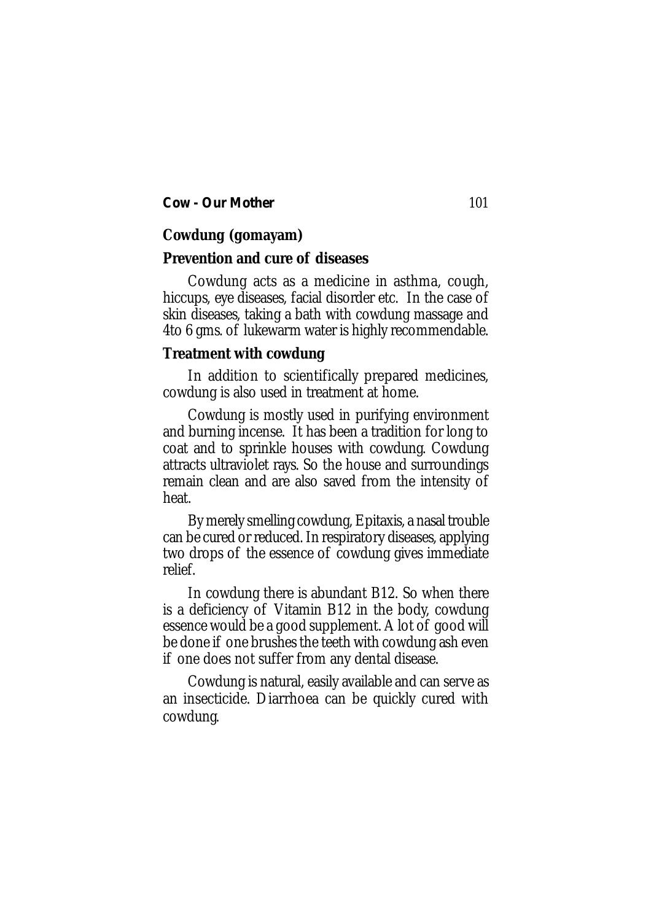## Cowdung (gomayam)

### Prevention and cure of diseases

Cowdung acts as a medicine in asthma, cough, hiccups, eye diseases, facial disorder etc. In the case of skin diseases, taking a bath with cowdung massage and 4to 6 gms. of lukewarm water is highly recommendable.

### Treatment with cowdung

In addition to scientifically prepared medicines, cowdung is also used in treatment at home.

Cowdung is mostly used in purifying environment and burning incense. It has been a tradition for long to coat and to sprinkle houses with cowdung. Cowdung attracts ultraviolet rays. So the house and surroundings remain clean and are also saved from the intensity of heat.

By merely smelling cowdung, Epitaxis, a nasal trouble can be cured or reduced. In respiratory diseases, applying two drops of the essence of cowdung gives immediate relief.

In cowdung there is abundant B12. So when there is a deficiency of Vitamin B12 in the body, cowdung essence would be a good supplement. A lot of good will be done if one brushes the teeth with cowdung ash even if one does not suffer from any dental disease.

Cowdung is natural, easily available and can serve as an insecticide. Diarrhoea can be quickly cured with cowdung.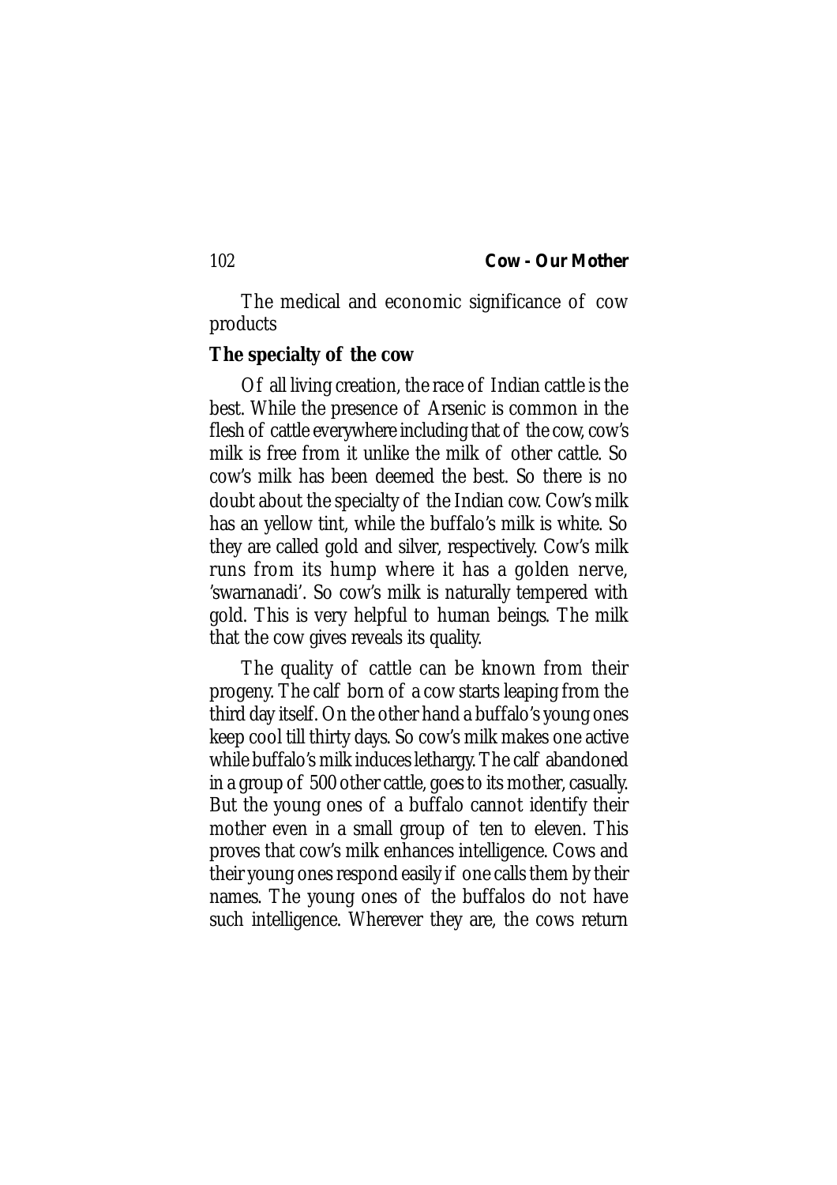The medical and economic significance of cow products

**The specialty of the cow**

Of all living creation, the race of Indian cattle is the best. While the presence of Arsenic is common in the flesh of cattle everywhere including that of the cow, cow's milk is free from it unlike the milk of other cattle. So cow's milk has been deemed the best. So there is no doubt about the specialty of the Indian cow. Cow's milk has an yellow tint, while the buffalo's milk is white. So they are called gold and silver, respectively. Cow's milk runs from its hump where it has a golden nerve, 'swarnanadi'. So cow's milk is naturally tempered with gold. This is very helpful to human beings. The milk that the cow gives reveals its quality.

The quality of cattle can be known from their progeny. The calf born of a cow starts leaping from the third day itself. On the other hand a buffalo's young ones keep cool till thirty days. So cow's milk makes one active while buffalo's milk induces lethargy. The calf abandoned in a group of 500 other cattle, goes to its mother, casually. But the young ones of a buffalo cannot identify their mother even in a small group of ten to eleven. This proves that cow's milk enhances intelligence. Cows and their young ones respond easily if one calls them by their names. The young ones of the buffalos do not have such intelligence. Wherever they are, the cows return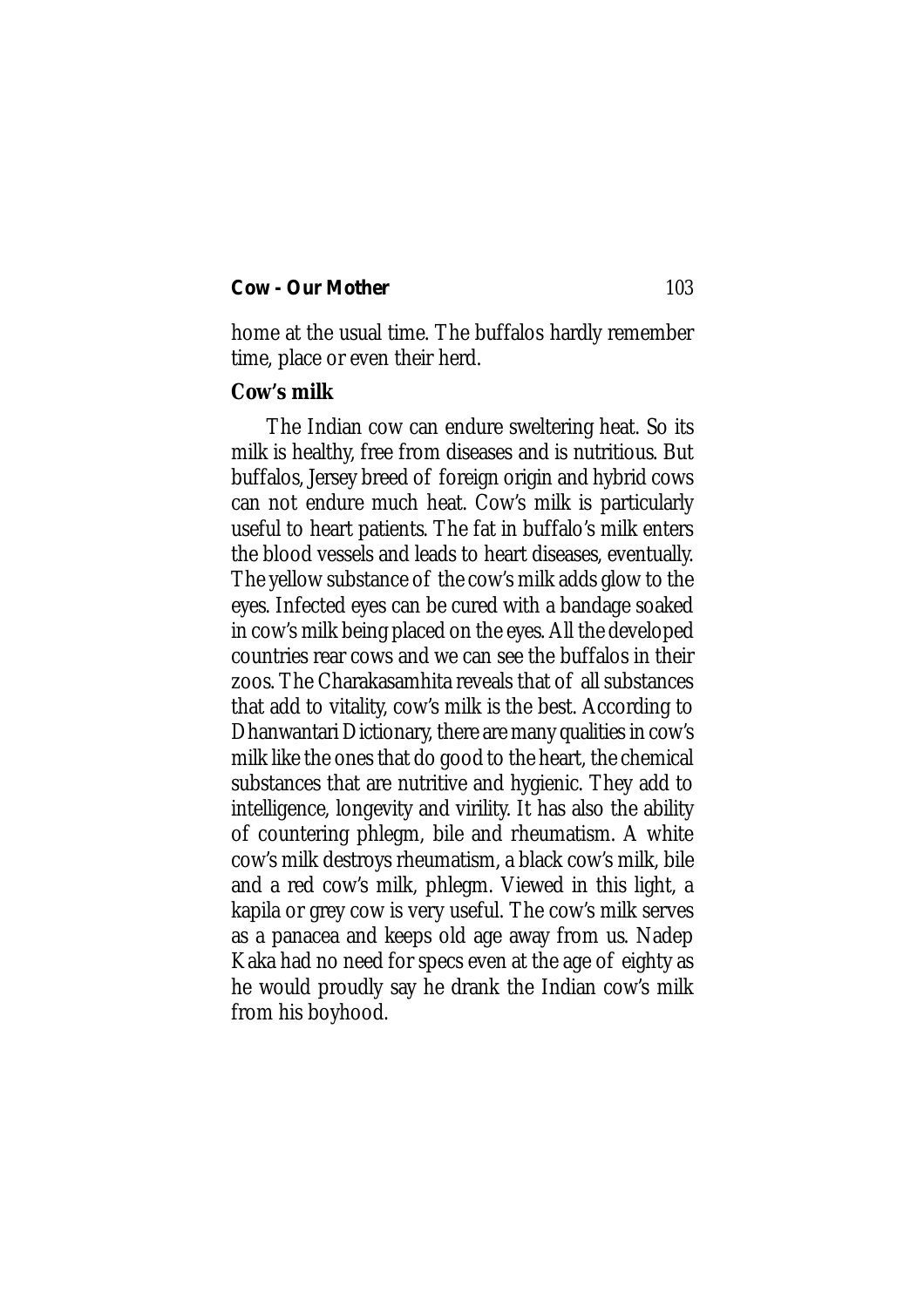home at the usual time. The buffalos hardly remember time, place or even their herd.

**Cow's milk**

The Indian cow can endure sweltering heat. So its milk is healthy, free from diseases and is nutritious. But buffalos, Jersey breed of foreign origin and hybrid cows can not endure much heat. Cow's milk is particularly useful to heart patients. The fat in buffalo's milk enters the blood vessels and leads to heart diseases, eventually. The yellow substance of the cow's milk adds glow to the eyes. Infected eyes can be cured with a bandage soaked in cow's milk being placed on the eyes. All the developed countries rear cows and we can see the buffalos in their zoos. The Charakasamhita reveals that of all substances that add to vitality, cow's milk is the best. According to Dhanwantari Dictionary, there are many qualities in cow's milk like the ones that do good to the heart, the chemical substances that are nutritive and hygienic. They add to intelligence, longevity and virility. It has also the ability of countering phlegm, bile and rheumatism. A white cow's milk destroys rheumatism, a black cow's milk, bile and a red cow's milk, phlegm. Viewed in this light, a kapila or grey cow is very useful. The cow's milk serves as a panacea and keeps old age away from us. Nadep Kaka had no need for specs even at the age of eighty as he would proudly say he drank the Indian cow's milk from his boyhood.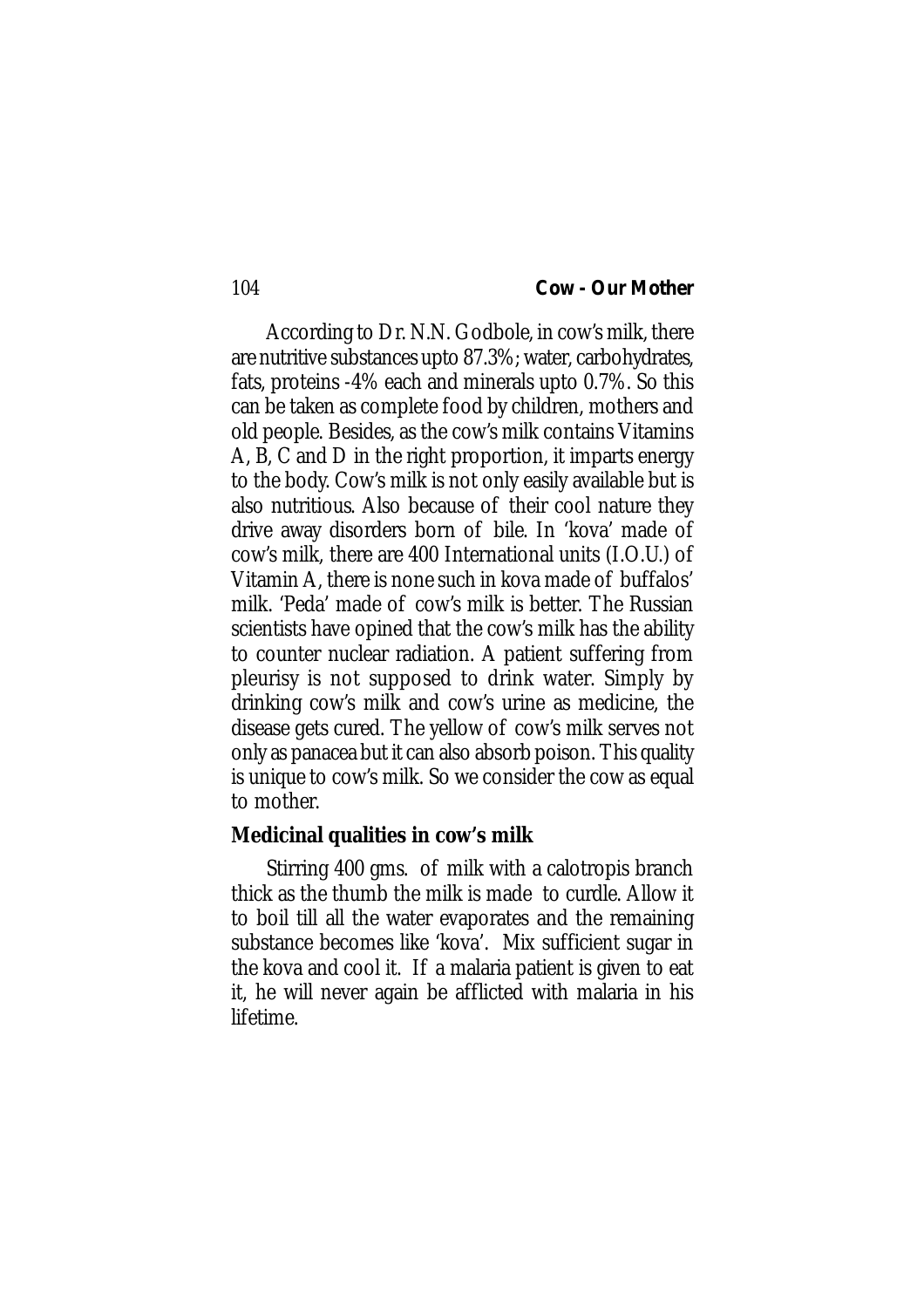According to Dr. N.N. Godbole, in cow's milk, there are nutritive substances upto 87.3%; water, carbohydrates, fats, proteins -4% each and minerals upto 0.7%. So this can be taken as complete food by children, mothers and old people. Besides, as the cow's milk contains Vitamins A, B, C and D in the right proportion, it imparts energy to the body. Cow's milk is not only easily available but is also nutritious. Also because of their cool nature they drive away disorders born of bile. In 'kova' made of cow's milk, there are 400 International units (I.O.U.) of Vitamin A, there is none such in kova made of buffalos' milk. 'Peda' made of cow's milk is better. The Russian scientists have opined that the cow's milk has the ability to counter nuclear radiation. A patient suffering from pleurisy is not supposed to drink water. Simply by drinking cow's milk and cow's urine as medicine, the disease gets cured. The yellow of cow's milk serves not only as panacea but it can also absorb poison. This quality is unique to cow's milk. So we consider the cow as equal to mother.

### Medicinal qualities in cow's milk

Stirring 400 gms. of milk with a calotropis branch thick as the thumb the milk is made to curdle. Allow it to boil till all the water evaporates and the remaining substance becomes like 'kova'. Mix sufficient sugar in the kova and cool it. If a malaria patient is given to eat it, he will never again be afflicted with malaria in his lifetime.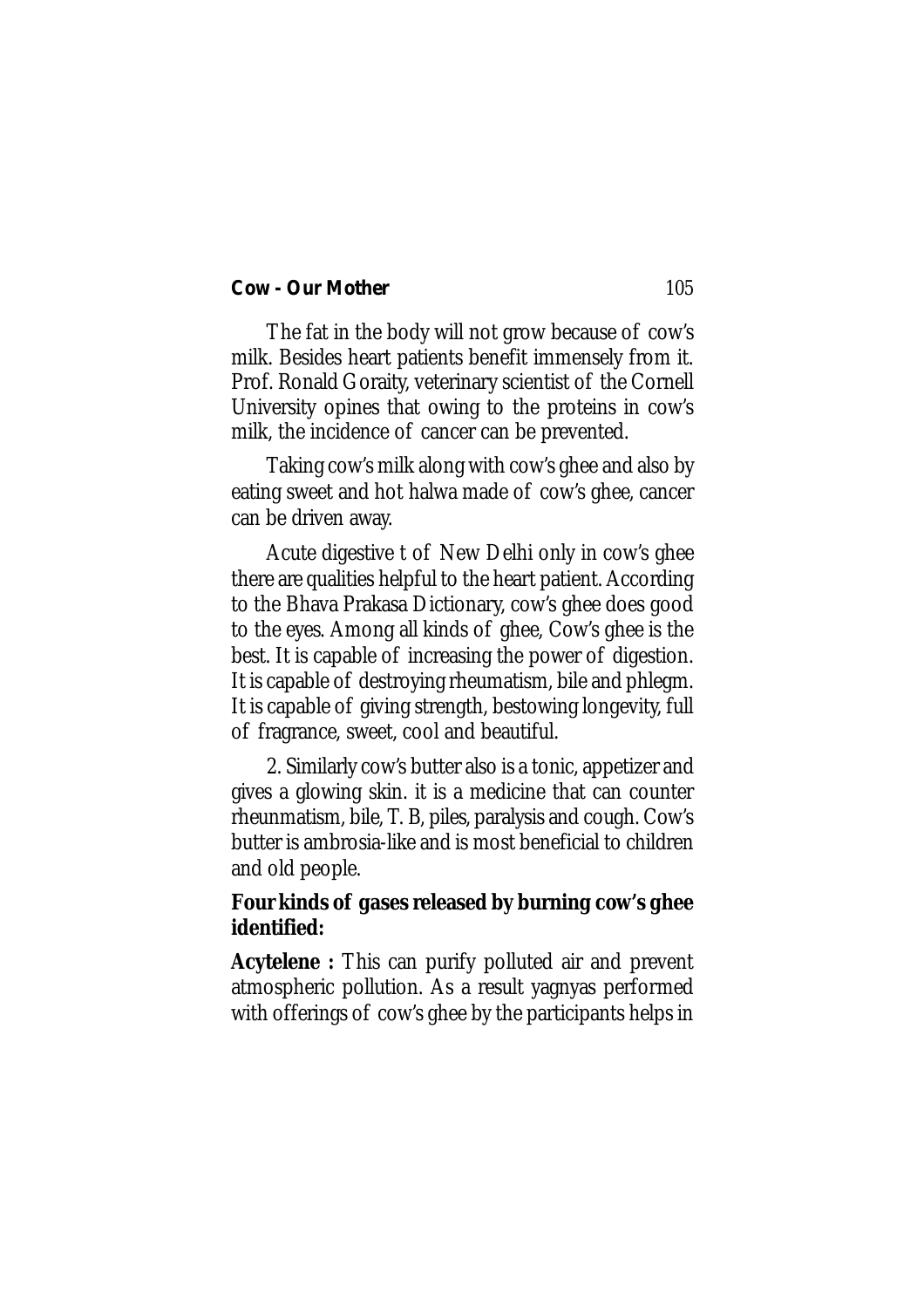The fat in the body will not grow because of cow's milk. Besides heart patients benefit immensely from it. Prof. Ronald Goraity, veterinary scientist of the Cornell University opines that owing to the proteins in cow's milk, the incidence of cancer can be prevented.

Taking cow's milk along with cow's ghee and also by eating sweet and hot halwa made of cow's ghee, cancer can be driven away.

Acute digestive t of New Delhi only in cow's ghee there are qualities helpful to the heart patient. According to the Bhava Prakasa Dictionary, cow's ghee does good to the eyes. Among all kinds of ghee, Cow's ghee is the best. It is capable of increasing the power of digestion. It is capable of destroying rheumatism, bile and phlegm. It is capable of giving strength, bestowing longevity, full of fragrance, sweet, cool and beautiful.

2. Similarly cow's butter also is a tonic, appetizer and gives a glowing skin. it is a medicine that can counter rheunmatism, bile, T. B, piles, paralysis and cough. Cow's butter is ambrosia-like and is most beneficial to children and old people.

**Four kinds of gases released by burning cow's ghee identified:**

**Acytelene :** This can purify polluted air and prevent atmospheric pollution. As a result yagnyas performed with offerings of cow's ghee by the participants helps in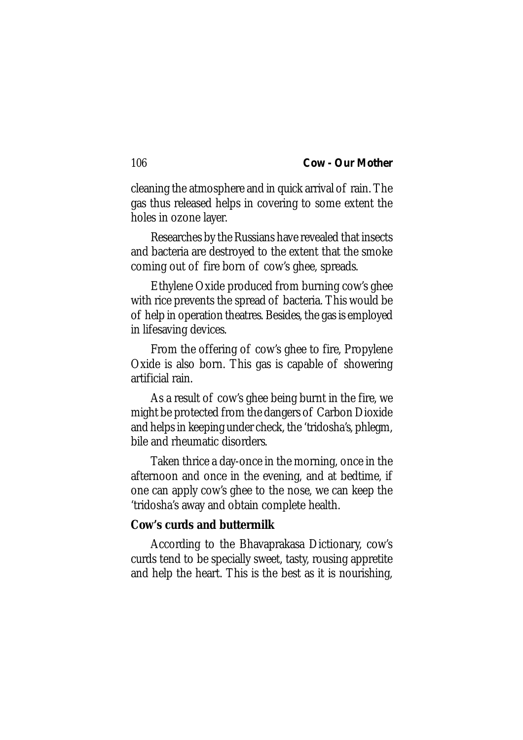cleaning the atmosphere and in quick arrival of rain. The gas thus released helps in covering to some extent the holes in ozone layer.

Researches by the Russians have revealed that insects and bacteria are destroyed to the extent that the smoke coming out of fire born of cow's ghee, spreads.

Ethylene Oxide produced from burning cow's ghee with rice prevents the spread of bacteria. This would be of help in operation theatres. Besides, the gas is employed in lifesaving devices.

From the offering of cow's ghee to fire, Propylene Oxide is also born. This gas is capable of showering artificial rain.

As a result of cow's ghee being burnt in the fire, we might be protected from the dangers of Carbon Dioxide and helps in keeping under check, the 'tridosha's, phlegm, bile and rheumatic disorders.

Taken thrice a day-once in the morning, once in the afternoon and once in the evening, and at bedtime, if one can apply cow's ghee to the nose, we can keep the 'tridosha's away and obtain complete health.

**Cow's curds and buttermilk**

According to the Bhavaprakasa Dictionary, cow's curds tend to be specially sweet, tasty, rousing appretite and help the heart. This is the best as it is nourishing,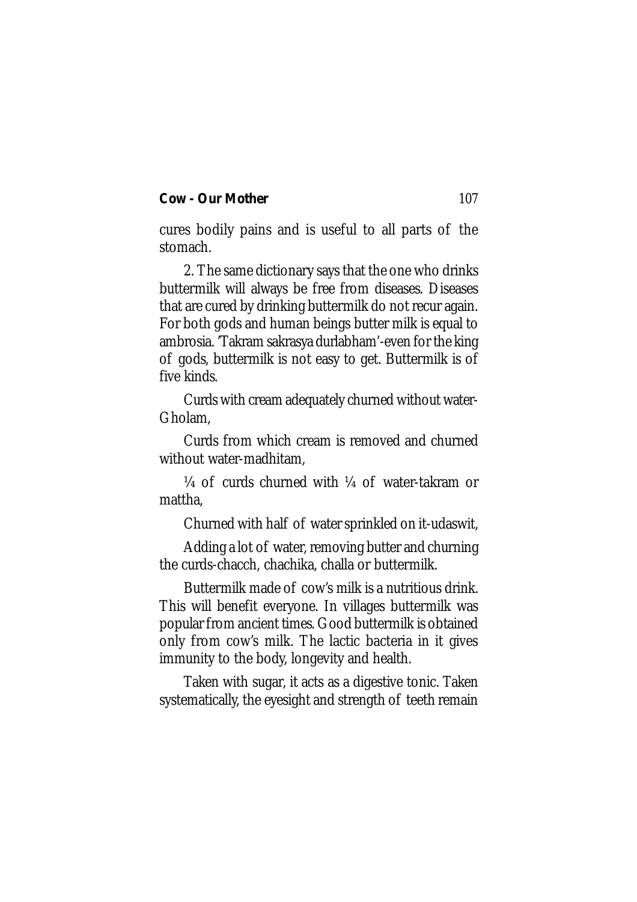cures bodily pains and is useful to all parts of the stomach.

2. The same dictionary says that the one who drinks buttermilk will always be free from diseases. Diseases that are cured by drinking buttermilk do not recur again. For both gods and human beings butter milk is equal to ambrosia. 'Takram sakrasya durlabham'-even for the king of gods, buttermilk is not easy to get. Buttermilk is of five kinds.

Curds with cream adequately churned without water-Gholam,

Curds from which cream is removed and churned without water-madhitam,

¼ of curds churned with ¼ of water-takram or mattha,

Churned with half of water sprinkled on it-udaswit,

Adding a lot of water, removing butter and churning the curds-chacch, chachika, challa or buttermilk.

Buttermilk made of cow's milk is a nutritious drink. This will benefit everyone. In villages buttermilk was popular from ancient times. Good buttermilk is obtained only from cow's milk. The lactic bacteria in it gives immunity to the body, longevity and health.

Taken with sugar, it acts as a digestive tonic. Taken systematically, the eyesight and strength of teeth remain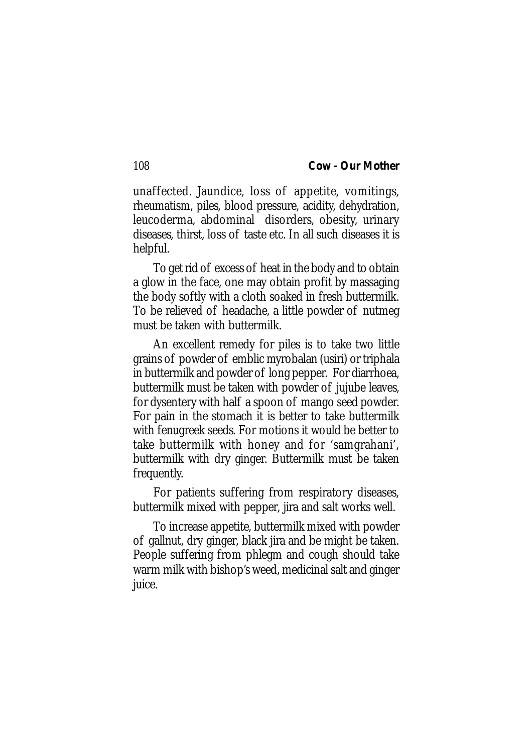unaffected. Jaundice, loss of appetite, vomitings, rheumatism, piles, blood pressure, acidity, dehydration, leucoderma, abdominal disorders, obesity, urinary diseases, thirst, loss of taste etc. In all such diseases it is helpful.

To get rid of excess of heat in the body and to obtain a glow in the face, one may obtain profit by massaging the body softly with a cloth soaked in fresh buttermilk. To be relieved of headache, a little powder of nutmeg must be taken with buttermilk.

An excellent remedy for piles is to take two little grains of powder of emblic myrobalan (usiri) or triphala in buttermilk and powder of long pepper. For diarrhoea, buttermilk must be taken with powder of jujube leaves, for dysentery with half a spoon of mango seed powder. For pain in the stomach it is better to take buttermilk with fenugreek seeds. For motions it would be better to take buttermilk with honey and for 'samgrahani', buttermilk with dry ginger. Buttermilk must be taken frequently.

For patients suffering from respiratory diseases, buttermilk mixed with pepper, jira and salt works well.

To increase appetite, buttermilk mixed with powder of gallnut, dry ginger, black jira and be might be taken. People suffering from phlegm and cough should take warm milk with bishop's weed, medicinal salt and ginger juice.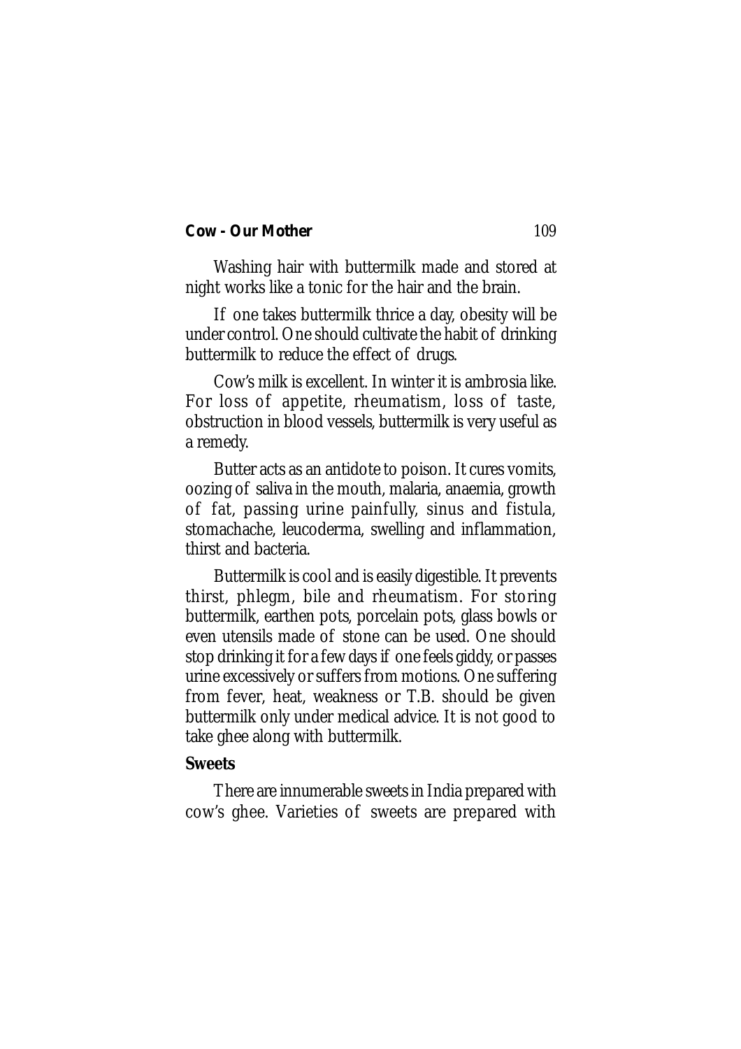Washing hair with buttermilk made and stored at night works like a tonic for the hair and the brain.

If one takes buttermilk thrice a day, obesity will be under control. One should cultivate the habit of drinking buttermilk to reduce the effect of drugs.

Cow's milk is excellent. In winter it is ambrosia like. For loss of appetite, rheumatism, loss of taste, obstruction in blood vessels, buttermilk is very useful as a remedy.

Butter acts as an antidote to poison. It cures vomits, oozing of saliva in the mouth, malaria, anaemia, growth of fat, passing urine painfully, sinus and fistula, stomachache, leucoderma, swelling and inflammation, thirst and bacteria.

Buttermilk is cool and is easily digestible. It prevents thirst, phlegm, bile and rheumatism. For storing buttermilk, earthen pots, porcelain pots, glass bowls or even utensils made of stone can be used. One should stop drinking it for a few days if one feels giddy, or passes urine excessively or suffers from motions. One suffering from fever, heat, weakness or T.B. should be given buttermilk only under medical advice. It is not good to take ghee along with buttermilk.

**Sweets**

There are innumerable sweets in India prepared with cow's ghee. Varieties of sweets are prepared with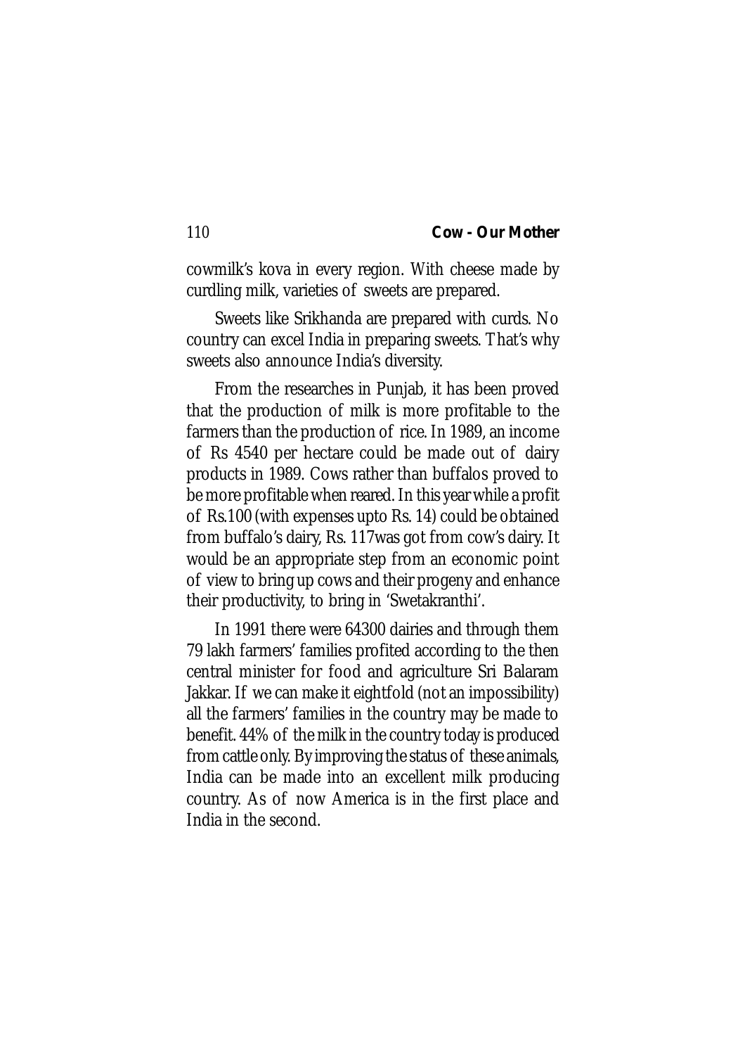cowmilk's kova in every region. With cheese made by curdling milk, varieties of sweets are prepared.

Sweets like Srikhanda are prepared with curds. No country can excel India in preparing sweets. That's why sweets also announce India's diversity.

From the researches in Punjab, it has been proved that the production of milk is more profitable to the farmers than the production of rice. In 1989, an income of Rs 4540 per hectare could be made out of dairy products in 1989. Cows rather than buffalos proved to be more profitable when reared. In this year while a profit of Rs.100 (with expenses upto Rs. 14) could be obtained from buffalo's dairy, Rs. 117was got from cow's dairy. It would be an appropriate step from an economic point of view to bring up cows and their progeny and enhance their productivity, to bring in 'Swetakranthi'.

In 1991 there were 64300 dairies and through them 79 lakh farmers' families profited according to the then central minister for food and agriculture Sri Balaram Jakkar. If we can make it eightfold (not an impossibility) all the farmers' families in the country may be made to benefit. 44% of the milk in the country today is produced from cattle only. By improving the status of these animals, India can be made into an excellent milk producing country. As of now America is in the first place and India in the second.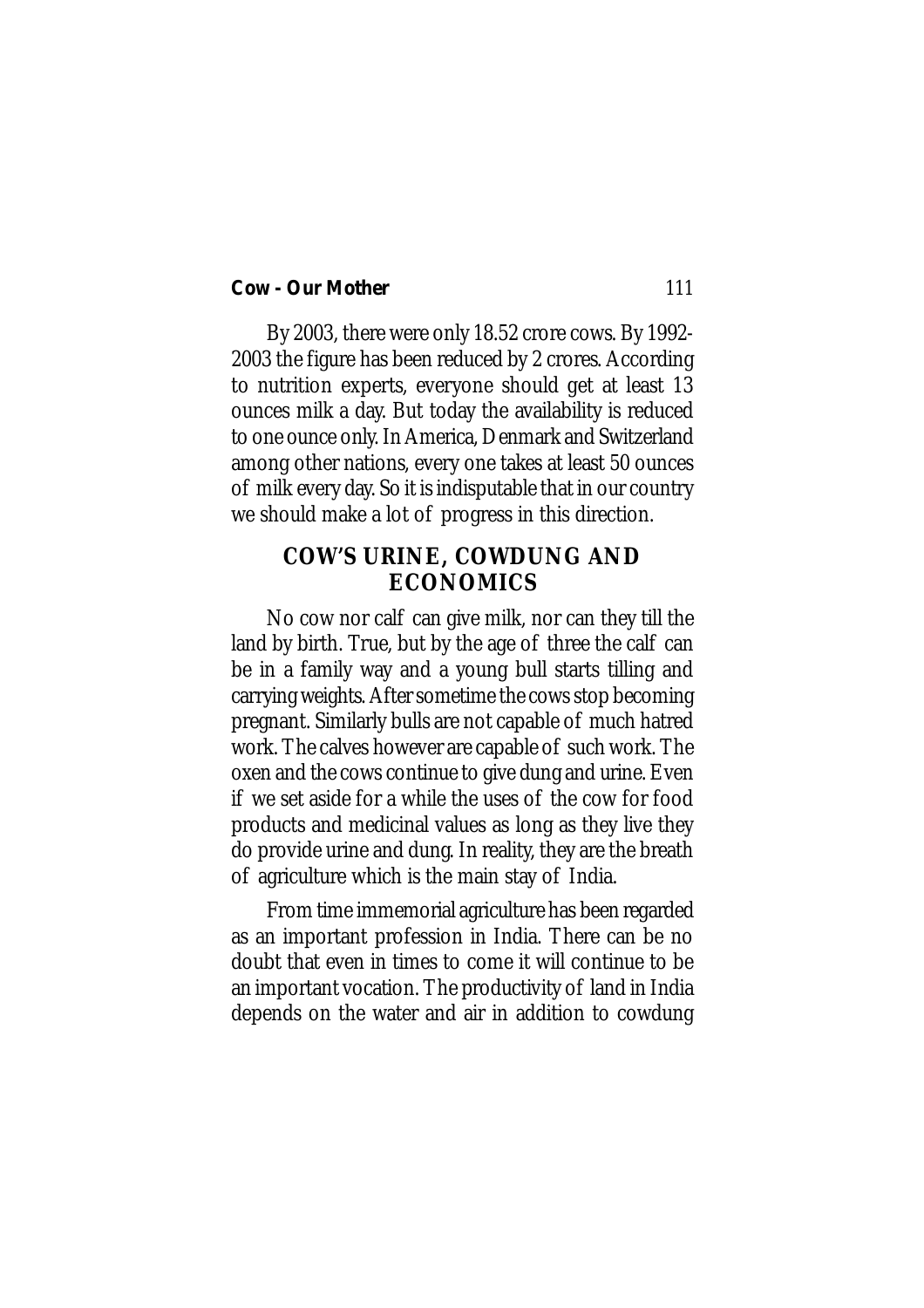By 2003, there were only 18.52 crore cows. By 1992-2003 the figure has been reduced by 2 crores. According to nutrition experts, everyone should get at least 13 ounces milk a day. But today the availability is reduced to one ounce only. In America, Denmark and Switzerland among other nations, every one takes at least 50 ounces of milk every day. So it is indisputable that in our country we should make a lot of progress in this direction.

## COW'S URINE, COWDUNG AND ECONOMICS

No cow nor calf can give milk, nor can they till the land by birth. True, but by the age of three the calf can be in a family way and a young bull starts tilling and carrying weights. After sometime the cows stop becoming pregnant. Similarly bulls are not capable of much hatred work. The calves however are capable of such work. The oxen and the cows continue to give dung and urine. Even if we set aside for a while the uses of the cow for food products and medicinal values as long as they live they do provide urine and dung. In reality, they are the breath of agriculture which is the main stay of India.

From time immemorial agriculture has been regarded as an important profession in India. There can be no doubt that even in times to come it will continue to be an important vocation. The productivity of land in India depends on the water and air in addition to cowdung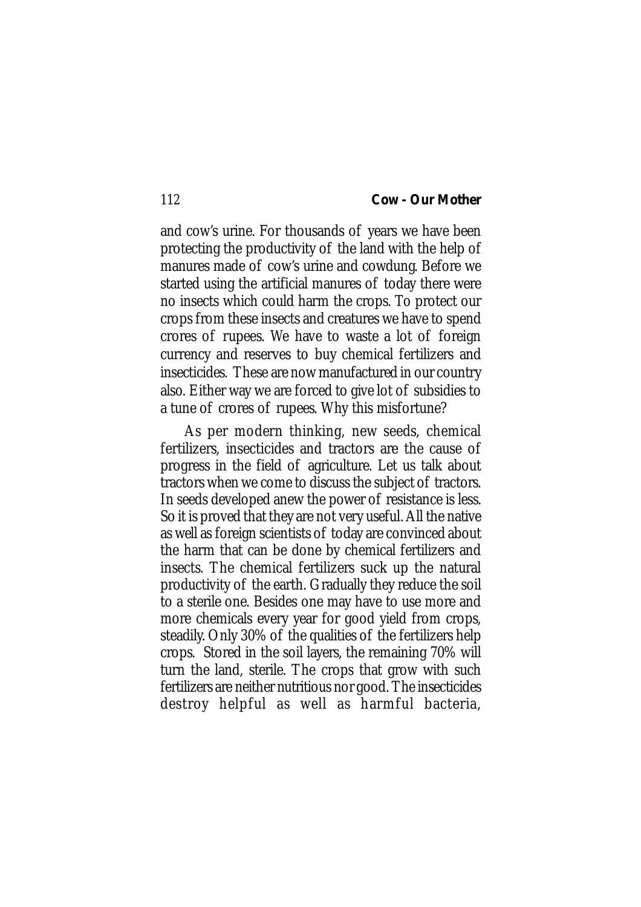and cow's urine. For thousands of years we have been protecting the productivity of the land with the help of manures made of cow's urine and cowdung. Before we started using the artificial manures of today there were no insects which could harm the crops. To protect our crops from these insects and creatures we have to spend crores of rupees. We have to waste a lot of foreign currency and reserves to buy chemical fertilizers and insecticides. These are now manufactured in our country also. Either way we are forced to give lot of subsidies to a tune of crores of rupees. Why this misfortune?

As per modern thinking, new seeds, chemical fertilizers, insecticides and tractors are the cause of progress in the field of agriculture. Let us talk about tractors when we come to discuss the subject of tractors. In seeds developed anew the power of resistance is less. So it is proved that they are not very useful. All the native as well as foreign scientists of today are convinced about the harm that can be done by chemical fertilizers and insects. The chemical fertilizers suck up the natural productivity of the earth. Gradually they reduce the soil to a sterile one. Besides one may have to use more and more chemicals every year for good yield from crops, steadily. Only 30% of the qualities of the fertilizers help crops. Stored in the soil layers, the remaining 70% will turn the land, sterile. The crops that grow with such fertilizers are neither nutritious nor good. The insecticides destroy helpful as well as harmful bacteria,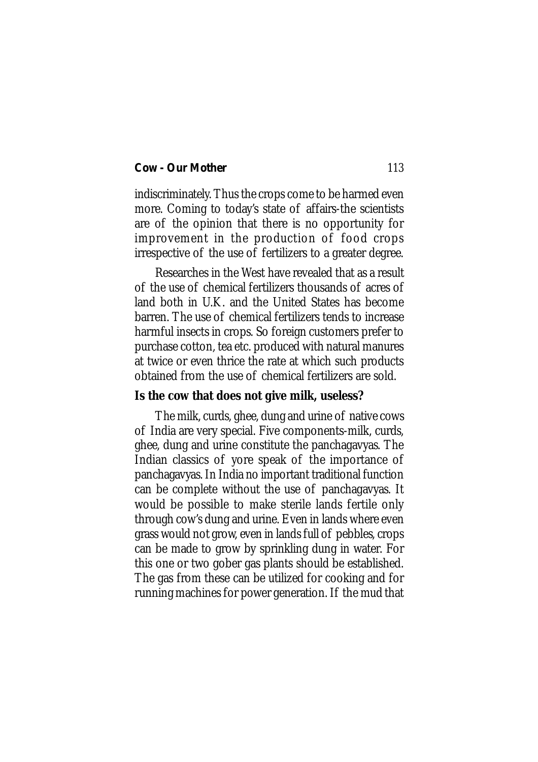indiscriminately. Thus the crops come to be harmed even more. Coming to today's state of affairs-the scientists are of the opinion that there is no opportunity for improvement in the production of food crops irrespective of the use of fertilizers to a greater degree.

Researches in the West have revealed that as a result of the use of chemical fertilizers thousands of acres of land both in U.K. and the United States has become barren. The use of chemical fertilizers tends to increase harmful insects in crops. So foreign customers prefer to purchase cotton, tea etc. produced with natural manures at twice or even thrice the rate at which such products obtained from the use of chemical fertilizers are sold.

### Is the cow that does not give milk, useless?

The milk, curds, ghee, dung and urine of native cows of India are very special. Five components-milk, curds, ghee, dung and urine constitute the panchagavyas. The Indian classics of yore speak of the importance of panchagavyas. In India no important traditional function can be complete without the use of panchagavyas. It would be possible to make sterile lands fertile only through cow's dung and urine. Even in lands where even grass would not grow, even in lands full of pebbles, crops can be made to grow by sprinkling dung in water. For this one or two gober gas plants should be established. The gas from these can be utilized for cooking and for running machines for power generation. If the mud that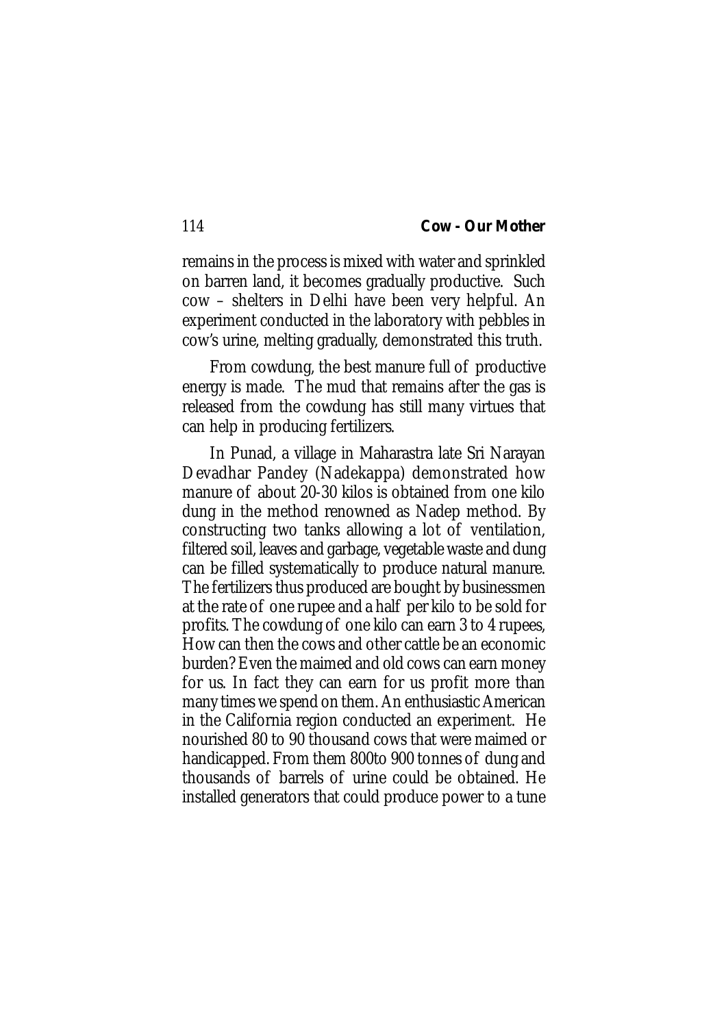remains in the process is mixed with water and sprinkled on barren land, it becomes gradually productive. Such cow – shelters in Delhi have been very helpful. An experiment conducted in the laboratory with pebbles in cow's urine, melting gradually, demonstrated this truth.

From cowdung, the best manure full of productive energy is made. The mud that remains after the gas is released from the cowdung has still many virtues that can help in producing fertilizers.

In Punad, a village in Maharastra late Sri Narayan Devadhar Pandey (Nadekappa) demonstrated how manure of about 20-30 kilos is obtained from one kilo dung in the method renowned as Nadep method. By constructing two tanks allowing a lot of ventilation, filtered soil, leaves and garbage, vegetable waste and dung can be filled systematically to produce natural manure. The fertilizers thus produced are bought by businessmen at the rate of one rupee and a half per kilo to be sold for profits. The cowdung of one kilo can earn 3 to 4 rupees, How can then the cows and other cattle be an economic burden? Even the maimed and old cows can earn money for us. In fact they can earn for us profit more than many times we spend on them. An enthusiastic American in the California region conducted an experiment. He nourished 80 to 90 thousand cows that were maimed or handicapped. From them 800to 900 tonnes of dung and thousands of barrels of urine could be obtained. He installed generators that could produce power to a tune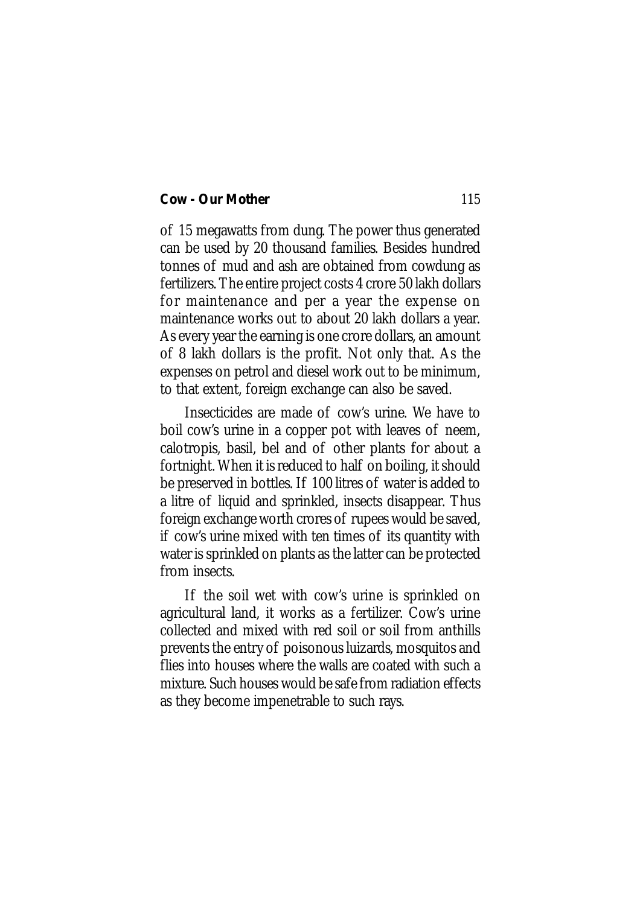of 15 megawatts from dung. The power thus generated can be used by 20 thousand families. Besides hundred tonnes of mud and ash are obtained from cowdung as fertilizers. The entire project costs 4 crore 50 lakh dollars for maintenance and per a year the expense on maintenance works out to about 20 lakh dollars a year. As every year the earning is one crore dollars, an amount of 8 lakh dollars is the profit. Not only that. As the expenses on petrol and diesel work out to be minimum, to that extent, foreign exchange can also be saved.

Insecticides are made of cow's urine. We have to boil cow's urine in a copper pot with leaves of neem, calotropis, basil, bel and of other plants for about a fortnight. When it is reduced to half on boiling, it should be preserved in bottles. If 100 litres of water is added to a litre of liquid and sprinkled, insects disappear. Thus foreign exchange worth crores of rupees would be saved, if cow's urine mixed with ten times of its quantity with water is sprinkled on plants as the latter can be protected from insects.

If the soil wet with cow's urine is sprinkled on agricultural land, it works as a fertilizer. Cow's urine collected and mixed with red soil or soil from anthills prevents the entry of poisonous luizards, mosquitos and flies into houses where the walls are coated with such a mixture. Such houses would be safe from radiation effects as they become impenetrable to such rays.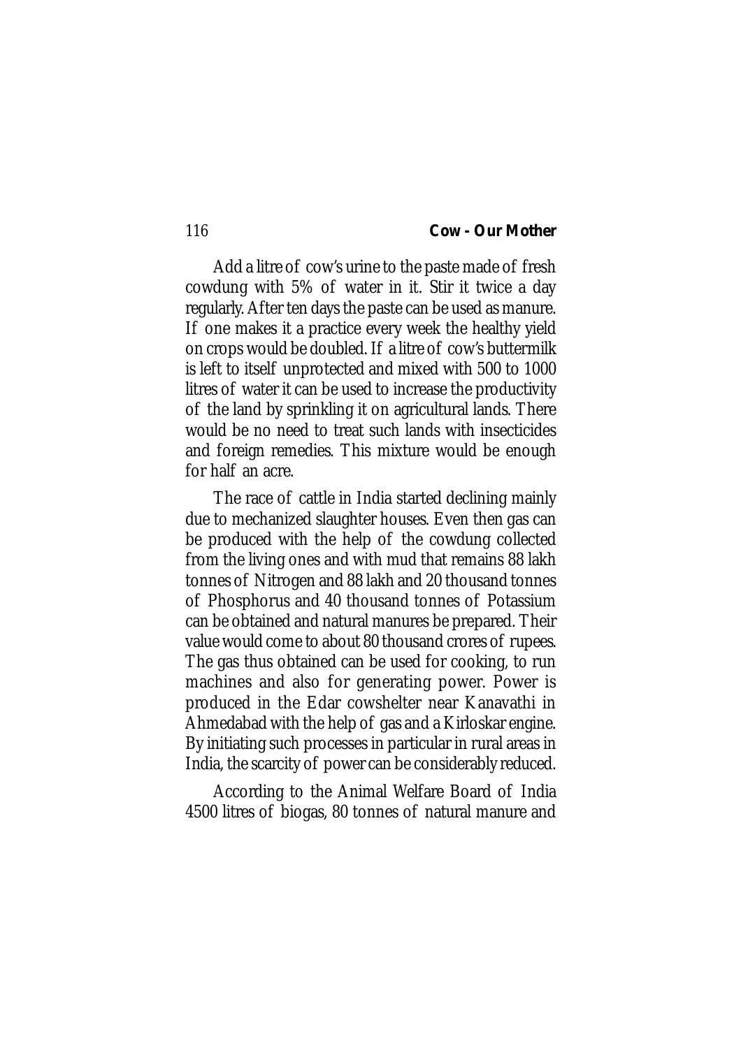Add a litre of cow's urine to the paste made of fresh cowdung with 5% of water in it. Stir it twice a day regularly. After ten days the paste can be used as manure. If one makes it a practice every week the healthy yield on crops would be doubled. If a litre of cow's buttermilk is left to itself unprotected and mixed with 500 to 1000 litres of water it can be used to increase the productivity of the land by sprinkling it on agricultural lands. There would be no need to treat such lands with insecticides and foreign remedies. This mixture would be enough for half an acre.

The race of cattle in India started declining mainly due to mechanized slaughter houses. Even then gas can be produced with the help of the cowdung collected from the living ones and with mud that remains 88 lakh tonnes of Nitrogen and 88 lakh and 20 thousand tonnes of Phosphorus and 40 thousand tonnes of Potassium can be obtained and natural manures be prepared. Their value would come to about 80 thousand crores of rupees. The gas thus obtained can be used for cooking, to run machines and also for generating power. Power is produced in the Edar cowshelter near Kanavathi in Ahmedabad with the help of gas and a Kirloskar engine. By initiating such processes in particular in rural areas in India, the scarcity of power can be considerably reduced.

According to the Animal Welfare Board of India 4500 litres of biogas, 80 tonnes of natural manure and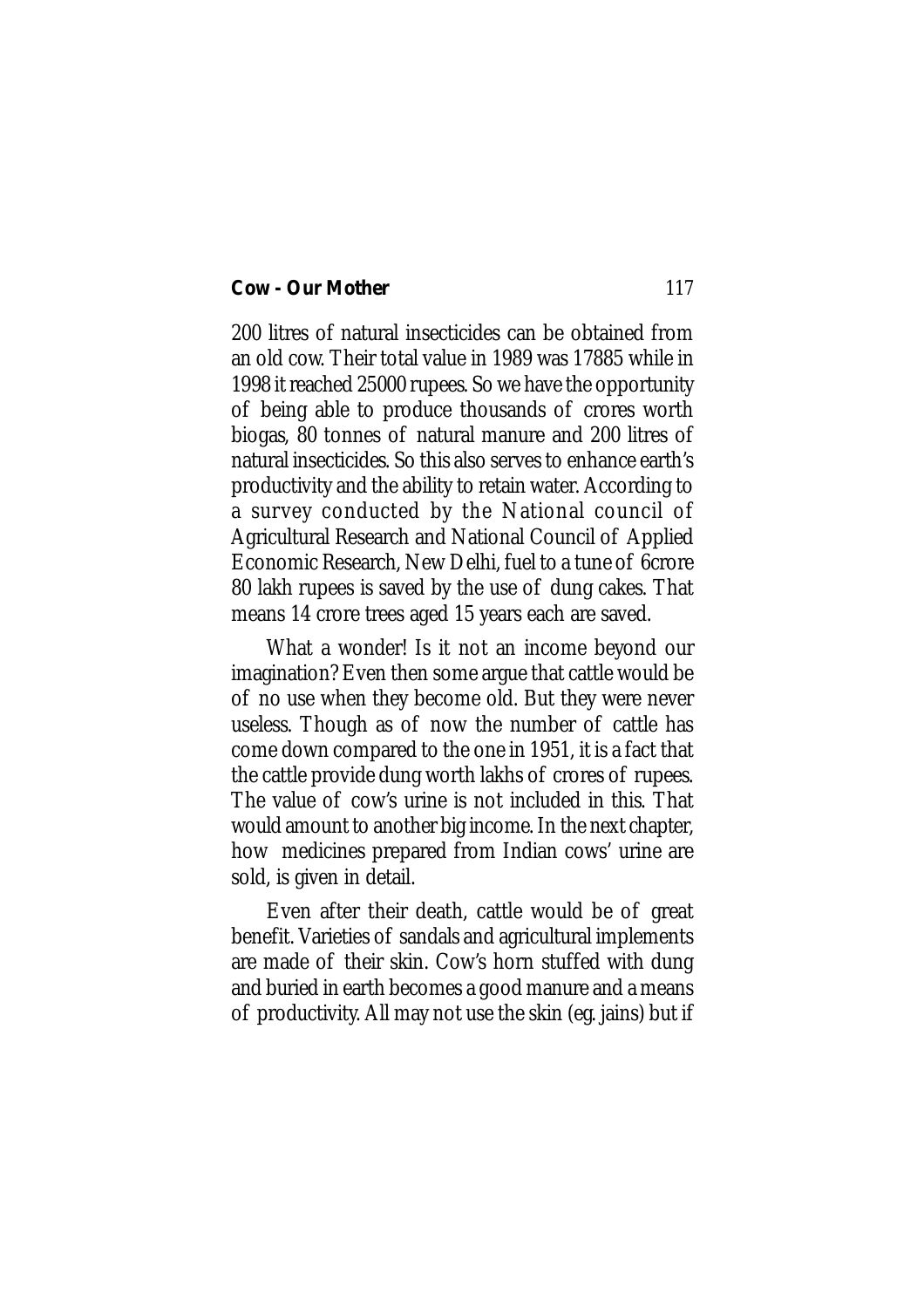200 litres of natural insecticides can be obtained from an old cow. Their total value in 1989 was 17885 while in 1998 it reached 25000 rupees. So we have the opportunity of being able to produce thousands of crores worth biogas, 80 tonnes of natural manure and 200 litres of natural insecticides. So this also serves to enhance earth's productivity and the ability to retain water. According to a survey conducted by the National council of Agricultural Research and National Council of Applied Economic Research, New Delhi, fuel to a tune of 6crore 80 lakh rupees is saved by the use of dung cakes. That means 14 crore trees aged 15 years each are saved.

What a wonder! Is it not an income beyond our imagination? Even then some argue that cattle would be of no use when they become old. But they were never useless. Though as of now the number of cattle has come down compared to the one in 1951, it is a fact that the cattle provide dung worth lakhs of crores of rupees. The value of cow's urine is not included in this. That would amount to another big income. In the next chapter, how medicines prepared from Indian cows' urine are sold, is given in detail.

Even after their death, cattle would be of great benefit. Varieties of sandals and agricultural implements are made of their skin. Cow's horn stuffed with dung and buried in earth becomes a good manure and a means of productivity. All may not use the skin (eg. jains) but if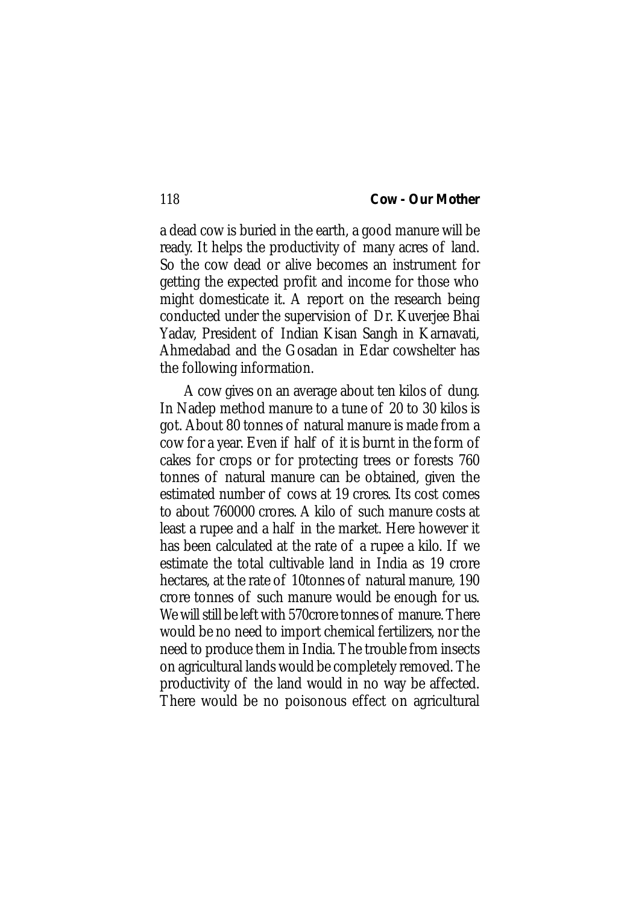a dead cow is buried in the earth, a good manure will be ready. It helps the productivity of many acres of land. So the cow dead or alive becomes an instrument for getting the expected profit and income for those who might domesticate it. A report on the research being conducted under the supervision of Dr. Kuverjee Bhai Yadav, President of Indian Kisan Sangh in Karnavati, Ahmedabad and the Gosadan in Edar cowshelter has the following information.

A cow gives on an average about ten kilos of dung. In Nadep method manure to a tune of 20 to 30 kilos is got. About 80 tonnes of natural manure is made from a cow for a year. Even if half of it is burnt in the form of cakes for crops or for protecting trees or forests 760 tonnes of natural manure can be obtained, given the estimated number of cows at 19 crores. Its cost comes to about 760000 crores. A kilo of such manure costs at least a rupee and a half in the market. Here however it has been calculated at the rate of a rupee a kilo. If we estimate the total cultivable land in India as 19 crore hectares, at the rate of 10tonnes of natural manure, 190 crore tonnes of such manure would be enough for us. We will still be left with 570crore tonnes of manure. There would be no need to import chemical fertilizers, nor the need to produce them in India. The trouble from insects on agricultural lands would be completely removed. The productivity of the land would in no way be affected. There would be no poisonous effect on agricultural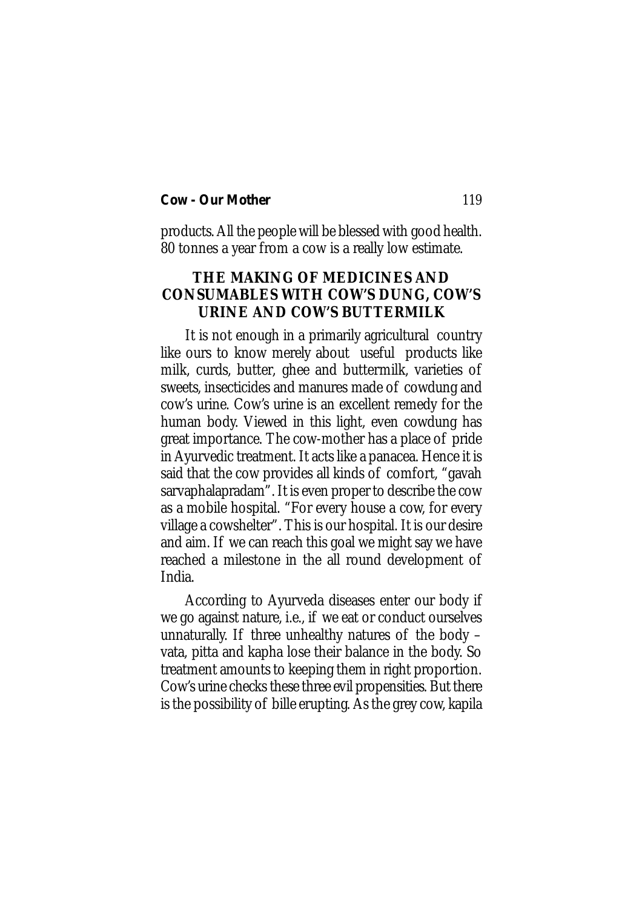products. All the people will be blessed with good health. 80 tonnes a year from a cow is a really low estimate.

## THE MAKING OF MEDICINES AND CONSUMABLES WITH COW'S DUNG, COW'S URINE AND COW'S BUTTERMILK

It is not enough in a primarily agricultural country like ours to know merely about useful products like milk, curds, butter, ghee and buttermilk, varieties of sweets, insecticides and manures made of cowdung and cow's urine. Cow's urine is an excellent remedy for the human body. Viewed in this light, even cowdung has great importance. The cow-mother has a place of pride in Ayurvedic treatment. It acts like a panacea. Hence it is said that the cow provides all kinds of comfort, "gavah sarvaphalapradam". It is even proper to describe the cow as a mobile hospital. "For every house a cow, for every village a cowshelter". This is our hospital. It is our desire and aim. If we can reach this goal we might say we have reached a milestone in the all round development of India.

According to Ayurveda diseases enter our body if we go against nature, i.e., if we eat or conduct ourselves unnaturally. If three unhealthy natures of the body – vata, pitta and kapha lose their balance in the body. So treatment amounts to keeping them in right proportion. Cow's urine checks these three evil propensities. But there is the possibility of bille erupting. As the grey cow, kapila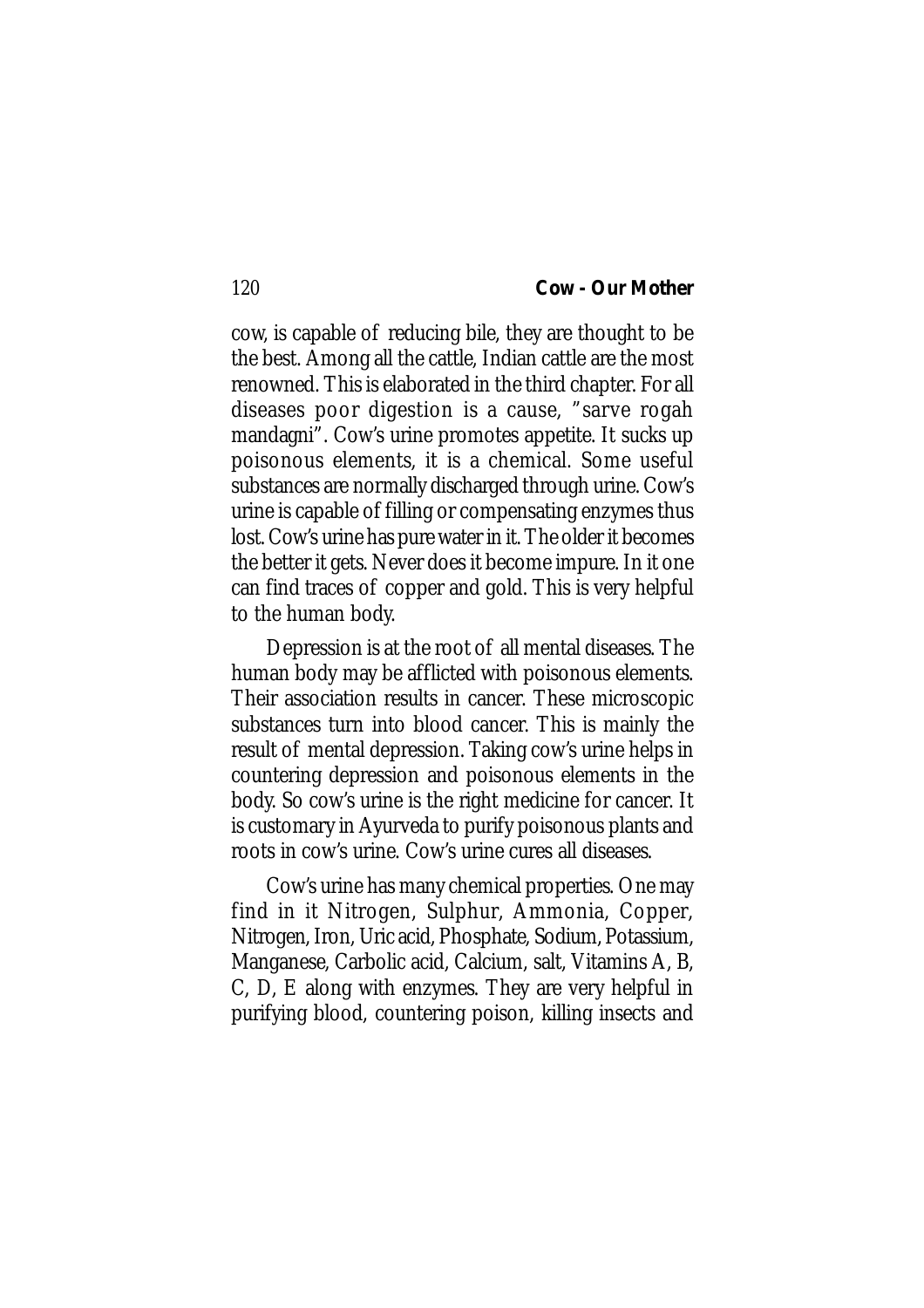cow, is capable of reducing bile, they are thought to be the best. Among all the cattle, Indian cattle are the most renowned. This is elaborated in the third chapter. For all diseases poor digestion is a cause, "sarve rogah mandagni". Cow's urine promotes appetite. It sucks up poisonous elements, it is a chemical. Some useful substances are normally discharged through urine. Cow's urine is capable of filling or compensating enzymes thus lost. Cow's urine has pure water in it. The older it becomes the better it gets. Never does it become impure. In it one can find traces of copper and gold. This is very helpful to the human body.

Depression is at the root of all mental diseases. The human body may be afflicted with poisonous elements. Their association results in cancer. These microscopic substances turn into blood cancer. This is mainly the result of mental depression. Taking cow's urine helps in countering depression and poisonous elements in the body. So cow's urine is the right medicine for cancer. It is customary in Ayurveda to purify poisonous plants and roots in cow's urine. Cow's urine cures all diseases.

Cow's urine has many chemical properties. One may find in it Nitrogen, Sulphur, Ammonia, Copper, Nitrogen, Iron, Uric acid, Phosphate, Sodium, Potassium, Manganese, Carbolic acid, Calcium, salt, Vitamins A, B, C, D, E along with enzymes. They are very helpful in purifying blood, countering poison, killing insects and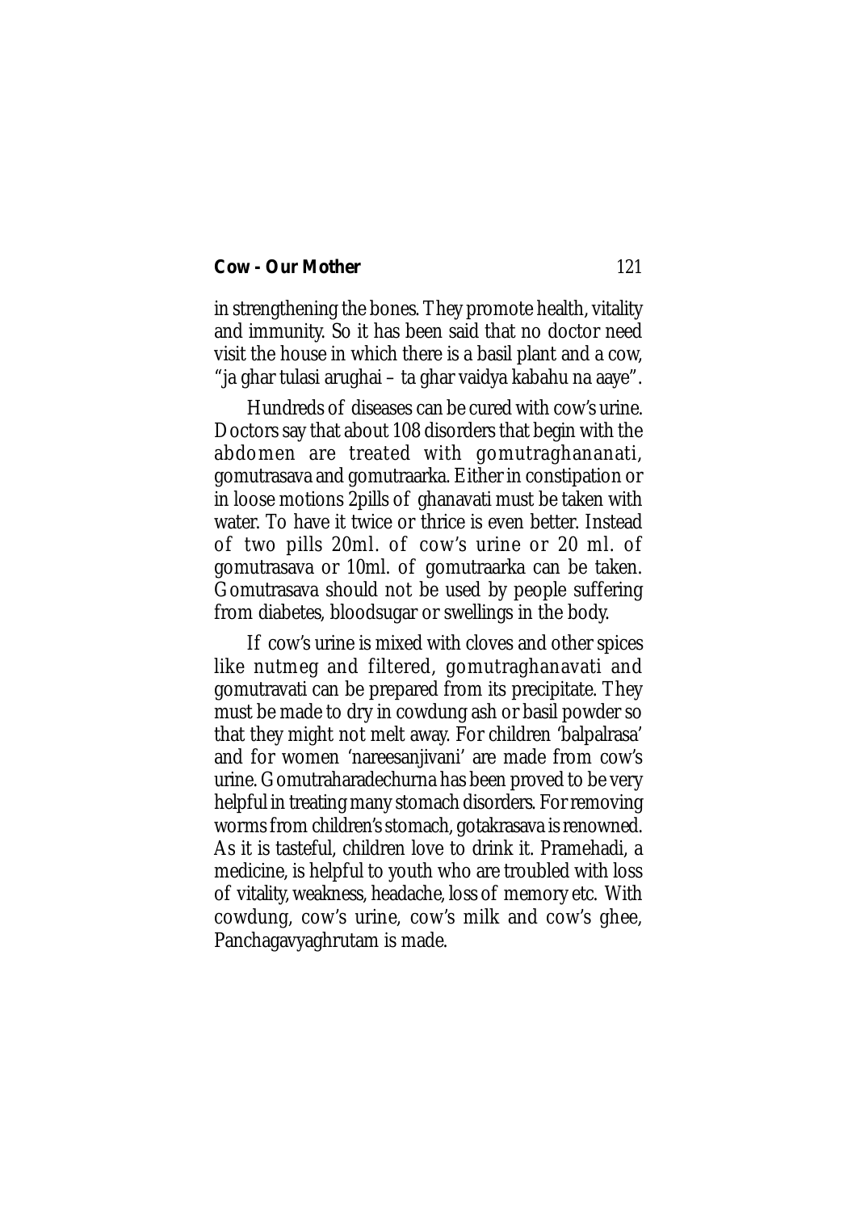in strengthening the bones. They promote health, vitality and immunity. So it has been said that no doctor need visit the house in which there is a basil plant and a cow, "ja ghar tulasi arughai – ta ghar vaidya kabahu na aaye".

Hundreds of diseases can be cured with cow's urine. Doctors say that about 108 disorders that begin with the abdomen are treated with gomutraghananati, gomutrasava and gomutraarka. Either in constipation or in loose motions 2pills of ghanavati must be taken with water. To have it twice or thrice is even better. Instead of two pills 20ml. of cow's urine or 20 ml. of gomutrasava or 10ml. of gomutraarka can be taken. Gomutrasava should not be used by people suffering from diabetes, bloodsugar or swellings in the body.

If cow's urine is mixed with cloves and other spices like nutmeg and filtered, gomutraghanavati and gomutravati can be prepared from its precipitate. They must be made to dry in cowdung ash or basil powder so that they might not melt away. For children 'balpalrasa' and for women 'nareesanjivani' are made from cow's urine. Gomutraharadechurna has been proved to be very helpful in treating many stomach disorders. For removing worms from children's stomach, gotakrasava is renowned. As it is tasteful, children love to drink it. Pramehadi, a medicine, is helpful to youth who are troubled with loss of vitality, weakness, headache, loss of memory etc. With cowdung, cow's urine, cow's milk and cow's ghee, Panchagavyaghrutam is made.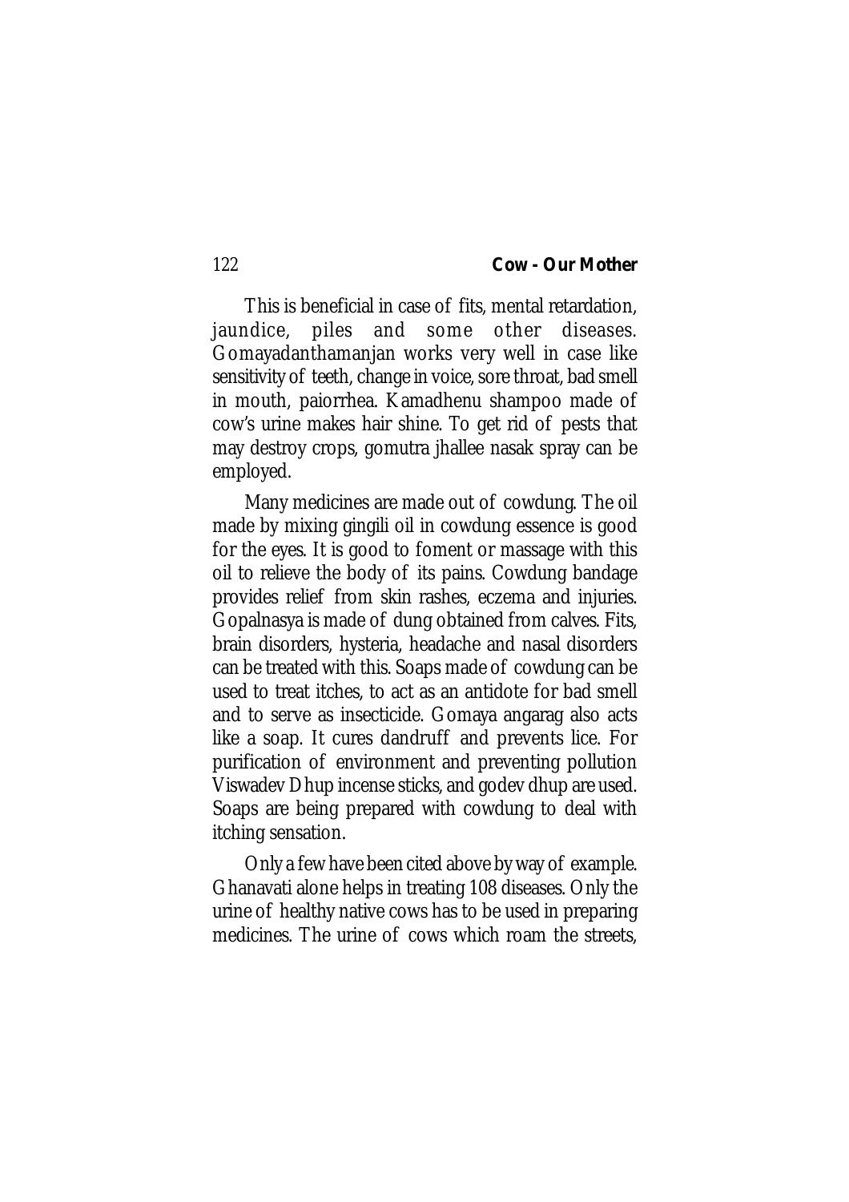This is beneficial in case of fits, mental retardation, jaundice, piles and some other diseases. Gomayadanthamanjan works very well in case like sensitivity of teeth, change in voice, sore throat, bad smell in mouth, paiorrhea. Kamadhenu shampoo made of cow's urine makes hair shine. To get rid of pests that may destroy crops, gomutra jhallee nasak spray can be employed.

Many medicines are made out of cowdung. The oil made by mixing gingili oil in cowdung essence is good for the eyes. It is good to foment or massage with this oil to relieve the body of its pains. Cowdung bandage provides relief from skin rashes, eczema and injuries. Gopalnasya is made of dung obtained from calves. Fits, brain disorders, hysteria, headache and nasal disorders can be treated with this. Soaps made of cowdung can be used to treat itches, to act as an antidote for bad smell and to serve as insecticide. Gomaya angarag also acts like a soap. It cures dandruff and prevents lice. For purification of environment and preventing pollution Viswadev Dhup incense sticks, and godev dhup are used. Soaps are being prepared with cowdung to deal with itching sensation.

Only a few have been cited above by way of example. Ghanavati alone helps in treating 108 diseases. Only the urine of healthy native cows has to be used in preparing medicines. The urine of cows which roam the streets,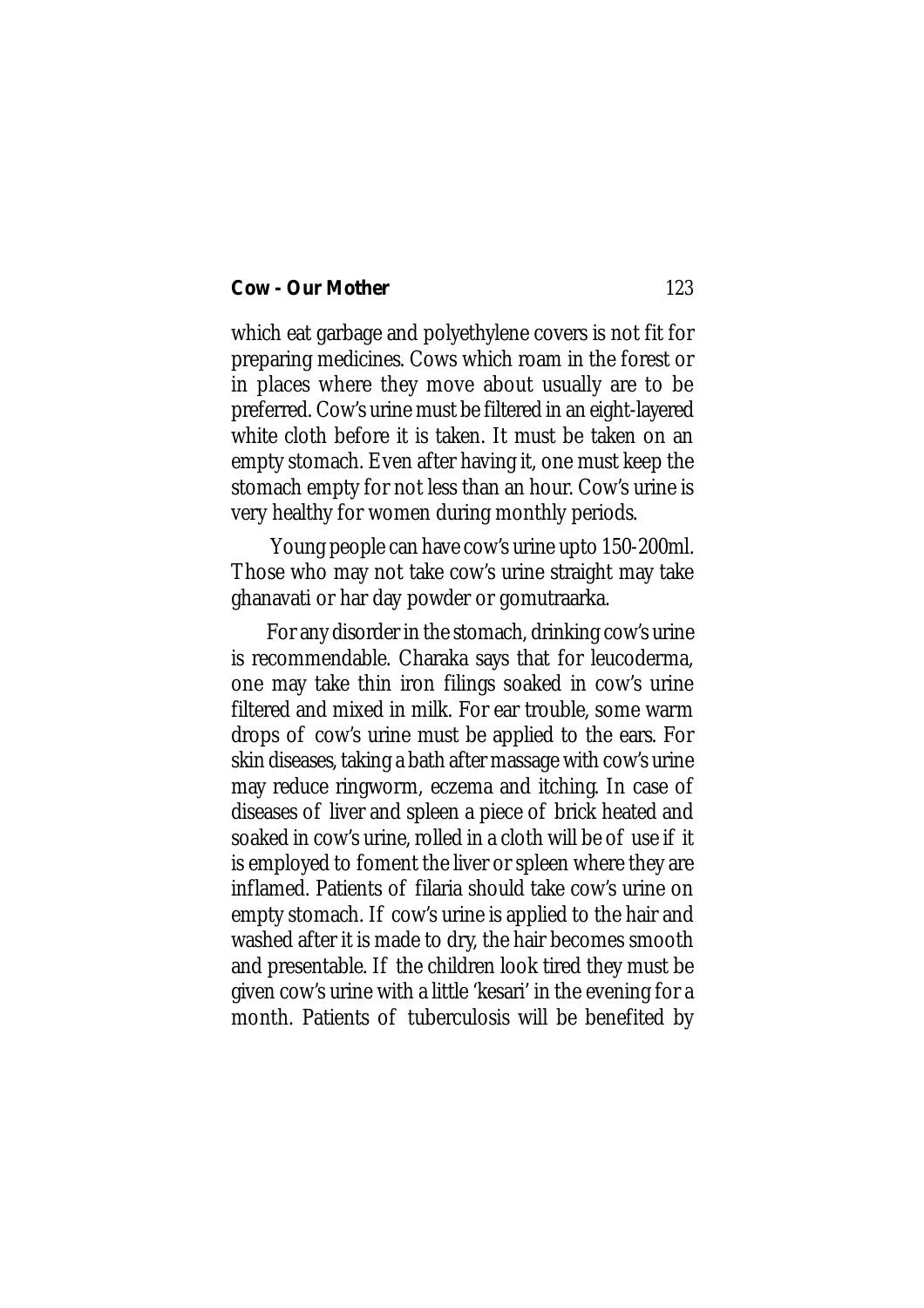which eat garbage and polyethylene covers is not fit for preparing medicines. Cows which roam in the forest or in places where they move about usually are to be preferred. Cow's urine must be filtered in an eight-layered white cloth before it is taken. It must be taken on an empty stomach. Even after having it, one must keep the stomach empty for not less than an hour. Cow's urine is very healthy for women during monthly periods.

Young people can have cow's urine upto 150-200ml. Those who may not take cow's urine straight may take ghanavati or har day powder or gomutraarka.

For any disorder in the stomach, drinking cow's urine is recommendable. Charaka says that for leucoderma, one may take thin iron filings soaked in cow's urine filtered and mixed in milk. For ear trouble, some warm drops of cow's urine must be applied to the ears. For skin diseases, taking a bath after massage with cow's urine may reduce ringworm, eczema and itching. In case of diseases of liver and spleen a piece of brick heated and soaked in cow's urine, rolled in a cloth will be of use if it is employed to foment the liver or spleen where they are inflamed. Patients of filaria should take cow's urine on empty stomach. If cow's urine is applied to the hair and washed after it is made to dry, the hair becomes smooth and presentable. If the children look tired they must be given cow's urine with a little 'kesari' in the evening for a month. Patients of tuberculosis will be benefited by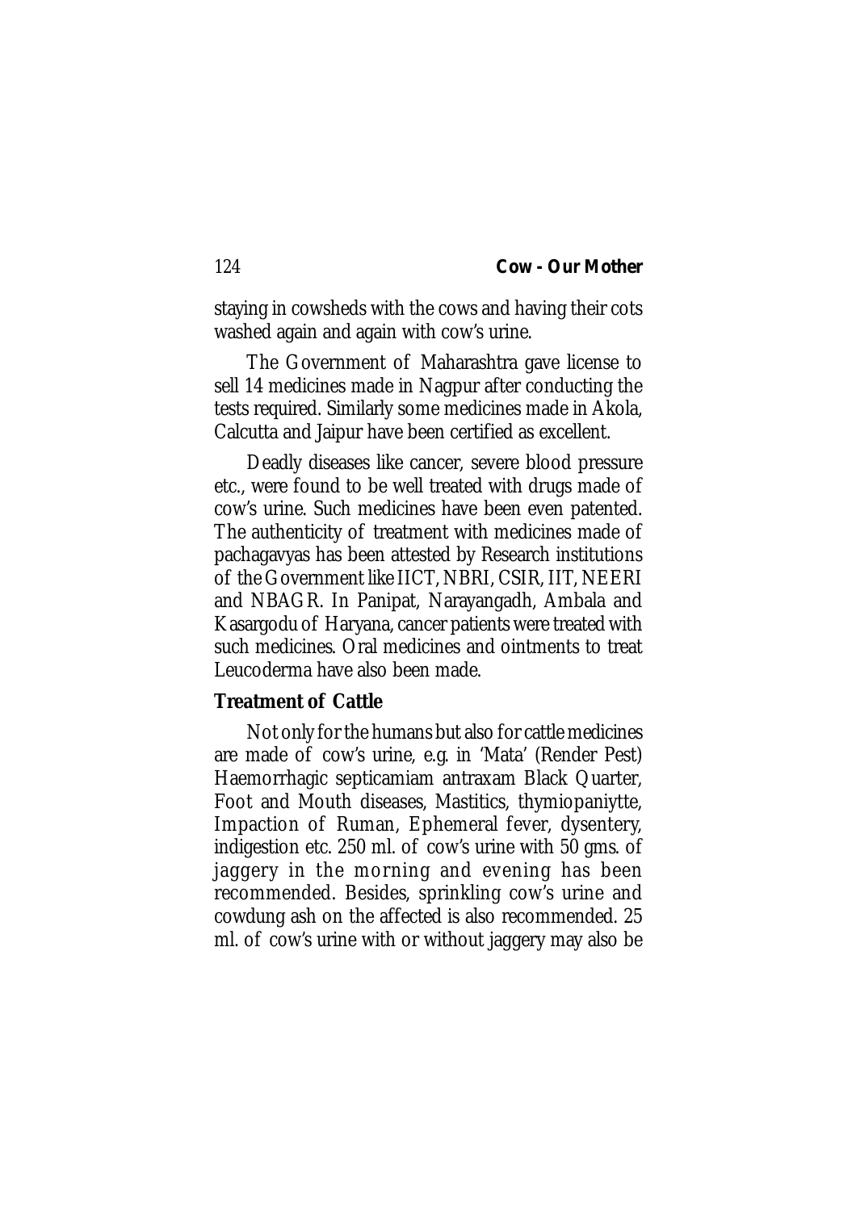staying in cowsheds with the cows and having their cots washed again and again with cow's urine.

The Government of Maharashtra gave license to sell 14 medicines made in Nagpur after conducting the tests required. Similarly some medicines made in Akola, Calcutta and Jaipur have been certified as excellent.

Deadly diseases like cancer, severe blood pressure etc., were found to be well treated with drugs made of cow's urine. Such medicines have been even patented. The authenticity of treatment with medicines made of pachagavyas has been attested by Research institutions of the Government like IICT, NBRI, CSIR, IIT, NEERI and NBAGR. In Panipat, Narayangadh, Ambala and Kasargodu of Haryana, cancer patients were treated with such medicines. Oral medicines and ointments to treat Leucoderma have also been made.

**Treatment of Cattle**

Not only for the humans but also for cattle medicines are made of cow's urine, e.g. in 'Mata' (Render Pest) Haemorrhagic septicamiam antraxam Black Quarter, Foot and Mouth diseases, Mastitics, thymiopaniytte, Impaction of Ruman, Ephemeral fever, dysentery, indigestion etc. 250 ml. of cow's urine with 50 gms. of jaggery in the morning and evening has been recommended. Besides, sprinkling cow's urine and cowdung ash on the affected is also recommended. 25 ml. of cow's urine with or without jaggery may also be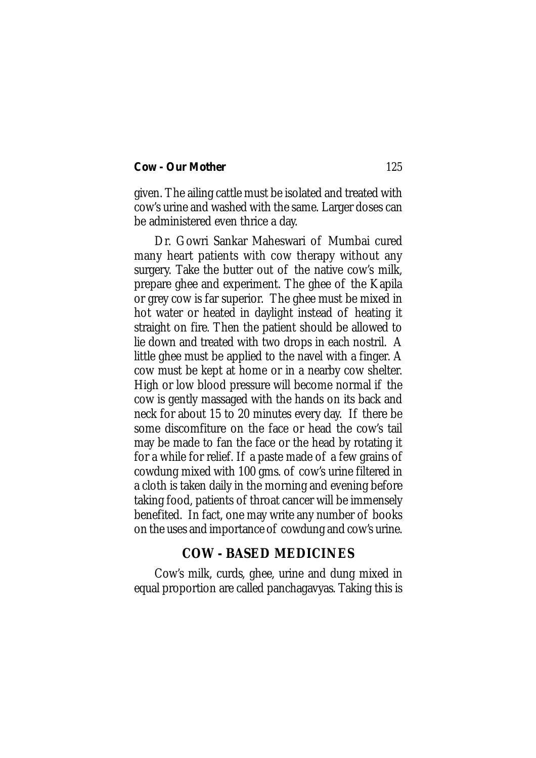given. The ailing cattle must be isolated and treated with cow's urine and washed with the same. Larger doses can be administered even thrice a day.

Dr. Gowri Sankar Maheswari of Mumbai cured many heart patients with cow therapy without any surgery. Take the butter out of the native cow's milk, prepare ghee and experiment. The ghee of the Kapila or grey cow is far superior. The ghee must be mixed in hot water or heated in daylight instead of heating it straight on fire. Then the patient should be allowed to lie down and treated with two drops in each nostril. A little ghee must be applied to the navel with a finger. A cow must be kept at home or in a nearby cow shelter. High or low blood pressure will become normal if the cow is gently massaged with the hands on its back and neck for about 15 to 20 minutes every day. If there be some discomfiture on the face or head the cow's tail may be made to fan the face or the head by rotating it for a while for relief. If a paste made of a few grains of cowdung mixed with 100 gms. of cow's urine filtered in a cloth is taken daily in the morning and evening before taking food, patients of throat cancer will be immensely benefited. In fact, one may write any number of books on the uses and importance of cowdung and cow's urine.

## COW - BASED MEDICINES

Cow's milk, curds, ghee, urine and dung mixed in equal proportion are called panchagavyas. Taking this is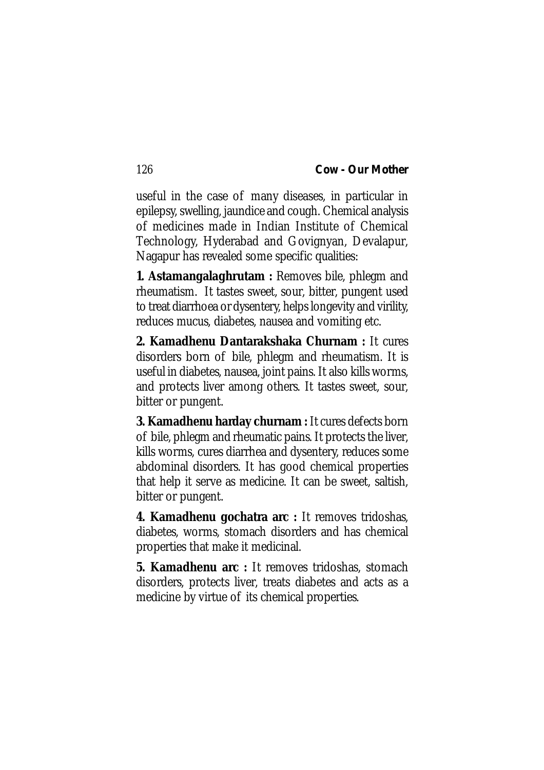useful in the case of many diseases, in particular in epilepsy, swelling, jaundice and cough. Chemical analysis of medicines made in Indian Institute of Chemical Technology, Hyderabad and Govignyan, Devalapur, Nagapur has revealed some specific qualities:

**1. Astamangalaghrutam :** Removes bile, phlegm and rheumatism. It tastes sweet, sour, bitter, pungent used to treat diarrhoea or dysentery, helps longevity and virility, reduces mucus, diabetes, nausea and vomiting etc.

**2. Kamadhenu Dantarakshaka Churnam :** It cures disorders born of bile, phlegm and rheumatism. It is useful in diabetes, nausea, joint pains. It also kills worms, and protects liver among others. It tastes sweet, sour, bitter or pungent.

**3. Kamadhenu harday churnam :** It cures defects born of bile, phlegm and rheumatic pains. It protects the liver, kills worms, cures diarrhea and dysentery, reduces some abdominal disorders. It has good chemical properties that help it serve as medicine. It can be sweet, saltish, bitter or pungent.

**4. Kamadhenu gochatra arc :** It removes tridoshas, diabetes, worms, stomach disorders and has chemical properties that make it medicinal.

**5. Kamadhenu arc :** It removes tridoshas, stomach disorders, protects liver, treats diabetes and acts as a medicine by virtue of its chemical properties.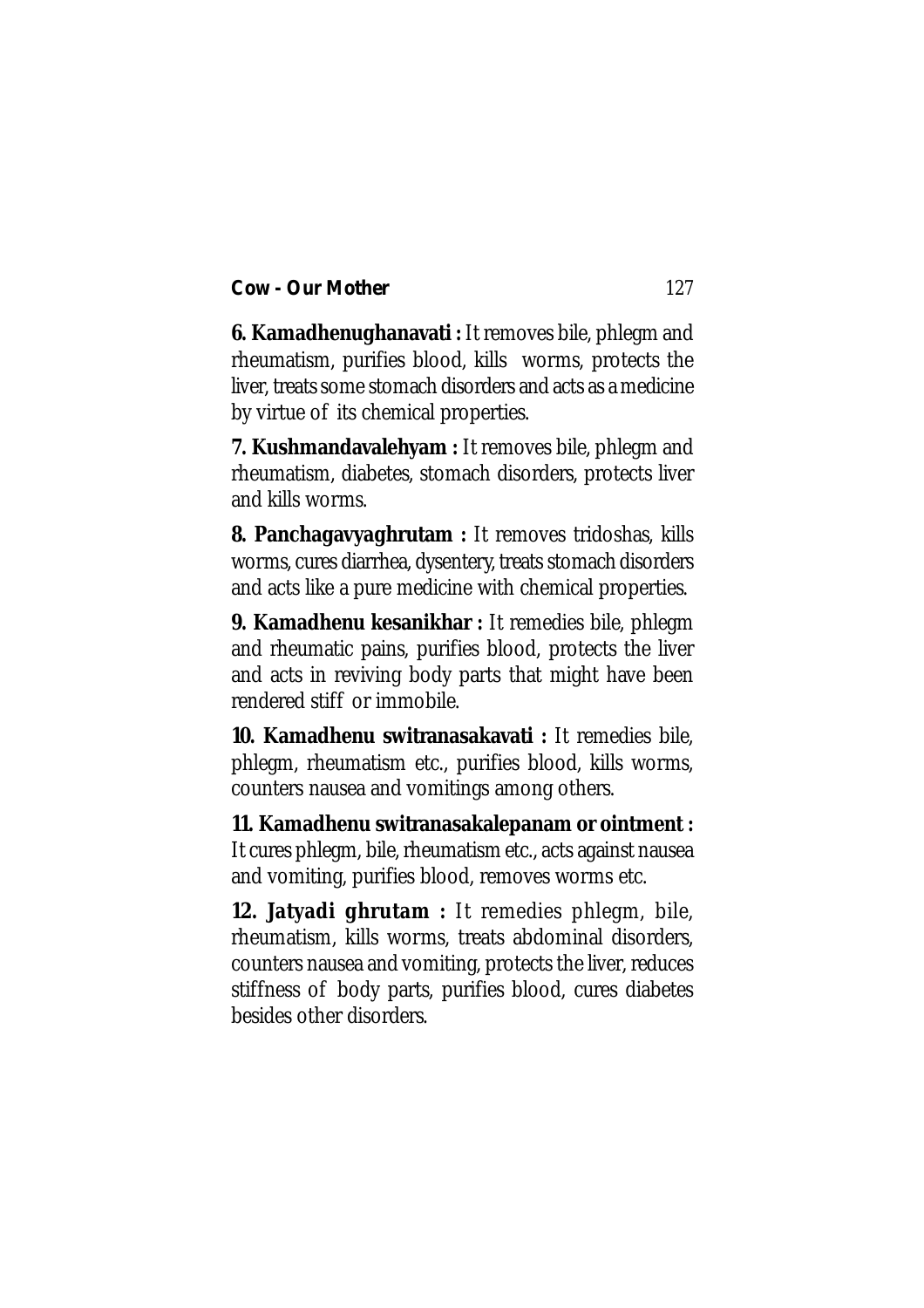**6. Kamadhenughanavati :** It removes bile, phlegm and rheumatism, purifies blood, kills worms, protects the liver, treats some stomach disorders and acts as a medicine by virtue of its chemical properties.

**7. Kushmandavalehyam :** It removes bile, phlegm and rheumatism, diabetes, stomach disorders, protects liver and kills worms.

**8. Panchagavyaghrutam :** It removes tridoshas, kills worms, cures diarrhea, dysentery, treats stomach disorders and acts like a pure medicine with chemical properties.

**9. Kamadhenu kesanikhar :** It remedies bile, phlegm and rheumatic pains, purifies blood, protects the liver and acts in reviving body parts that might have been rendered stiff or immobile.

**10. Kamadhenu switranasakavati :** It remedies bile, phlegm, rheumatism etc., purifies blood, kills worms, counters nausea and vomitings among others.

**11. Kamadhenu switranasakalepanam or ointment :** It cures phlegm, bile, rheumatism etc., acts against nausea and vomiting, purifies blood, removes worms etc.

**12. Jatyadi ghrutam :** It remedies phlegm, bile, rheumatism, kills worms, treats abdominal disorders, counters nausea and vomiting, protects the liver, reduces stiffness of body parts, purifies blood, cures diabetes besides other disorders.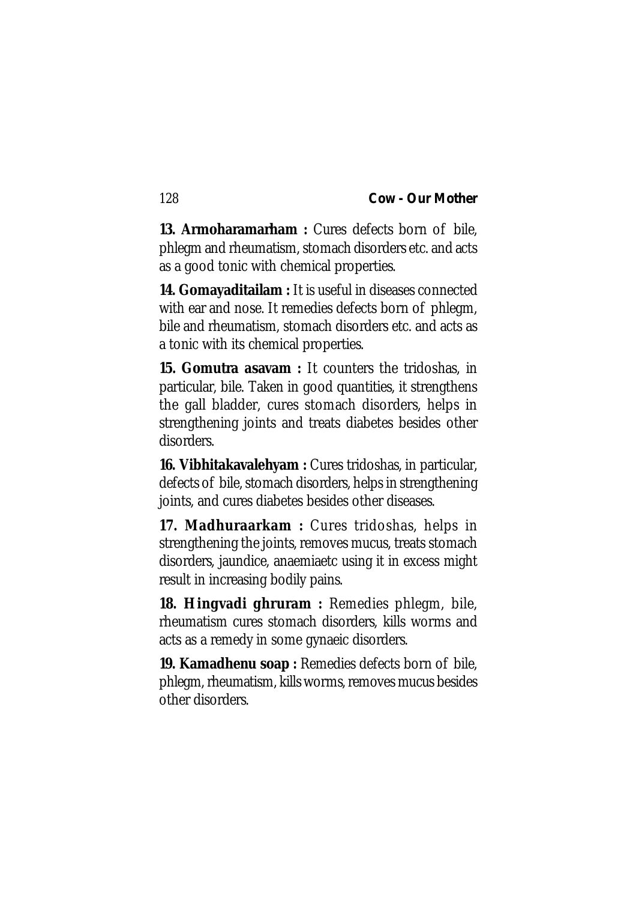**13. Armoharamarham :** Cures defects born of bile, phlegm and rheumatism, stomach disorders etc. and acts as a good tonic with chemical properties.

**14. Gomayaditailam :** It is useful in diseases connected with ear and nose. It remedies defects born of phlegm, bile and rheumatism, stomach disorders etc. and acts as a tonic with its chemical properties.

**15. Gomutra asavam :** It counters the tridoshas, in particular, bile. Taken in good quantities, it strengthens the gall bladder, cures stomach disorders, helps in strengthening joints and treats diabetes besides other disorders.

**16. Vibhitakavalehyam :** Cures tridoshas, in particular, defects of bile, stomach disorders, helps in strengthening joints, and cures diabetes besides other diseases.

**17. Madhuraarkam :** Cures tridoshas, helps in strengthening the joints, removes mucus, treats stomach disorders, jaundice, anaemiaetc using it in excess might result in increasing bodily pains.

**18. Hingvadi ghruram :** Remedies phlegm, bile, rheumatism cures stomach disorders, kills worms and acts as a remedy in some gynaeic disorders.

**19. Kamadhenu soap :** Remedies defects born of bile, phlegm, rheumatism, kills worms, removes mucus besides other disorders.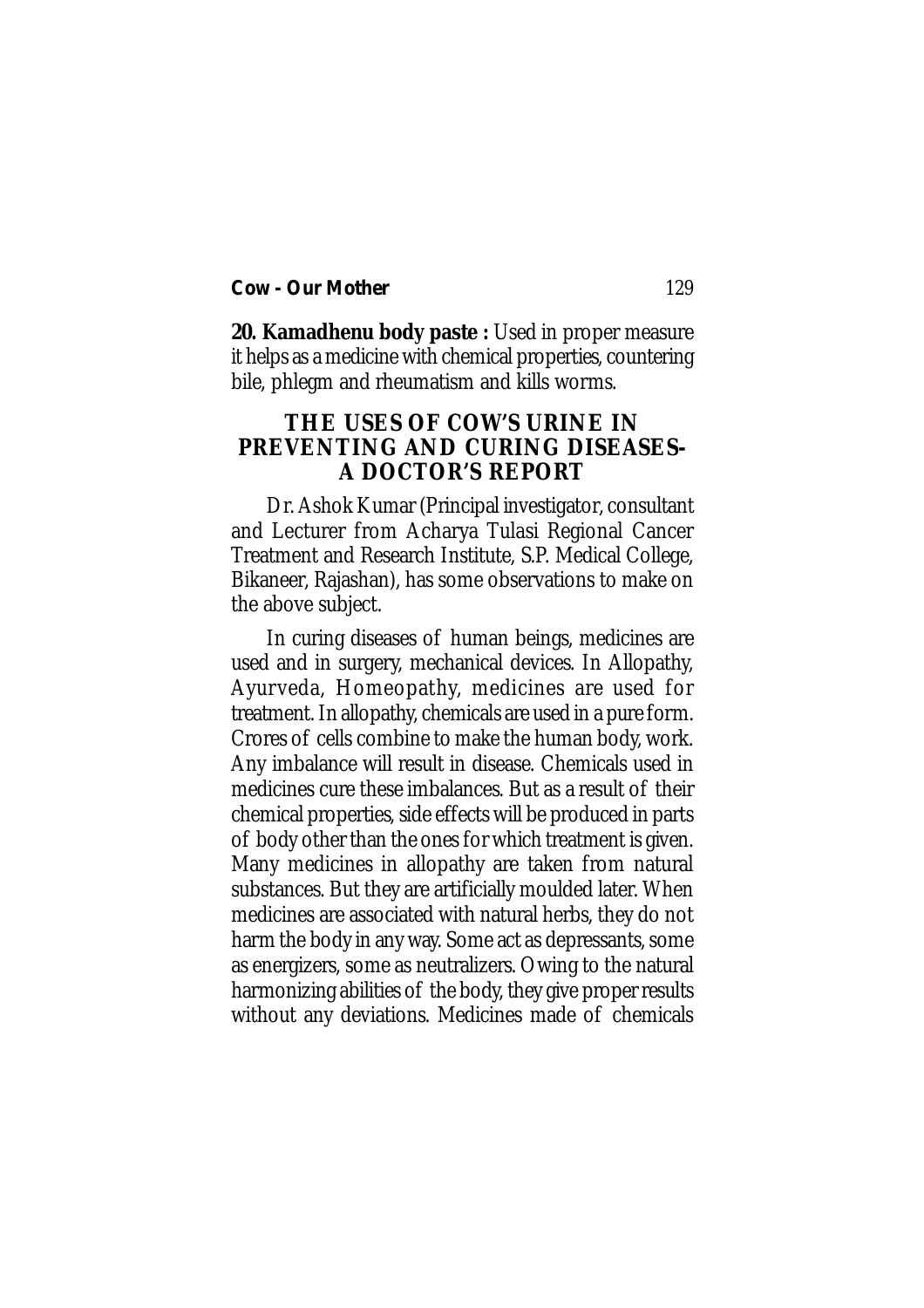**20. Kamadhenu body paste :** Used in proper measure it helps as a medicine with chemical properties, countering bile, phlegm and rheumatism and kills worms.

## THE USES OF COW'S URINE IN PREVENTING AND CURING DISEASES- A DOCTOR'S REPORT

Dr. Ashok Kumar (Principal investigator, consultant and Lecturer from Acharya Tulasi Regional Cancer Treatment and Research Institute, S.P. Medical College, Bikaneer, Rajashan), has some observations to make on the above subject.

In curing diseases of human beings, medicines are used and in surgery, mechanical devices. In Allopathy, Ayurveda, Homeopathy, medicines are used for treatment. In allopathy, chemicals are used in a pure form. Crores of cells combine to make the human body, work. Any imbalance will result in disease. Chemicals used in medicines cure these imbalances. But as a result of their chemical properties, side effects will be produced in parts of body other than the ones for which treatment is given. Many medicines in allopathy are taken from natural substances. But they are artificially moulded later. When medicines are associated with natural herbs, they do not harm the body in any way. Some act as depressants, some as energizers, some as neutralizers. Owing to the natural harmonizing abilities of the body, they give proper results without any deviations. Medicines made of chemicals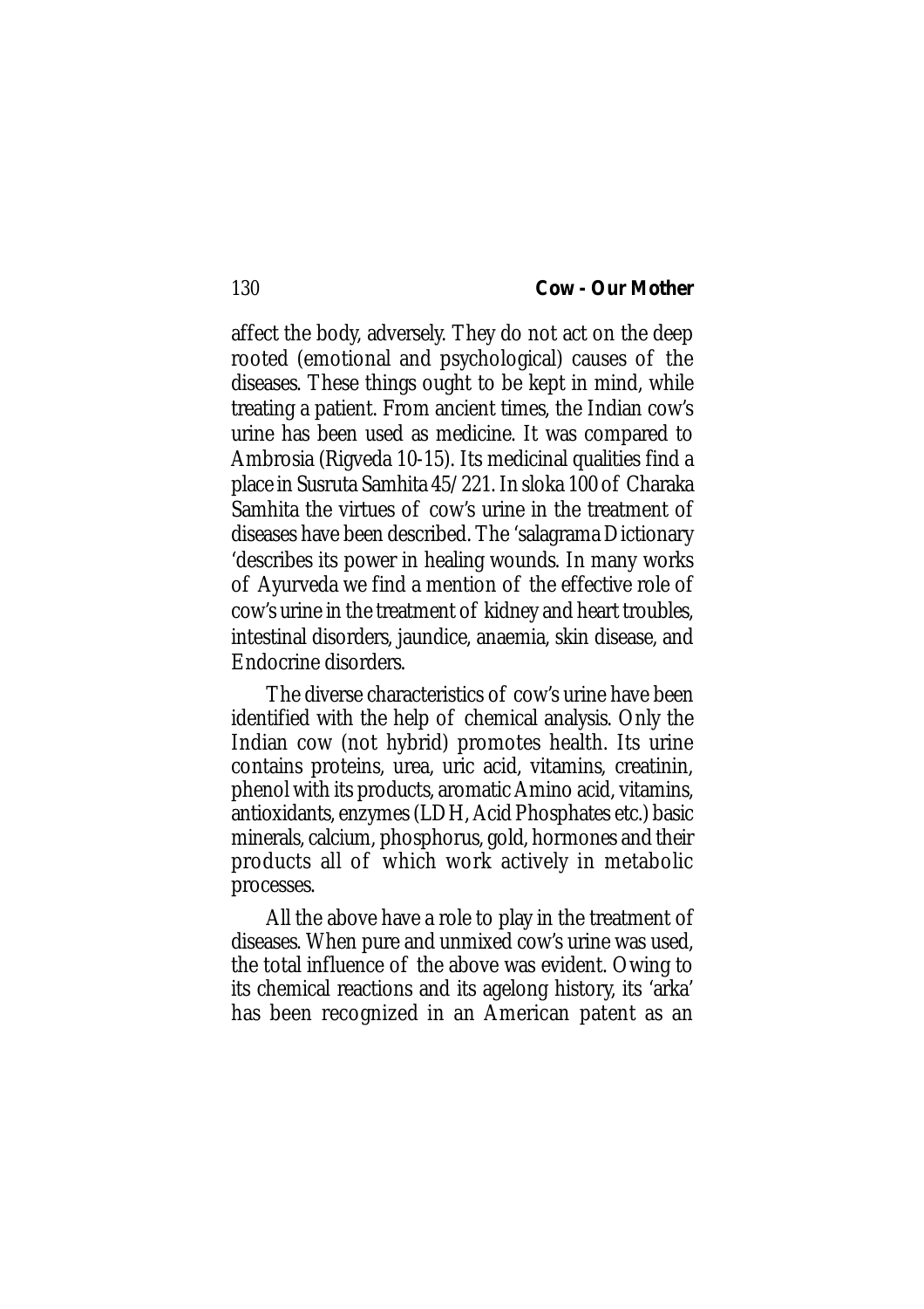affect the body, adversely. They do not act on the deep rooted (emotional and psychological) causes of the diseases. These things ought to be kept in mind, while treating a patient. From ancient times, the Indian cow's urine has been used as medicine. It was compared to Ambrosia (Rigveda 10-15). Its medicinal qualities find a place in Susruta Samhita 45/221. In sloka 100 of Charaka Samhita the virtues of cow's urine in the treatment of diseases have been described. The 'salagrama Dictionary 'describes its power in healing wounds. In many works of Ayurveda we find a mention of the effective role of cow's urine in the treatment of kidney and heart troubles, intestinal disorders, jaundice, anaemia, skin disease, and Endocrine disorders.

The diverse characteristics of cow's urine have been identified with the help of chemical analysis. Only the Indian cow (not hybrid) promotes health. Its urine contains proteins, urea, uric acid, vitamins, creatinin, phenol with its products, aromatic Amino acid, vitamins, antioxidants, enzymes (LDH, Acid Phosphates etc.) basic minerals, calcium, phosphorus, gold, hormones and their products all of which work actively in metabolic processes.

All the above have a role to play in the treatment of diseases. When pure and unmixed cow's urine was used, the total influence of the above was evident. Owing to its chemical reactions and its agelong history, its 'arka' has been recognized in an American patent as an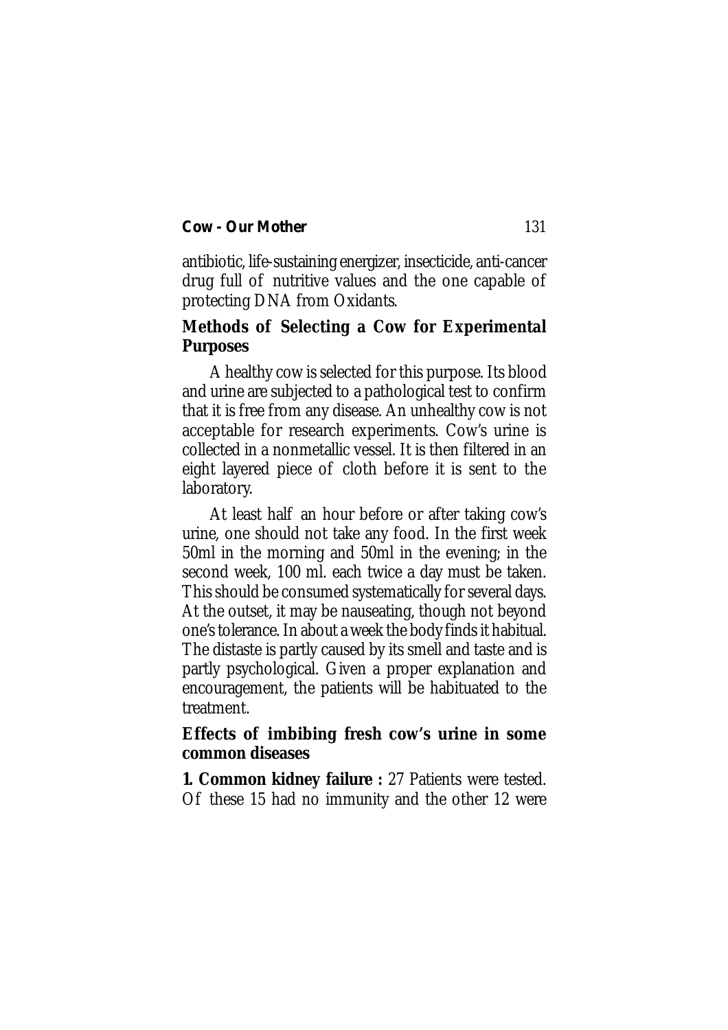antibiotic, life-sustaining energizer, insecticide, anti-cancer drug full of nutritive values and the one capable of protecting DNA from Oxidants.

### Methods of Selecting a Cow for Experimental Purposes

A healthy cow is selected for this purpose. Its blood and urine are subjected to a pathological test to confirm that it is free from any disease. An unhealthy cow is not acceptable for research experiments. Cow's urine is collected in a nonmetallic vessel. It is then filtered in an eight layered piece of cloth before it is sent to the laboratory.

At least half an hour before or after taking cow's urine, one should not take any food. In the first week 50ml in the morning and 50ml in the evening; in the second week, 100 ml. each twice a day must be taken. This should be consumed systematically for several days. At the outset, it may be nauseating, though not beyond one's tolerance. In about a week the body finds it habitual. The distaste is partly caused by its smell and taste and is partly psychological. Given a proper explanation and encouragement, the patients will be habituated to the treatment.

### Effects of imbibing fresh cow's urine in some common diseases

**1. Common kidney failure :** 27 Patients were tested. Of these 15 had no immunity and the other 12 were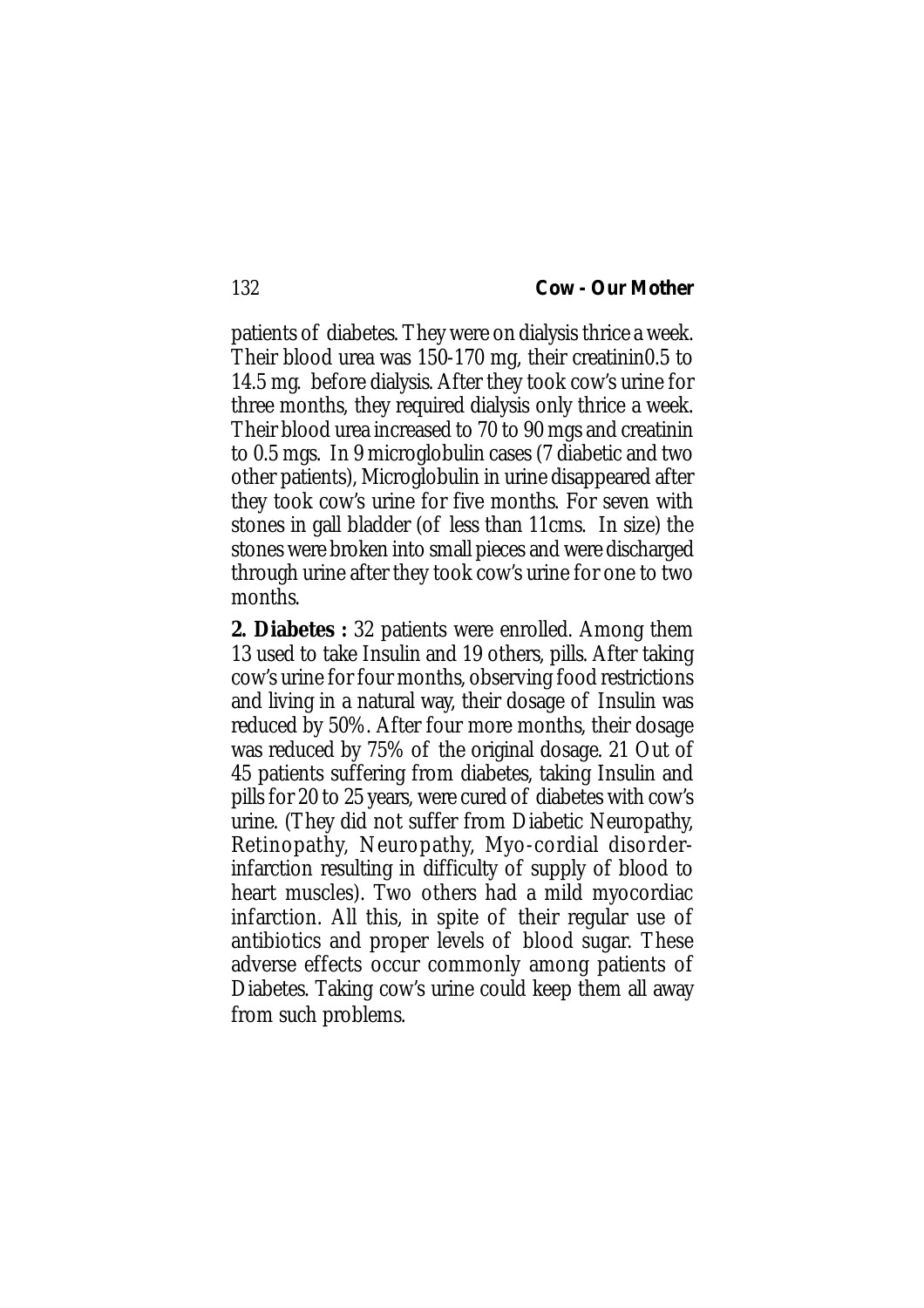patients of diabetes. They were on dialysis thrice a week. Their blood urea was 150-170 mg, their creatinin0.5 to 14.5 mg. before dialysis. After they took cow's urine for three months, they required dialysis only thrice a week. Their blood urea increased to 70 to 90 mgs and creatinin to 0.5 mgs. In 9 microglobulin cases (7 diabetic and two other patients), Microglobulin in urine disappeared after they took cow's urine for five months. For seven with stones in gall bladder (of less than 11cms. In size) the stones were broken into small pieces and were discharged through urine after they took cow's urine for one to two months.

**2. Diabetes :** 32 patients were enrolled. Among them 13 used to take Insulin and 19 others, pills. After taking cow's urine for four months, observing food restrictions and living in a natural way, their dosage of Insulin was reduced by 50%. After four more months, their dosage was reduced by 75% of the original dosage. 21 Out of 45 patients suffering from diabetes, taking Insulin and pills for 20 to 25 years, were cured of diabetes with cow's urine. (They did not suffer from Diabetic Neuropathy, Retinopathy, Neuropathy, Myo-cordial disorder-infarction resulting in difficulty of supply of blood to heart muscles). Two others had a mild myocordiac infarction. All this, in spite of their regular use of antibiotics and proper levels of blood sugar. These adverse effects occur commonly among patients of Diabetes. Taking cow's urine could keep them all away from such problems.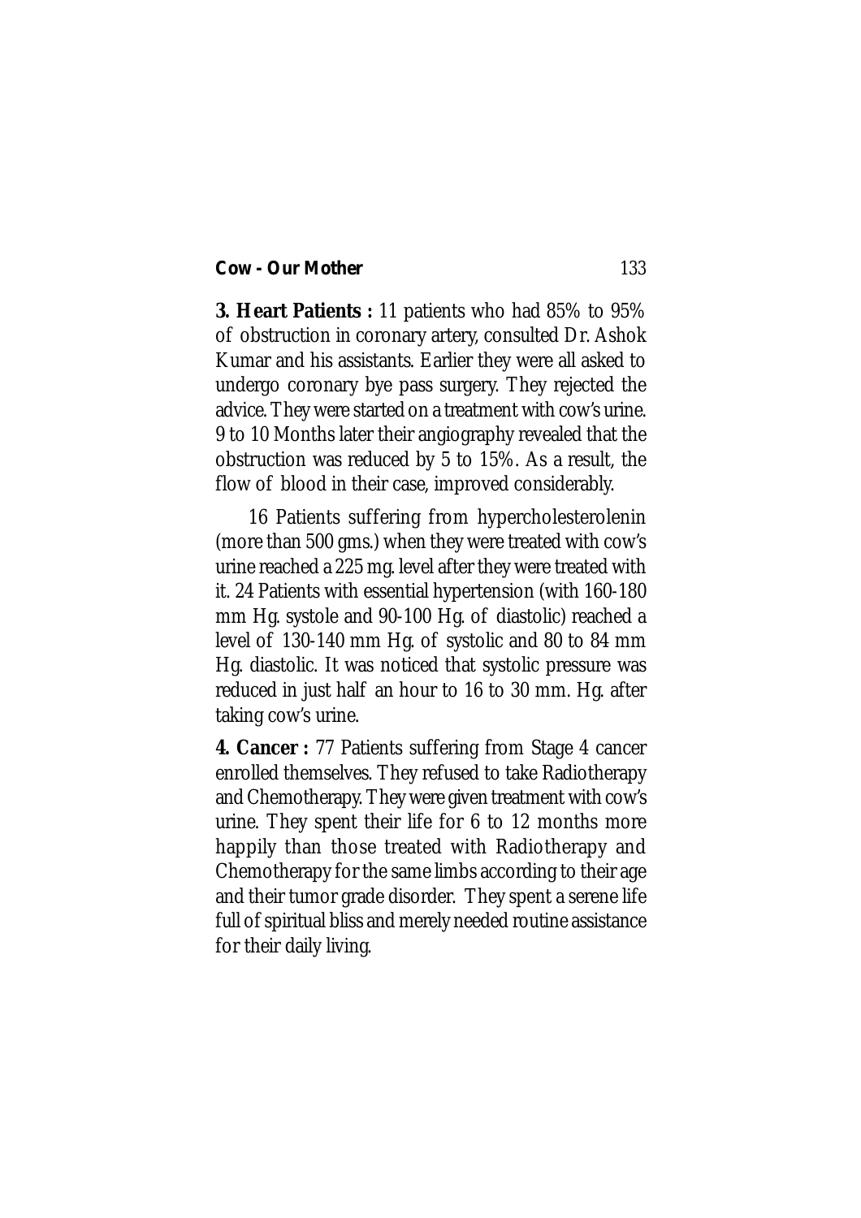**3. Heart Patients :** 11 patients who had 85% to 95% of obstruction in coronary artery, consulted Dr. Ashok Kumar and his assistants. Earlier they were all asked to undergo coronary bye pass surgery. They rejected the advice. They were started on a treatment with cow's urine. 9 to 10 Months later their angiography revealed that the obstruction was reduced by 5 to 15%. As a result, the flow of blood in their case, improved considerably.

16 Patients suffering from hypercholesterolenin (more than 500 gms.) when they were treated with cow's urine reached a 225 mg. level after they were treated with it. 24 Patients with essential hypertension (with 160-180 mm Hg. systole and 90-100 Hg. of diastolic) reached a level of 130-140 mm Hg. of systolic and 80 to 84 mm Hg. diastolic. It was noticed that systolic pressure was reduced in just half an hour to 16 to 30 mm. Hg. after taking cow's urine.

**4. Cancer :** 77 Patients suffering from Stage 4 cancer enrolled themselves. They refused to take Radiotherapy and Chemotherapy. They were given treatment with cow's urine. They spent their life for 6 to 12 months more happily than those treated with Radiotherapy and Chemotherapy for the same limbs according to their age and their tumor grade disorder. They spent a serene life full of spiritual bliss and merely needed routine assistance for their daily living.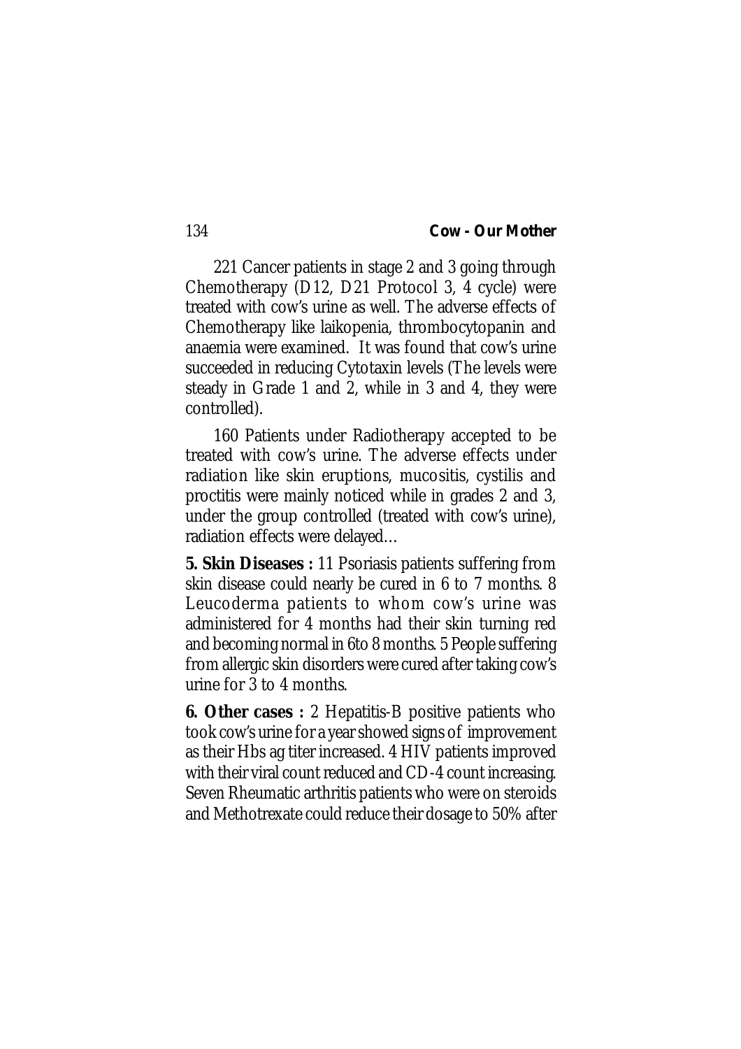221 Cancer patients in stage 2 and 3 going through Chemotherapy (D12, D21 Protocol 3, 4 cycle) were treated with cow's urine as well. The adverse effects of Chemotherapy like laikopenia, thrombocytopanin and anaemia were examined. It was found that cow's urine succeeded in reducing Cytotaxin levels (The levels were steady in Grade 1 and 2, while in 3 and 4, they were controlled).

160 Patients under Radiotherapy accepted to be treated with cow's urine. The adverse effects under radiation like skin eruptions, mucositis, cystilis and proctitis were mainly noticed while in grades 2 and 3, under the group controlled (treated with cow's urine), radiation effects were delayed…

**5. Skin Diseases :** 11 Psoriasis patients suffering from skin disease could nearly be cured in 6 to 7 months. 8 Leucoderma patients to whom cow's urine was administered for 4 months had their skin turning red and becoming normal in 6to 8 months. 5 People suffering from allergic skin disorders were cured after taking cow's urine for 3 to 4 months.

**6. Other cases :** 2 Hepatitis-B positive patients who took cow's urine for a year showed signs of improvement as their Hbs ag titer increased. 4 HIV patients improved with their viral count reduced and CD-4 count increasing. Seven Rheumatic arthritis patients who were on steroids and Methotrexate could reduce their dosage to 50% after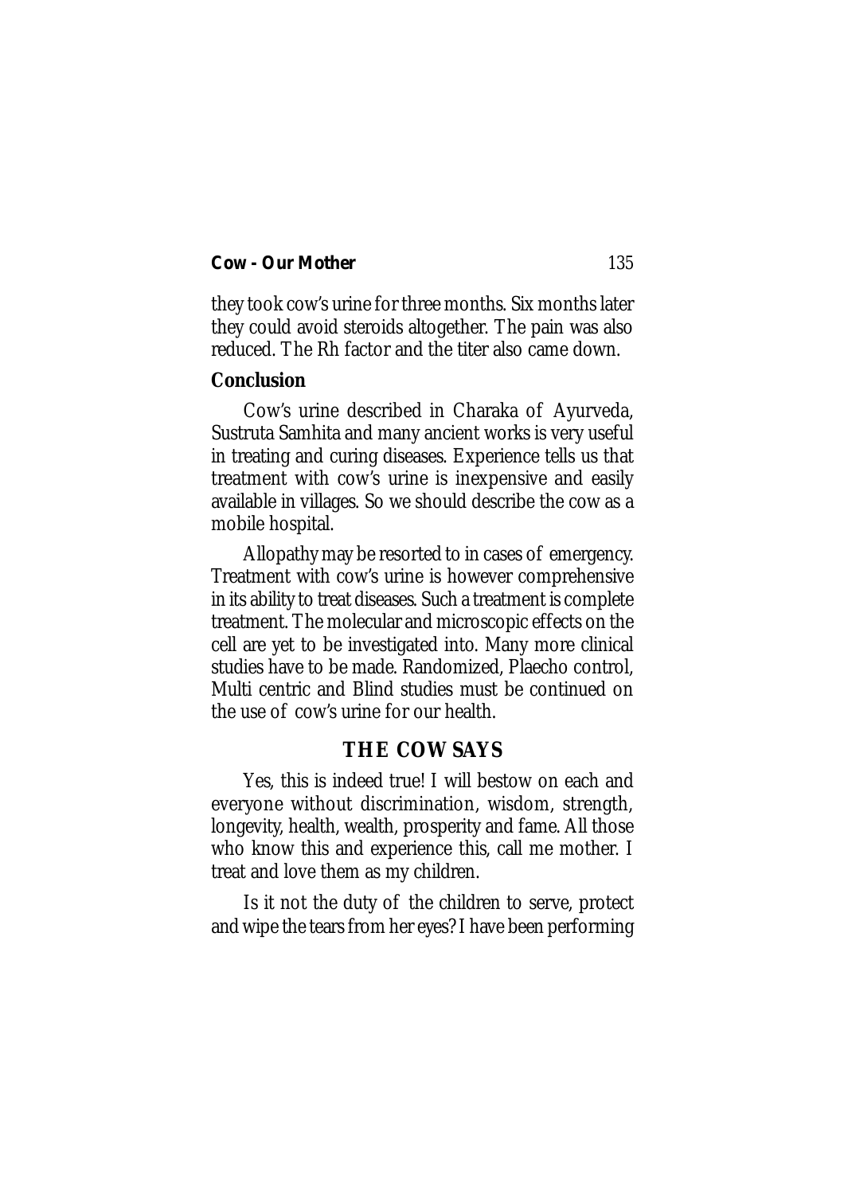they took cow's urine for three months. Six months later they could avoid steroids altogether. The pain was also reduced. The Rh factor and the titer also came down.

**Conclusion**

Cow's urine described in Charaka of Ayurveda, Sustruta Samhita and many ancient works is very useful in treating and curing diseases. Experience tells us that treatment with cow's urine is inexpensive and easily available in villages. So we should describe the cow as a mobile hospital.

Allopathy may be resorted to in cases of emergency. Treatment with cow's urine is however comprehensive in its ability to treat diseases. Such a treatment is complete treatment. The molecular and microscopic effects on the cell are yet to be investigated into. Many more clinical studies have to be made. Randomized, Plaecho control, Multi centric and Blind studies must be continued on the use of cow's urine for our health.

## THE COW SAYS

Yes, this is indeed true! I will bestow on each and everyone without discrimination, wisdom, strength, longevity, health, wealth, prosperity and fame. All those who know this and experience this, call me mother. I treat and love them as my children.

Is it not the duty of the children to serve, protect and wipe the tears from her eyes? I have been performing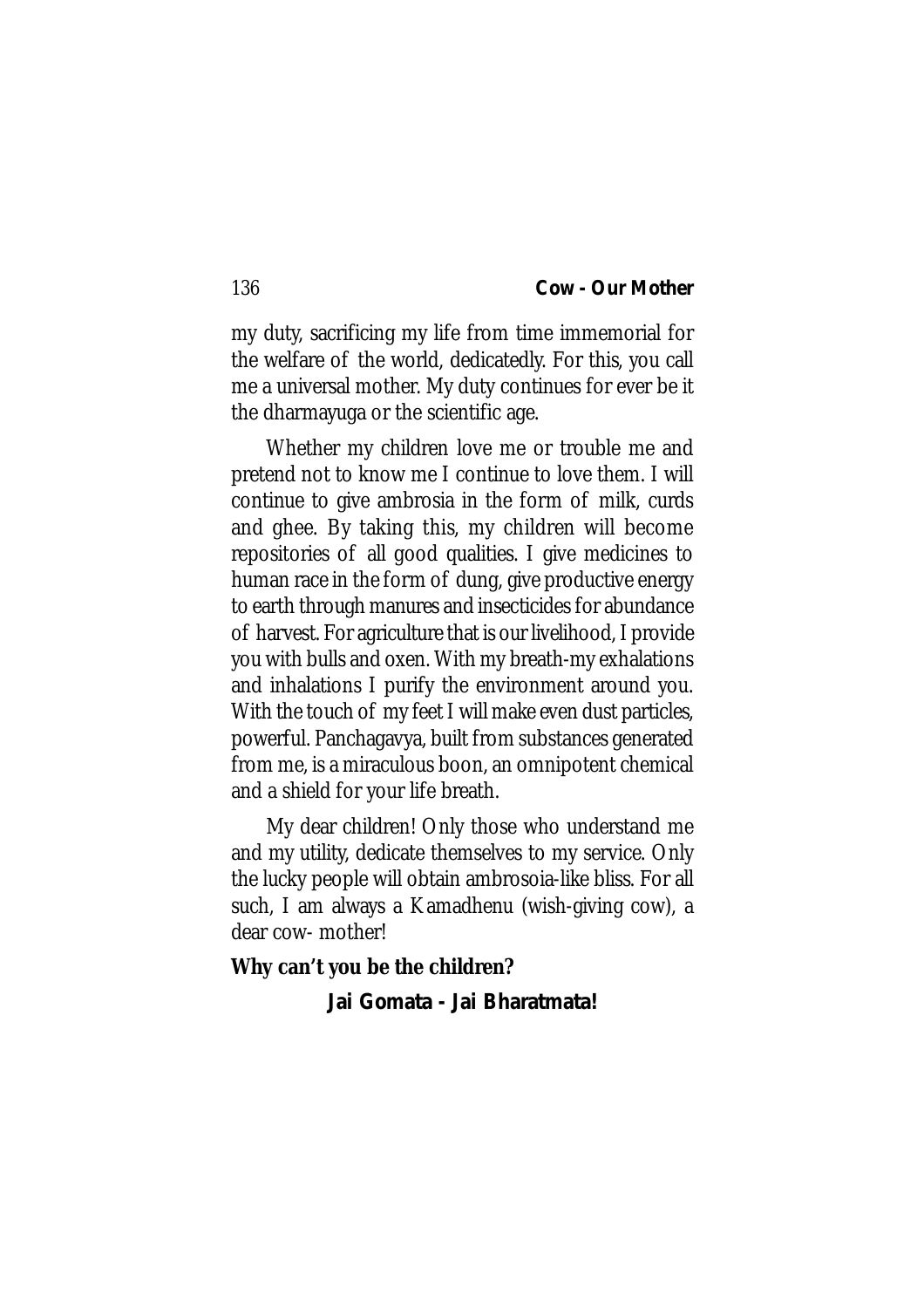my duty, sacrificing my life from time immemorial for the welfare of the world, dedicatedly. For this, you call me a universal mother. My duty continues for ever be it the dharmayuga or the scientific age.

Whether my children love me or trouble me and pretend not to know me I continue to love them. I will continue to give ambrosia in the form of milk, curds and ghee. By taking this, my children will become repositories of all good qualities. I give medicines to human race in the form of dung, give productive energy to earth through manures and insecticides for abundance of harvest. For agriculture that is our livelihood, I provide you with bulls and oxen. With my breath-my exhalations and inhalations I purify the environment around you. With the touch of my feet I will make even dust particles, powerful. Panchagavya, built from substances generated from me, is a miraculous boon, an omnipotent chemical and a shield for your life breath.

My dear children! Only those who understand me and my utility, dedicate themselves to my service. Only the lucky people will obtain ambrosoia-like bliss. For all such, I am always a Kamadhenu (wish-giving cow), a dear cow- mother!

**Why can't you be the children?**

**Jai Gomata - Jai Bharatmata!**